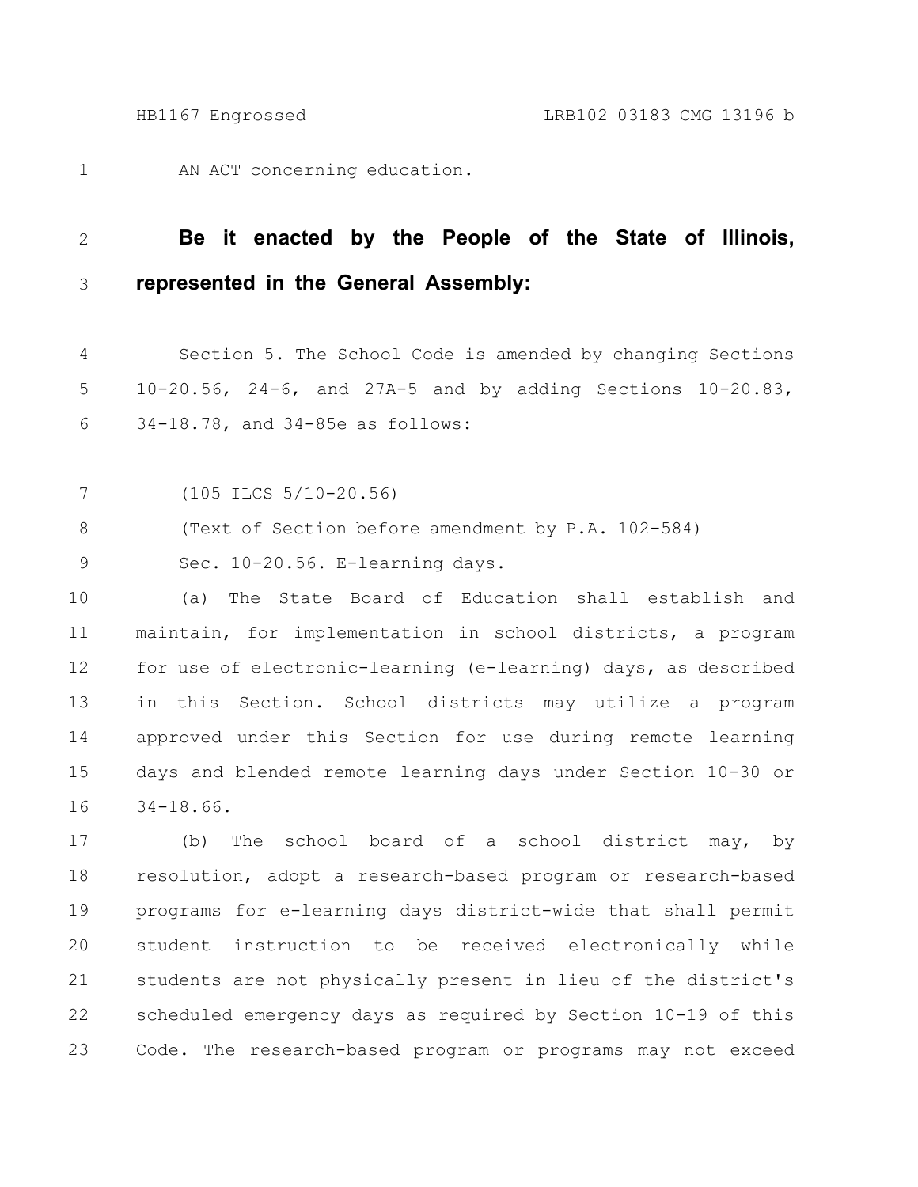AN ACT concerning education.

**Be it enacted by the People of the State of Illinois, represented in the General Assembly:**

Section 5. The School Code is amended by changing Sections 10-20.56, 24-6, and 27A-5 and by adding Sections 10-20.83, 34-18.78, and 34-85e as follows:

(105 ILCS 5/10-20.56)

(Text of Section before amendment by P.A. 102-584)

Sec. 10-20.56. E-learning days.

(a) The State Board of Education shall establish and maintain, for implementation in school districts, a program for use of electronic-learning (e-learning) days, as described in this Section. School districts may utilize a program approved under this Section for use during remote learning days and blended remote learning days under Section 10-30 or 34-18.66.

(b) The school board of a school district may, by resolution, adopt a research-based program or research-based programs for e-learning days district-wide that shall permit student instruction to be received electronically while students are not physically present in lieu of the district's scheduled emergency days as required by Section 10-19 of this Code. The research-based program or programs may not exceed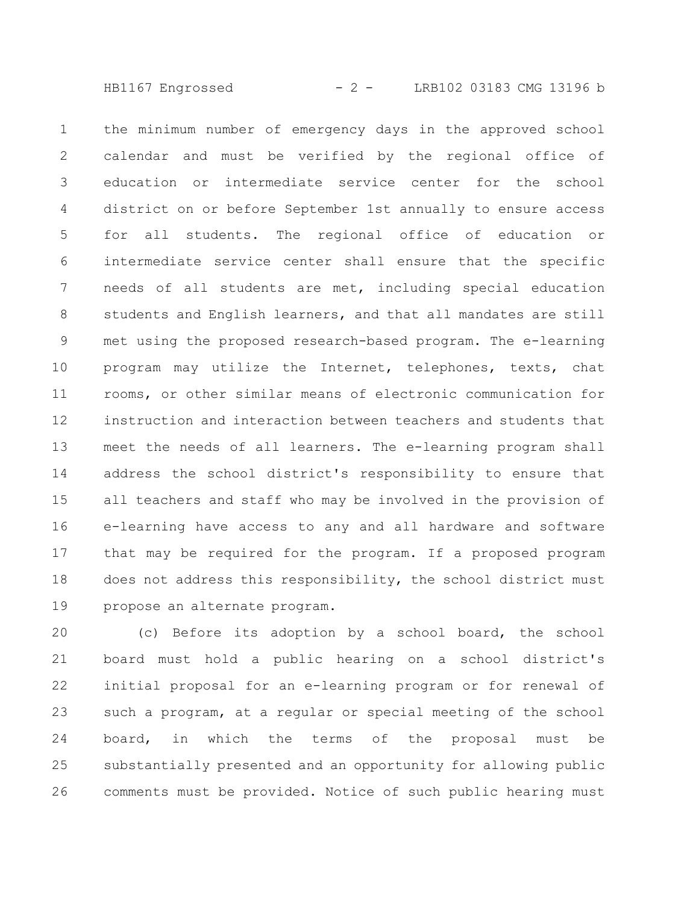the minimum number of emergency days in the approved school calendar and must be verified by the regional office of education or intermediate service center for the school district on or before September 1st annually to ensure access for all students. The regional office of education or intermediate service center shall ensure that the specific needs of all students are met, including special education students and English learners, and that all mandates are still met using the proposed research-based program. The e-learning program may utilize the Internet, telephones, texts, chat rooms, or other similar means of electronic communication for instruction and interaction between teachers and students that meet the needs of all learners. The e-learning program shall address the school district's responsibility to ensure that all teachers and staff who may be involved in the provision of e-learning have access to any and all hardware and software that may be required for the program. If a proposed program does not address this responsibility, the school district must propose an alternate program.

(c) Before its adoption by a school board, the school board must hold a public hearing on a school district's initial proposal for an e-learning program or for renewal of such a program, at a regular or special meeting of the school board, in which the terms of the proposal must be substantially presented and an opportunity for allowing public comments must be provided. Notice of such public hearing must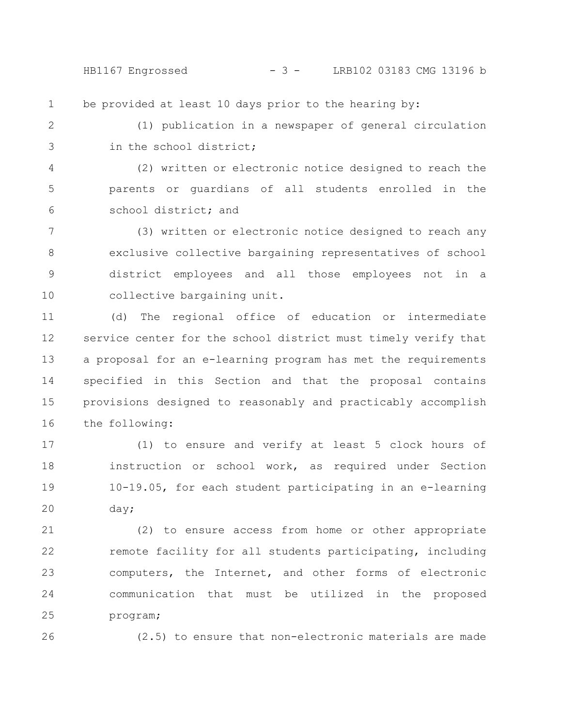be provided at least 10 days prior to the hearing by:

(1) publication in a newspaper of general circulation in the school district;

(2) written or electronic notice designed to reach the parents or guardians of all students enrolled in the school district; and

(3) written or electronic notice designed to reach any exclusive collective bargaining representatives of school district employees and all those employees not in a collective bargaining unit.

(d) The regional office of education or intermediate service center for the school district must timely verify that a proposal for an e-learning program has met the requirements specified in this Section and that the proposal contains provisions designed to reasonably and practicably accomplish the following:

(1) to ensure and verify at least 5 clock hours of instruction or school work, as required under Section 10-19.05, for each student participating in an e-learning day;

(2) to ensure access from home or other appropriate remote facility for all students participating, including computers, the Internet, and other forms of electronic communication that must be utilized in the proposed program;

(2.5) to ensure that non-electronic materials are made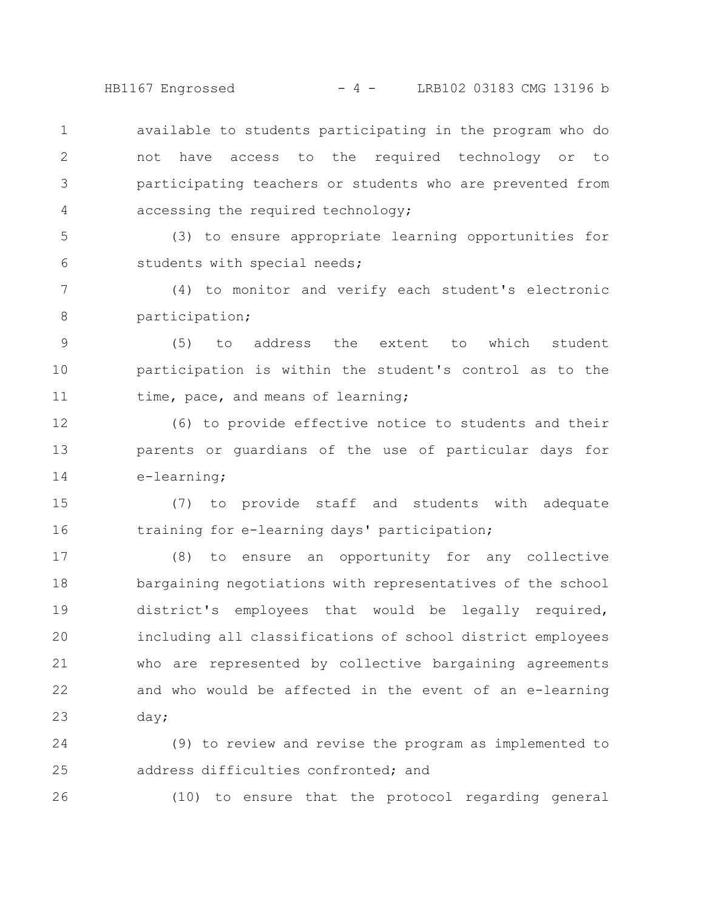available to students participating in the program who do not have access to the required technology or to participating teachers or students who are prevented from accessing the required technology;

(3) to ensure appropriate learning opportunities for students with special needs;

(4) to monitor and verify each student's electronic participation;

(5) to address the extent to which student participation is within the student's control as to the time, pace, and means of learning;

(6) to provide effective notice to students and their parents or guardians of the use of particular days for e-learning;

(7) to provide staff and students with adequate training for e-learning days' participation;

(8) to ensure an opportunity for any collective bargaining negotiations with representatives of the school district's employees that would be legally required, including all classifications of school district employees who are represented by collective bargaining agreements and who would be affected in the event of an e-learning day;

(9) to review and revise the program as implemented to address difficulties confronted; and

(10) to ensure that the protocol regarding general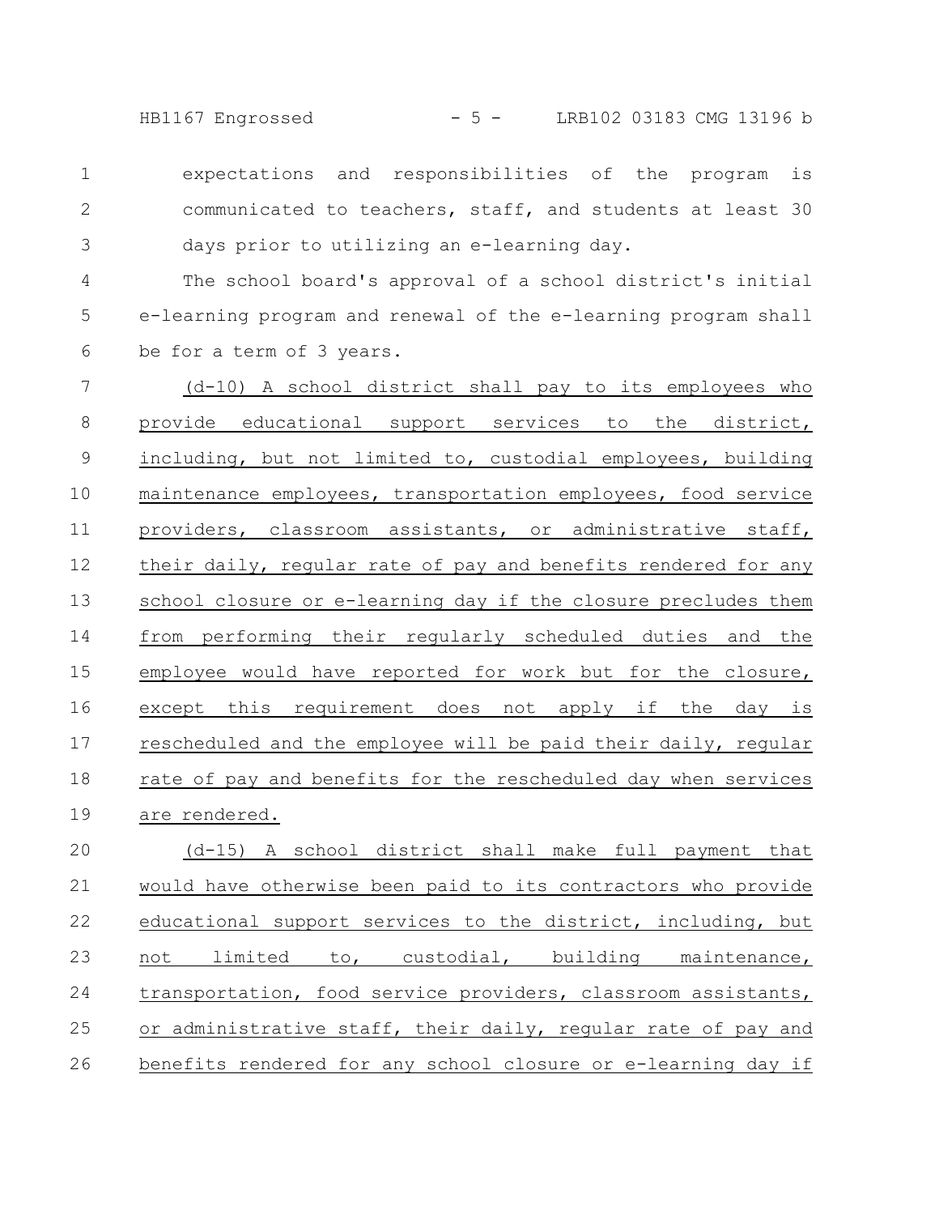expectations and responsibilities of the program is communicated to teachers, staff, and students at least 30 days prior to utilizing an e-learning day.

The school board's approval of a school district's initial e-learning program and renewal of the e-learning program shall be for a term of 3 years.

<u>(d-10) A school district shall pay to its employees who provide educational support services to the district, including, but not limited to, custodial employees, building maintenance employees, transportation employees, food service providers, classroom assistants, or administrative staff, their daily, regular rate of pay and benefits rendered for any school closure or e-learning day if the closure precludes them from performing their regularly scheduled duties and the employee would have reported for work but for the closure, except this requirement does not apply if the day is rescheduled and the employee will be paid their daily, regular rate of pay and benefits for the rescheduled day when services are rendered.</u>

<u>(d-15) A school district shall make full payment that would have otherwise been paid to its contractors who provide educational support services to the district, including, but not limited to, custodial, building maintenance, transportation, food service providers, classroom assistants, or administrative staff, their daily, regular rate of pay and benefits rendered for any school closure or e-learning day if</u>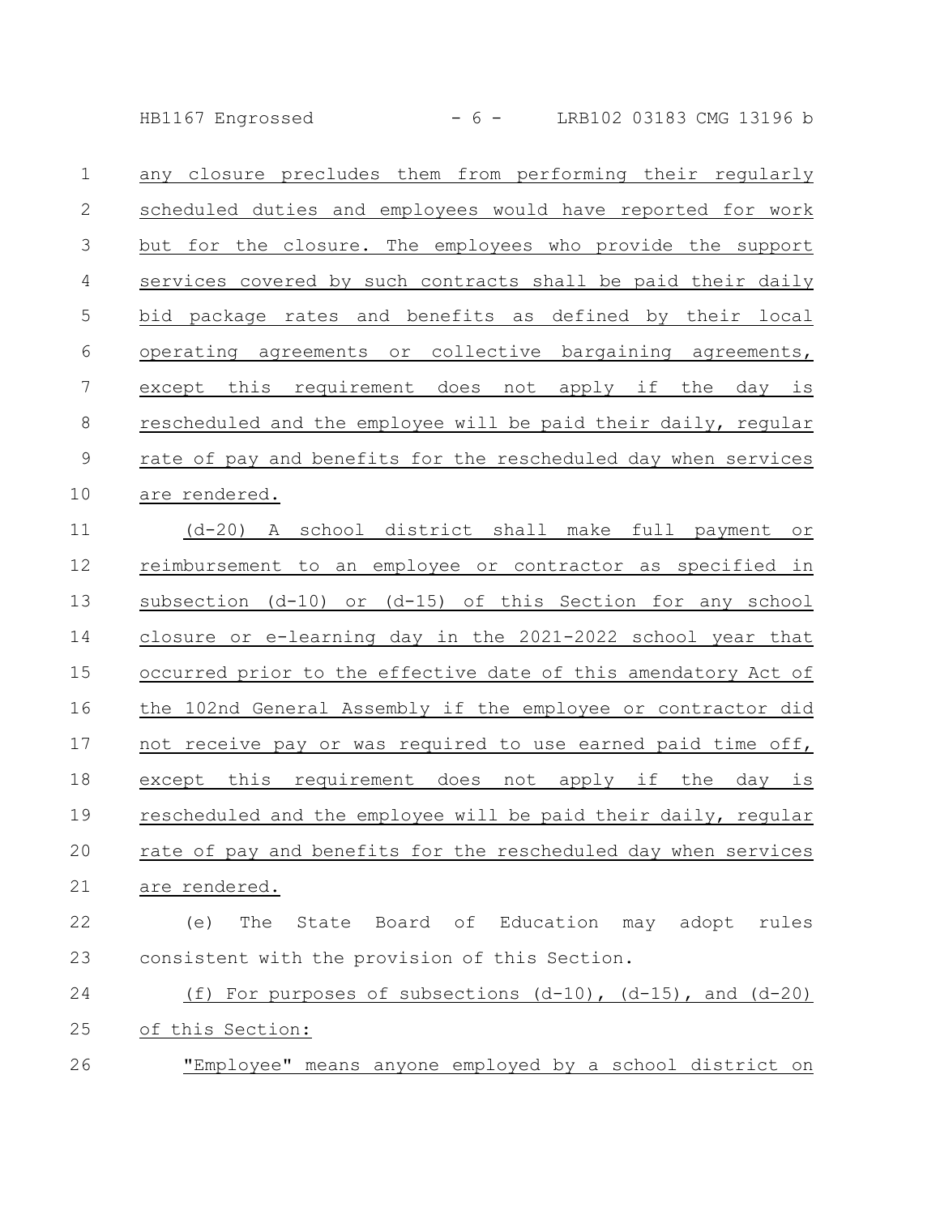any closure precludes them from performing their regularly scheduled duties and employees would have reported for work but for the closure. The employees who provide the support services covered by such contracts shall be paid their daily bid package rates and benefits as defined by their local operating agreements or collective bargaining agreements, except this requirement does not apply if the day is rescheduled and the employee will be paid their daily, regular rate of pay and benefits for the rescheduled day when services are rendered.

(d-20) A school district shall make full payment or reimbursement to an employee or contractor as specified in subsection (d-10) or (d-15) of this Section for any school closure or e-learning day in the 2021-2022 school year that occurred prior to the effective date of this amendatory Act of the 102nd General Assembly if the employee or contractor did not receive pay or was required to use earned paid time off, except this requirement does not apply if the day is rescheduled and the employee will be paid their daily, regular rate of pay and benefits for the rescheduled day when services are rendered.

(e) The State Board of Education may adopt rules consistent with the provision of this Section.

(f) For purposes of subsections (d-10), (d-15), and (d-20) of this Section:

"Employee" means anyone employed by a school district on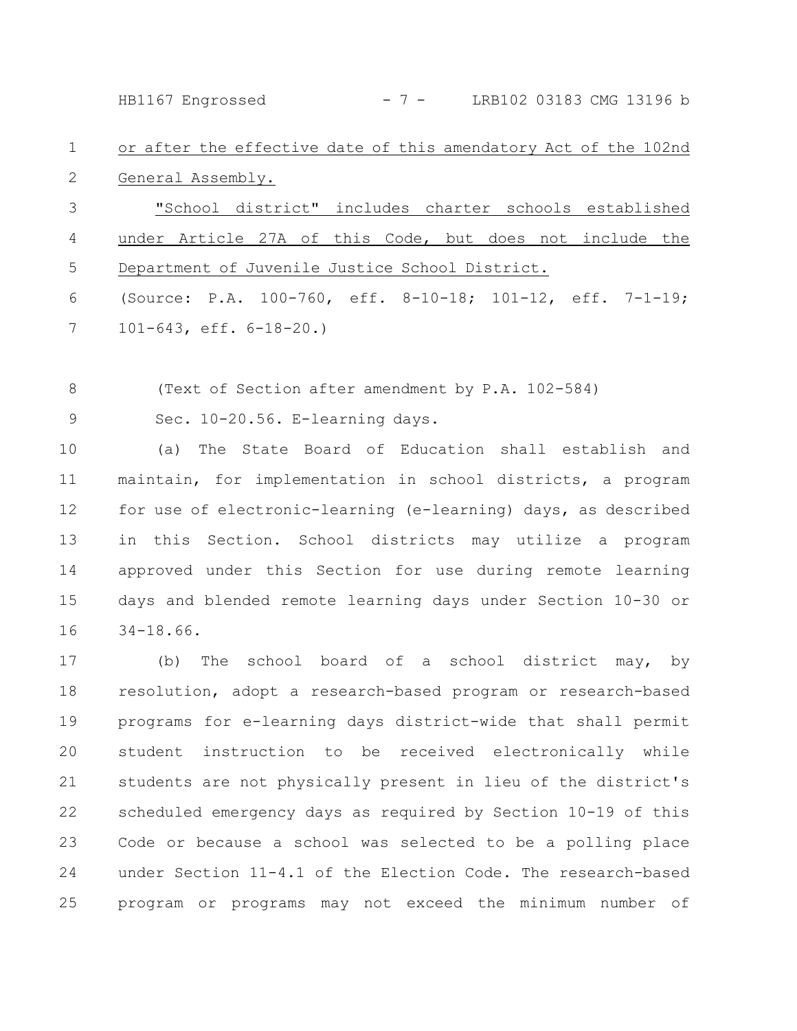or after the effective date of this amendatory Act of the 102nd General Assembly.

"School district" includes charter schools established under Article 27A of this Code, but does not include the Department of Juvenile Justice School District.

(Source: P.A. 100-760, eff. 8-10-18; 101-12, eff. 7-1-19; 101-643, eff. 6-18-20.)

(Text of Section after amendment by P.A. 102-584)

Sec. 10-20.56. E-learning days.

(a) The State Board of Education shall establish and maintain, for implementation in school districts, a program for use of electronic-learning (e-learning) days, as described in this Section. School districts may utilize a program approved under this Section for use during remote learning days and blended remote learning days under Section 10-30 or 34-18.66.

(b) The school board of a school district may, by resolution, adopt a research-based program or research-based programs for e-learning days district-wide that shall permit student instruction to be received electronically while students are not physically present in lieu of the district's scheduled emergency days as required by Section 10-19 of this Code or because a school was selected to be a polling place under Section 11-4.1 of the Election Code. The research-based program or programs may not exceed the minimum number of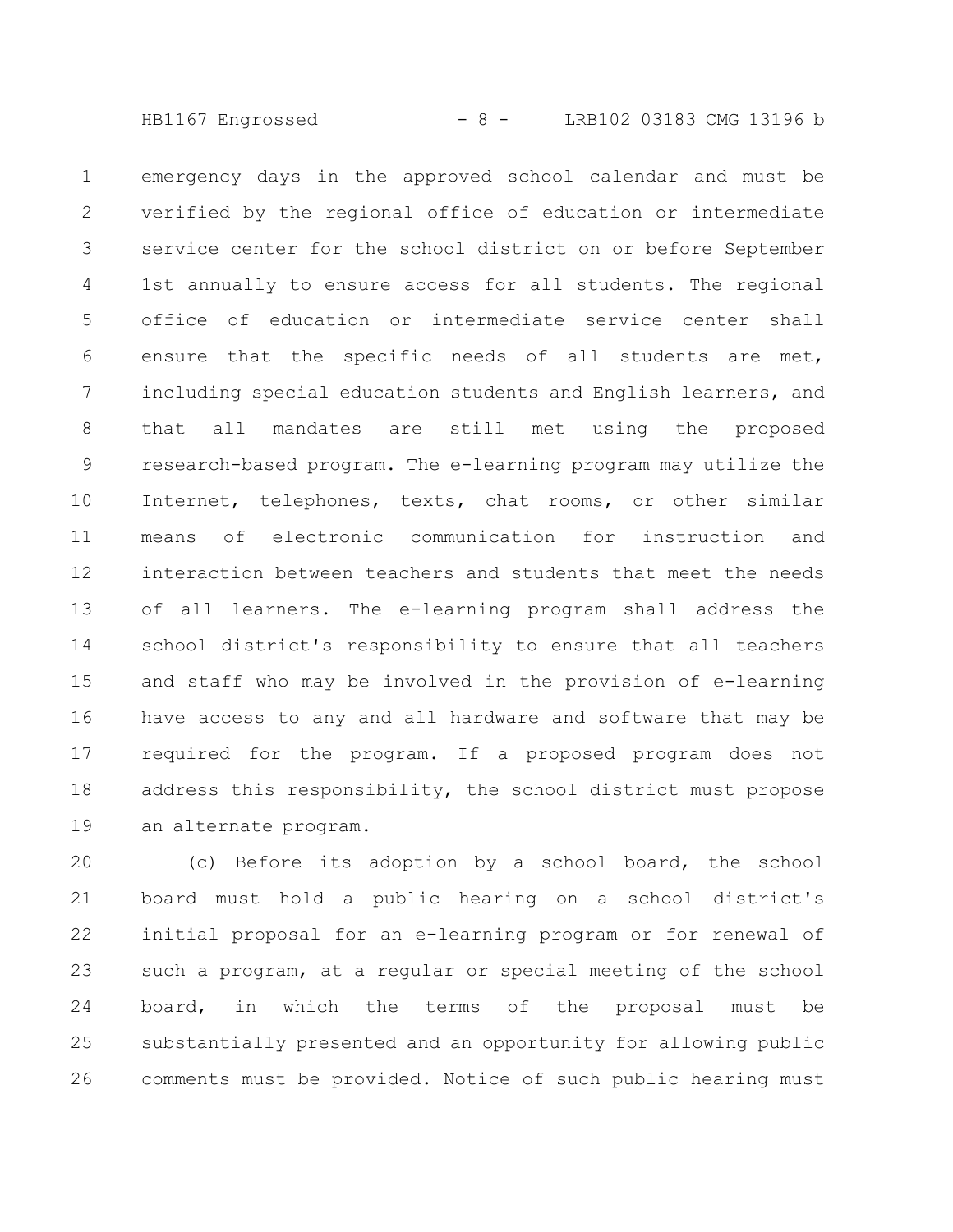emergency days in the approved school calendar and must be verified by the regional office of education or intermediate service center for the school district on or before September 1st annually to ensure access for all students. The regional office of education or intermediate service center shall ensure that the specific needs of all students are met, including special education students and English learners, and that all mandates are still met using the proposed research-based program. The e-learning program may utilize the Internet, telephones, texts, chat rooms, or other similar means of electronic communication for instruction and interaction between teachers and students that meet the needs of all learners. The e-learning program shall address the school district's responsibility to ensure that all teachers and staff who may be involved in the provision of e-learning have access to any and all hardware and software that may be required for the program. If a proposed program does not address this responsibility, the school district must propose an alternate program.

(c) Before its adoption by a school board, the school board must hold a public hearing on a school district's initial proposal for an e-learning program or for renewal of such a program, at a regular or special meeting of the school board, in which the terms of the proposal must be substantially presented and an opportunity for allowing public comments must be provided. Notice of such public hearing must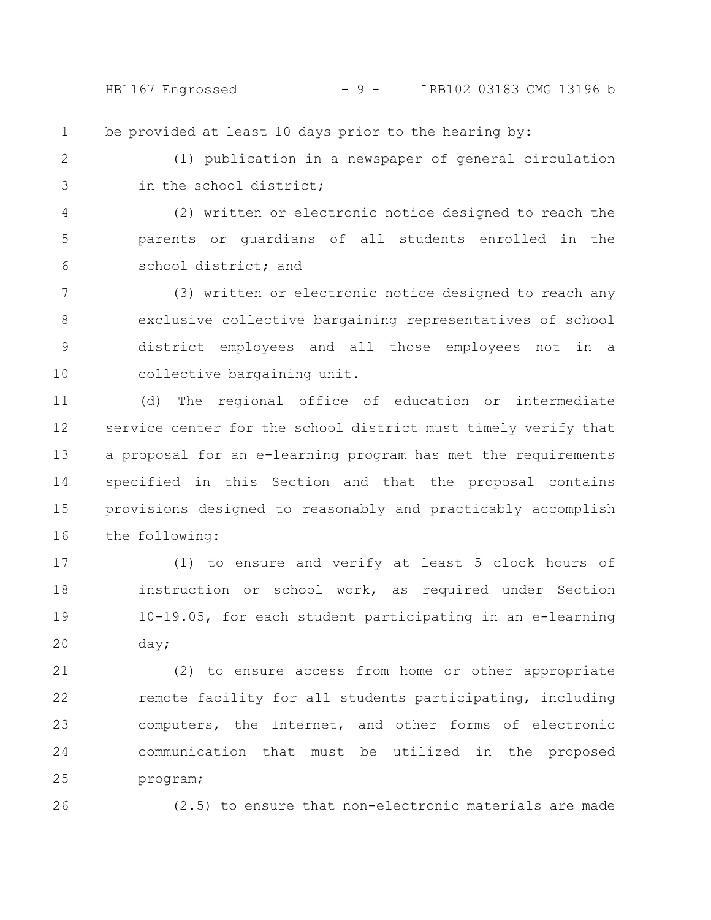be provided at least 10 days prior to the hearing by:

(1) publication in a newspaper of general circulation in the school district;

(2) written or electronic notice designed to reach the parents or guardians of all students enrolled in the school district; and

(3) written or electronic notice designed to reach any exclusive collective bargaining representatives of school district employees and all those employees not in a collective bargaining unit.

(d) The regional office of education or intermediate service center for the school district must timely verify that a proposal for an e-learning program has met the requirements specified in this Section and that the proposal contains provisions designed to reasonably and practicably accomplish the following:

(1) to ensure and verify at least 5 clock hours of instruction or school work, as required under Section 10-19.05, for each student participating in an e-learning day;

(2) to ensure access from home or other appropriate remote facility for all students participating, including computers, the Internet, and other forms of electronic communication that must be utilized in the proposed program;

(2.5) to ensure that non-electronic materials are made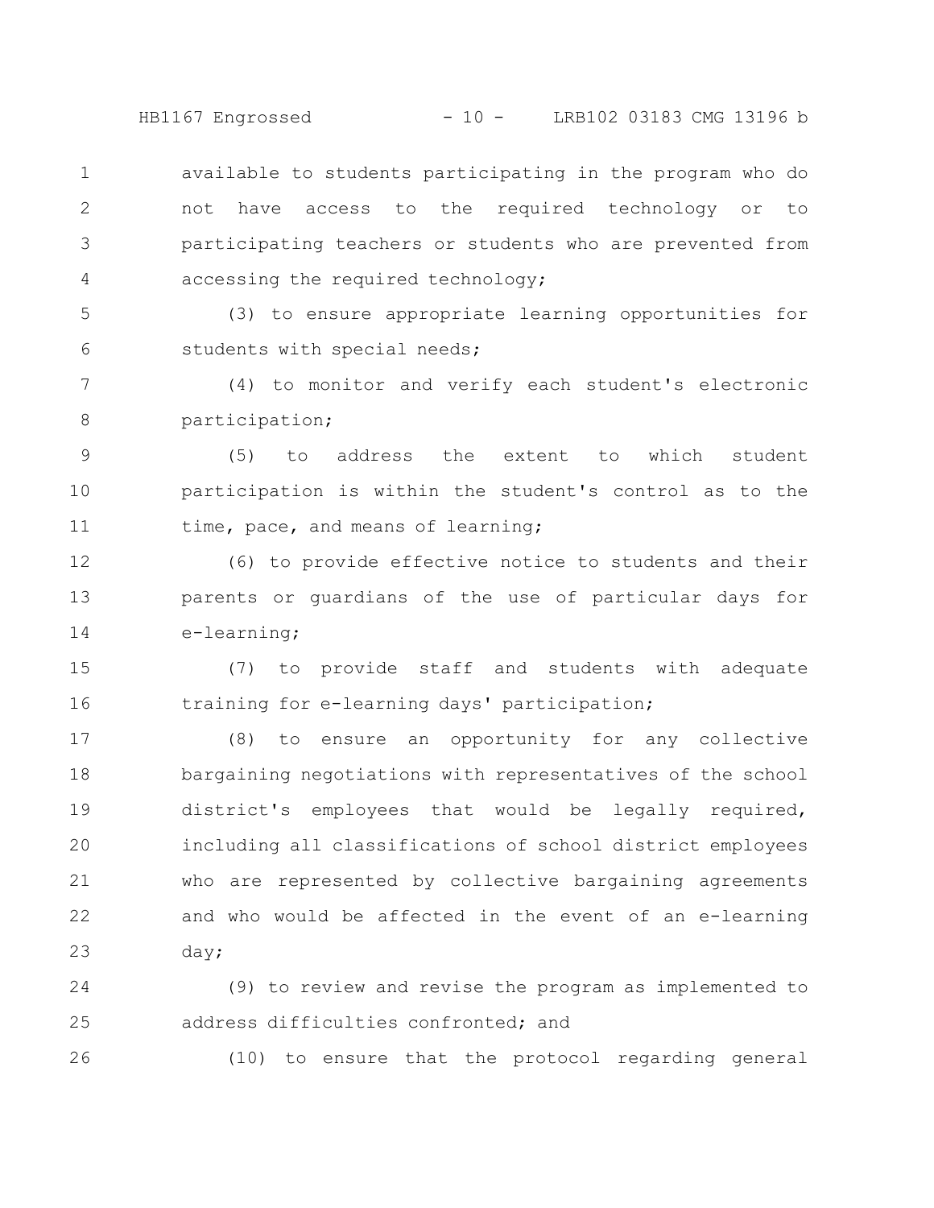available to students participating in the program who do not have access to the required technology or to participating teachers or students who are prevented from accessing the required technology;

(3) to ensure appropriate learning opportunities for students with special needs;

(4) to monitor and verify each student's electronic participation;

(5) to address the extent to which student participation is within the student's control as to the time, pace, and means of learning;

(6) to provide effective notice to students and their parents or guardians of the use of particular days for e-learning;

(7) to provide staff and students with adequate training for e-learning days' participation;

(8) to ensure an opportunity for any collective bargaining negotiations with representatives of the school district's employees that would be legally required, including all classifications of school district employees who are represented by collective bargaining agreements and who would be affected in the event of an e-learning day;

(9) to review and revise the program as implemented to address difficulties confronted; and

(10) to ensure that the protocol regarding general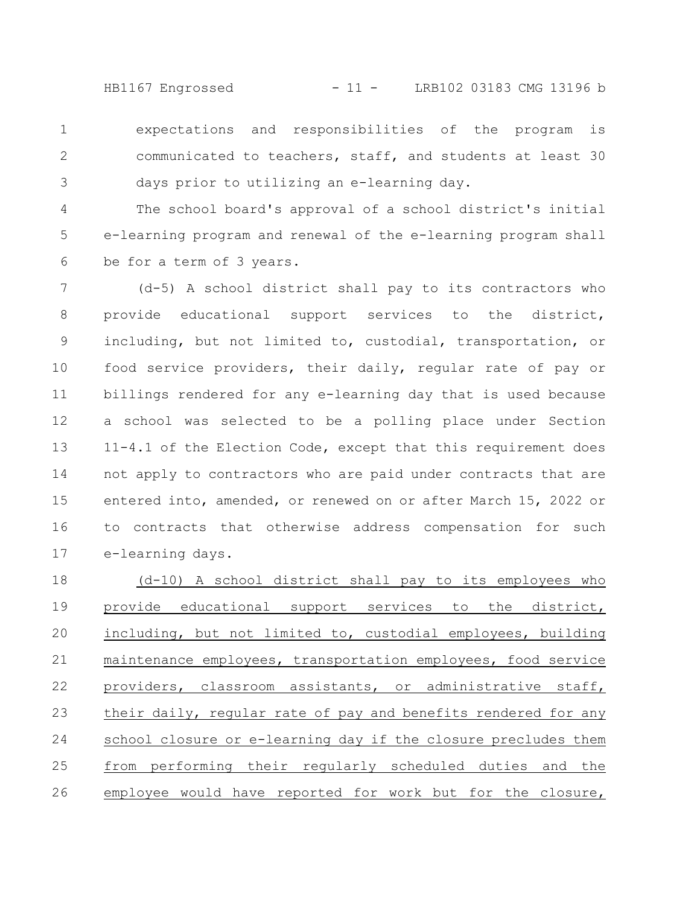expectations and responsibilities of the program is communicated to teachers, staff, and students at least 30 days prior to utilizing an e-learning day.

The school board's approval of a school district's initial e-learning program and renewal of the e-learning program shall be for a term of 3 years.

(d-5) A school district shall pay to its contractors who provide educational support services to the district, including, but not limited to, custodial, transportation, or food service providers, their daily, regular rate of pay or billings rendered for any e-learning day that is used because a school was selected to be a polling place under Section 11-4.1 of the Election Code, except that this requirement does not apply to contractors who are paid under contracts that are entered into, amended, or renewed on or after March 15, 2022 or to contracts that otherwise address compensation for such e-learning days.

<u>(d-10) A school district shall pay to its employees who provide educational support services to the district, including, but not limited to, custodial employees, building maintenance employees, transportation employees, food service providers, classroom assistants, or administrative staff, their daily, regular rate of pay and benefits rendered for any school closure or e-learning day if the closure precludes them from performing their regularly scheduled duties and the employee would have reported for work but for the closure,</u>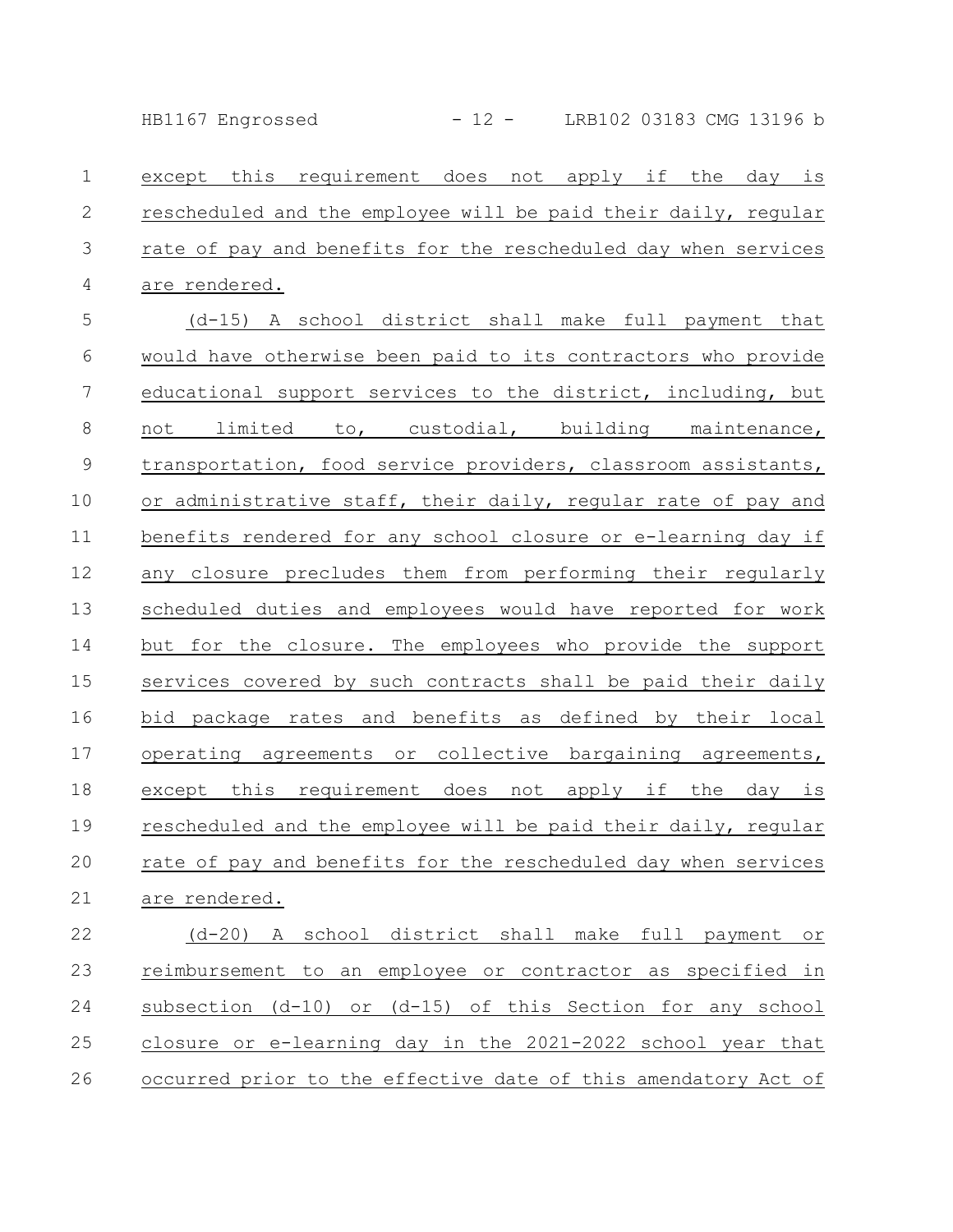except this requirement does not apply if the day is rescheduled and the employee will be paid their daily, regular rate of pay and benefits for the rescheduled day when services are rendered.

(d-15) A school district shall make full payment that would have otherwise been paid to its contractors who provide educational support services to the district, including, but not limited to, custodial, building maintenance, transportation, food service providers, classroom assistants, or administrative staff, their daily, regular rate of pay and benefits rendered for any school closure or e-learning day if any closure precludes them from performing their regularly scheduled duties and employees would have reported for work but for the closure. The employees who provide the support services covered by such contracts shall be paid their daily bid package rates and benefits as defined by their local operating agreements or collective bargaining agreements, except this requirement does not apply if the day is rescheduled and the employee will be paid their daily, regular rate of pay and benefits for the rescheduled day when services are rendered.

(d-20) A school district shall make full payment or reimbursement to an employee or contractor as specified in subsection (d-10) or (d-15) of this Section for any school closure or e-learning day in the 2021-2022 school year that occurred prior to the effective date of this amendatory Act of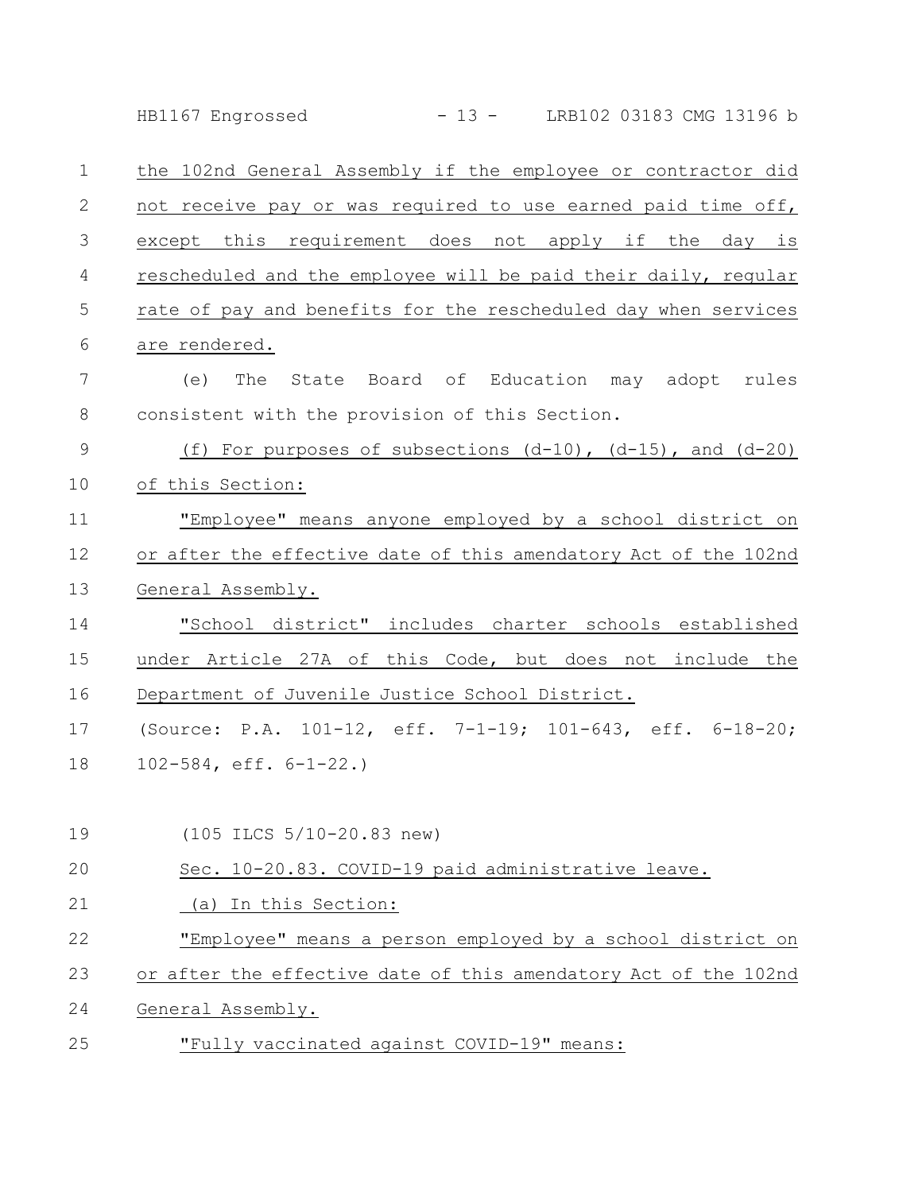the 102nd General Assembly if the employee or contractor did not receive pay or was required to use earned paid time off, except this requirement does not apply if the day is rescheduled and the employee will be paid their daily, regular rate of pay and benefits for the rescheduled day when services are rendered.

(e) The State Board of Education may adopt rules consistent with the provision of this Section.

(f) For purposes of subsections (d-10), (d-15), and (d-20) of this Section:

"Employee" means anyone employed by a school district on or after the effective date of this amendatory Act of the 102nd General Assembly.

"School district" includes charter schools established under Article 27A of this Code, but does not include the Department of Juvenile Justice School District.

(Source: P.A. 101-12, eff. 7-1-19; 101-643, eff. 6-18-20; 102-584, eff. 6-1-22.)

(105 ILCS 5/10-20.83 new)

Sec. 10-20.83. COVID-19 paid administrative leave.

(a) In this Section:

"Employee" means a person employed by a school district on or after the effective date of this amendatory Act of the 102nd General Assembly.

"Fully vaccinated against COVID-19" means: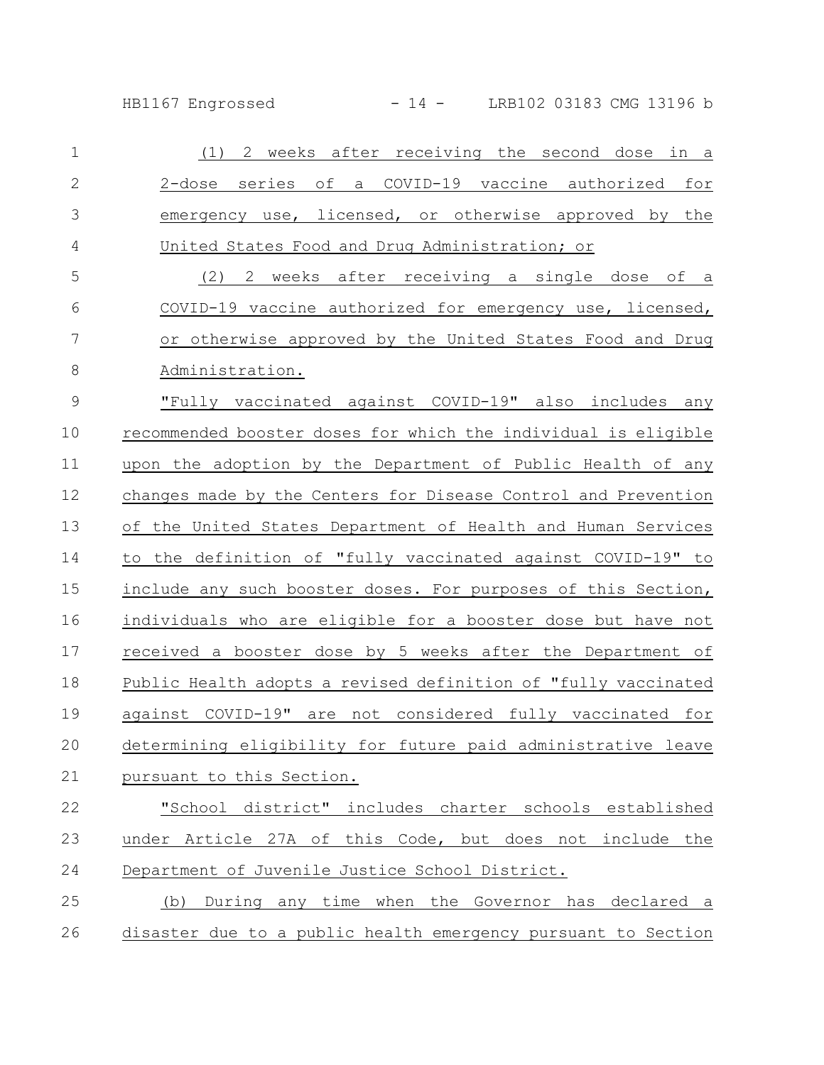(1) 2 weeks after receiving the second dose in a 2-dose series of a COVID-19 vaccine authorized for emergency use, licensed, or otherwise approved by the United States Food and Drug Administration; or

(2) 2 weeks after receiving a single dose of a COVID-19 vaccine authorized for emergency use, licensed, or otherwise approved by the United States Food and Drug Administration.

"Fully vaccinated against COVID-19" also includes any recommended booster doses for which the individual is eligible upon the adoption by the Department of Public Health of any changes made by the Centers for Disease Control and Prevention of the United States Department of Health and Human Services to the definition of "fully vaccinated against COVID-19" to include any such booster doses. For purposes of this Section, individuals who are eligible for a booster dose but have not received a booster dose by 5 weeks after the Department of Public Health adopts a revised definition of "fully vaccinated against COVID-19" are not considered fully vaccinated for determining eligibility for future paid administrative leave pursuant to this Section.

"School district" includes charter schools established under Article 27A of this Code, but does not include the Department of Juvenile Justice School District.

(b) During any time when the Governor has declared a disaster due to a public health emergency pursuant to Section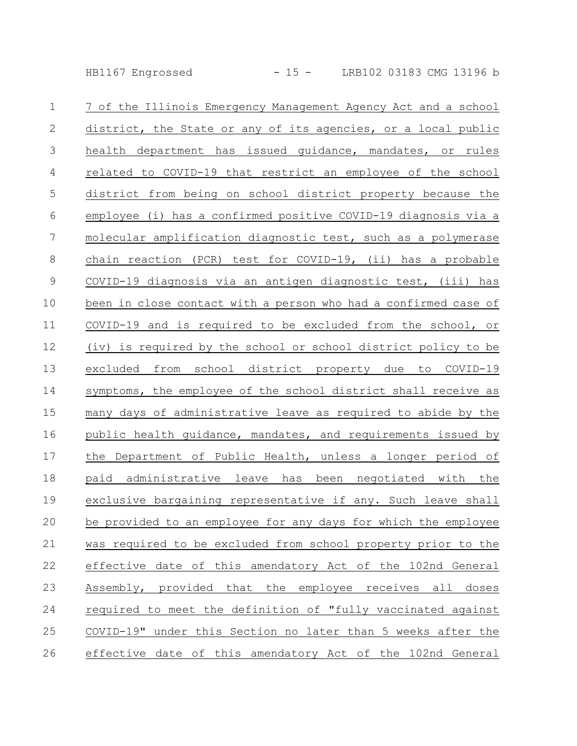7 of the Illinois Emergency Management Agency Act and a school district, the State or any of its agencies, or a local public health department has issued guidance, mandates, or rules related to COVID-19 that restrict an employee of the school district from being on school district property because the employee (i) has a confirmed positive COVID-19 diagnosis via a molecular amplification diagnostic test, such as a polymerase chain reaction (PCR) test for COVID-19, (ii) has a probable COVID-19 diagnosis via an antigen diagnostic test, (iii) has been in close contact with a person who had a confirmed case of COVID-19 and is required to be excluded from the school, or (iv) is required by the school or school district policy to be excluded from school district property due to COVID-19 symptoms, the employee of the school district shall receive as many days of administrative leave as required to abide by the public health guidance, mandates, and requirements issued by the Department of Public Health, unless a longer period of paid administrative leave has been negotiated with the exclusive bargaining representative if any. Such leave shall be provided to an employee for any days for which the employee was required to be excluded from school property prior to the effective date of this amendatory Act of the 102nd General Assembly, provided that the employee receives all doses required to meet the definition of "fully vaccinated against COVID-19" under this Section no later than 5 weeks after the effective date of this amendatory Act of the 102nd General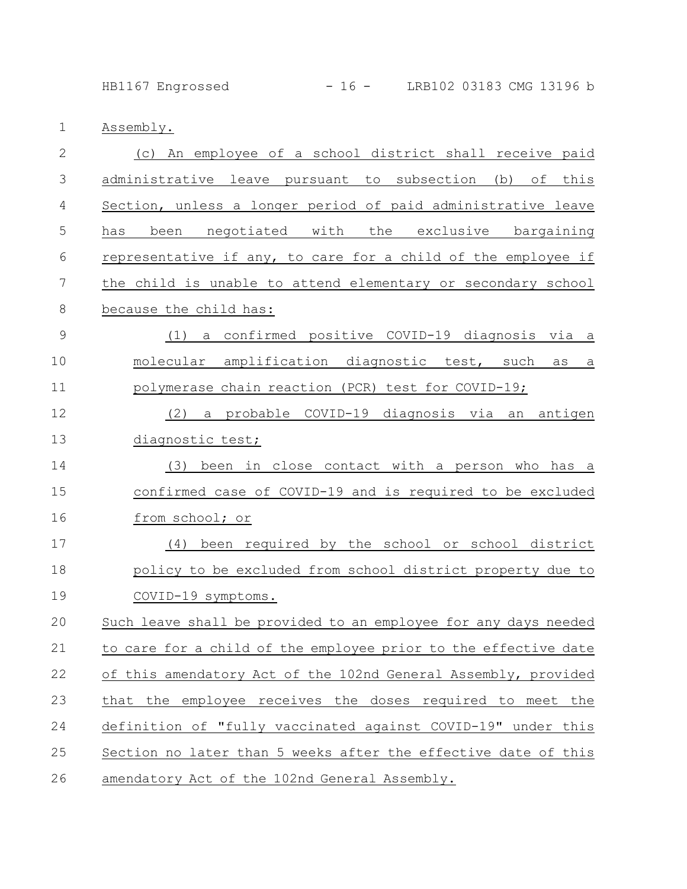Assembly.

(c) An employee of a school district shall receive paid administrative leave pursuant to subsection (b) of this Section, unless a longer period of paid administrative leave has been negotiated with the exclusive bargaining representative if any, to care for a child of the employee if the child is unable to attend elementary or secondary school because the child has:

(1) a confirmed positive COVID-19 diagnosis via a molecular amplification diagnostic test, such as a polymerase chain reaction (PCR) test for COVID-19;

(2) a probable COVID-19 diagnosis via an antigen diagnostic test;

(3) been in close contact with a person who has a confirmed case of COVID-19 and is required to be excluded from school; or

(4) been required by the school or school district policy to be excluded from school district property due to COVID-19 symptoms.

Such leave shall be provided to an employee for any days needed to care for a child of the employee prior to the effective date of this amendatory Act of the 102nd General Assembly, provided that the employee receives the doses required to meet the definition of "fully vaccinated against COVID-19" under this Section no later than 5 weeks after the effective date of this amendatory Act of the 102nd General Assembly.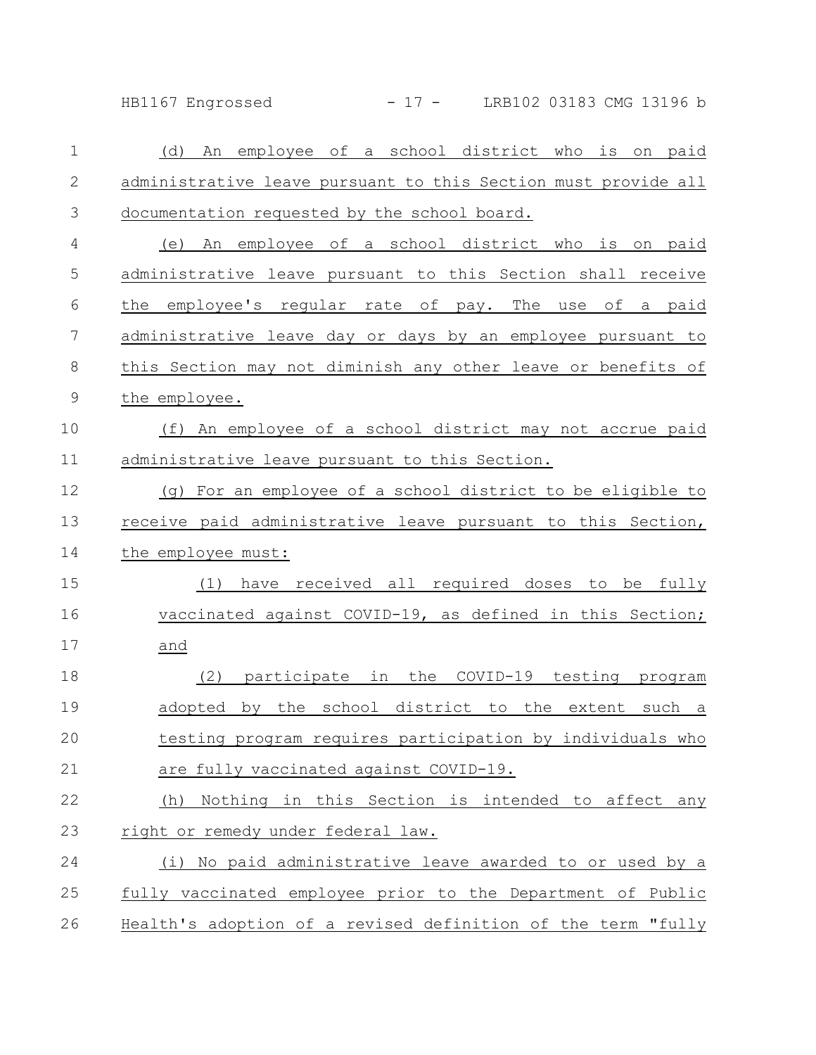(d) An employee of a school district who is on paid administrative leave pursuant to this Section must provide all documentation requested by the school board.

(e) An employee of a school district who is on paid administrative leave pursuant to this Section shall receive the employee's regular rate of pay. The use of a paid administrative leave day or days by an employee pursuant to this Section may not diminish any other leave or benefits of the employee.

(f) An employee of a school district may not accrue paid administrative leave pursuant to this Section.

(g) For an employee of a school district to be eligible to receive paid administrative leave pursuant to this Section, the employee must:

(1) have received all required doses to be fully vaccinated against COVID-19, as defined in this Section; and

(2) participate in the COVID-19 testing program adopted by the school district to the extent such a testing program requires participation by individuals who are fully vaccinated against COVID-19.

(h) Nothing in this Section is intended to affect any right or remedy under federal law.

(i) No paid administrative leave awarded to or used by a fully vaccinated employee prior to the Department of Public Health's adoption of a revised definition of the term "fully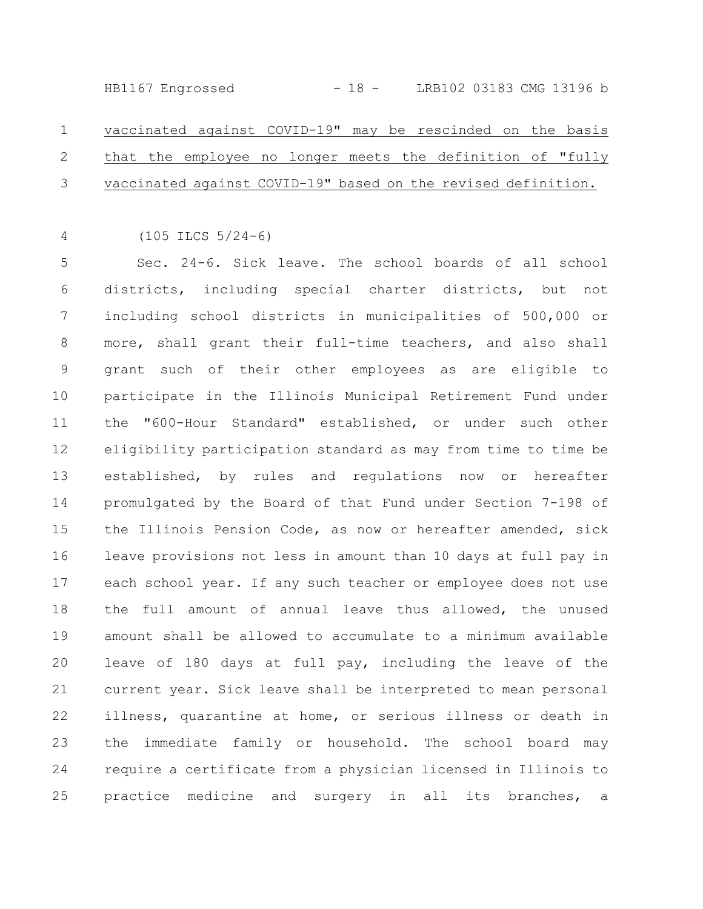vaccinated against COVID-19" may be rescinded on the basis that the employee no longer meets the definition of "fully vaccinated against COVID-19" based on the revised definition.

(105 ILCS 5/24-6)

Sec. 24-6. Sick leave. The school boards of all school districts, including special charter districts, but not including school districts in municipalities of 500,000 or more, shall grant their full-time teachers, and also shall grant such of their other employees as are eligible to participate in the Illinois Municipal Retirement Fund under the "600-Hour Standard" established, or under such other eligibility participation standard as may from time to time be established, by rules and regulations now or hereafter promulgated by the Board of that Fund under Section 7-198 of the Illinois Pension Code, as now or hereafter amended, sick leave provisions not less in amount than 10 days at full pay in each school year. If any such teacher or employee does not use the full amount of annual leave thus allowed, the unused amount shall be allowed to accumulate to a minimum available leave of 180 days at full pay, including the leave of the current year. Sick leave shall be interpreted to mean personal illness, quarantine at home, or serious illness or death in the immediate family or household. The school board may require a certificate from a physician licensed in Illinois to practice medicine and surgery in all its branches, a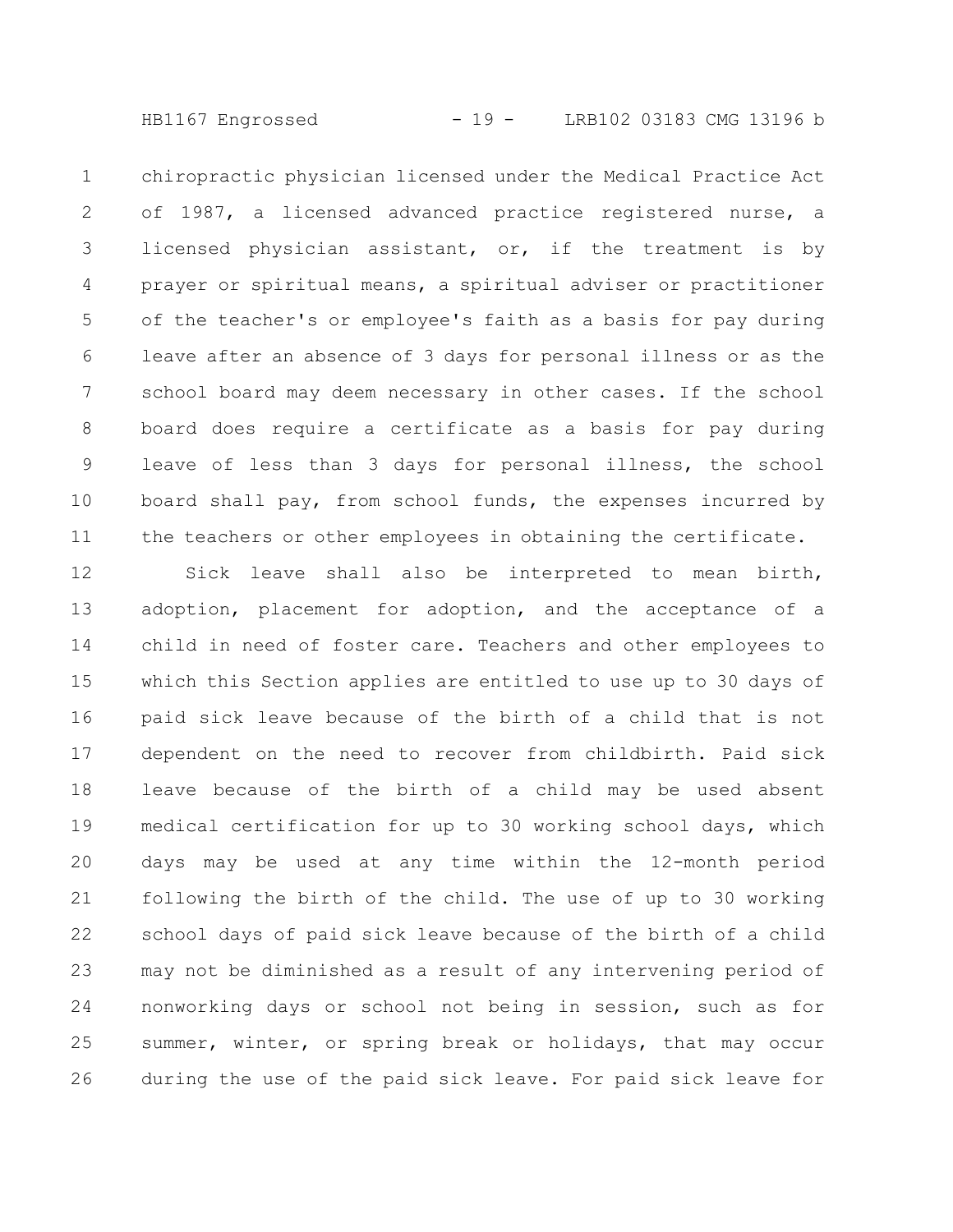chiropractic physician licensed under the Medical Practice Act of 1987, a licensed advanced practice registered nurse, a licensed physician assistant, or, if the treatment is by prayer or spiritual means, a spiritual adviser or practitioner of the teacher's or employee's faith as a basis for pay during leave after an absence of 3 days for personal illness or as the school board may deem necessary in other cases. If the school board does require a certificate as a basis for pay during leave of less than 3 days for personal illness, the school board shall pay, from school funds, the expenses incurred by the teachers or other employees in obtaining the certificate.

Sick leave shall also be interpreted to mean birth, adoption, placement for adoption, and the acceptance of a child in need of foster care. Teachers and other employees to which this Section applies are entitled to use up to 30 days of paid sick leave because of the birth of a child that is not dependent on the need to recover from childbirth. Paid sick leave because of the birth of a child may be used absent medical certification for up to 30 working school days, which days may be used at any time within the 12-month period following the birth of the child. The use of up to 30 working school days of paid sick leave because of the birth of a child may not be diminished as a result of any intervening period of nonworking days or school not being in session, such as for summer, winter, or spring break or holidays, that may occur during the use of the paid sick leave. For paid sick leave for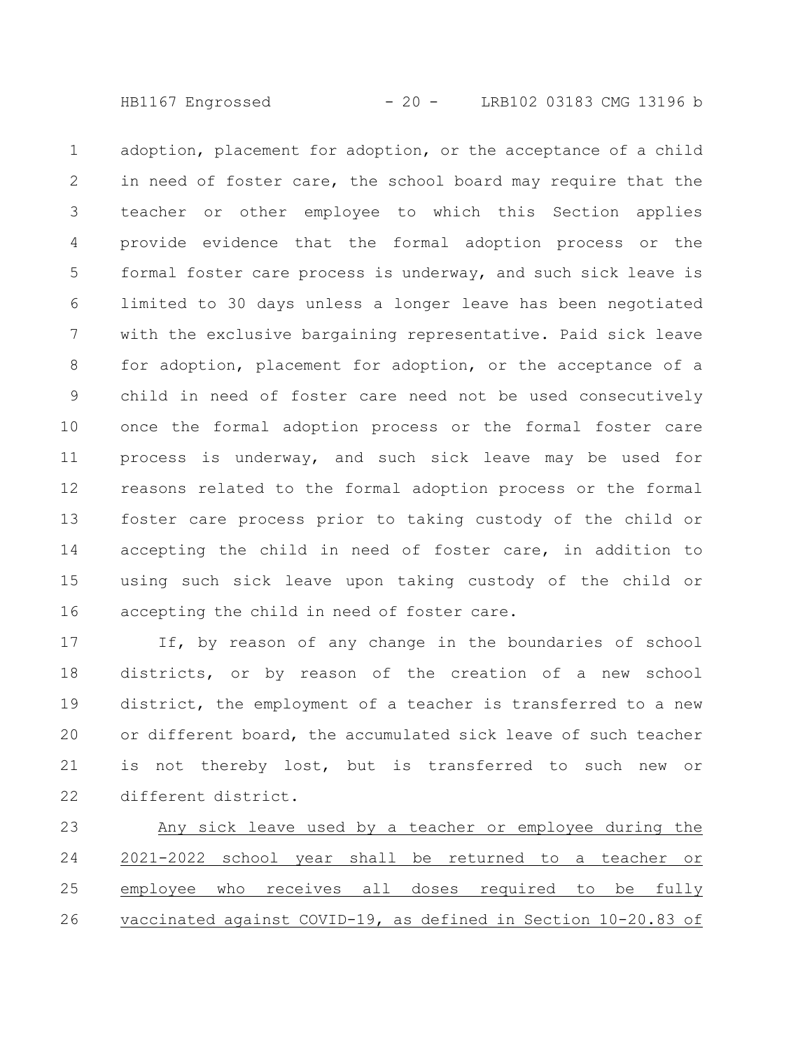adoption, placement for adoption, or the acceptance of a child in need of foster care, the school board may require that the teacher or other employee to which this Section applies provide evidence that the formal adoption process or the formal foster care process is underway, and such sick leave is limited to 30 days unless a longer leave has been negotiated with the exclusive bargaining representative. Paid sick leave for adoption, placement for adoption, or the acceptance of a child in need of foster care need not be used consecutively once the formal adoption process or the formal foster care process is underway, and such sick leave may be used for reasons related to the formal adoption process or the formal foster care process prior to taking custody of the child or accepting the child in need of foster care, in addition to using such sick leave upon taking custody of the child or accepting the child in need of foster care.

If, by reason of any change in the boundaries of school districts, or by reason of the creation of a new school district, the employment of a teacher is transferred to a new or different board, the accumulated sick leave of such teacher is not thereby lost, but is transferred to such new or different district.

Any sick leave used by a teacher or employee during the 2021-2022 school year shall be returned to a teacher or employee who receives all doses required to be fully vaccinated against COVID-19, as defined in Section 10-20.83 of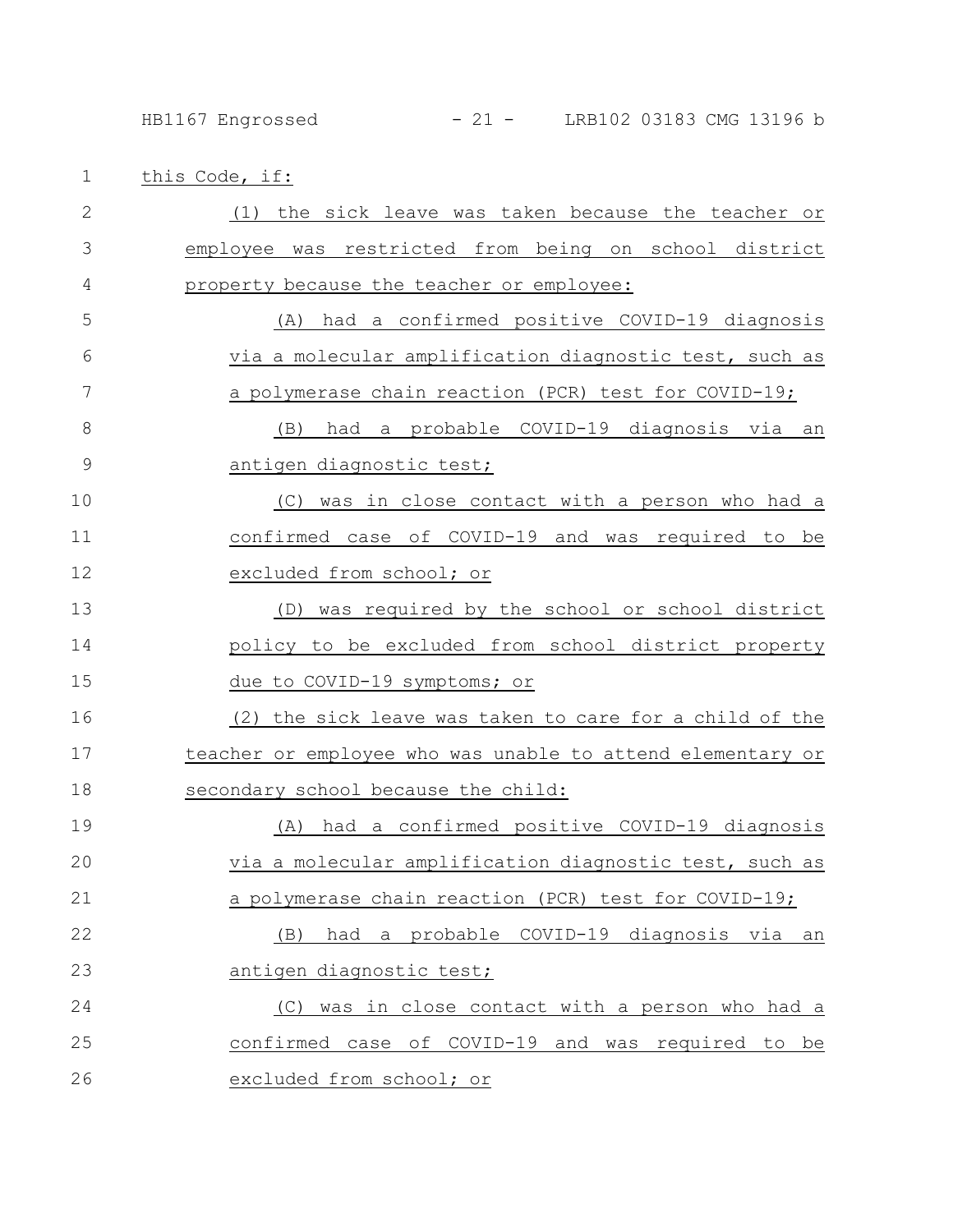this Code, if:

(1) the sick leave was taken because the teacher or employee was restricted from being on school district property because the teacher or employee:

(A) had a confirmed positive COVID-19 diagnosis via a molecular amplification diagnostic test, such as a polymerase chain reaction (PCR) test for COVID-19;

(B) had a probable COVID-19 diagnosis via an antigen diagnostic test;

(C) was in close contact with a person who had a confirmed case of COVID-19 and was required to be excluded from school; or

(D) was required by the school or school district policy to be excluded from school district property due to COVID-19 symptoms; or

(2) the sick leave was taken to care for a child of the teacher or employee who was unable to attend elementary or secondary school because the child:

(A) had a confirmed positive COVID-19 diagnosis via a molecular amplification diagnostic test, such as a polymerase chain reaction (PCR) test for COVID-19;

(B) had a probable COVID-19 diagnosis via an antigen diagnostic test;

(C) was in close contact with a person who had a confirmed case of COVID-19 and was required to be excluded from school; or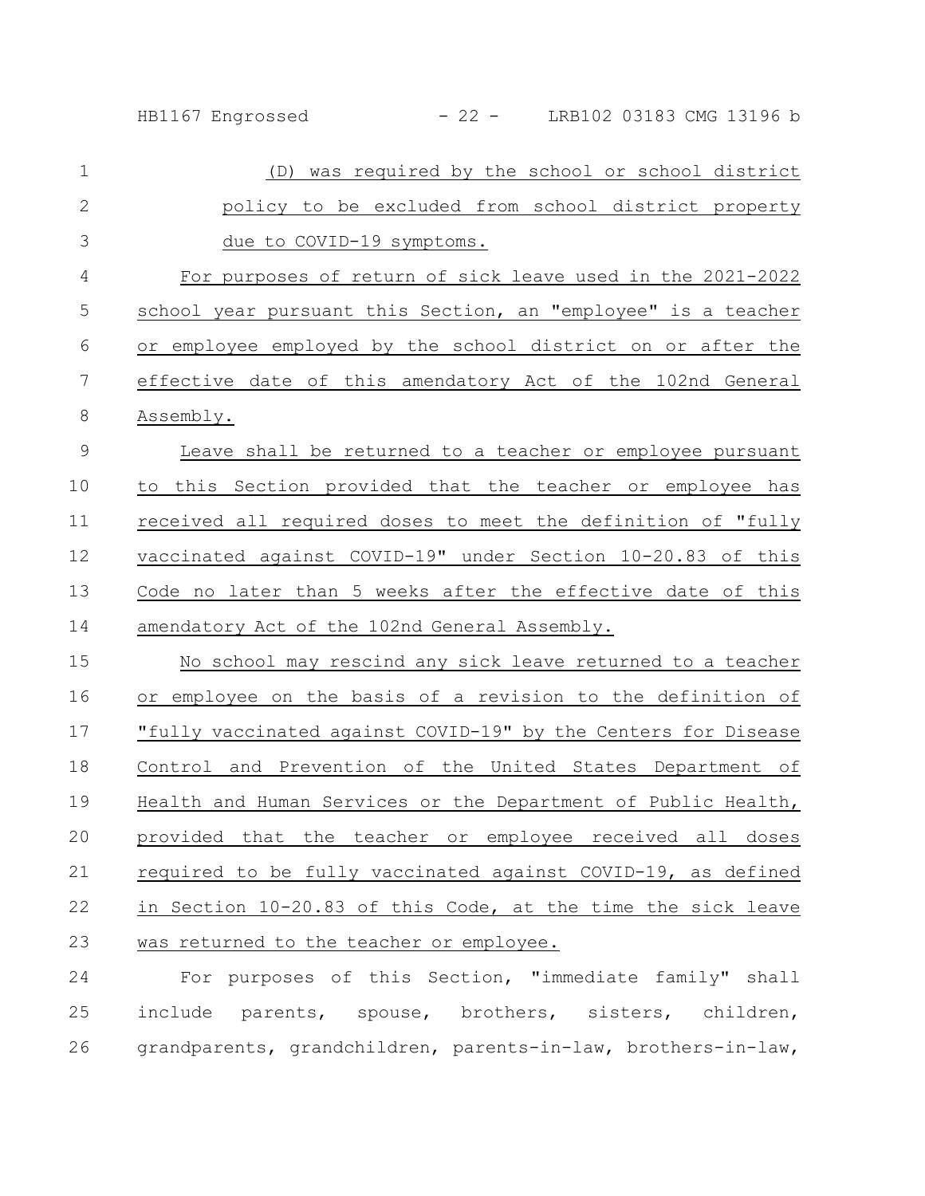(D) was required by the school or school district policy to be excluded from school district property due to COVID-19 symptoms.

For purposes of return of sick leave used in the 2021-2022 school year pursuant this Section, an "employee" is a teacher or employee employed by the school district on or after the effective date of this amendatory Act of the 102nd General Assembly.

Leave shall be returned to a teacher or employee pursuant to this Section provided that the teacher or employee has received all required doses to meet the definition of "fully vaccinated against COVID-19" under Section 10-20.83 of this Code no later than 5 weeks after the effective date of this amendatory Act of the 102nd General Assembly.

No school may rescind any sick leave returned to a teacher or employee on the basis of a revision to the definition of "fully vaccinated against COVID-19" by the Centers for Disease Control and Prevention of the United States Department of Health and Human Services or the Department of Public Health, provided that the teacher or employee received all doses required to be fully vaccinated against COVID-19, as defined in Section 10-20.83 of this Code, at the time the sick leave was returned to the teacher or employee.

For purposes of this Section, "immediate family" shall include parents, spouse, brothers, sisters, children, grandparents, grandchildren, parents-in-law, brothers-in-law,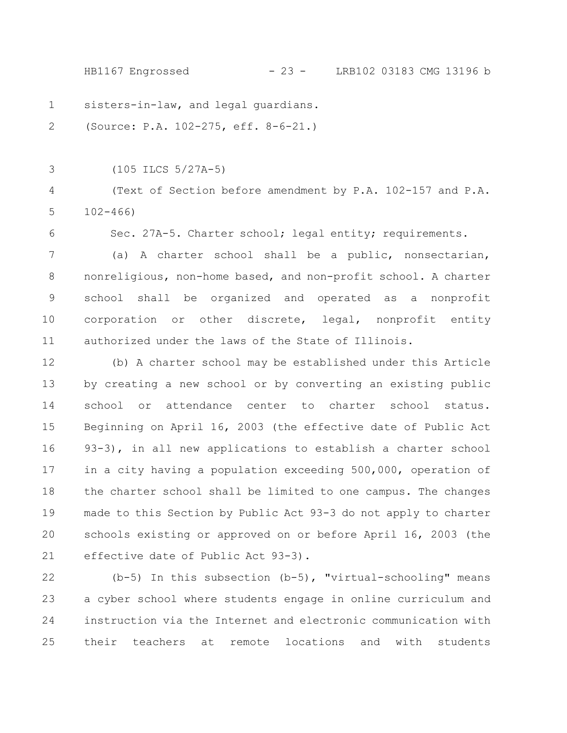sisters-in-law, and legal guardians.

(Source: P.A. 102-275, eff. 8-6-21.)

(105 ILCS 5/27A-5)

(Text of Section before amendment by P.A. 102-157 and P.A. 102-466)

Sec. 27A-5. Charter school; legal entity; requirements.

(a) A charter school shall be a public, nonsectarian, nonreligious, non-home based, and non-profit school. A charter school shall be organized and operated as a nonprofit corporation or other discrete, legal, nonprofit entity authorized under the laws of the State of Illinois.

(b) A charter school may be established under this Article by creating a new school or by converting an existing public school or attendance center to charter school status. Beginning on April 16, 2003 (the effective date of Public Act 93-3), in all new applications to establish a charter school in a city having a population exceeding 500,000, operation of the charter school shall be limited to one campus. The changes made to this Section by Public Act 93-3 do not apply to charter schools existing or approved on or before April 16, 2003 (the effective date of Public Act 93-3).

(b-5) In this subsection (b-5), "virtual-schooling" means a cyber school where students engage in online curriculum and instruction via the Internet and electronic communication with their teachers at remote locations and with students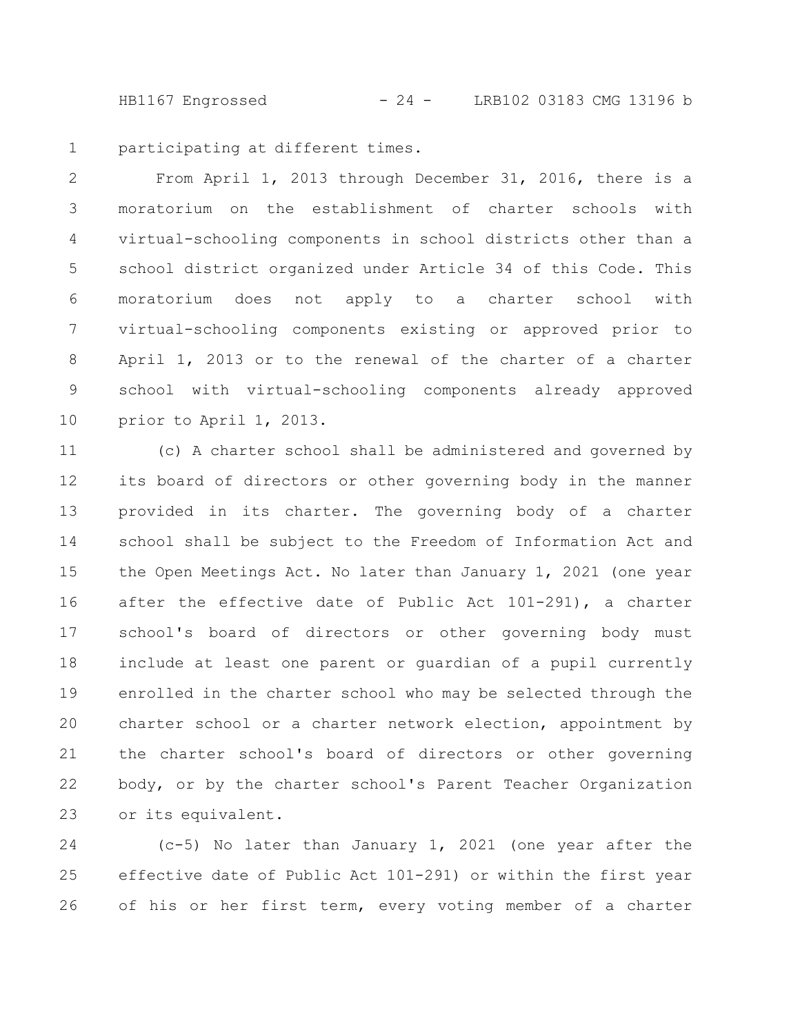participating at different times.

From April 1, 2013 through December 31, 2016, there is a moratorium on the establishment of charter schools with virtual-schooling components in school districts other than a school district organized under Article 34 of this Code. This moratorium does not apply to a charter school with virtual-schooling components existing or approved prior to April 1, 2013 or to the renewal of the charter of a charter school with virtual-schooling components already approved prior to April 1, 2013.

(c) A charter school shall be administered and governed by its board of directors or other governing body in the manner provided in its charter. The governing body of a charter school shall be subject to the Freedom of Information Act and the Open Meetings Act. No later than January 1, 2021 (one year after the effective date of Public Act 101-291), a charter school's board of directors or other governing body must include at least one parent or guardian of a pupil currently enrolled in the charter school who may be selected through the charter school or a charter network election, appointment by the charter school's board of directors or other governing body, or by the charter school's Parent Teacher Organization or its equivalent.

(c-5) No later than January 1, 2021 (one year after the effective date of Public Act 101-291) or within the first year of his or her first term, every voting member of a charter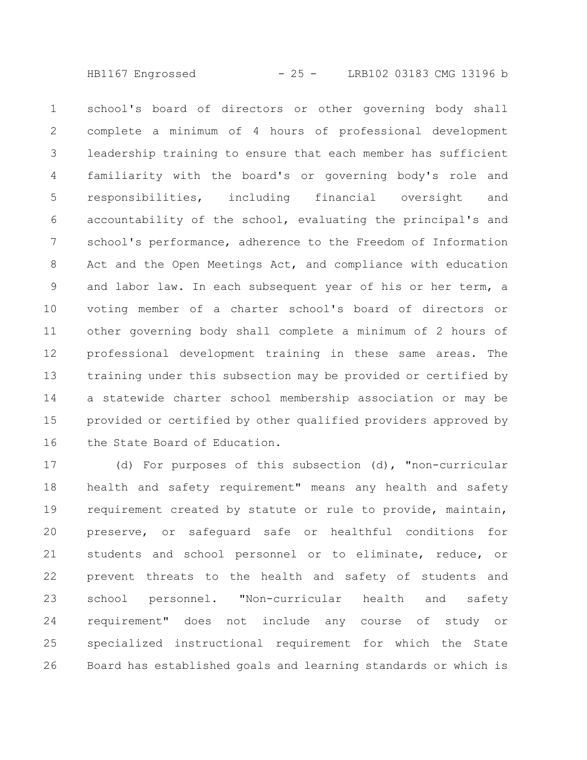school's board of directors or other governing body shall complete a minimum of 4 hours of professional development leadership training to ensure that each member has sufficient familiarity with the board's or governing body's role and responsibilities, including financial oversight and accountability of the school, evaluating the principal's and school's performance, adherence to the Freedom of Information Act and the Open Meetings Act, and compliance with education and labor law. In each subsequent year of his or her term, a voting member of a charter school's board of directors or other governing body shall complete a minimum of 2 hours of professional development training in these same areas. The training under this subsection may be provided or certified by a statewide charter school membership association or may be provided or certified by other qualified providers approved by the State Board of Education.

(d) For purposes of this subsection (d), "non-curricular health and safety requirement" means any health and safety requirement created by statute or rule to provide, maintain, preserve, or safeguard safe or healthful conditions for students and school personnel or to eliminate, reduce, or prevent threats to the health and safety of students and school personnel. "Non-curricular health and safety requirement" does not include any course of study or specialized instructional requirement for which the State Board has established goals and learning standards or which is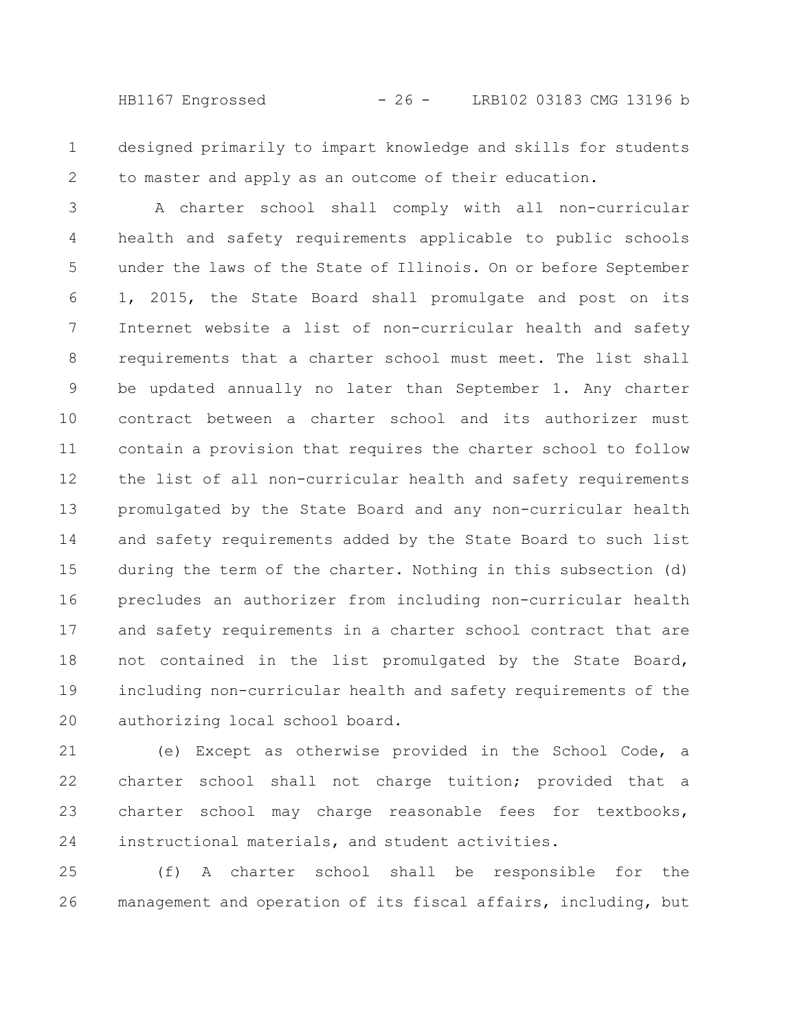designed primarily to impart knowledge and skills for students to master and apply as an outcome of their education.

A charter school shall comply with all non-curricular health and safety requirements applicable to public schools under the laws of the State of Illinois. On or before September 1, 2015, the State Board shall promulgate and post on its Internet website a list of non-curricular health and safety requirements that a charter school must meet. The list shall be updated annually no later than September 1. Any charter contract between a charter school and its authorizer must contain a provision that requires the charter school to follow the list of all non-curricular health and safety requirements promulgated by the State Board and any non-curricular health and safety requirements added by the State Board to such list during the term of the charter. Nothing in this subsection (d) precludes an authorizer from including non-curricular health and safety requirements in a charter school contract that are not contained in the list promulgated by the State Board, including non-curricular health and safety requirements of the authorizing local school board.

(e) Except as otherwise provided in the School Code, a charter school shall not charge tuition; provided that a charter school may charge reasonable fees for textbooks, instructional materials, and student activities.

(f) A charter school shall be responsible for the management and operation of its fiscal affairs, including, but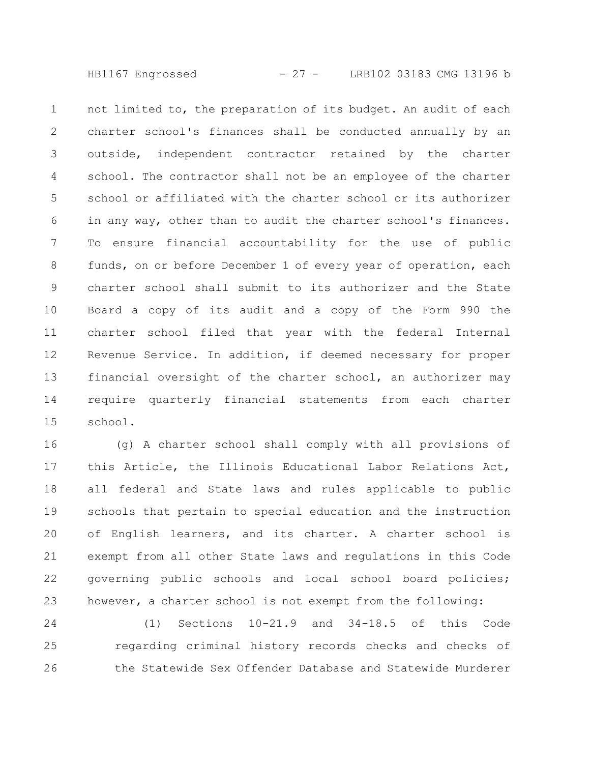not limited to, the preparation of its budget. An audit of each charter school's finances shall be conducted annually by an outside, independent contractor retained by the charter school. The contractor shall not be an employee of the charter school or affiliated with the charter school or its authorizer in any way, other than to audit the charter school's finances. To ensure financial accountability for the use of public funds, on or before December 1 of every year of operation, each charter school shall submit to its authorizer and the State Board a copy of its audit and a copy of the Form 990 the charter school filed that year with the federal Internal Revenue Service. In addition, if deemed necessary for proper financial oversight of the charter school, an authorizer may require quarterly financial statements from each charter school.

(g) A charter school shall comply with all provisions of this Article, the Illinois Educational Labor Relations Act, all federal and State laws and rules applicable to public schools that pertain to special education and the instruction of English learners, and its charter. A charter school is exempt from all other State laws and regulations in this Code governing public schools and local school board policies; however, a charter school is not exempt from the following:

(1) Sections 10-21.9 and 34-18.5 of this Code regarding criminal history records checks and checks of the Statewide Sex Offender Database and Statewide Murderer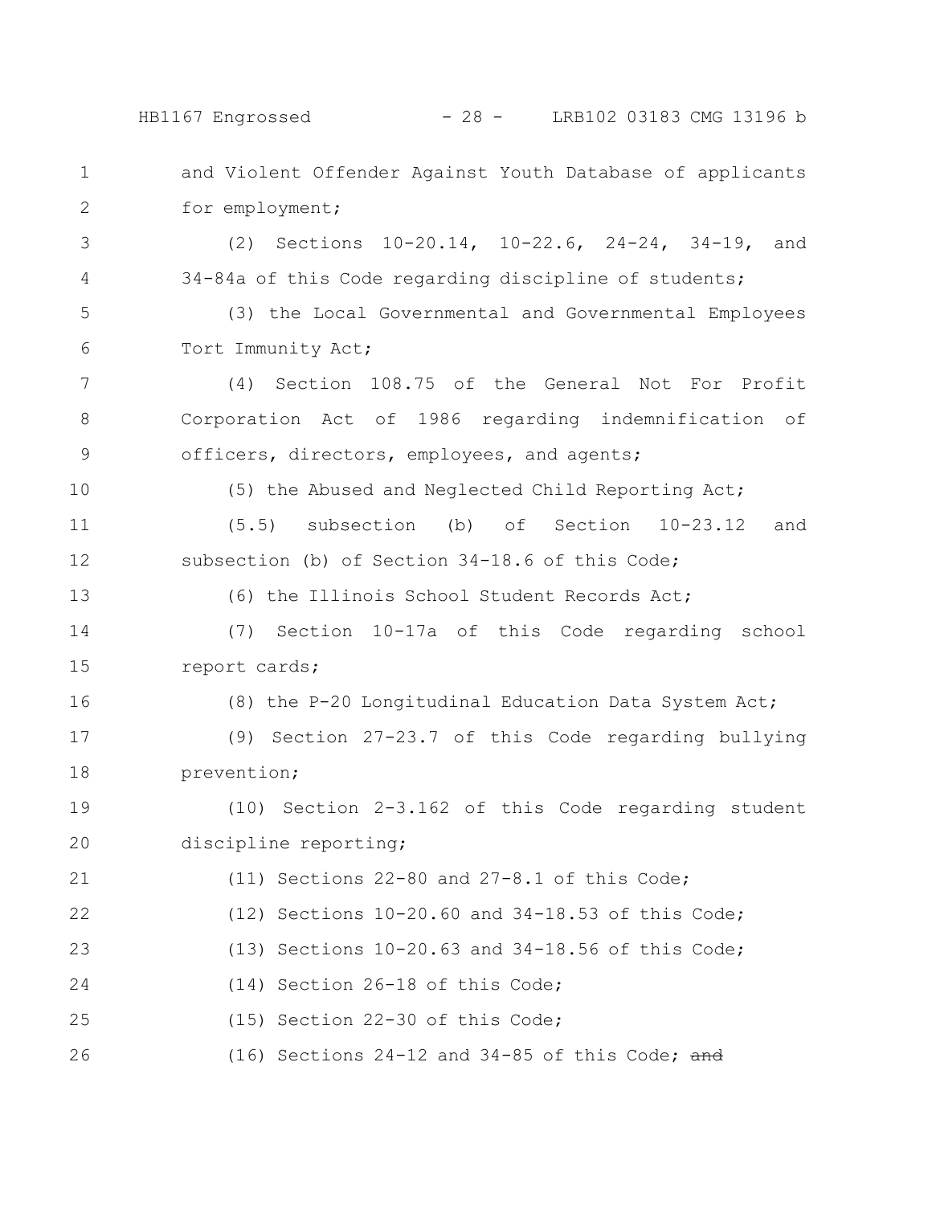and Violent Offender Against Youth Database of applicants for employment;

(2) Sections 10-20.14, 10-22.6, 24-24, 34-19, and 34-84a of this Code regarding discipline of students;

(3) the Local Governmental and Governmental Employees Tort Immunity Act;

(4) Section 108.75 of the General Not For Profit Corporation Act of 1986 regarding indemnification of officers, directors, employees, and agents;

(5) the Abused and Neglected Child Reporting Act;

(5.5) subsection (b) of Section 10-23.12 and subsection (b) of Section 34-18.6 of this Code;

(6) the Illinois School Student Records Act;

(7) Section 10-17a of this Code regarding school report cards;

(8) the P-20 Longitudinal Education Data System Act;

(9) Section 27-23.7 of this Code regarding bullying prevention;

(10) Section 2-3.162 of this Code regarding student discipline reporting;

(11) Sections 22-80 and 27-8.1 of this Code;

(12) Sections 10-20.60 and 34-18.53 of this Code;

(13) Sections 10-20.63 and 34-18.56 of this Code;

(14) Section 26-18 of this Code;

(15) Section 22-30 of this Code;

(16) Sections 24-12 and 34-85 of this Code; ~~and~~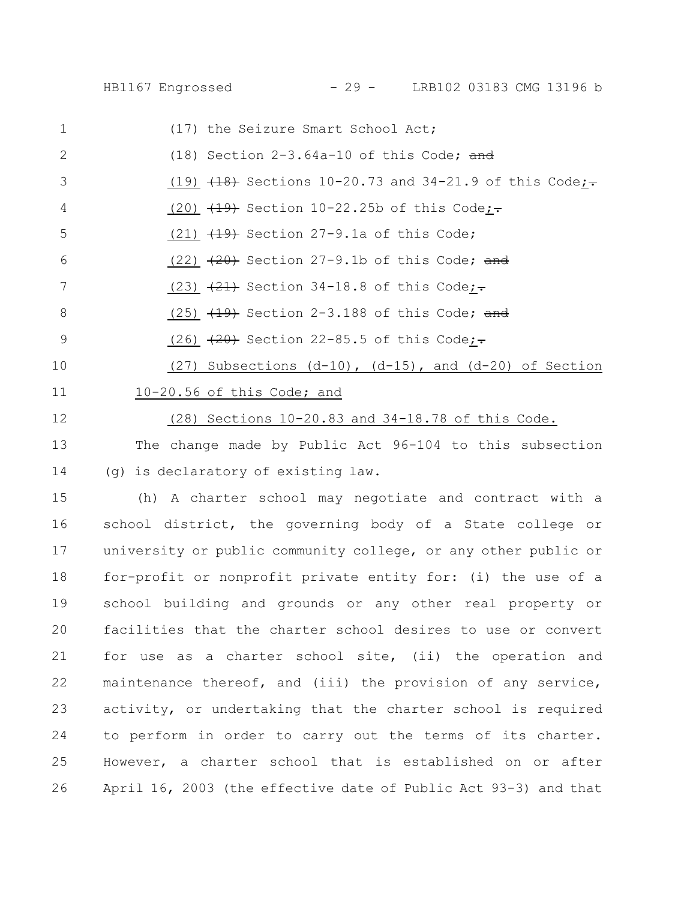(17) the Seizure Smart School Act;

(18) Section 2-3.64a-10 of this Code; ~~and~~

(19) ~~(18)~~ Sections 10-20.73 and 34-21.9 of this Code;~~.~~

(20) ~~(19)~~ Section 10-22.25b of this Code;~~.~~

(21) ~~(19)~~ Section 27-9.1a of this Code;

(22) ~~(20)~~ Section 27-9.1b of this Code; ~~and~~

(23) ~~(21)~~ Section 34-18.8 of this Code;~~.~~

(25) ~~(19)~~ Section 2-3.188 of this Code; ~~and~~

(26) ~~(20)~~ Section 22-85.5 of this Code;~~.~~

(27) Subsections (d-10), (d-15), and (d-20) of Section 10-20.56 of this Code; and

(28) Sections 10-20.83 and 34-18.78 of this Code.

The change made by Public Act 96-104 to this subsection (g) is declaratory of existing law.

(h) A charter school may negotiate and contract with a school district, the governing body of a State college or university or public community college, or any other public or for-profit or nonprofit private entity for: (i) the use of a school building and grounds or any other real property or facilities that the charter school desires to use or convert for use as a charter school site, (ii) the operation and maintenance thereof, and (iii) the provision of any service, activity, or undertaking that the charter school is required to perform in order to carry out the terms of its charter. However, a charter school that is established on or after April 16, 2003 (the effective date of Public Act 93-3) and that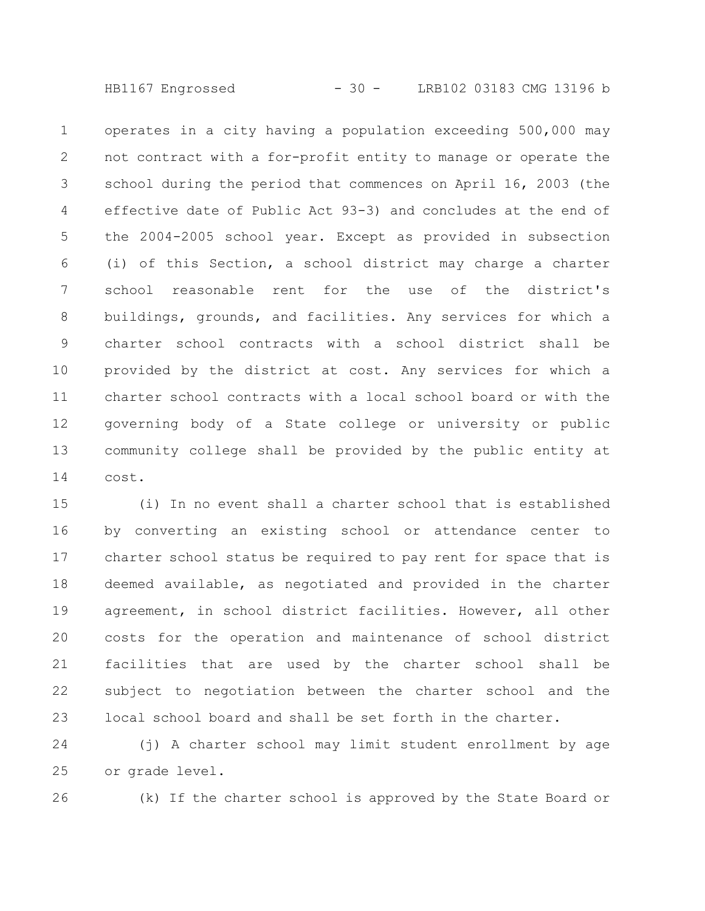operates in a city having a population exceeding 500,000 may not contract with a for-profit entity to manage or operate the school during the period that commences on April 16, 2003 (the effective date of Public Act 93-3) and concludes at the end of the 2004-2005 school year. Except as provided in subsection (i) of this Section, a school district may charge a charter school reasonable rent for the use of the district's buildings, grounds, and facilities. Any services for which a charter school contracts with a school district shall be provided by the district at cost. Any services for which a charter school contracts with a local school board or with the governing body of a State college or university or public community college shall be provided by the public entity at cost.

(i) In no event shall a charter school that is established by converting an existing school or attendance center to charter school status be required to pay rent for space that is deemed available, as negotiated and provided in the charter agreement, in school district facilities. However, all other costs for the operation and maintenance of school district facilities that are used by the charter school shall be subject to negotiation between the charter school and the local school board and shall be set forth in the charter.

(j) A charter school may limit student enrollment by age or grade level.

(k) If the charter school is approved by the State Board or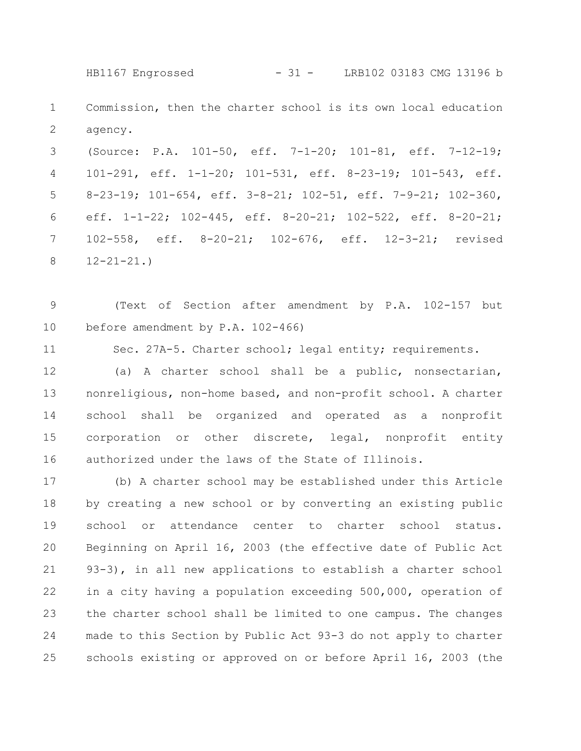Commission, then the charter school is its own local education agency.

(Source: P.A. 101-50, eff. 7-1-20; 101-81, eff. 7-12-19; 101-291, eff. 1-1-20; 101-531, eff. 8-23-19; 101-543, eff. 8-23-19; 101-654, eff. 3-8-21; 102-51, eff. 7-9-21; 102-360, eff. 1-1-22; 102-445, eff. 8-20-21; 102-522, eff. 8-20-21; 102-558, eff. 8-20-21; 102-676, eff. 12-3-21; revised 12-21-21.)

(Text of Section after amendment by P.A. 102-157 but before amendment by P.A. 102-466)

Sec. 27A-5. Charter school; legal entity; requirements.

(a) A charter school shall be a public, nonsectarian, nonreligious, non-home based, and non-profit school. A charter school shall be organized and operated as a nonprofit corporation or other discrete, legal, nonprofit entity authorized under the laws of the State of Illinois.

(b) A charter school may be established under this Article by creating a new school or by converting an existing public school or attendance center to charter school status. Beginning on April 16, 2003 (the effective date of Public Act 93-3), in all new applications to establish a charter school in a city having a population exceeding 500,000, operation of the charter school shall be limited to one campus. The changes made to this Section by Public Act 93-3 do not apply to charter schools existing or approved on or before April 16, 2003 (the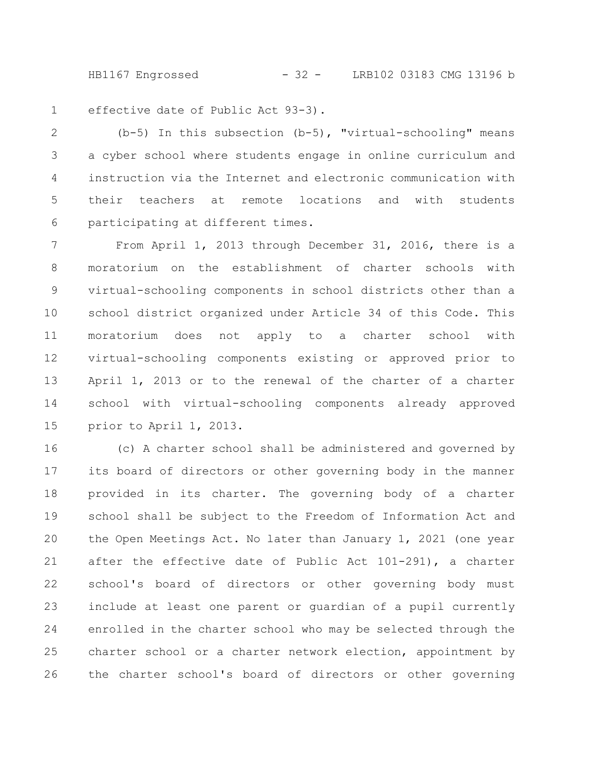effective date of Public Act 93-3).

(b-5) In this subsection (b-5), "virtual-schooling" means a cyber school where students engage in online curriculum and instruction via the Internet and electronic communication with their teachers at remote locations and with students participating at different times.

From April 1, 2013 through December 31, 2016, there is a moratorium on the establishment of charter schools with virtual-schooling components in school districts other than a school district organized under Article 34 of this Code. This moratorium does not apply to a charter school with virtual-schooling components existing or approved prior to April 1, 2013 or to the renewal of the charter of a charter school with virtual-schooling components already approved prior to April 1, 2013.

(c) A charter school shall be administered and governed by its board of directors or other governing body in the manner provided in its charter. The governing body of a charter school shall be subject to the Freedom of Information Act and the Open Meetings Act. No later than January 1, 2021 (one year after the effective date of Public Act 101-291), a charter school's board of directors or other governing body must include at least one parent or guardian of a pupil currently enrolled in the charter school who may be selected through the charter school or a charter network election, appointment by the charter school's board of directors or other governing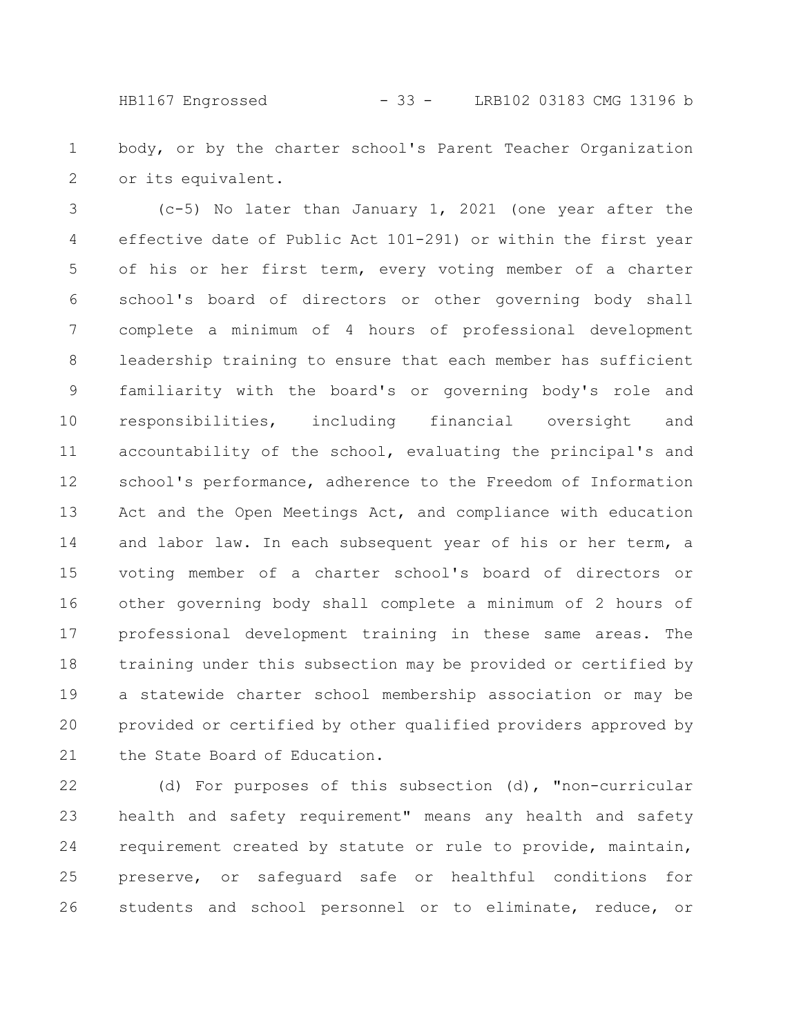body, or by the charter school's Parent Teacher Organization or its equivalent.

(c-5) No later than January 1, 2021 (one year after the effective date of Public Act 101-291) or within the first year of his or her first term, every voting member of a charter school's board of directors or other governing body shall complete a minimum of 4 hours of professional development leadership training to ensure that each member has sufficient familiarity with the board's or governing body's role and responsibilities, including financial oversight and accountability of the school, evaluating the principal's and school's performance, adherence to the Freedom of Information Act and the Open Meetings Act, and compliance with education and labor law. In each subsequent year of his or her term, a voting member of a charter school's board of directors or other governing body shall complete a minimum of 2 hours of professional development training in these same areas. The training under this subsection may be provided or certified by a statewide charter school membership association or may be provided or certified by other qualified providers approved by the State Board of Education.

(d) For purposes of this subsection (d), "non-curricular health and safety requirement" means any health and safety requirement created by statute or rule to provide, maintain, preserve, or safeguard safe or healthful conditions for students and school personnel or to eliminate, reduce, or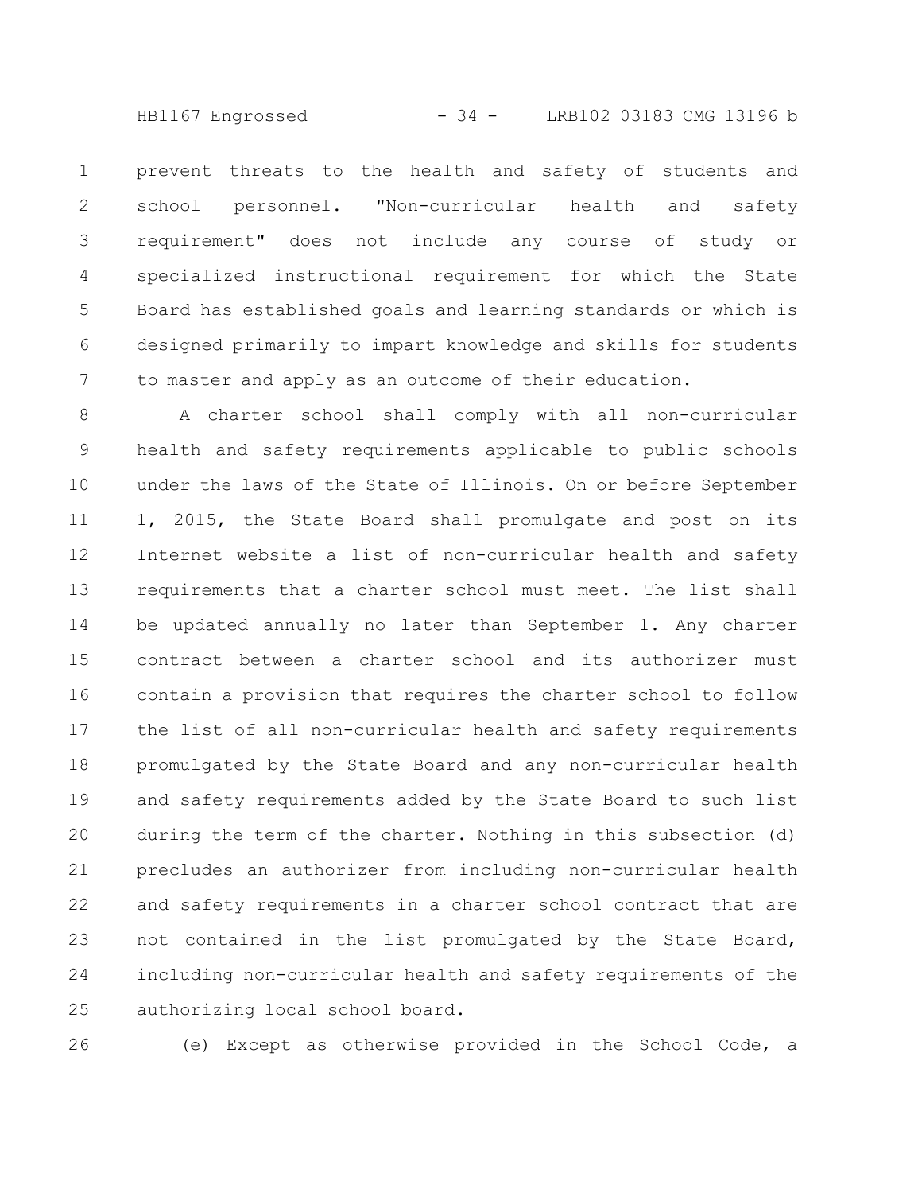prevent threats to the health and safety of students and school personnel. "Non-curricular health and safety requirement" does not include any course of study or specialized instructional requirement for which the State Board has established goals and learning standards or which is designed primarily to impart knowledge and skills for students to master and apply as an outcome of their education.

A charter school shall comply with all non-curricular health and safety requirements applicable to public schools under the laws of the State of Illinois. On or before September 1, 2015, the State Board shall promulgate and post on its Internet website a list of non-curricular health and safety requirements that a charter school must meet. The list shall be updated annually no later than September 1. Any charter contract between a charter school and its authorizer must contain a provision that requires the charter school to follow the list of all non-curricular health and safety requirements promulgated by the State Board and any non-curricular health and safety requirements added by the State Board to such list during the term of the charter. Nothing in this subsection (d) precludes an authorizer from including non-curricular health and safety requirements in a charter school contract that are not contained in the list promulgated by the State Board, including non-curricular health and safety requirements of the authorizing local school board.

(e) Except as otherwise provided in the School Code, a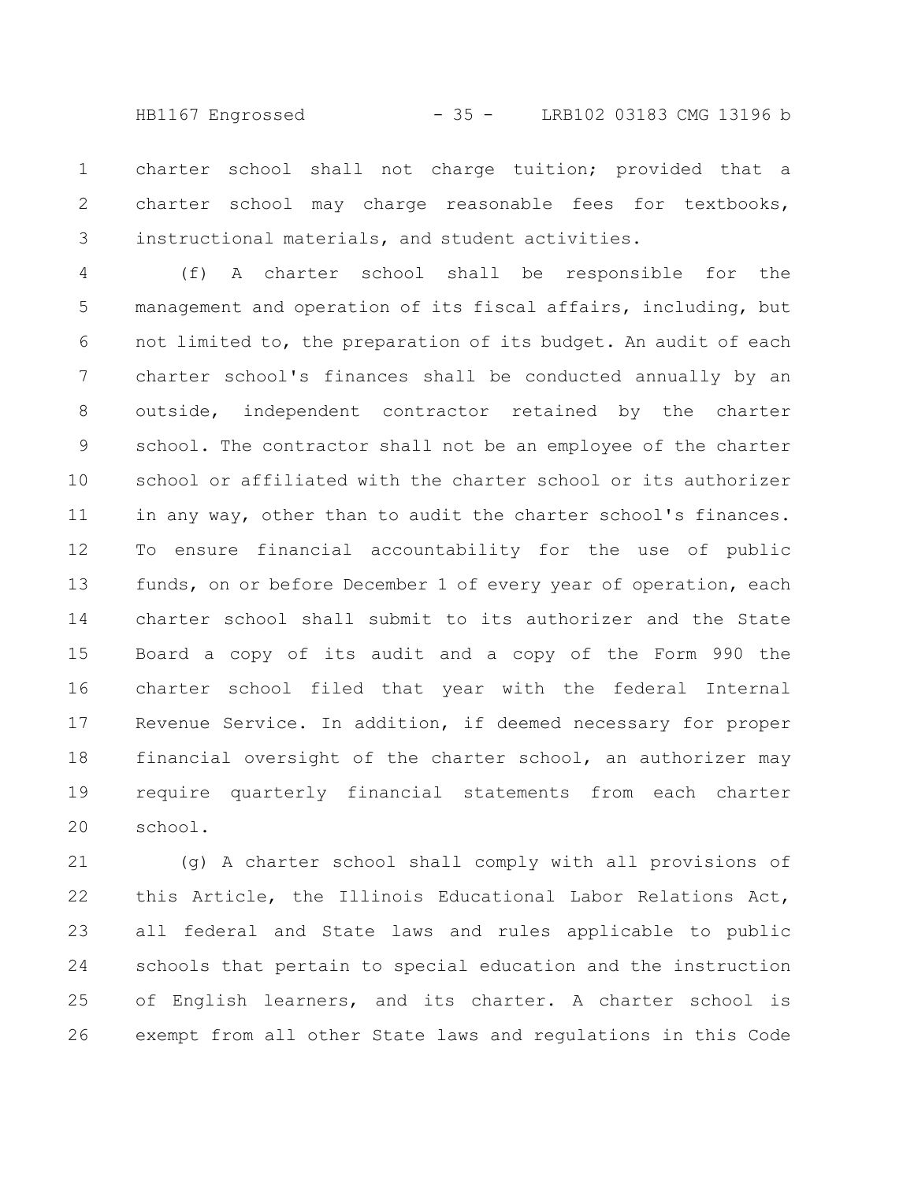charter school shall not charge tuition; provided that a charter school may charge reasonable fees for textbooks, instructional materials, and student activities.

(f) A charter school shall be responsible for the management and operation of its fiscal affairs, including, but not limited to, the preparation of its budget. An audit of each charter school's finances shall be conducted annually by an outside, independent contractor retained by the charter school. The contractor shall not be an employee of the charter school or affiliated with the charter school or its authorizer in any way, other than to audit the charter school's finances. To ensure financial accountability for the use of public funds, on or before December 1 of every year of operation, each charter school shall submit to its authorizer and the State Board a copy of its audit and a copy of the Form 990 the charter school filed that year with the federal Internal Revenue Service. In addition, if deemed necessary for proper financial oversight of the charter school, an authorizer may require quarterly financial statements from each charter school.

(g) A charter school shall comply with all provisions of this Article, the Illinois Educational Labor Relations Act, all federal and State laws and rules applicable to public schools that pertain to special education and the instruction of English learners, and its charter. A charter school is exempt from all other State laws and regulations in this Code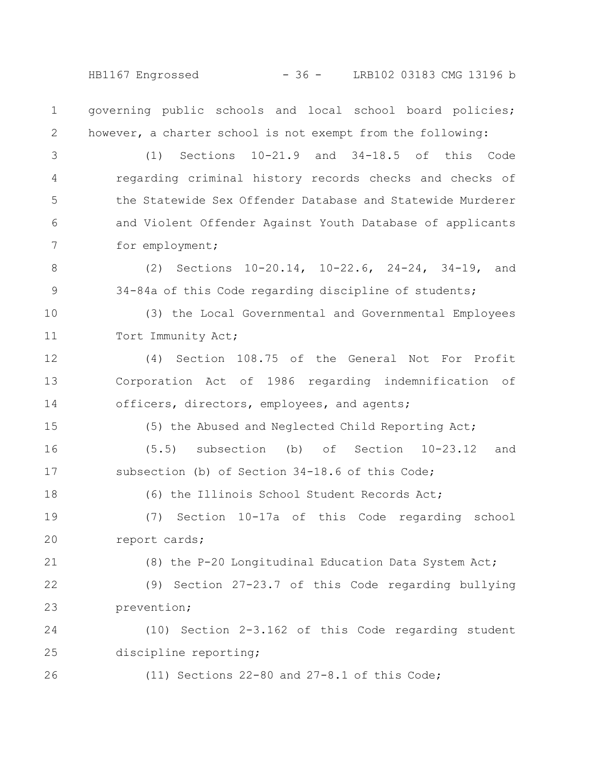governing public schools and local school board policies; however, a charter school is not exempt from the following:

(1) Sections 10-21.9 and 34-18.5 of this Code regarding criminal history records checks and checks of the Statewide Sex Offender Database and Statewide Murderer and Violent Offender Against Youth Database of applicants for employment;

(2) Sections 10-20.14, 10-22.6, 24-24, 34-19, and 34-84a of this Code regarding discipline of students;

(3) the Local Governmental and Governmental Employees Tort Immunity Act;

(4) Section 108.75 of the General Not For Profit Corporation Act of 1986 regarding indemnification of officers, directors, employees, and agents;

(5) the Abused and Neglected Child Reporting Act;

(5.5) subsection (b) of Section 10-23.12 and subsection (b) of Section 34-18.6 of this Code;

(6) the Illinois School Student Records Act;

(7) Section 10-17a of this Code regarding school report cards;

(8) the P-20 Longitudinal Education Data System Act;

(9) Section 27-23.7 of this Code regarding bullying prevention;

(10) Section 2-3.162 of this Code regarding student discipline reporting;

(11) Sections 22-80 and 27-8.1 of this Code;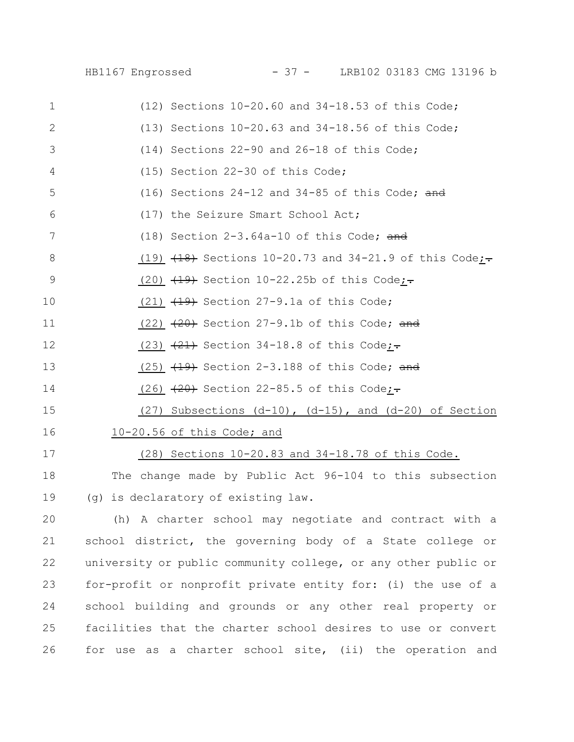(12) Sections 10-20.60 and 34-18.53 of this Code;

(13) Sections 10-20.63 and 34-18.56 of this Code;

(14) Sections 22-90 and 26-18 of this Code;

(15) Section 22-30 of this Code;

(16) Sections 24-12 and 34-85 of this Code; ~~and~~

(17) the Seizure Smart School Act;

(18) Section 2-3.64a-10 of this Code; ~~and~~

(19) ~~(18)~~ Sections 10-20.73 and 34-21.9 of this Code;~~.~~

(20) ~~(19)~~ Section 10-22.25b of this Code;~~.~~

(21) ~~(19)~~ Section 27-9.1a of this Code;

(22) ~~(20)~~ Section 27-9.1b of this Code; ~~and~~

(23) ~~(21)~~ Section 34-18.8 of this Code;~~.~~

(25) ~~(19)~~ Section 2-3.188 of this Code; ~~and~~

(26) ~~(20)~~ Section 22-85.5 of this Code;~~.~~

(27) Subsections (d-10), (d-15), and (d-20) of Section 10-20.56 of this Code; and

(28) Sections 10-20.83 and 34-18.78 of this Code.

The change made by Public Act 96-104 to this subsection (g) is declaratory of existing law.

(h) A charter school may negotiate and contract with a school district, the governing body of a State college or university or public community college, or any other public or for-profit or nonprofit private entity for: (i) the use of a school building and grounds or any other real property or facilities that the charter school desires to use or convert for use as a charter school site, (ii) the operation and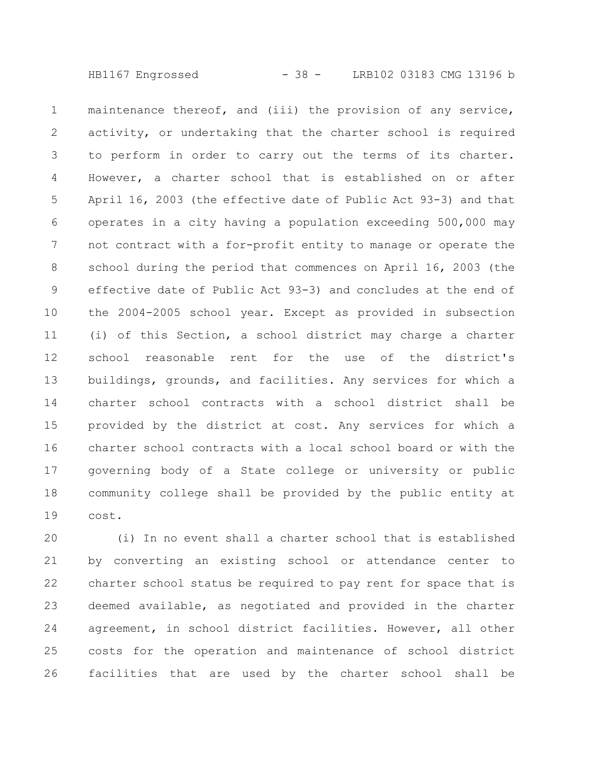maintenance thereof, and (iii) the provision of any service, activity, or undertaking that the charter school is required to perform in order to carry out the terms of its charter. However, a charter school that is established on or after April 16, 2003 (the effective date of Public Act 93-3) and that operates in a city having a population exceeding 500,000 may not contract with a for-profit entity to manage or operate the school during the period that commences on April 16, 2003 (the effective date of Public Act 93-3) and concludes at the end of the 2004-2005 school year. Except as provided in subsection (i) of this Section, a school district may charge a charter school reasonable rent for the use of the district's buildings, grounds, and facilities. Any services for which a charter school contracts with a school district shall be provided by the district at cost. Any services for which a charter school contracts with a local school board or with the governing body of a State college or university or public community college shall be provided by the public entity at cost.

(i) In no event shall a charter school that is established by converting an existing school or attendance center to charter school status be required to pay rent for space that is deemed available, as negotiated and provided in the charter agreement, in school district facilities. However, all other costs for the operation and maintenance of school district facilities that are used by the charter school shall be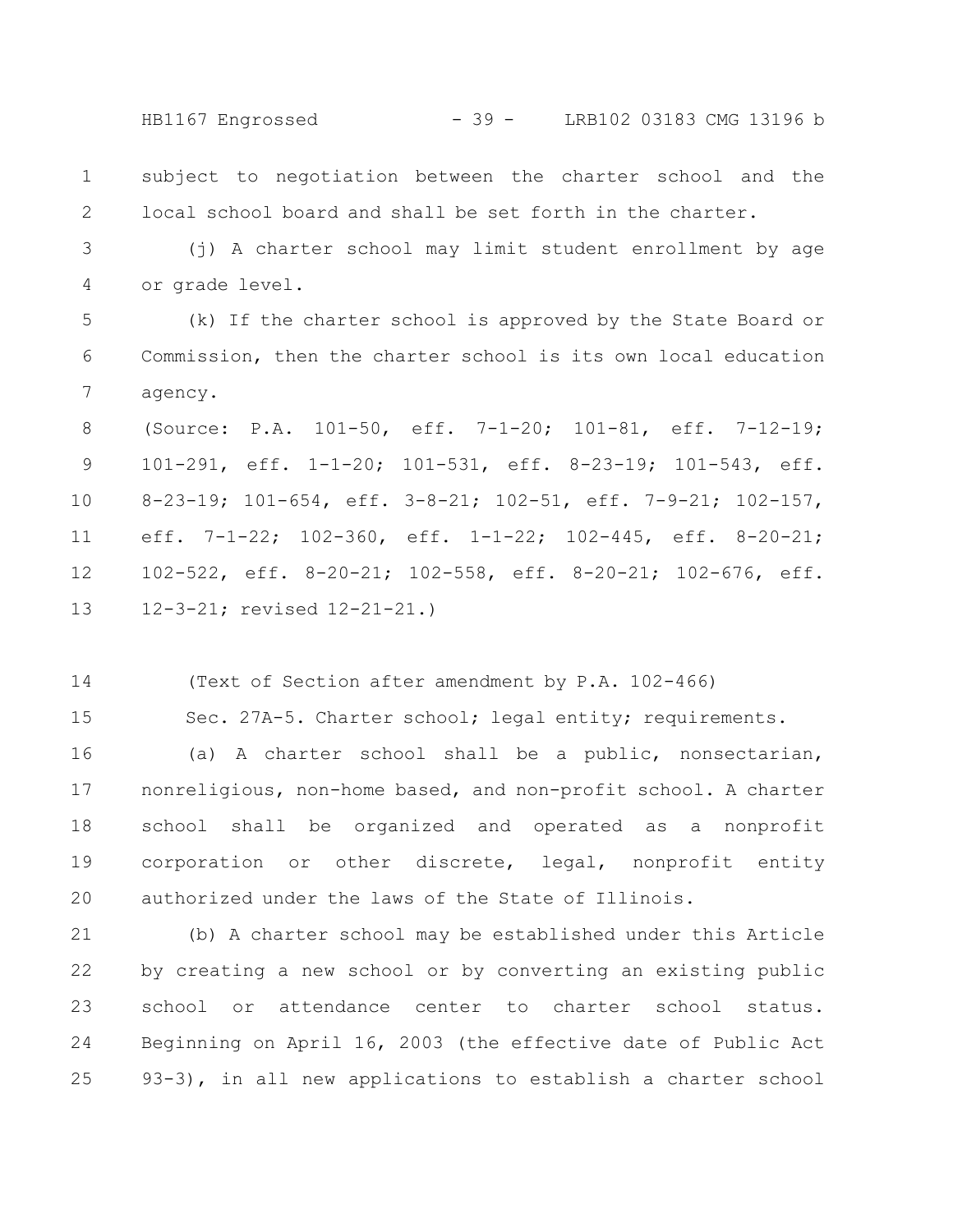subject to negotiation between the charter school and the local school board and shall be set forth in the charter.

(j) A charter school may limit student enrollment by age or grade level.

(k) If the charter school is approved by the State Board or Commission, then the charter school is its own local education agency.

(Source: P.A. 101-50, eff. 7-1-20; 101-81, eff. 7-12-19; 101-291, eff. 1-1-20; 101-531, eff. 8-23-19; 101-543, eff. 8-23-19; 101-654, eff. 3-8-21; 102-51, eff. 7-9-21; 102-157, eff. 7-1-22; 102-360, eff. 1-1-22; 102-445, eff. 8-20-21; 102-522, eff. 8-20-21; 102-558, eff. 8-20-21; 102-676, eff. 12-3-21; revised 12-21-21.)

(Text of Section after amendment by P.A. 102-466)

Sec. 27A-5. Charter school; legal entity; requirements.

(a) A charter school shall be a public, nonsectarian, nonreligious, non-home based, and non-profit school. A charter school shall be organized and operated as a nonprofit corporation or other discrete, legal, nonprofit entity authorized under the laws of the State of Illinois.

(b) A charter school may be established under this Article by creating a new school or by converting an existing public school or attendance center to charter school status. Beginning on April 16, 2003 (the effective date of Public Act 93-3), in all new applications to establish a charter school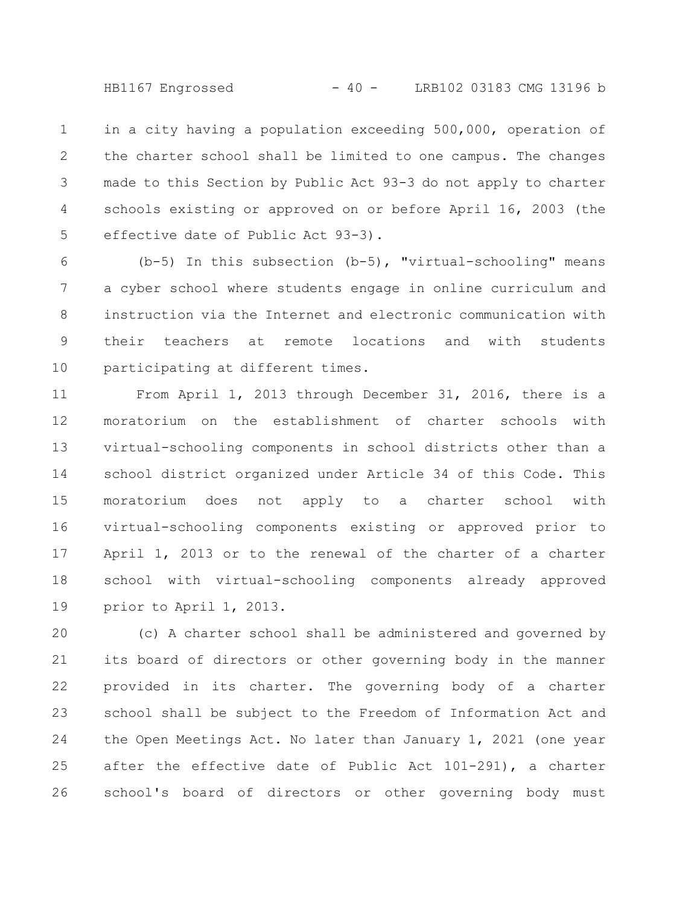in a city having a population exceeding 500,000, operation of the charter school shall be limited to one campus. The changes made to this Section by Public Act 93-3 do not apply to charter schools existing or approved on or before April 16, 2003 (the effective date of Public Act 93-3).

(b-5) In this subsection (b-5), "virtual-schooling" means a cyber school where students engage in online curriculum and instruction via the Internet and electronic communication with their teachers at remote locations and with students participating at different times.

From April 1, 2013 through December 31, 2016, there is a moratorium on the establishment of charter schools with virtual-schooling components in school districts other than a school district organized under Article 34 of this Code. This moratorium does not apply to a charter school with virtual-schooling components existing or approved prior to April 1, 2013 or to the renewal of the charter of a charter school with virtual-schooling components already approved prior to April 1, 2013.

(c) A charter school shall be administered and governed by its board of directors or other governing body in the manner provided in its charter. The governing body of a charter school shall be subject to the Freedom of Information Act and the Open Meetings Act. No later than January 1, 2021 (one year after the effective date of Public Act 101-291), a charter school's board of directors or other governing body must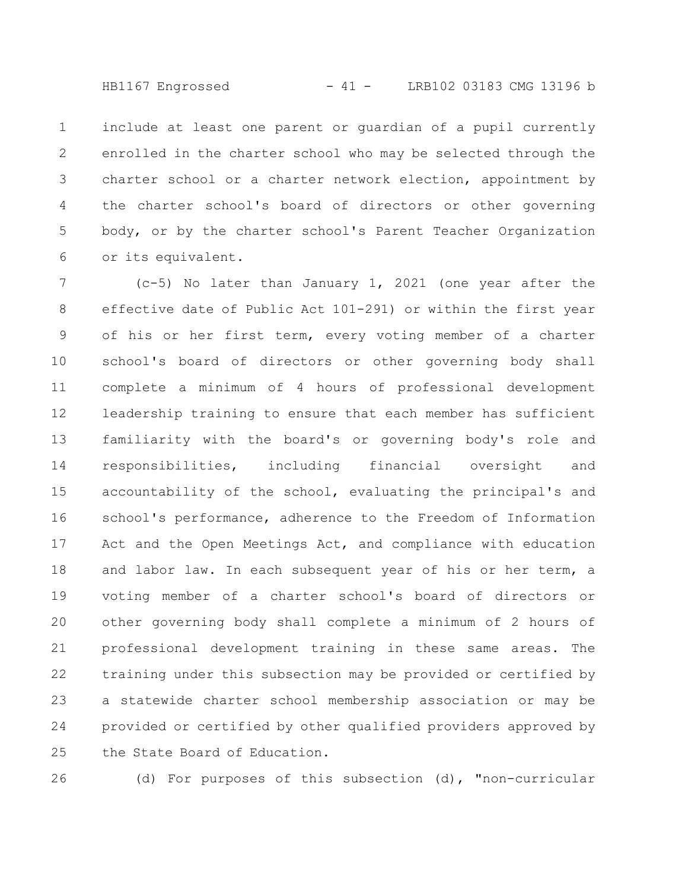include at least one parent or guardian of a pupil currently enrolled in the charter school who may be selected through the charter school or a charter network election, appointment by the charter school's board of directors or other governing body, or by the charter school's Parent Teacher Organization or its equivalent.

(c-5) No later than January 1, 2021 (one year after the effective date of Public Act 101-291) or within the first year of his or her first term, every voting member of a charter school's board of directors or other governing body shall complete a minimum of 4 hours of professional development leadership training to ensure that each member has sufficient familiarity with the board's or governing body's role and responsibilities, including financial oversight and accountability of the school, evaluating the principal's and school's performance, adherence to the Freedom of Information Act and the Open Meetings Act, and compliance with education and labor law. In each subsequent year of his or her term, a voting member of a charter school's board of directors or other governing body shall complete a minimum of 2 hours of professional development training in these same areas. The training under this subsection may be provided or certified by a statewide charter school membership association or may be provided or certified by other qualified providers approved by the State Board of Education.

(d) For purposes of this subsection (d), "non-curricular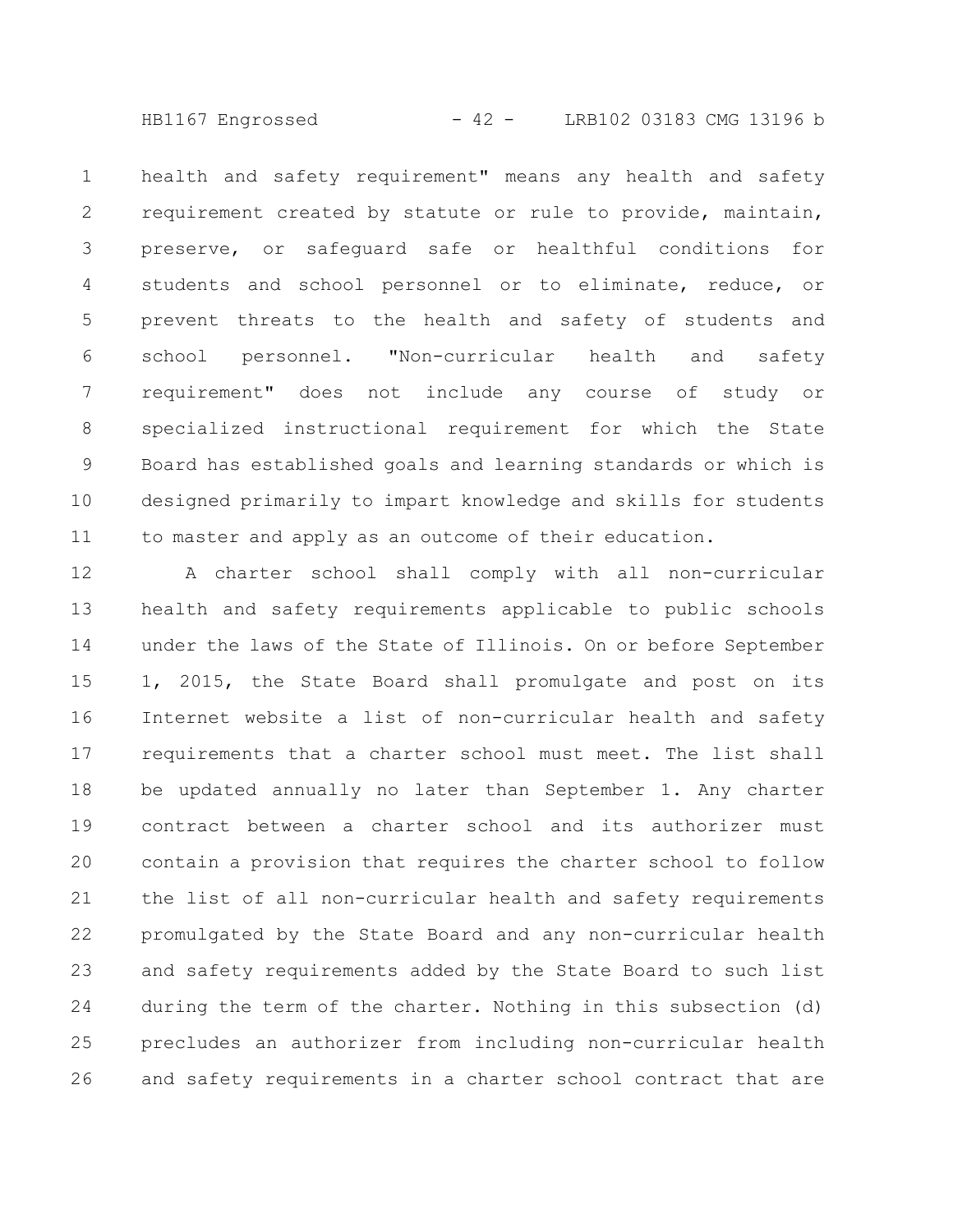health and safety requirement" means any health and safety requirement created by statute or rule to provide, maintain, preserve, or safeguard safe or healthful conditions for students and school personnel or to eliminate, reduce, or prevent threats to the health and safety of students and school personnel. "Non-curricular health and safety requirement" does not include any course of study or specialized instructional requirement for which the State Board has established goals and learning standards or which is designed primarily to impart knowledge and skills for students to master and apply as an outcome of their education.

A charter school shall comply with all non-curricular health and safety requirements applicable to public schools under the laws of the State of Illinois. On or before September 1, 2015, the State Board shall promulgate and post on its Internet website a list of non-curricular health and safety requirements that a charter school must meet. The list shall be updated annually no later than September 1. Any charter contract between a charter school and its authorizer must contain a provision that requires the charter school to follow the list of all non-curricular health and safety requirements promulgated by the State Board and any non-curricular health and safety requirements added by the State Board to such list during the term of the charter. Nothing in this subsection (d) precludes an authorizer from including non-curricular health and safety requirements in a charter school contract that are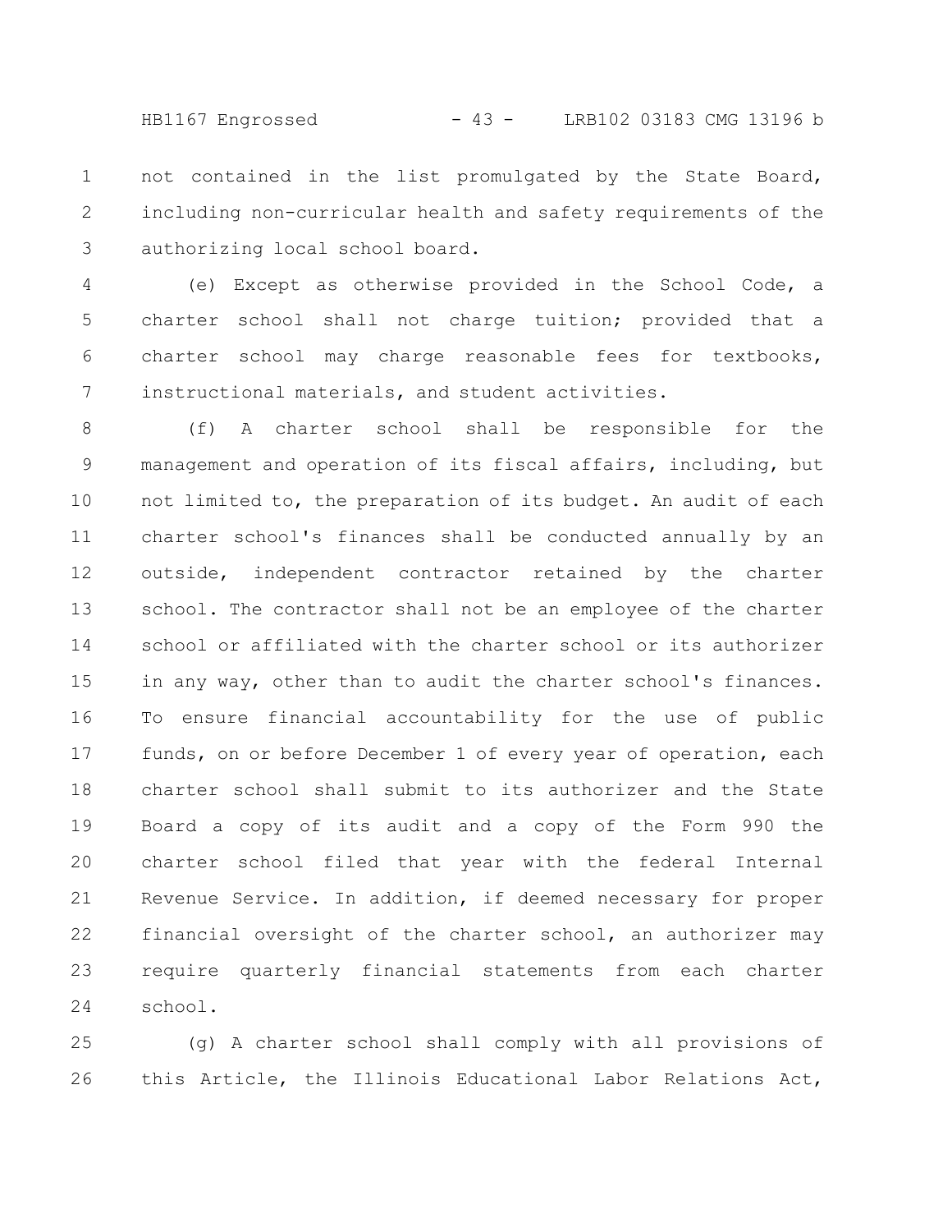not contained in the list promulgated by the State Board, including non-curricular health and safety requirements of the authorizing local school board.

(e) Except as otherwise provided in the School Code, a charter school shall not charge tuition; provided that a charter school may charge reasonable fees for textbooks, instructional materials, and student activities.

(f) A charter school shall be responsible for the management and operation of its fiscal affairs, including, but not limited to, the preparation of its budget. An audit of each charter school's finances shall be conducted annually by an outside, independent contractor retained by the charter school. The contractor shall not be an employee of the charter school or affiliated with the charter school or its authorizer in any way, other than to audit the charter school's finances. To ensure financial accountability for the use of public funds, on or before December 1 of every year of operation, each charter school shall submit to its authorizer and the State Board a copy of its audit and a copy of the Form 990 the charter school filed that year with the federal Internal Revenue Service. In addition, if deemed necessary for proper financial oversight of the charter school, an authorizer may require quarterly financial statements from each charter school.

(g) A charter school shall comply with all provisions of this Article, the Illinois Educational Labor Relations Act,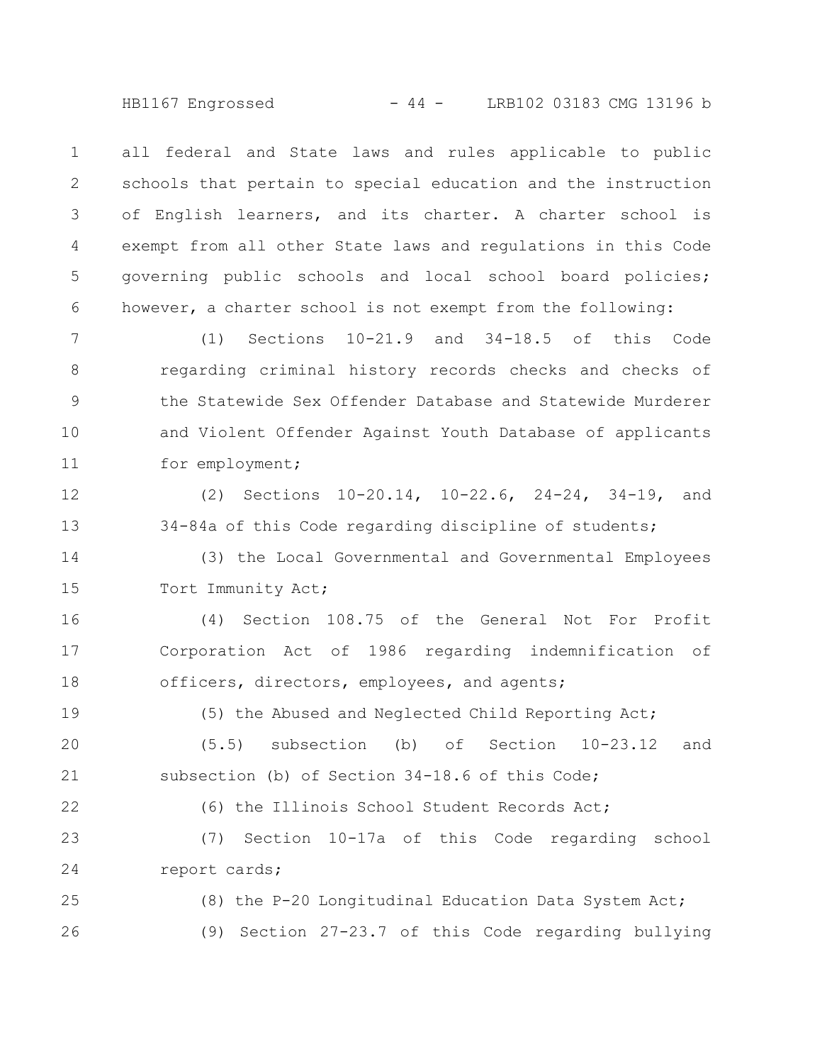all federal and State laws and rules applicable to public schools that pertain to special education and the instruction of English learners, and its charter. A charter school is exempt from all other State laws and regulations in this Code governing public schools and local school board policies; however, a charter school is not exempt from the following:

(1) Sections 10-21.9 and 34-18.5 of this Code regarding criminal history records checks and checks of the Statewide Sex Offender Database and Statewide Murderer and Violent Offender Against Youth Database of applicants for employment;

(2) Sections 10-20.14, 10-22.6, 24-24, 34-19, and 34-84a of this Code regarding discipline of students;

(3) the Local Governmental and Governmental Employees Tort Immunity Act;

(4) Section 108.75 of the General Not For Profit Corporation Act of 1986 regarding indemnification of officers, directors, employees, and agents;

(5) the Abused and Neglected Child Reporting Act;

(5.5) subsection (b) of Section 10-23.12 and subsection (b) of Section 34-18.6 of this Code;

(6) the Illinois School Student Records Act;

(7) Section 10-17a of this Code regarding school report cards;

(8) the P-20 Longitudinal Education Data System Act;

(9) Section 27-23.7 of this Code regarding bullying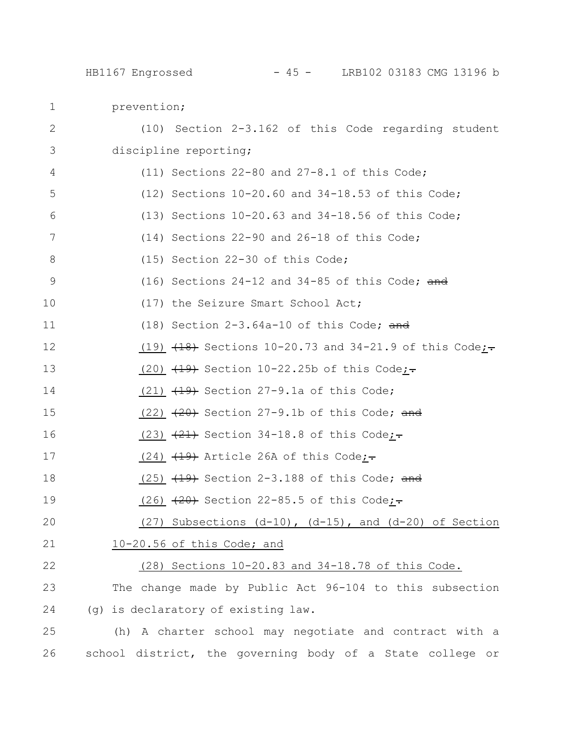prevention;

(10) Section 2-3.162 of this Code regarding student discipline reporting;

(11) Sections 22-80 and 27-8.1 of this Code;

(12) Sections 10-20.60 and 34-18.53 of this Code;

(13) Sections 10-20.63 and 34-18.56 of this Code;

(14) Sections 22-90 and 26-18 of this Code;

(15) Section 22-30 of this Code;

(16) Sections 24-12 and 34-85 of this Code; ~~and~~

(17) the Seizure Smart School Act;

(18) Section 2-3.64a-10 of this Code; ~~and~~

(19) ~~(18)~~ Sections 10-20.73 and 34-21.9 of this Code; ~~.~~

(20) ~~(19)~~ Section 10-22.25b of this Code; ~~.~~

(21) ~~(19)~~ Section 27-9.1a of this Code;

(22) ~~(20)~~ Section 27-9.1b of this Code; ~~and~~

(23) ~~(21)~~ Section 34-18.8 of this Code; ~~.~~

(24) ~~(19)~~ Article 26A of this Code; ~~.~~

(25) ~~(19)~~ Section 2-3.188 of this Code; ~~and~~

(26) ~~(20)~~ Section 22-85.5 of this Code; ~~.~~

(27) Subsections (d-10), (d-15), and (d-20) of Section 10-20.56 of this Code; and

(28) Sections 10-20.83 and 34-18.78 of this Code.

The change made by Public Act 96-104 to this subsection (g) is declaratory of existing law.

(h) A charter school may negotiate and contract with a school district, the governing body of a State college or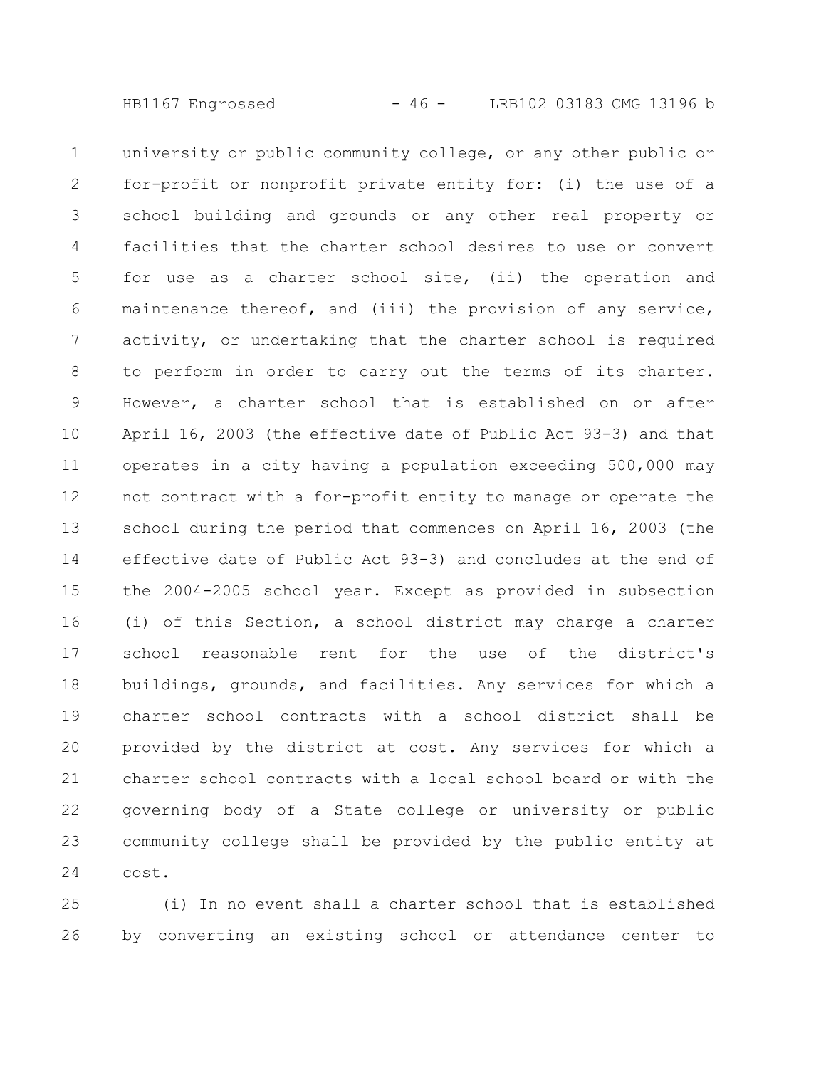university or public community college, or any other public or for-profit or nonprofit private entity for: (i) the use of a school building and grounds or any other real property or facilities that the charter school desires to use or convert for use as a charter school site, (ii) the operation and maintenance thereof, and (iii) the provision of any service, activity, or undertaking that the charter school is required to perform in order to carry out the terms of its charter. However, a charter school that is established on or after April 16, 2003 (the effective date of Public Act 93-3) and that operates in a city having a population exceeding 500,000 may not contract with a for-profit entity to manage or operate the school during the period that commences on April 16, 2003 (the effective date of Public Act 93-3) and concludes at the end of the 2004-2005 school year. Except as provided in subsection (i) of this Section, a school district may charge a charter school reasonable rent for the use of the district's buildings, grounds, and facilities. Any services for which a charter school contracts with a school district shall be provided by the district at cost. Any services for which a charter school contracts with a local school board or with the governing body of a State college or university or public community college shall be provided by the public entity at cost.

(i) In no event shall a charter school that is established by converting an existing school or attendance center to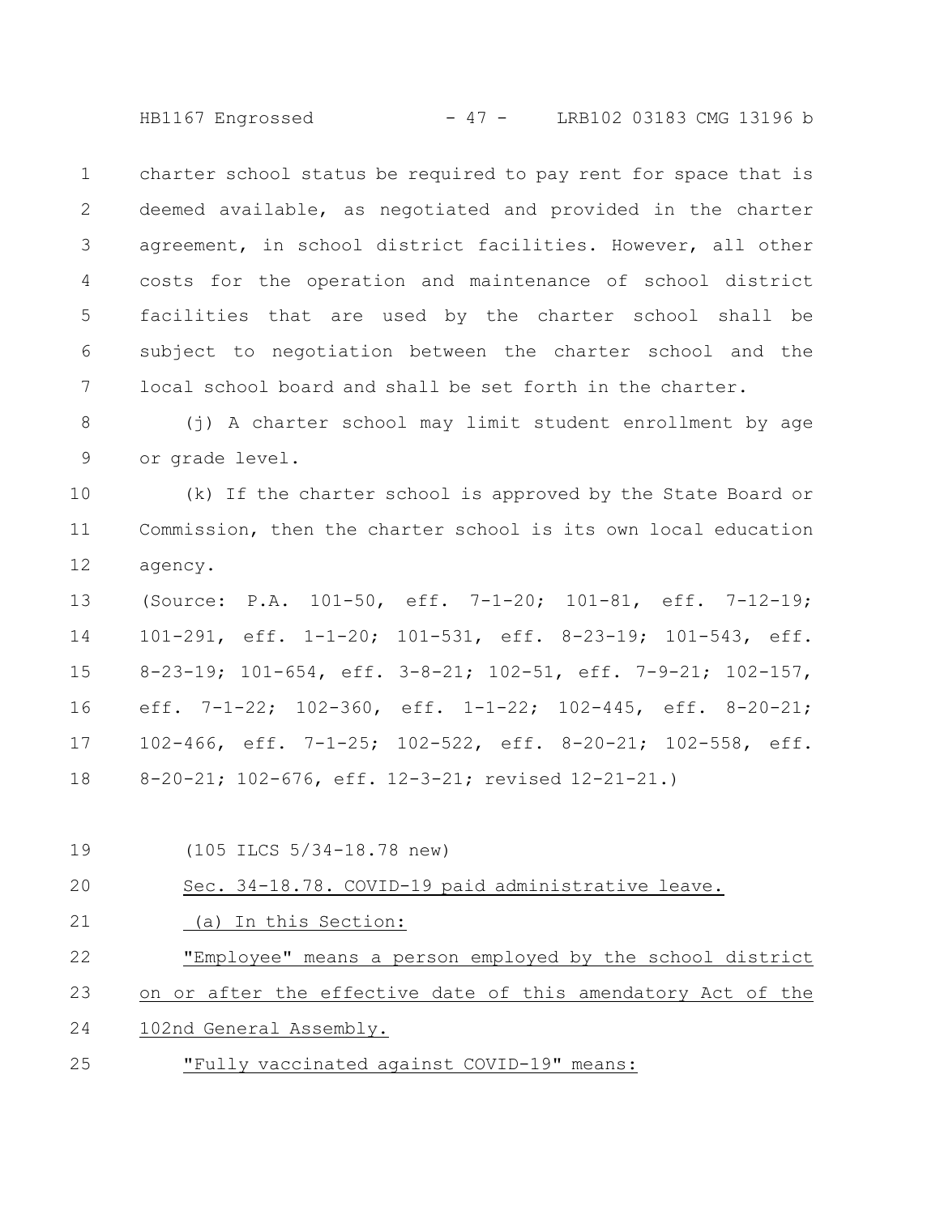charter school status be required to pay rent for space that is deemed available, as negotiated and provided in the charter agreement, in school district facilities. However, all other costs for the operation and maintenance of school district facilities that are used by the charter school shall be subject to negotiation between the charter school and the local school board and shall be set forth in the charter.

(j) A charter school may limit student enrollment by age or grade level.

(k) If the charter school is approved by the State Board or Commission, then the charter school is its own local education agency.

(Source: P.A. 101-50, eff. 7-1-20; 101-81, eff. 7-12-19; 101-291, eff. 1-1-20; 101-531, eff. 8-23-19; 101-543, eff. 8-23-19; 101-654, eff. 3-8-21; 102-51, eff. 7-9-21; 102-157, eff. 7-1-22; 102-360, eff. 1-1-22; 102-445, eff. 8-20-21; 102-466, eff. 7-1-25; 102-522, eff. 8-20-21; 102-558, eff. 8-20-21; 102-676, eff. 12-3-21; revised 12-21-21.)

(105 ILCS 5/34-18.78 new)

Sec. 34-18.78. COVID-19 paid administrative leave.

(a) In this Section:

"Employee" means a person employed by the school district on or after the effective date of this amendatory Act of the 102nd General Assembly.

"Fully vaccinated against COVID-19" means: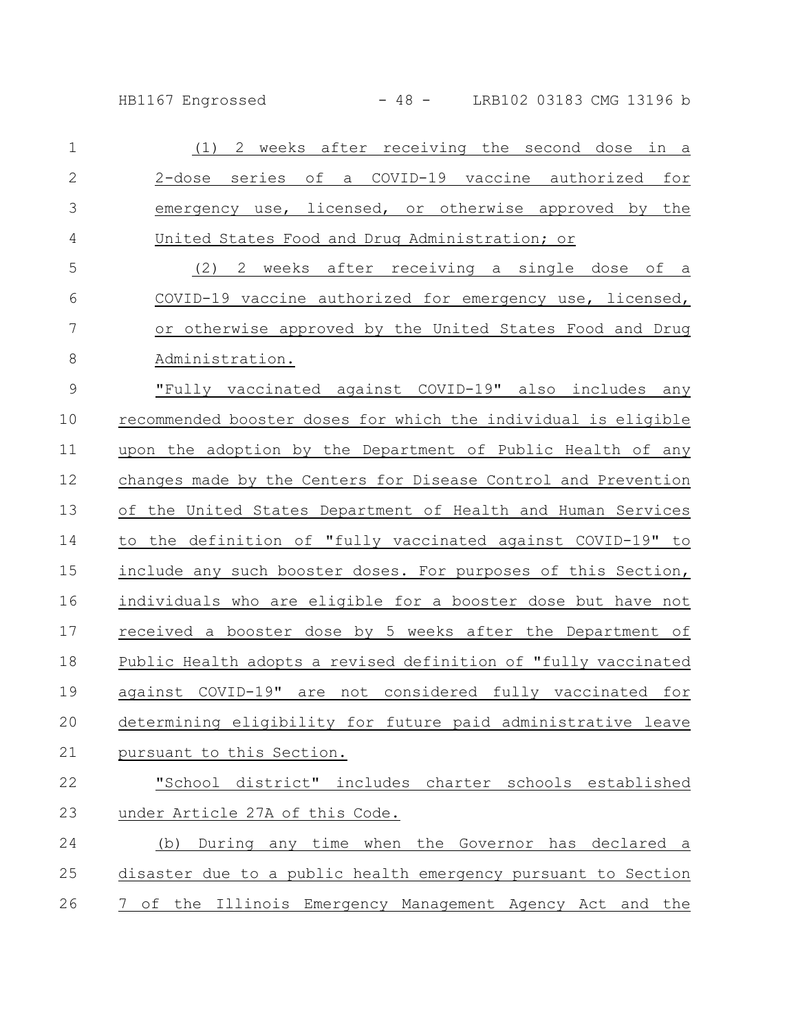(1) 2 weeks after receiving the second dose in a 2-dose series of a COVID-19 vaccine authorized for emergency use, licensed, or otherwise approved by the United States Food and Drug Administration; or

(2) 2 weeks after receiving a single dose of a COVID-19 vaccine authorized for emergency use, licensed, or otherwise approved by the United States Food and Drug Administration.

"Fully vaccinated against COVID-19" also includes any recommended booster doses for which the individual is eligible upon the adoption by the Department of Public Health of any changes made by the Centers for Disease Control and Prevention of the United States Department of Health and Human Services to the definition of "fully vaccinated against COVID-19" to include any such booster doses. For purposes of this Section, individuals who are eligible for a booster dose but have not received a booster dose by 5 weeks after the Department of Public Health adopts a revised definition of "fully vaccinated against COVID-19" are not considered fully vaccinated for determining eligibility for future paid administrative leave pursuant to this Section.

"School district" includes charter schools established under Article 27A of this Code.

(b) During any time when the Governor has declared a disaster due to a public health emergency pursuant to Section 7 of the Illinois Emergency Management Agency Act and the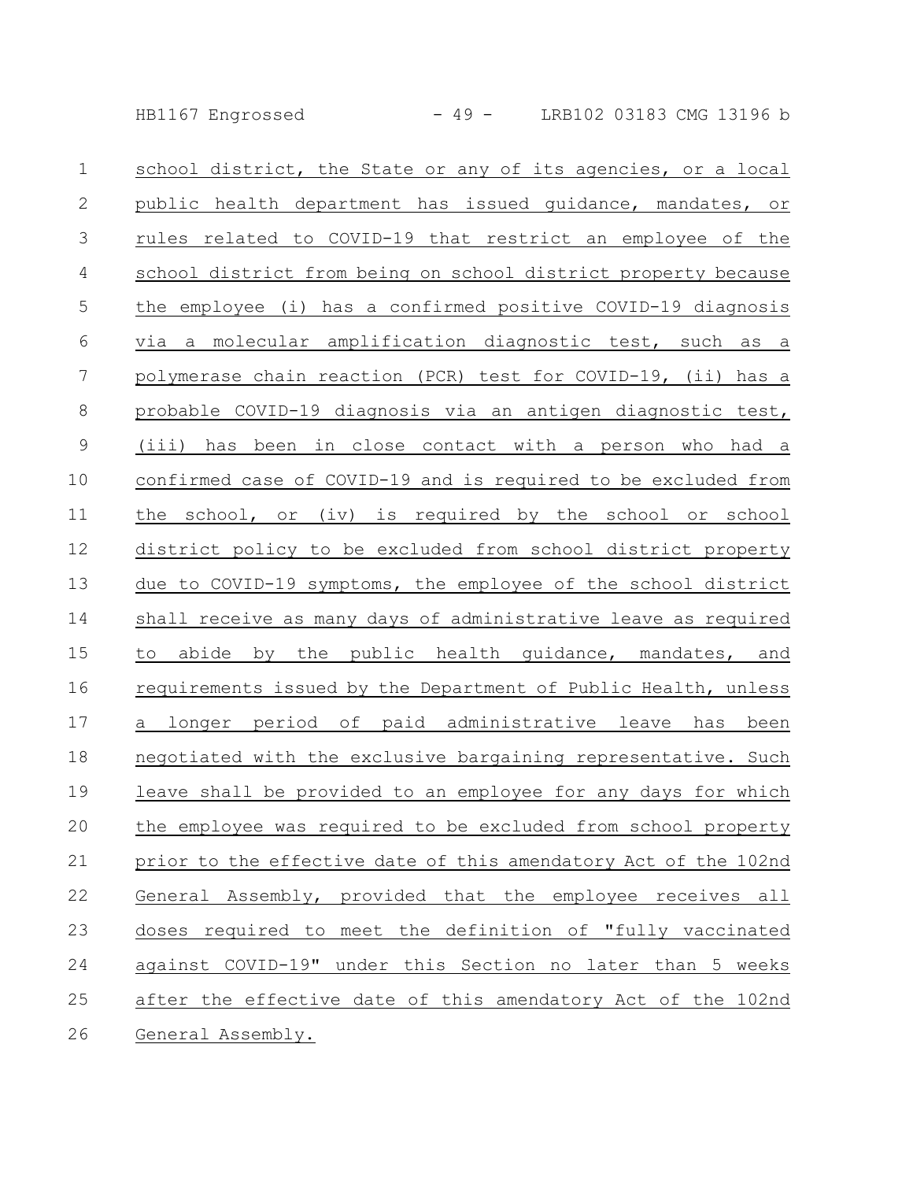school district, the State or any of its agencies, or a local public health department has issued guidance, mandates, or rules related to COVID-19 that restrict an employee of the school district from being on school district property because the employee (i) has a confirmed positive COVID-19 diagnosis via a molecular amplification diagnostic test, such as a polymerase chain reaction (PCR) test for COVID-19, (ii) has a probable COVID-19 diagnosis via an antigen diagnostic test, (iii) has been in close contact with a person who had a confirmed case of COVID-19 and is required to be excluded from the school, or (iv) is required by the school or school district policy to be excluded from school district property due to COVID-19 symptoms, the employee of the school district shall receive as many days of administrative leave as required to abide by the public health guidance, mandates, and requirements issued by the Department of Public Health, unless a longer period of paid administrative leave has been negotiated with the exclusive bargaining representative. Such leave shall be provided to an employee for any days for which the employee was required to be excluded from school property prior to the effective date of this amendatory Act of the 102nd General Assembly, provided that the employee receives all doses required to meet the definition of "fully vaccinated against COVID-19" under this Section no later than 5 weeks after the effective date of this amendatory Act of the 102nd General Assembly.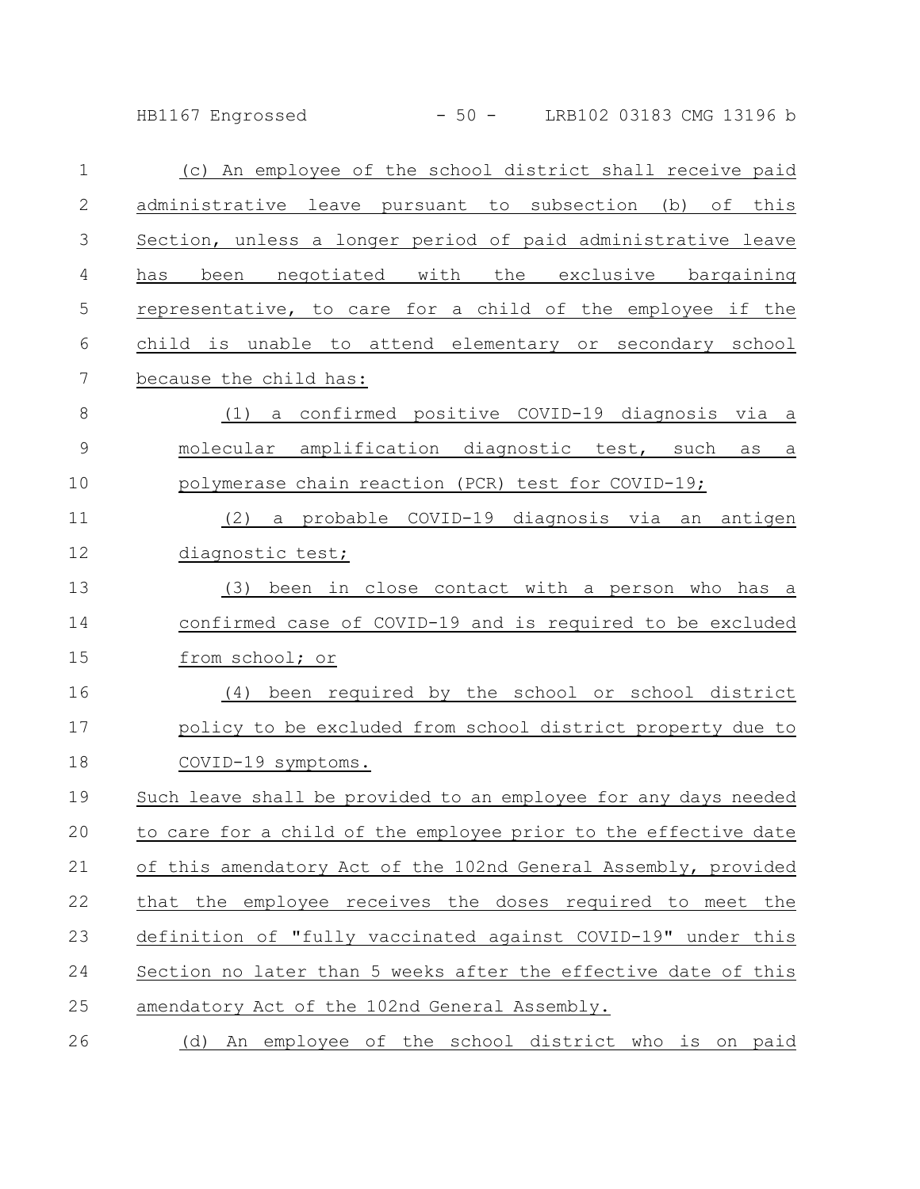(c) An employee of the school district shall receive paid administrative leave pursuant to subsection (b) of this Section, unless a longer period of paid administrative leave has been negotiated with the exclusive bargaining representative, to care for a child of the employee if the child is unable to attend elementary or secondary school because the child has:

(1) a confirmed positive COVID-19 diagnosis via a molecular amplification diagnostic test, such as a polymerase chain reaction (PCR) test for COVID-19;

(2) a probable COVID-19 diagnosis via an antigen diagnostic test;

(3) been in close contact with a person who has a confirmed case of COVID-19 and is required to be excluded from school; or

(4) been required by the school or school district policy to be excluded from school district property due to COVID-19 symptoms.

Such leave shall be provided to an employee for any days needed to care for a child of the employee prior to the effective date of this amendatory Act of the 102nd General Assembly, provided that the employee receives the doses required to meet the definition of "fully vaccinated against COVID-19" under this Section no later than 5 weeks after the effective date of this amendatory Act of the 102nd General Assembly.

(d) An employee of the school district who is on paid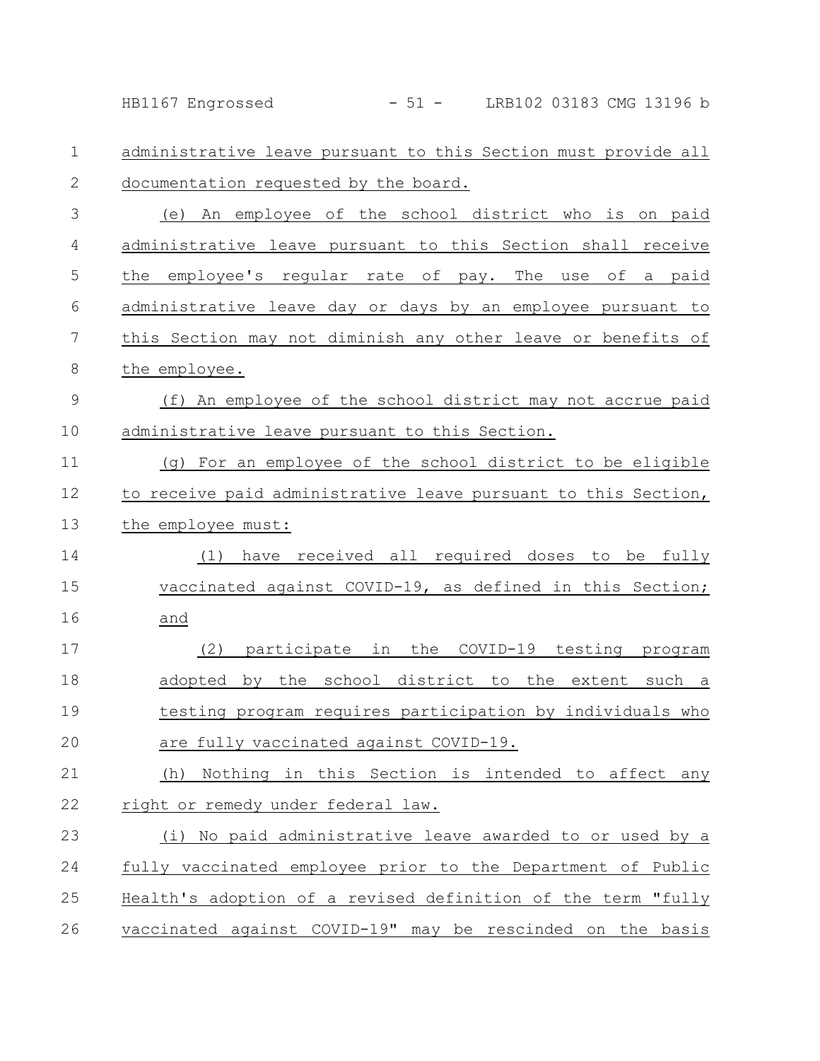administrative leave pursuant to this Section must provide all documentation requested by the board.

(e) An employee of the school district who is on paid administrative leave pursuant to this Section shall receive the employee's regular rate of pay. The use of a paid administrative leave day or days by an employee pursuant to this Section may not diminish any other leave or benefits of the employee.

(f) An employee of the school district may not accrue paid administrative leave pursuant to this Section.

(g) For an employee of the school district to be eligible to receive paid administrative leave pursuant to this Section, the employee must:

(1) have received all required doses to be fully vaccinated against COVID-19, as defined in this Section; and

(2) participate in the COVID-19 testing program adopted by the school district to the extent such a testing program requires participation by individuals who are fully vaccinated against COVID-19.

(h) Nothing in this Section is intended to affect any right or remedy under federal law.

(i) No paid administrative leave awarded to or used by a fully vaccinated employee prior to the Department of Public Health's adoption of a revised definition of the term "fully vaccinated against COVID-19" may be rescinded on the basis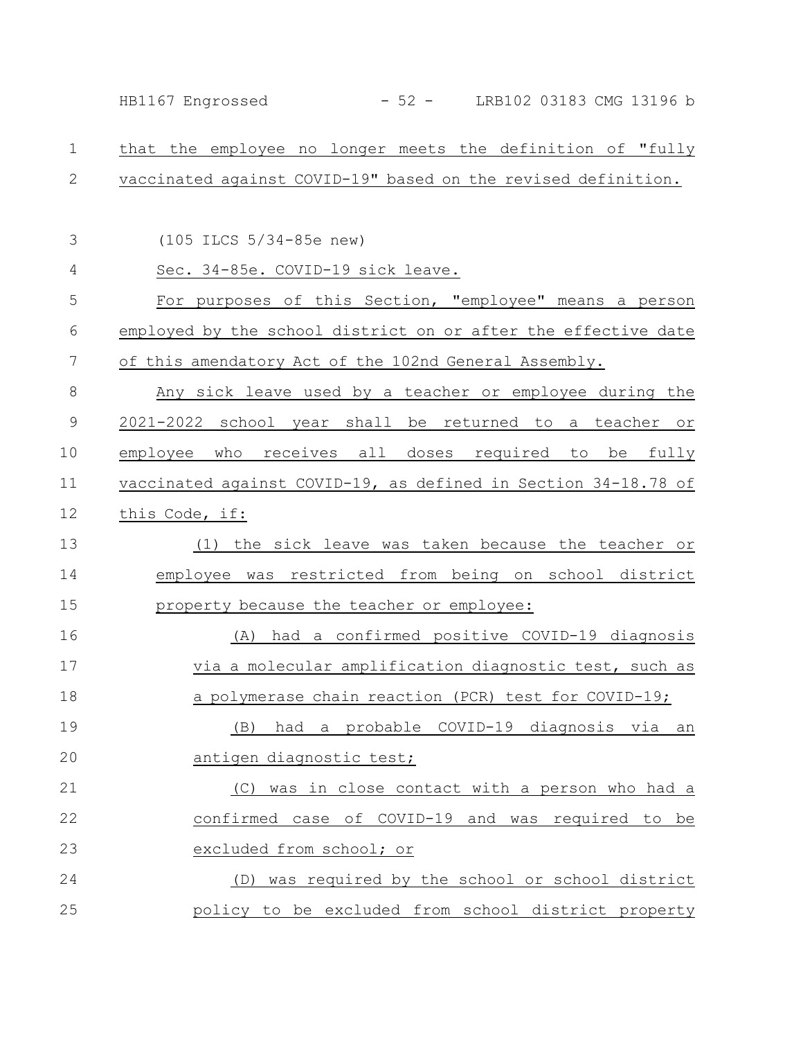that the employee no longer meets the definition of "fully vaccinated against COVID-19" based on the revised definition.

(105 ILCS 5/34-85e new)

Sec. 34-85e. COVID-19 sick leave.

For purposes of this Section, "employee" means a person employed by the school district on or after the effective date of this amendatory Act of the 102nd General Assembly.

Any sick leave used by a teacher or employee during the 2021-2022 school year shall be returned to a teacher or employee who receives all doses required to be fully vaccinated against COVID-19, as defined in Section 34-18.78 of this Code, if:

(1) the sick leave was taken because the teacher or employee was restricted from being on school district property because the teacher or employee:

(A) had a confirmed positive COVID-19 diagnosis via a molecular amplification diagnostic test, such as a polymerase chain reaction (PCR) test for COVID-19;

(B) had a probable COVID-19 diagnosis via an antigen diagnostic test;

(C) was in close contact with a person who had a confirmed case of COVID-19 and was required to be excluded from school; or

(D) was required by the school or school district policy to be excluded from school district property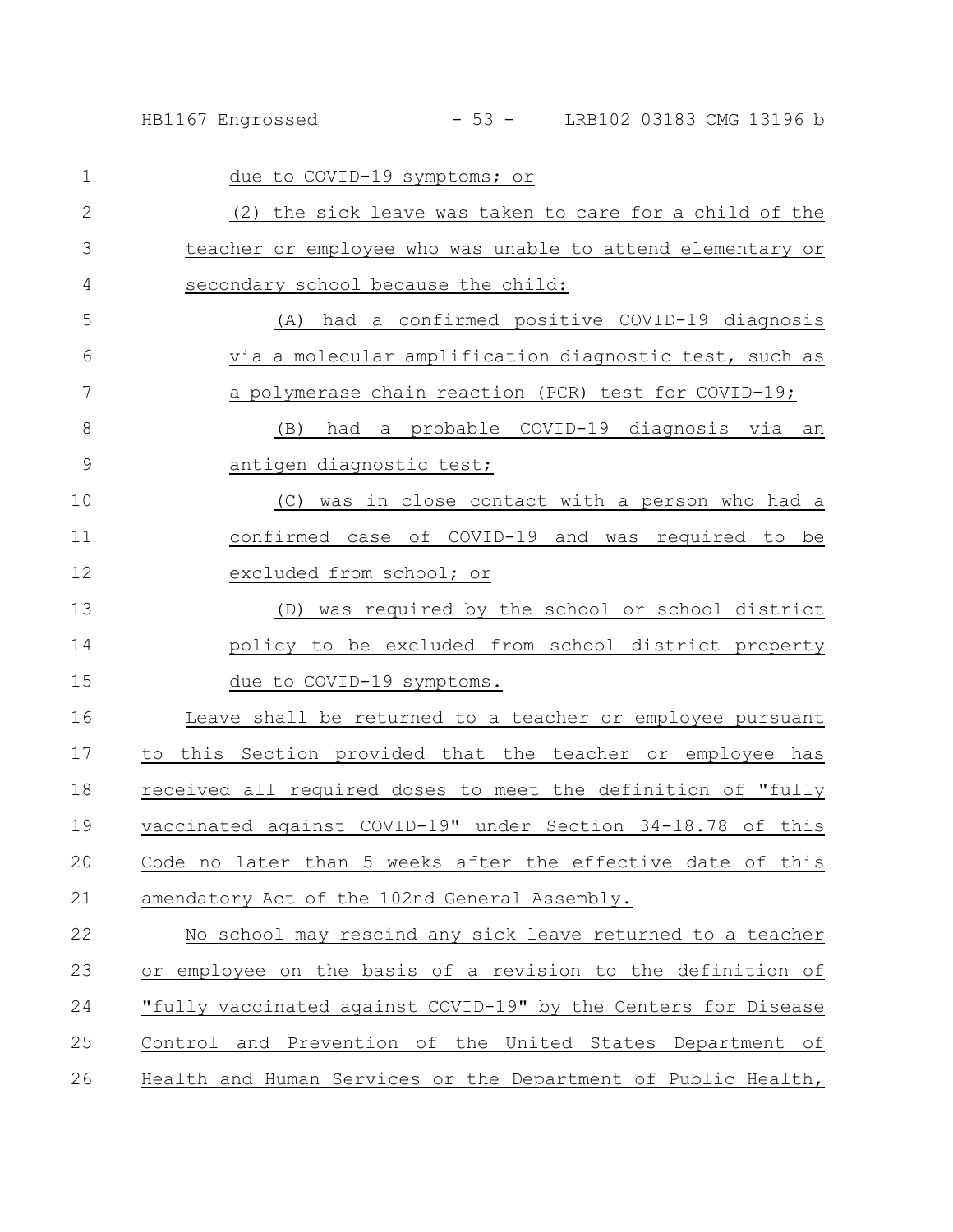due to COVID-19 symptoms; or

(2) the sick leave was taken to care for a child of the teacher or employee who was unable to attend elementary or secondary school because the child:

(A) had a confirmed positive COVID-19 diagnosis via a molecular amplification diagnostic test, such as a polymerase chain reaction (PCR) test for COVID-19;

(B) had a probable COVID-19 diagnosis via an antigen diagnostic test;

(C) was in close contact with a person who had a confirmed case of COVID-19 and was required to be excluded from school; or

(D) was required by the school or school district policy to be excluded from school district property due to COVID-19 symptoms.

Leave shall be returned to a teacher or employee pursuant to this Section provided that the teacher or employee has received all required doses to meet the definition of "fully vaccinated against COVID-19" under Section 34-18.78 of this Code no later than 5 weeks after the effective date of this amendatory Act of the 102nd General Assembly.

No school may rescind any sick leave returned to a teacher or employee on the basis of a revision to the definition of "fully vaccinated against COVID-19" by the Centers for Disease Control and Prevention of the United States Department of Health and Human Services or the Department of Public Health,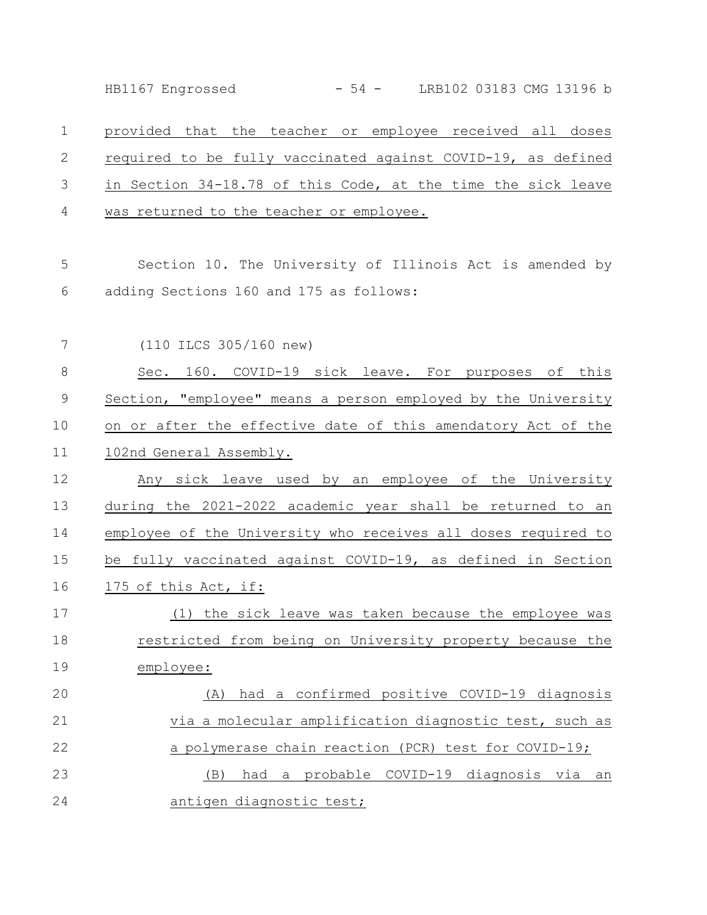provided that the teacher or employee received all doses required to be fully vaccinated against COVID-19, as defined in Section 34-18.78 of this Code, at the time the sick leave was returned to the teacher or employee.

Section 10. The University of Illinois Act is amended by adding Sections 160 and 175 as follows:

(110 ILCS 305/160 new)

Sec. 160. COVID-19 sick leave. For purposes of this Section, "employee" means a person employed by the University on or after the effective date of this amendatory Act of the 102nd General Assembly.

Any sick leave used by an employee of the University during the 2021-2022 academic year shall be returned to an employee of the University who receives all doses required to be fully vaccinated against COVID-19, as defined in Section 175 of this Act, if:

(1) the sick leave was taken because the employee was restricted from being on University property because the employee:

(A) had a confirmed positive COVID-19 diagnosis via a molecular amplification diagnostic test, such as a polymerase chain reaction (PCR) test for COVID-19;

(B) had a probable COVID-19 diagnosis via an antigen diagnostic test;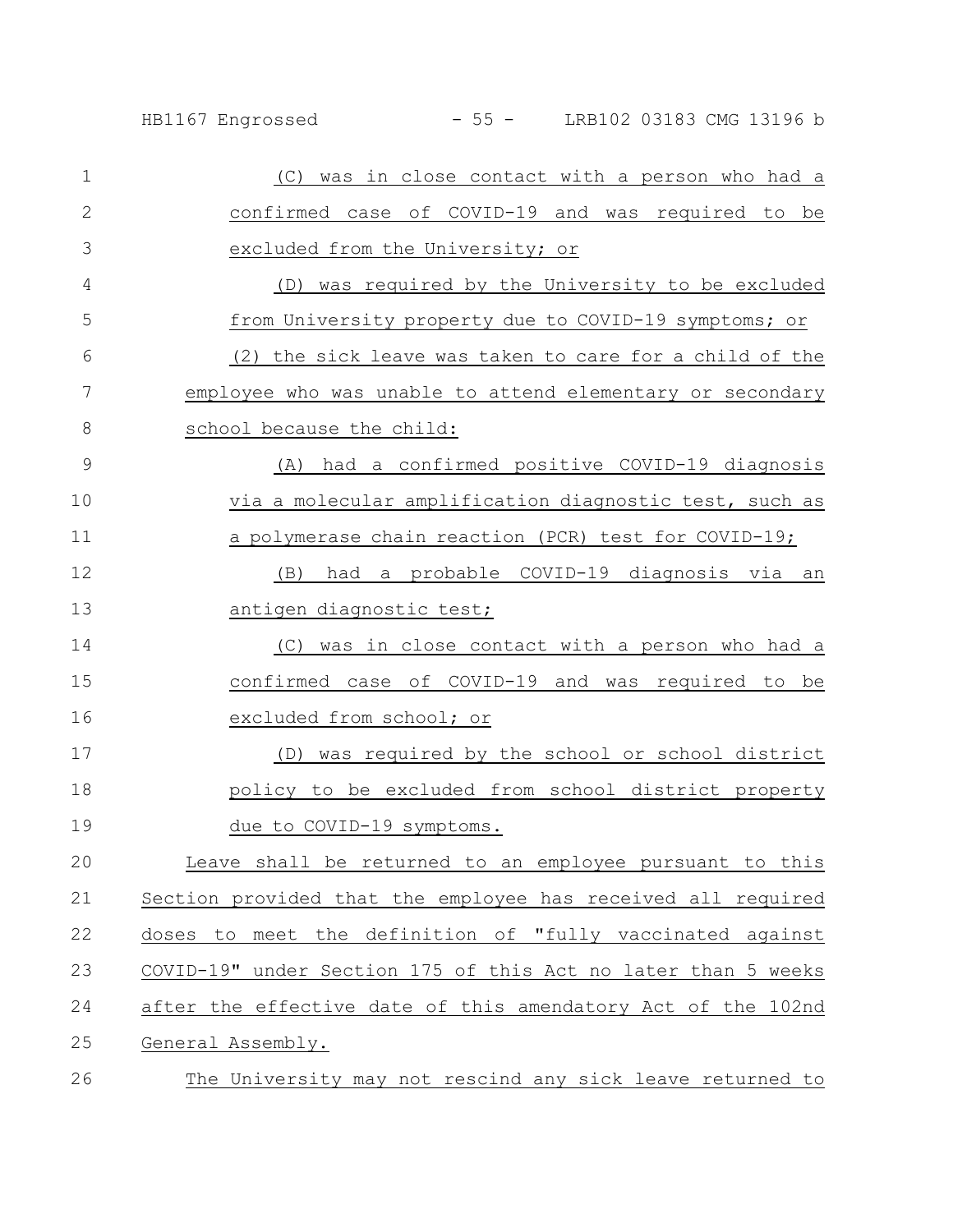(C) was in close contact with a person who had a confirmed case of COVID-19 and was required to be excluded from the University; or

(D) was required by the University to be excluded from University property due to COVID-19 symptoms; or

(2) the sick leave was taken to care for a child of the employee who was unable to attend elementary or secondary school because the child:

(A) had a confirmed positive COVID-19 diagnosis via a molecular amplification diagnostic test, such as a polymerase chain reaction (PCR) test for COVID-19;

(B) had a probable COVID-19 diagnosis via an antigen diagnostic test;

(C) was in close contact with a person who had a confirmed case of COVID-19 and was required to be excluded from school; or

(D) was required by the school or school district policy to be excluded from school district property due to COVID-19 symptoms.

Leave shall be returned to an employee pursuant to this Section provided that the employee has received all required doses to meet the definition of "fully vaccinated against COVID-19" under Section 175 of this Act no later than 5 weeks after the effective date of this amendatory Act of the 102nd General Assembly.

The University may not rescind any sick leave returned to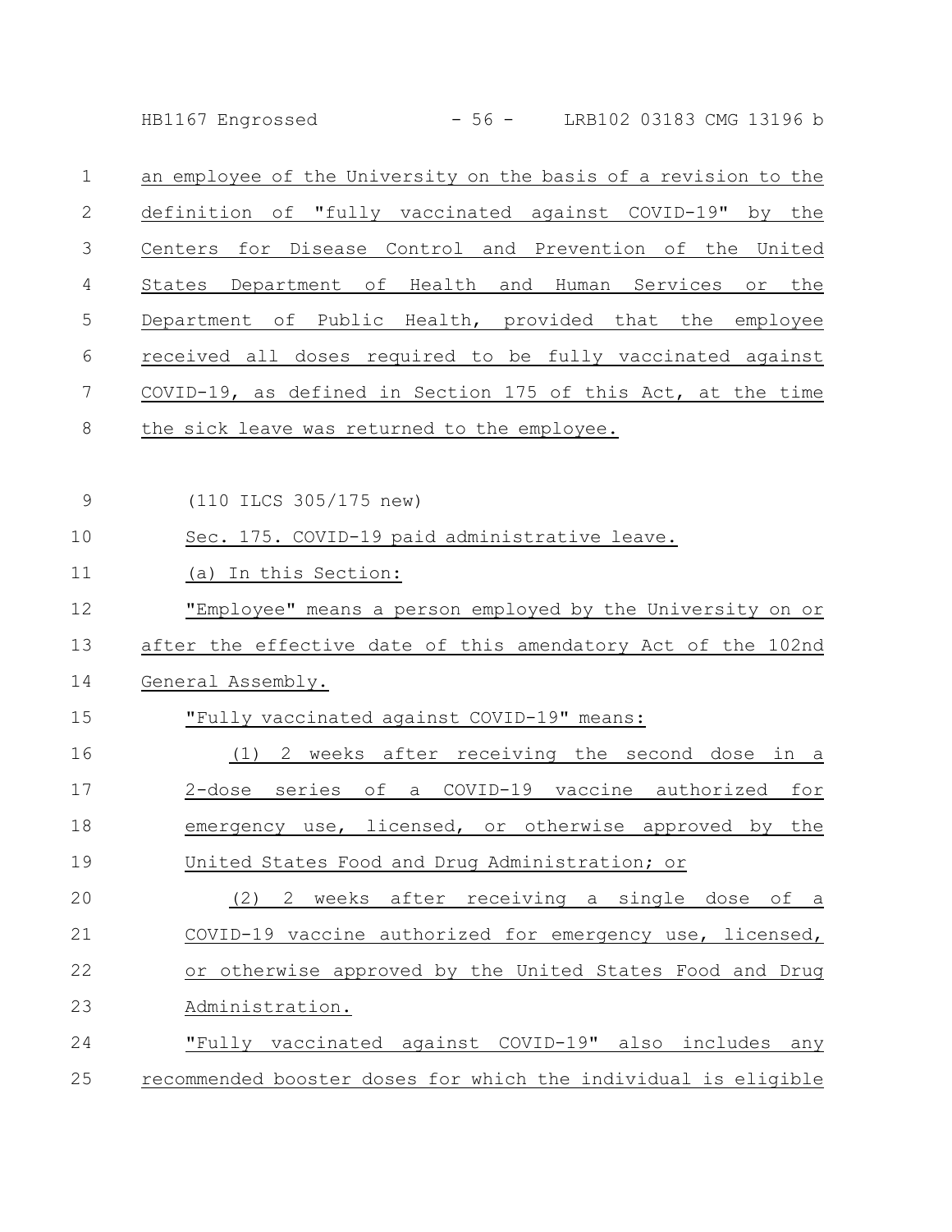an employee of the University on the basis of a revision to the definition of "fully vaccinated against COVID-19" by the Centers for Disease Control and Prevention of the United States Department of Health and Human Services or the Department of Public Health, provided that the employee received all doses required to be fully vaccinated against COVID-19, as defined in Section 175 of this Act, at the time the sick leave was returned to the employee.

(110 ILCS 305/175 new)

Sec. 175. COVID-19 paid administrative leave.

(a) In this Section:

"Employee" means a person employed by the University on or after the effective date of this amendatory Act of the 102nd General Assembly.

"Fully vaccinated against COVID-19" means:

(1) 2 weeks after receiving the second dose in a 2-dose series of a COVID-19 vaccine authorized for emergency use, licensed, or otherwise approved by the United States Food and Drug Administration; or

(2) 2 weeks after receiving a single dose of a COVID-19 vaccine authorized for emergency use, licensed, or otherwise approved by the United States Food and Drug Administration.

"Fully vaccinated against COVID-19" also includes any recommended booster doses for which the individual is eligible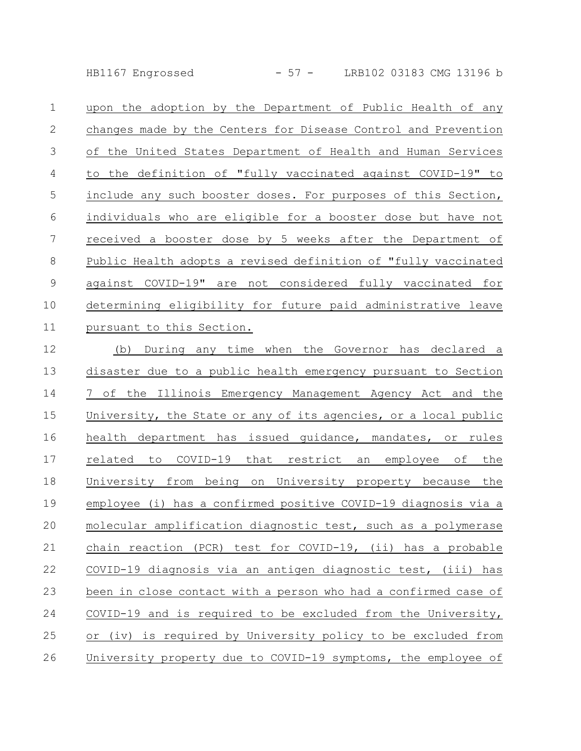upon the adoption by the Department of Public Health of any changes made by the Centers for Disease Control and Prevention of the United States Department of Health and Human Services to the definition of "fully vaccinated against COVID-19" to include any such booster doses. For purposes of this Section, individuals who are eligible for a booster dose but have not received a booster dose by 5 weeks after the Department of Public Health adopts a revised definition of "fully vaccinated against COVID-19" are not considered fully vaccinated for determining eligibility for future paid administrative leave pursuant to this Section.

(b) During any time when the Governor has declared a disaster due to a public health emergency pursuant to Section 7 of the Illinois Emergency Management Agency Act and the University, the State or any of its agencies, or a local public health department has issued guidance, mandates, or rules related to COVID-19 that restrict an employee of the University from being on University property because the employee (i) has a confirmed positive COVID-19 diagnosis via a molecular amplification diagnostic test, such as a polymerase chain reaction (PCR) test for COVID-19, (ii) has a probable COVID-19 diagnosis via an antigen diagnostic test, (iii) has been in close contact with a person who had a confirmed case of COVID-19 and is required to be excluded from the University, or (iv) is required by University policy to be excluded from University property due to COVID-19 symptoms, the employee of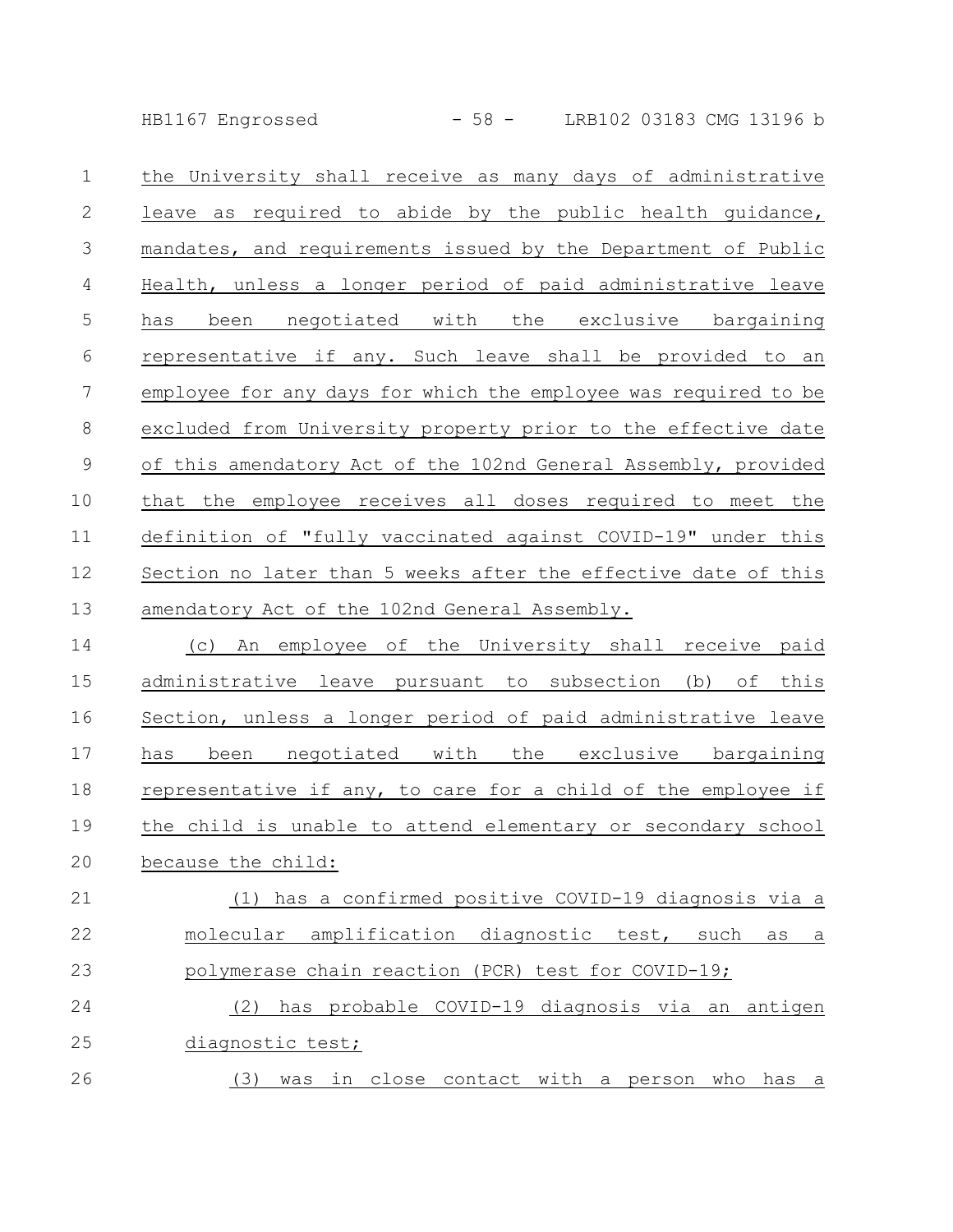the University shall receive as many days of administrative leave as required to abide by the public health guidance, mandates, and requirements issued by the Department of Public Health, unless a longer period of paid administrative leave has been negotiated with the exclusive bargaining representative if any. Such leave shall be provided to an employee for any days for which the employee was required to be excluded from University property prior to the effective date of this amendatory Act of the 102nd General Assembly, provided that the employee receives all doses required to meet the definition of "fully vaccinated against COVID-19" under this Section no later than 5 weeks after the effective date of this amendatory Act of the 102nd General Assembly.

(c) An employee of the University shall receive paid administrative leave pursuant to subsection (b) of this Section, unless a longer period of paid administrative leave has been negotiated with the exclusive bargaining representative if any, to care for a child of the employee if the child is unable to attend elementary or secondary school because the child:

(1) has a confirmed positive COVID-19 diagnosis via a molecular amplification diagnostic test, such as a polymerase chain reaction (PCR) test for COVID-19;

(2) has probable COVID-19 diagnosis via an antigen diagnostic test;

(3) was in close contact with a person who has a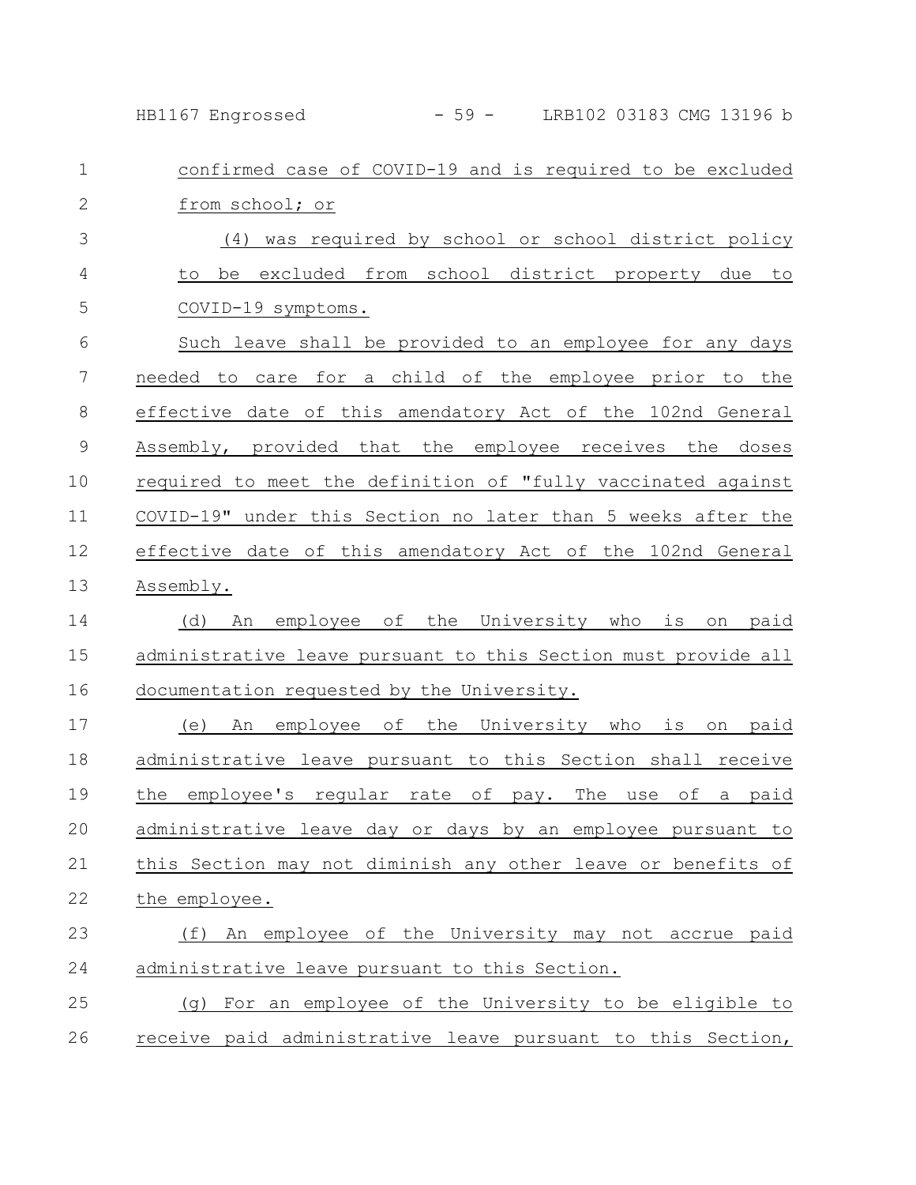confirmed case of COVID-19 and is required to be excluded from school; or

(4) was required by school or school district policy to be excluded from school district property due to COVID-19 symptoms.

Such leave shall be provided to an employee for any days needed to care for a child of the employee prior to the effective date of this amendatory Act of the 102nd General Assembly, provided that the employee receives the doses required to meet the definition of "fully vaccinated against COVID-19" under this Section no later than 5 weeks after the effective date of this amendatory Act of the 102nd General Assembly.

(d) An employee of the University who is on paid administrative leave pursuant to this Section must provide all documentation requested by the University.

(e) An employee of the University who is on paid administrative leave pursuant to this Section shall receive the employee's regular rate of pay. The use of a paid administrative leave day or days by an employee pursuant to this Section may not diminish any other leave or benefits of the employee.

(f) An employee of the University may not accrue paid administrative leave pursuant to this Section.

(g) For an employee of the University to be eligible to receive paid administrative leave pursuant to this Section,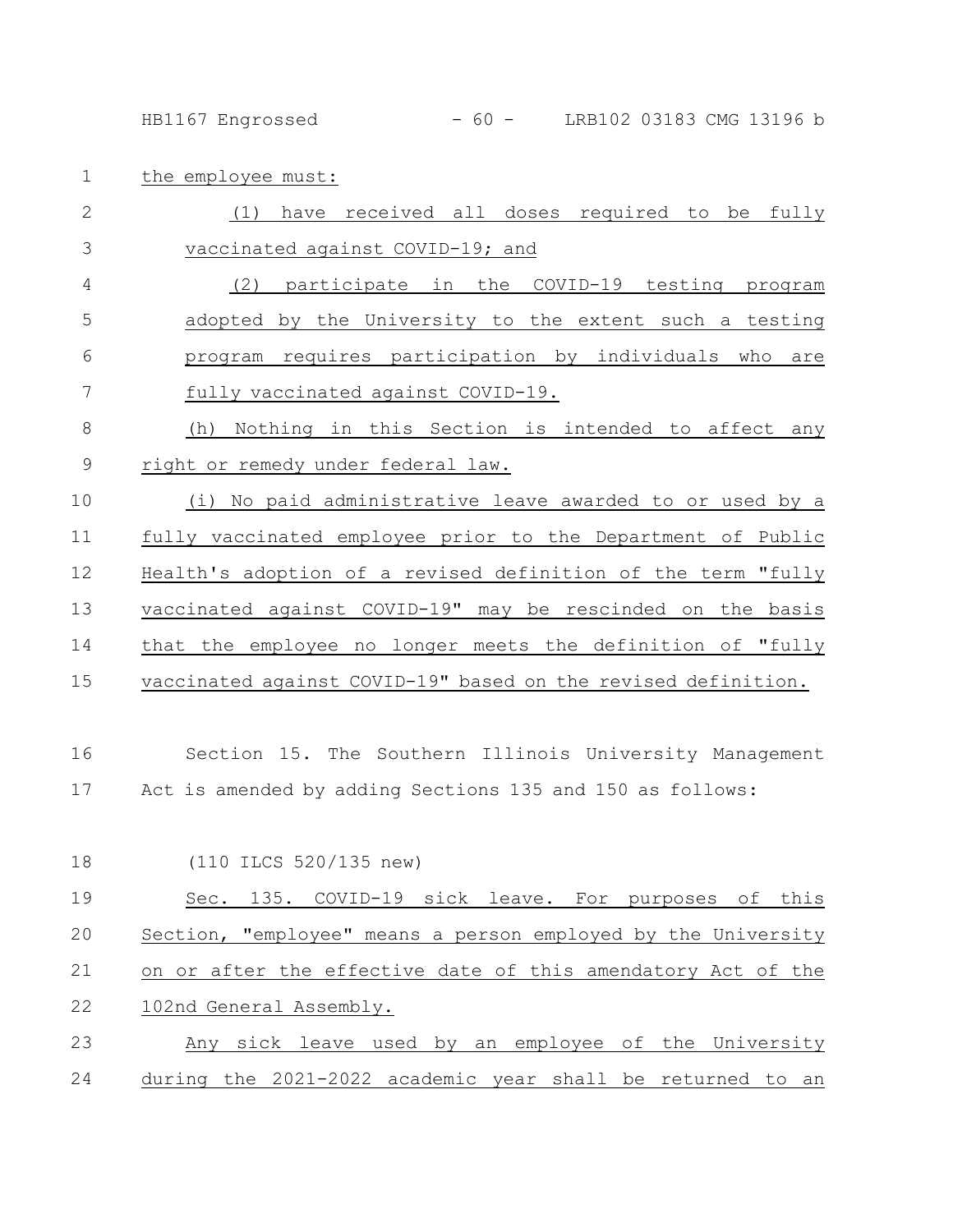the employee must:

(1) have received all doses required to be fully vaccinated against COVID-19; and

(2) participate in the COVID-19 testing program adopted by the University to the extent such a testing program requires participation by individuals who are fully vaccinated against COVID-19.

(h) Nothing in this Section is intended to affect any right or remedy under federal law.

(i) No paid administrative leave awarded to or used by a fully vaccinated employee prior to the Department of Public Health's adoption of a revised definition of the term "fully vaccinated against COVID-19" may be rescinded on the basis that the employee no longer meets the definition of "fully vaccinated against COVID-19" based on the revised definition.

Section 15. The Southern Illinois University Management Act is amended by adding Sections 135 and 150 as follows:

(110 ILCS 520/135 new)

Sec. 135. COVID-19 sick leave. For purposes of this Section, "employee" means a person employed by the University on or after the effective date of this amendatory Act of the 102nd General Assembly.

Any sick leave used by an employee of the University during the 2021-2022 academic year shall be returned to an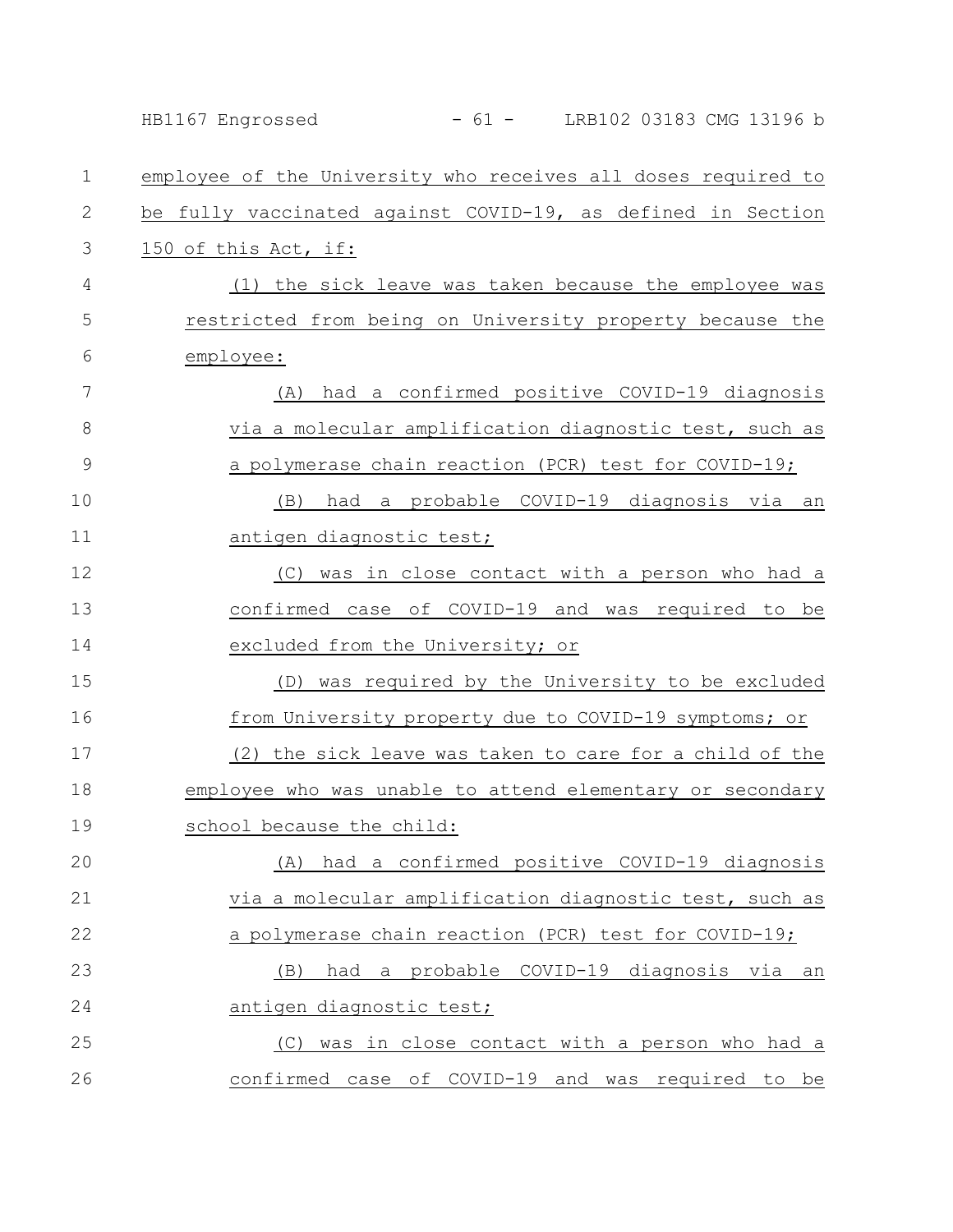employee of the University who receives all doses required to be fully vaccinated against COVID-19, as defined in Section 150 of this Act, if:

(1) the sick leave was taken because the employee was restricted from being on University property because the employee:

(A) had a confirmed positive COVID-19 diagnosis via a molecular amplification diagnostic test, such as a polymerase chain reaction (PCR) test for COVID-19;

(B) had a probable COVID-19 diagnosis via an antigen diagnostic test;

(C) was in close contact with a person who had a confirmed case of COVID-19 and was required to be excluded from the University; or

(D) was required by the University to be excluded from University property due to COVID-19 symptoms; or

(2) the sick leave was taken to care for a child of the employee who was unable to attend elementary or secondary school because the child:

(A) had a confirmed positive COVID-19 diagnosis via a molecular amplification diagnostic test, such as a polymerase chain reaction (PCR) test for COVID-19;

(B) had a probable COVID-19 diagnosis via an antigen diagnostic test;

(C) was in close contact with a person who had a confirmed case of COVID-19 and was required to be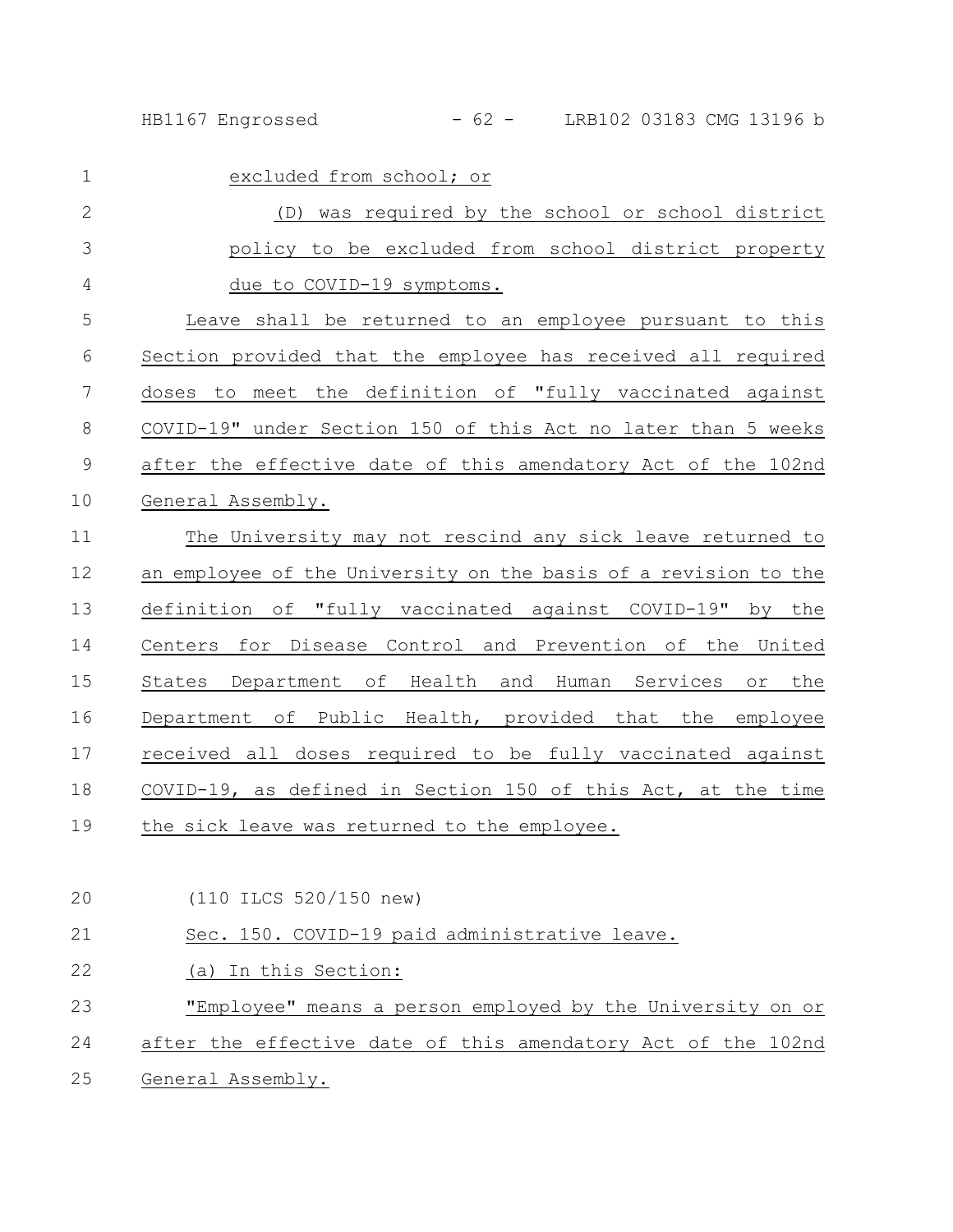excluded from school; or

(D) was required by the school or school district policy to be excluded from school district property due to COVID-19 symptoms.

Leave shall be returned to an employee pursuant to this Section provided that the employee has received all required doses to meet the definition of "fully vaccinated against COVID-19" under Section 150 of this Act no later than 5 weeks after the effective date of this amendatory Act of the 102nd General Assembly.

The University may not rescind any sick leave returned to an employee of the University on the basis of a revision to the definition of "fully vaccinated against COVID-19" by the Centers for Disease Control and Prevention of the United States Department of Health and Human Services or the Department of Public Health, provided that the employee received all doses required to be fully vaccinated against COVID-19, as defined in Section 150 of this Act, at the time the sick leave was returned to the employee.

(110 ILCS 520/150 new)

Sec. 150. COVID-19 paid administrative leave.

(a) In this Section:

"Employee" means a person employed by the University on or after the effective date of this amendatory Act of the 102nd General Assembly.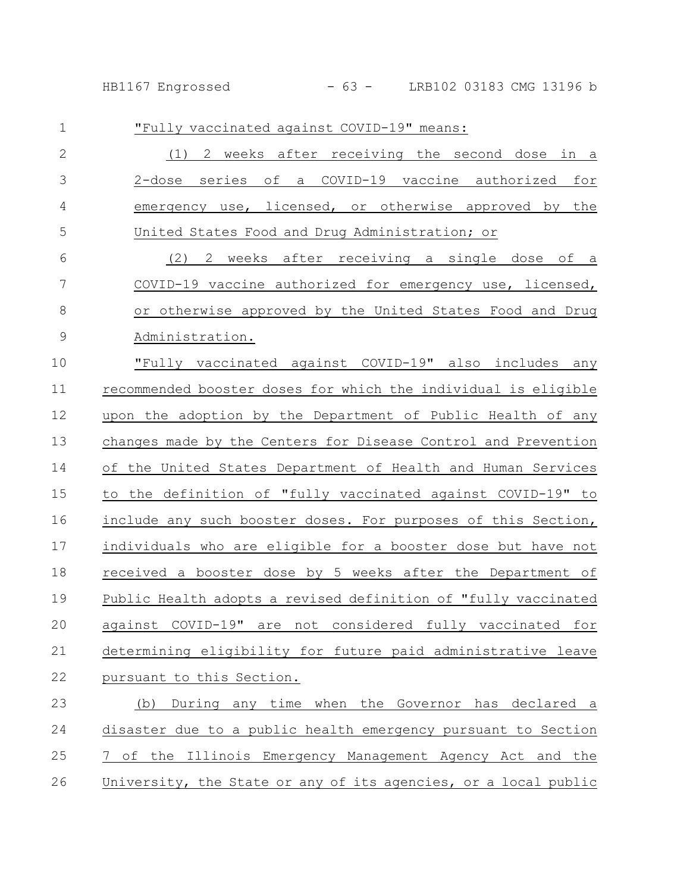"Fully vaccinated against COVID-19" means:

(1) 2 weeks after receiving the second dose in a 2-dose series of a COVID-19 vaccine authorized for emergency use, licensed, or otherwise approved by the United States Food and Drug Administration; or

(2) 2 weeks after receiving a single dose of a COVID-19 vaccine authorized for emergency use, licensed, or otherwise approved by the United States Food and Drug Administration.

"Fully vaccinated against COVID-19" also includes any recommended booster doses for which the individual is eligible upon the adoption by the Department of Public Health of any changes made by the Centers for Disease Control and Prevention of the United States Department of Health and Human Services to the definition of "fully vaccinated against COVID-19" to include any such booster doses. For purposes of this Section, individuals who are eligible for a booster dose but have not received a booster dose by 5 weeks after the Department of Public Health adopts a revised definition of "fully vaccinated against COVID-19" are not considered fully vaccinated for determining eligibility for future paid administrative leave pursuant to this Section.

(b) During any time when the Governor has declared a disaster due to a public health emergency pursuant to Section 7 of the Illinois Emergency Management Agency Act and the University, the State or any of its agencies, or a local public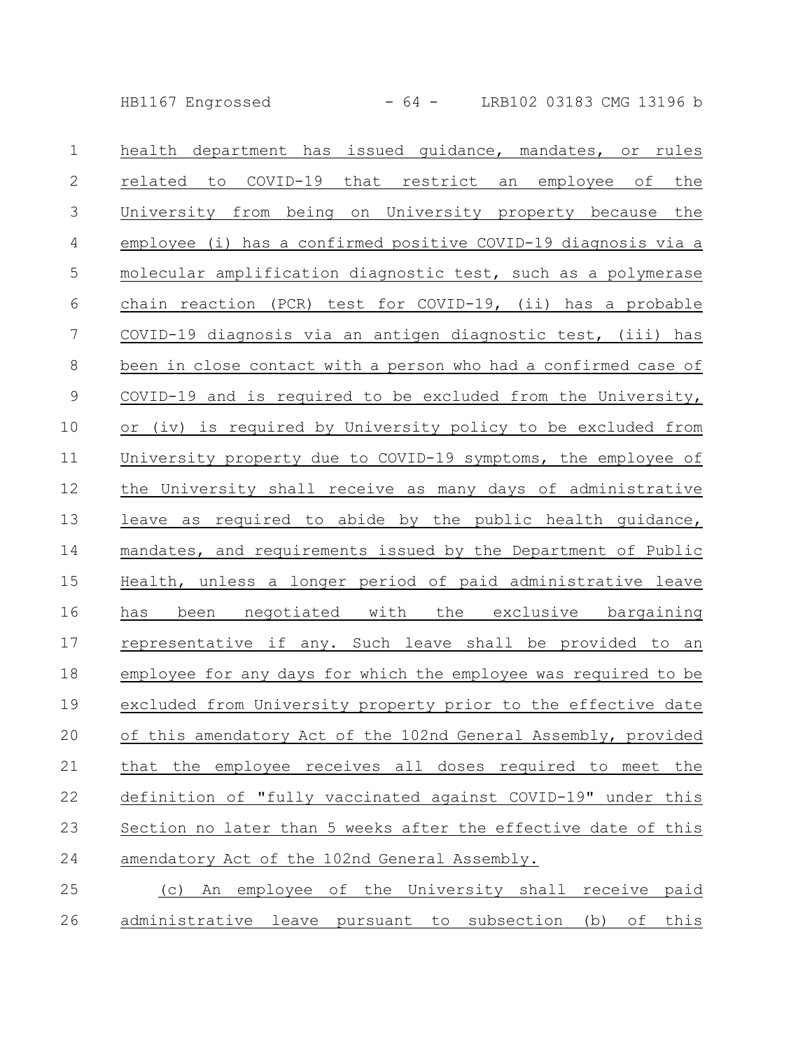health department has issued guidance, mandates, or rules related to COVID-19 that restrict an employee of the University from being on University property because the employee (i) has a confirmed positive COVID-19 diagnosis via a molecular amplification diagnostic test, such as a polymerase chain reaction (PCR) test for COVID-19, (ii) has a probable COVID-19 diagnosis via an antigen diagnostic test, (iii) has been in close contact with a person who had a confirmed case of COVID-19 and is required to be excluded from the University, or (iv) is required by University policy to be excluded from University property due to COVID-19 symptoms, the employee of the University shall receive as many days of administrative leave as required to abide by the public health guidance, mandates, and requirements issued by the Department of Public Health, unless a longer period of paid administrative leave has been negotiated with the exclusive bargaining representative if any. Such leave shall be provided to an employee for any days for which the employee was required to be excluded from University property prior to the effective date of this amendatory Act of the 102nd General Assembly, provided that the employee receives all doses required to meet the definition of "fully vaccinated against COVID-19" under this Section no later than 5 weeks after the effective date of this amendatory Act of the 102nd General Assembly.

(c) An employee of the University shall receive paid administrative leave pursuant to subsection (b) of this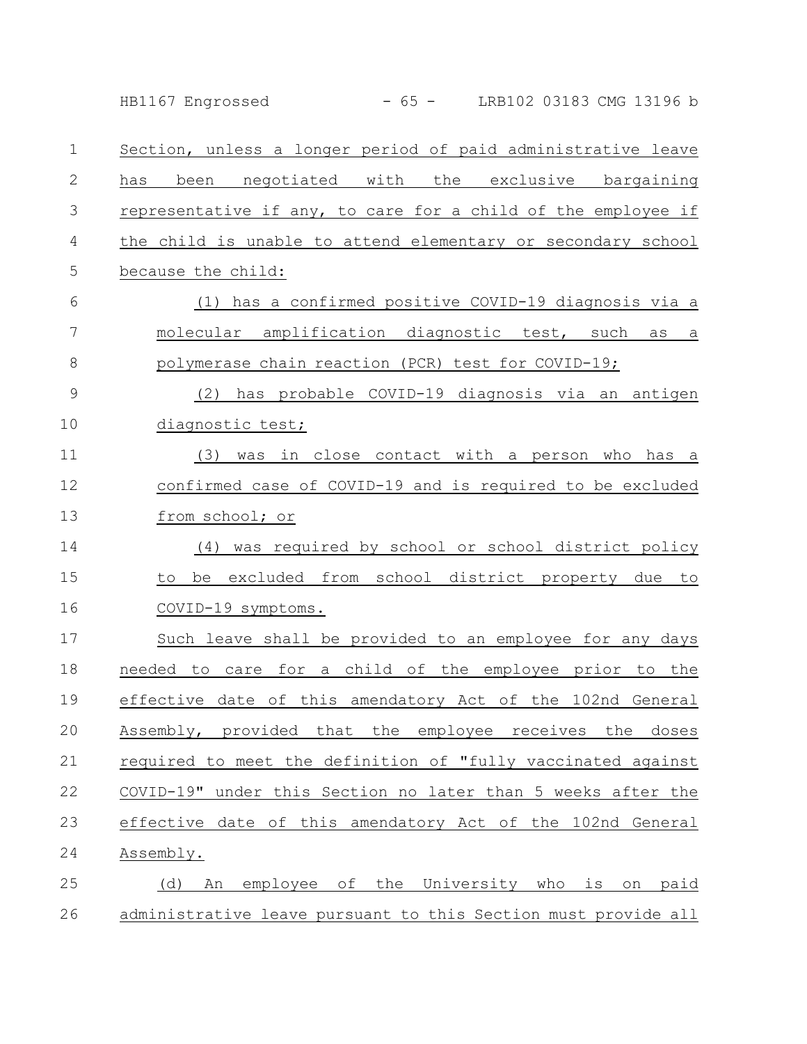Section, unless a longer period of paid administrative leave has been negotiated with the exclusive bargaining representative if any, to care for a child of the employee if the child is unable to attend elementary or secondary school because the child:

(1) has a confirmed positive COVID-19 diagnosis via a molecular amplification diagnostic test, such as a polymerase chain reaction (PCR) test for COVID-19;

(2) has probable COVID-19 diagnosis via an antigen diagnostic test;

(3) was in close contact with a person who has a confirmed case of COVID-19 and is required to be excluded from school; or

(4) was required by school or school district policy to be excluded from school district property due to COVID-19 symptoms.

Such leave shall be provided to an employee for any days needed to care for a child of the employee prior to the effective date of this amendatory Act of the 102nd General Assembly, provided that the employee receives the doses required to meet the definition of "fully vaccinated against COVID-19" under this Section no later than 5 weeks after the effective date of this amendatory Act of the 102nd General Assembly.

(d) An employee of the University who is on paid administrative leave pursuant to this Section must provide all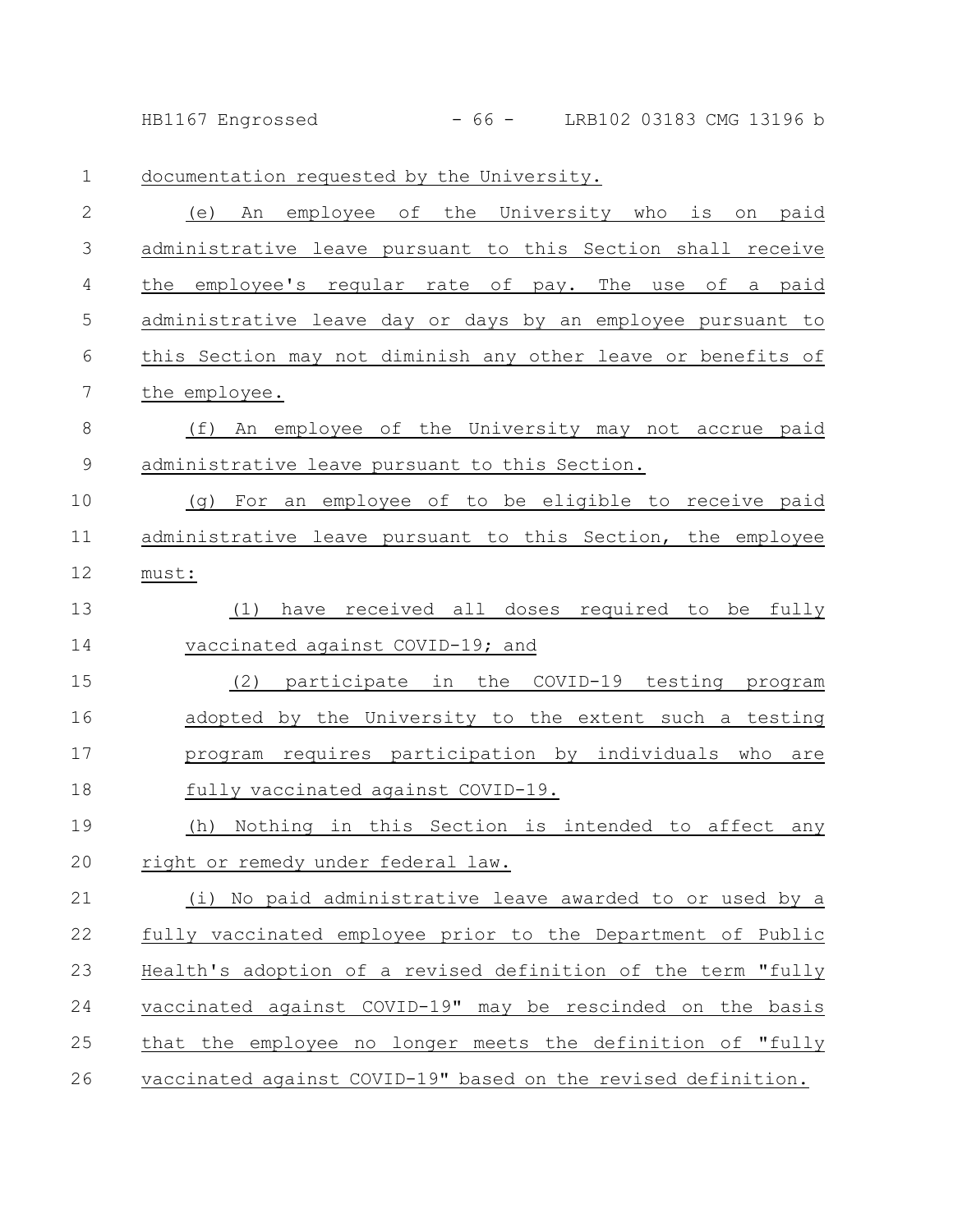documentation requested by the University.

(e) An employee of the University who is on paid administrative leave pursuant to this Section shall receive the employee's regular rate of pay. The use of a paid administrative leave day or days by an employee pursuant to this Section may not diminish any other leave or benefits of the employee.

(f) An employee of the University may not accrue paid administrative leave pursuant to this Section.

(g) For an employee of to be eligible to receive paid administrative leave pursuant to this Section, the employee must:

(1) have received all doses required to be fully vaccinated against COVID-19; and

(2) participate in the COVID-19 testing program adopted by the University to the extent such a testing program requires participation by individuals who are fully vaccinated against COVID-19.

(h) Nothing in this Section is intended to affect any right or remedy under federal law.

(i) No paid administrative leave awarded to or used by a fully vaccinated employee prior to the Department of Public Health's adoption of a revised definition of the term "fully vaccinated against COVID-19" may be rescinded on the basis that the employee no longer meets the definition of "fully vaccinated against COVID-19" based on the revised definition.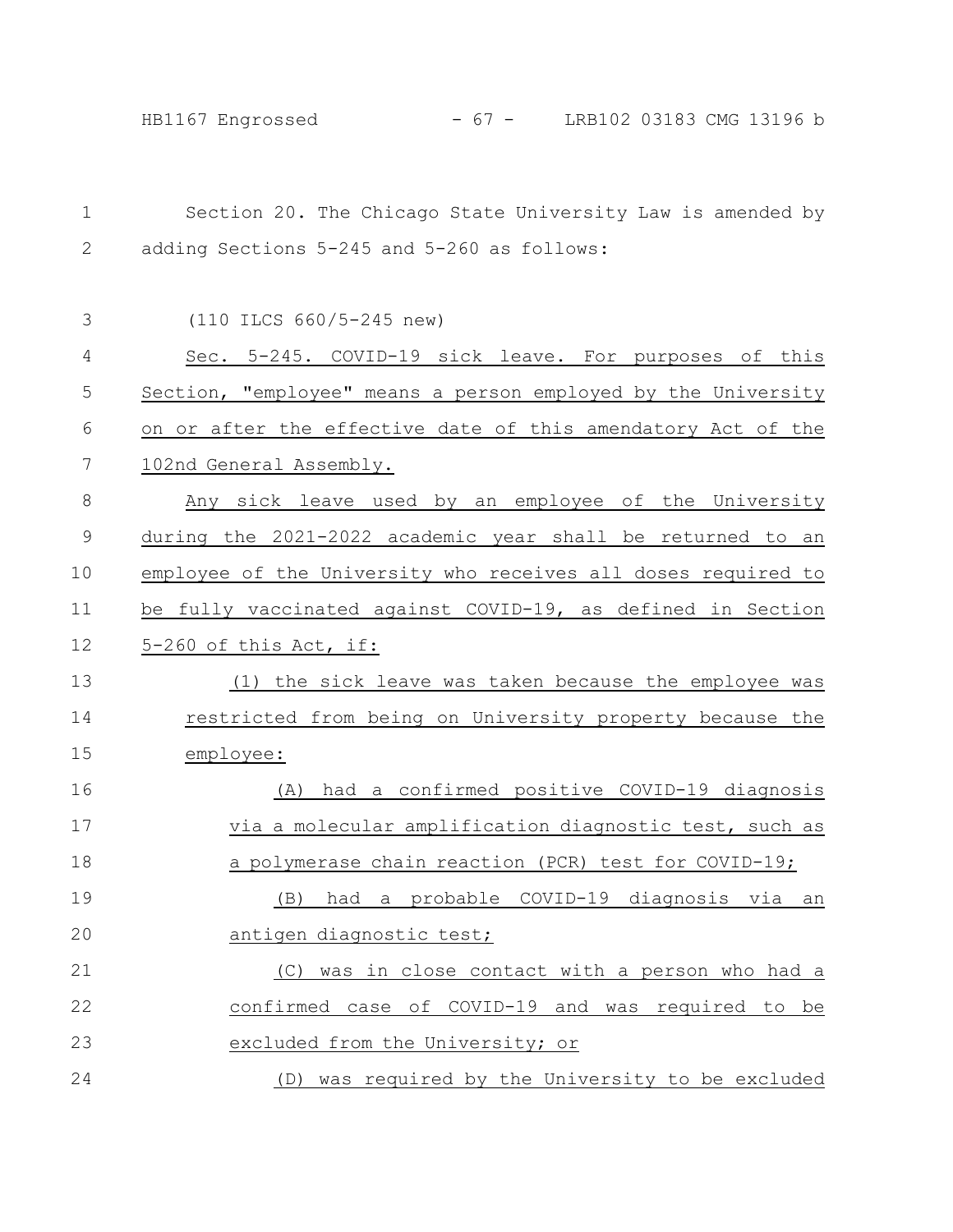Section 20. The Chicago State University Law is amended by adding Sections 5-245 and 5-260 as follows:

(110 ILCS 660/5-245 new)

Sec. 5-245. COVID-19 sick leave. For purposes of this Section, "employee" means a person employed by the University on or after the effective date of this amendatory Act of the 102nd General Assembly.

Any sick leave used by an employee of the University during the 2021-2022 academic year shall be returned to an employee of the University who receives all doses required to be fully vaccinated against COVID-19, as defined in Section 5-260 of this Act, if:

(1) the sick leave was taken because the employee was restricted from being on University property because the employee:

(A) had a confirmed positive COVID-19 diagnosis via a molecular amplification diagnostic test, such as a polymerase chain reaction (PCR) test for COVID-19;

(B) had a probable COVID-19 diagnosis via an antigen diagnostic test;

(C) was in close contact with a person who had a confirmed case of COVID-19 and was required to be excluded from the University; or

(D) was required by the University to be excluded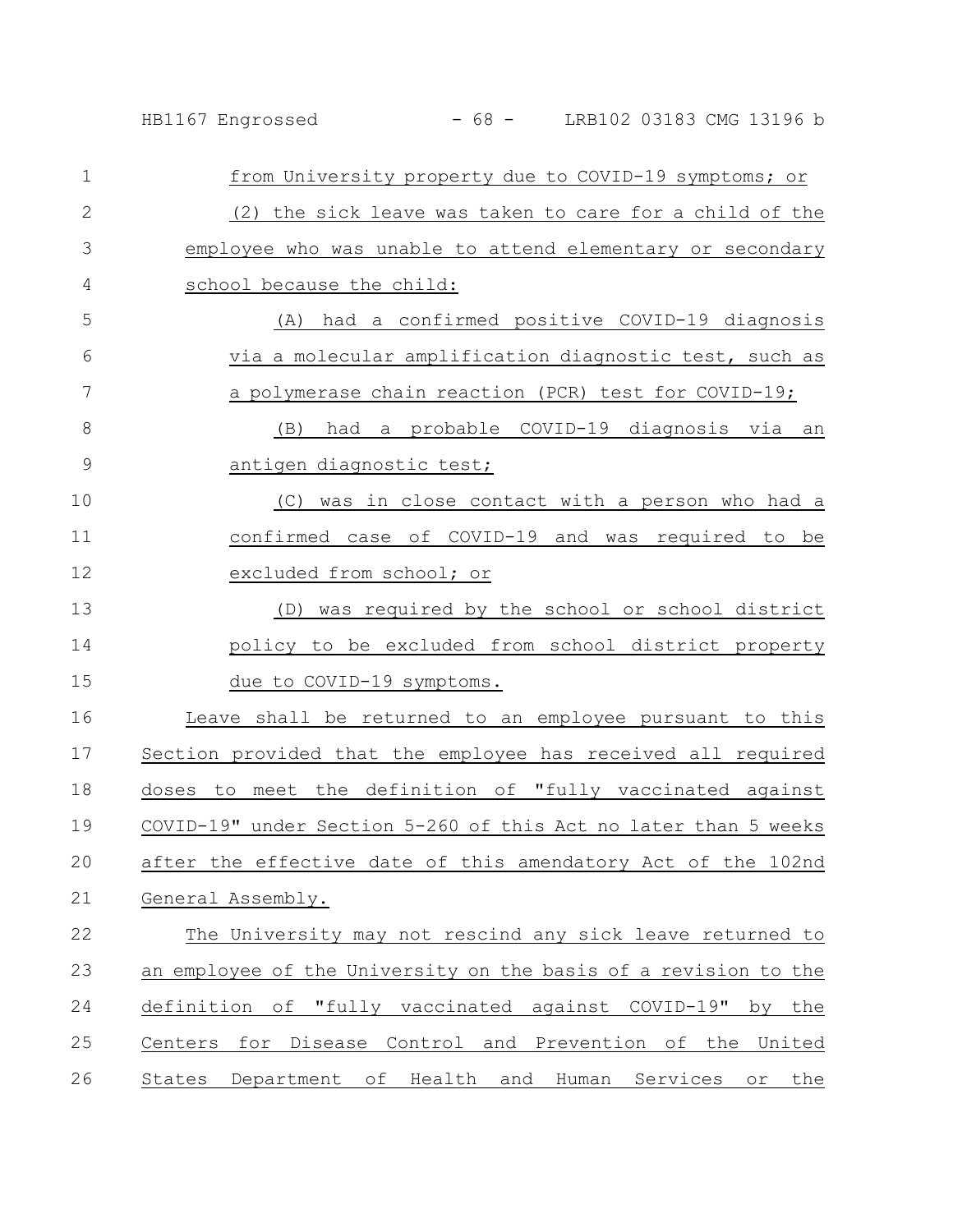from University property due to COVID-19 symptoms; or

(2) the sick leave was taken to care for a child of the employee who was unable to attend elementary or secondary school because the child:

(A) had a confirmed positive COVID-19 diagnosis via a molecular amplification diagnostic test, such as a polymerase chain reaction (PCR) test for COVID-19;

(B) had a probable COVID-19 diagnosis via an antigen diagnostic test;

(C) was in close contact with a person who had a confirmed case of COVID-19 and was required to be excluded from school; or

(D) was required by the school or school district policy to be excluded from school district property due to COVID-19 symptoms.

Leave shall be returned to an employee pursuant to this Section provided that the employee has received all required doses to meet the definition of "fully vaccinated against COVID-19" under Section 5-260 of this Act no later than 5 weeks after the effective date of this amendatory Act of the 102nd General Assembly.

The University may not rescind any sick leave returned to an employee of the University on the basis of a revision to the definition of "fully vaccinated against COVID-19" by the Centers for Disease Control and Prevention of the United States Department of Health and Human Services or the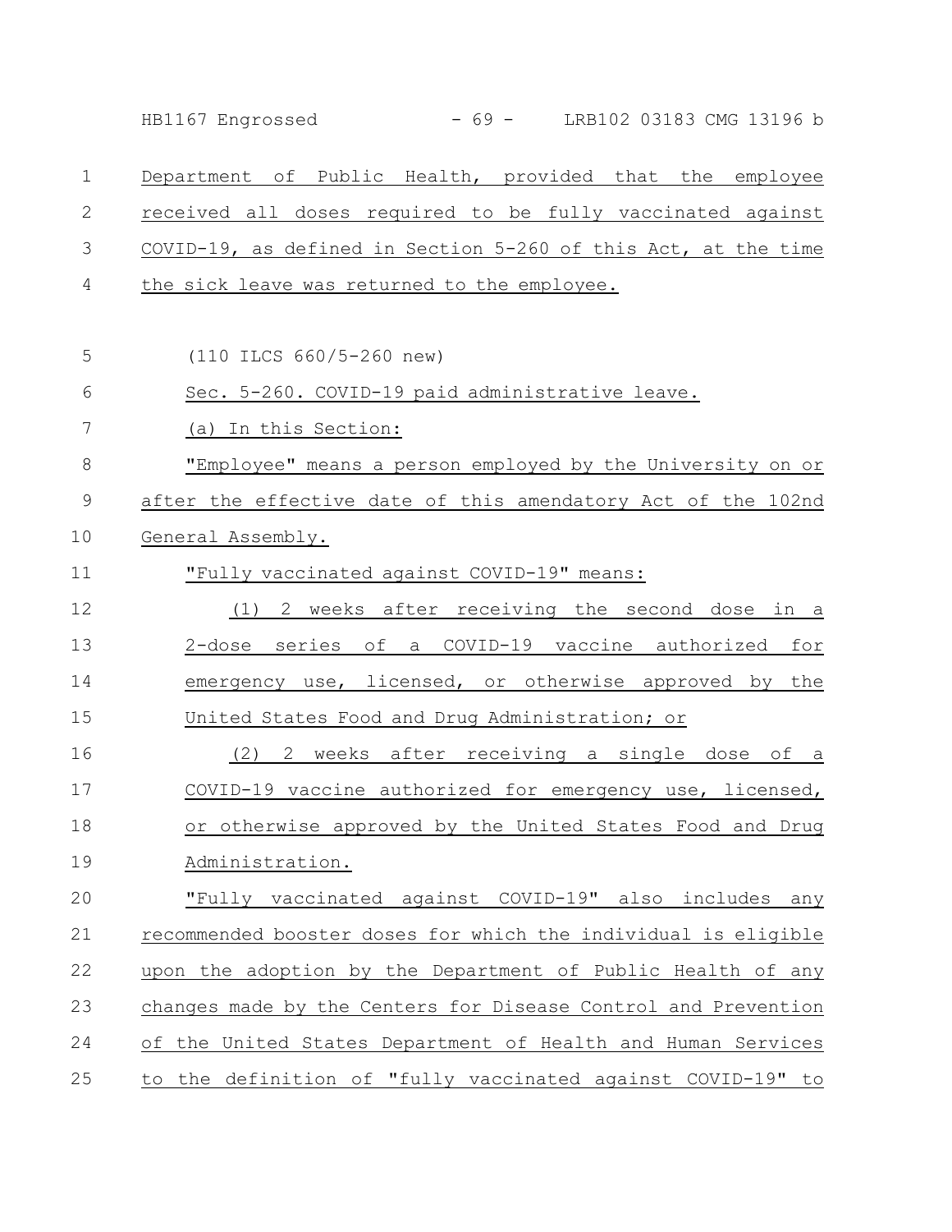Department of Public Health, provided that the employee received all doses required to be fully vaccinated against COVID-19, as defined in Section 5-260 of this Act, at the time the sick leave was returned to the employee.

(110 ILCS 660/5-260 new)

Sec. 5-260. COVID-19 paid administrative leave.

(a) In this Section:

"Employee" means a person employed by the University on or after the effective date of this amendatory Act of the 102nd General Assembly.

"Fully vaccinated against COVID-19" means:

(1) 2 weeks after receiving the second dose in a 2-dose series of a COVID-19 vaccine authorized for emergency use, licensed, or otherwise approved by the United States Food and Drug Administration; or

(2) 2 weeks after receiving a single dose of a COVID-19 vaccine authorized for emergency use, licensed, or otherwise approved by the United States Food and Drug Administration.

"Fully vaccinated against COVID-19" also includes any recommended booster doses for which the individual is eligible upon the adoption by the Department of Public Health of any changes made by the Centers for Disease Control and Prevention of the United States Department of Health and Human Services to the definition of "fully vaccinated against COVID-19" to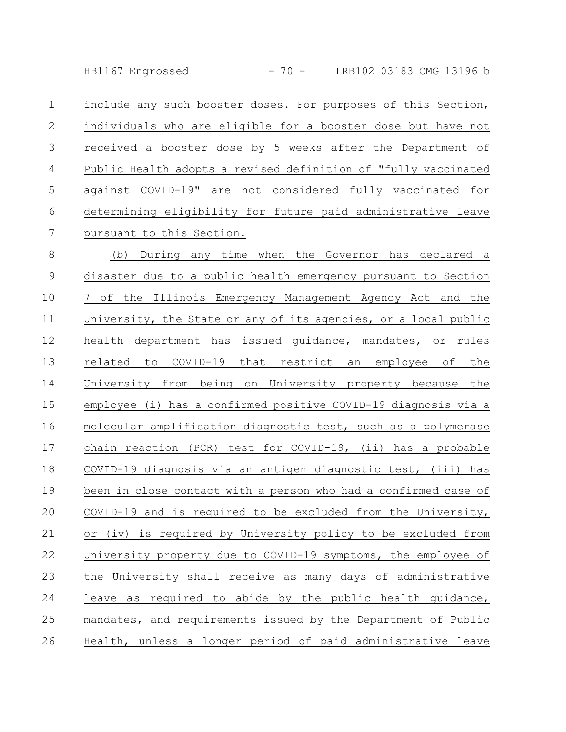include any such booster doses. For purposes of this Section, individuals who are eligible for a booster dose but have not received a booster dose by 5 weeks after the Department of Public Health adopts a revised definition of "fully vaccinated against COVID-19" are not considered fully vaccinated for determining eligibility for future paid administrative leave pursuant to this Section.

(b) During any time when the Governor has declared a disaster due to a public health emergency pursuant to Section 7 of the Illinois Emergency Management Agency Act and the University, the State or any of its agencies, or a local public health department has issued guidance, mandates, or rules related to COVID-19 that restrict an employee of the University from being on University property because the employee (i) has a confirmed positive COVID-19 diagnosis via a molecular amplification diagnostic test, such as a polymerase chain reaction (PCR) test for COVID-19, (ii) has a probable COVID-19 diagnosis via an antigen diagnostic test, (iii) has been in close contact with a person who had a confirmed case of COVID-19 and is required to be excluded from the University, or (iv) is required by University policy to be excluded from University property due to COVID-19 symptoms, the employee of the University shall receive as many days of administrative leave as required to abide by the public health guidance, mandates, and requirements issued by the Department of Public Health, unless a longer period of paid administrative leave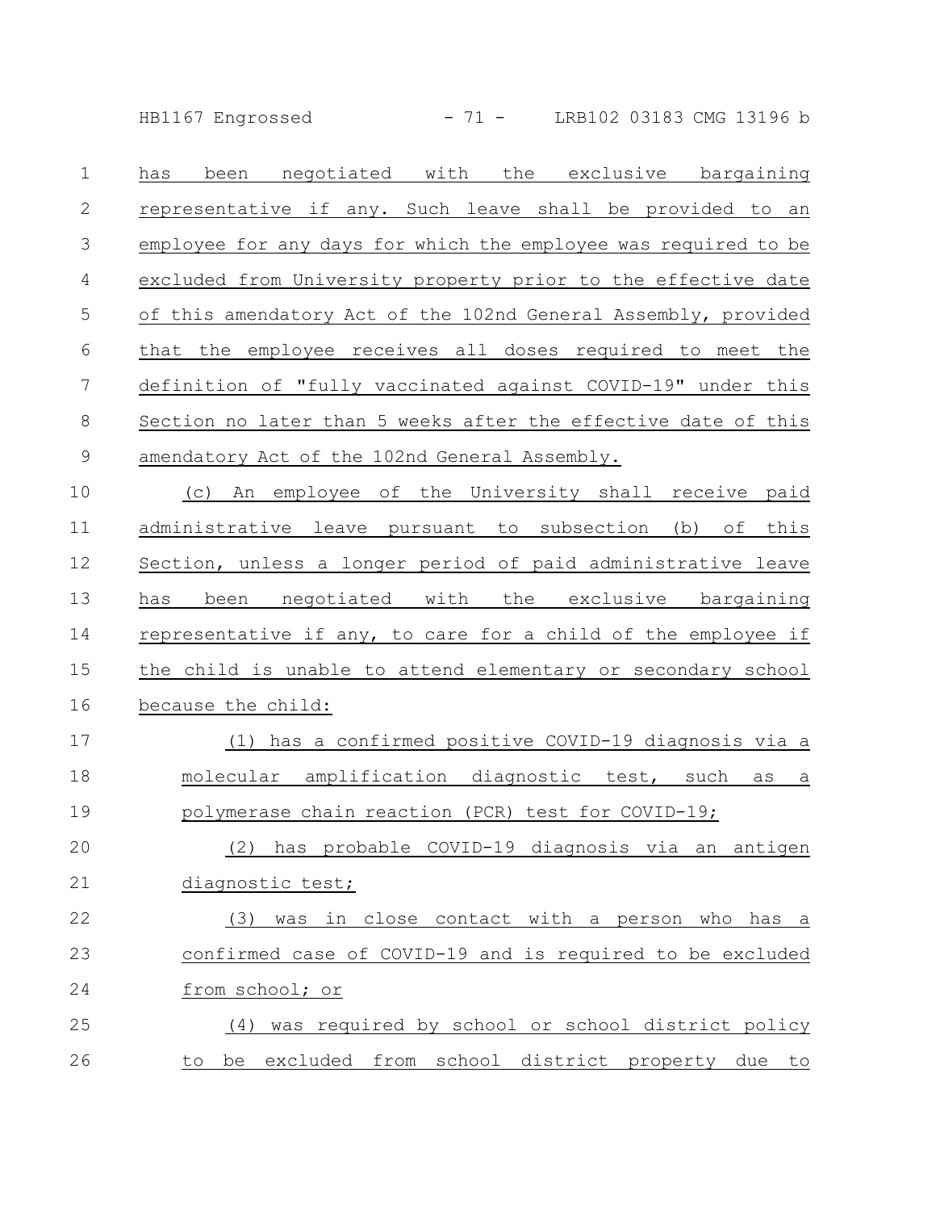has been negotiated with the exclusive bargaining representative if any. Such leave shall be provided to an employee for any days for which the employee was required to be excluded from University property prior to the effective date of this amendatory Act of the 102nd General Assembly, provided that the employee receives all doses required to meet the definition of "fully vaccinated against COVID-19" under this Section no later than 5 weeks after the effective date of this amendatory Act of the 102nd General Assembly.

(c) An employee of the University shall receive paid administrative leave pursuant to subsection (b) of this Section, unless a longer period of paid administrative leave has been negotiated with the exclusive bargaining representative if any, to care for a child of the employee if the child is unable to attend elementary or secondary school because the child:

(1) has a confirmed positive COVID-19 diagnosis via a molecular amplification diagnostic test, such as a polymerase chain reaction (PCR) test for COVID-19;

(2) has probable COVID-19 diagnosis via an antigen diagnostic test;

(3) was in close contact with a person who has a confirmed case of COVID-19 and is required to be excluded from school; or

(4) was required by school or school district policy to be excluded from school district property due to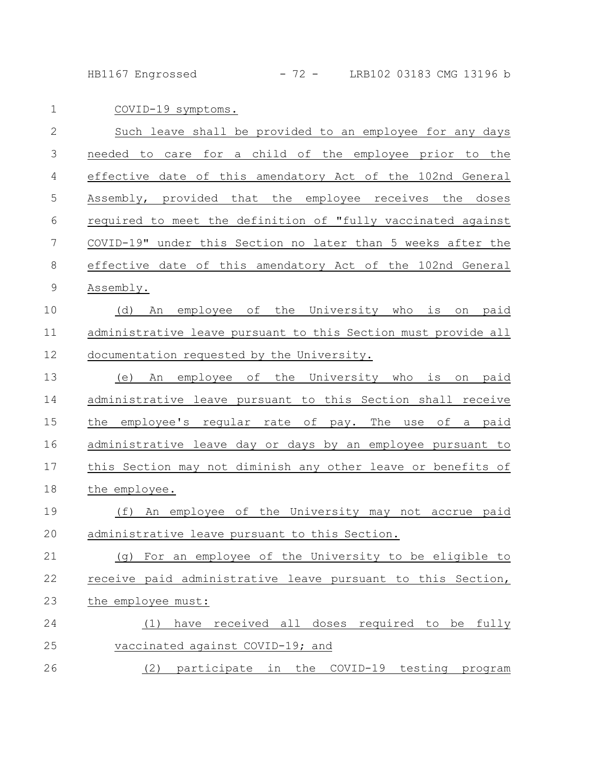COVID-19 symptoms.

Such leave shall be provided to an employee for any days needed to care for a child of the employee prior to the effective date of this amendatory Act of the 102nd General Assembly, provided that the employee receives the doses required to meet the definition of "fully vaccinated against COVID-19" under this Section no later than 5 weeks after the effective date of this amendatory Act of the 102nd General Assembly.

(d) An employee of the University who is on paid administrative leave pursuant to this Section must provide all documentation requested by the University.

(e) An employee of the University who is on paid administrative leave pursuant to this Section shall receive the employee's regular rate of pay. The use of a paid administrative leave day or days by an employee pursuant to this Section may not diminish any other leave or benefits of the employee.

(f) An employee of the University may not accrue paid administrative leave pursuant to this Section.

(g) For an employee of the University to be eligible to receive paid administrative leave pursuant to this Section, the employee must:

(1) have received all doses required to be fully vaccinated against COVID-19; and

(2) participate in the COVID-19 testing program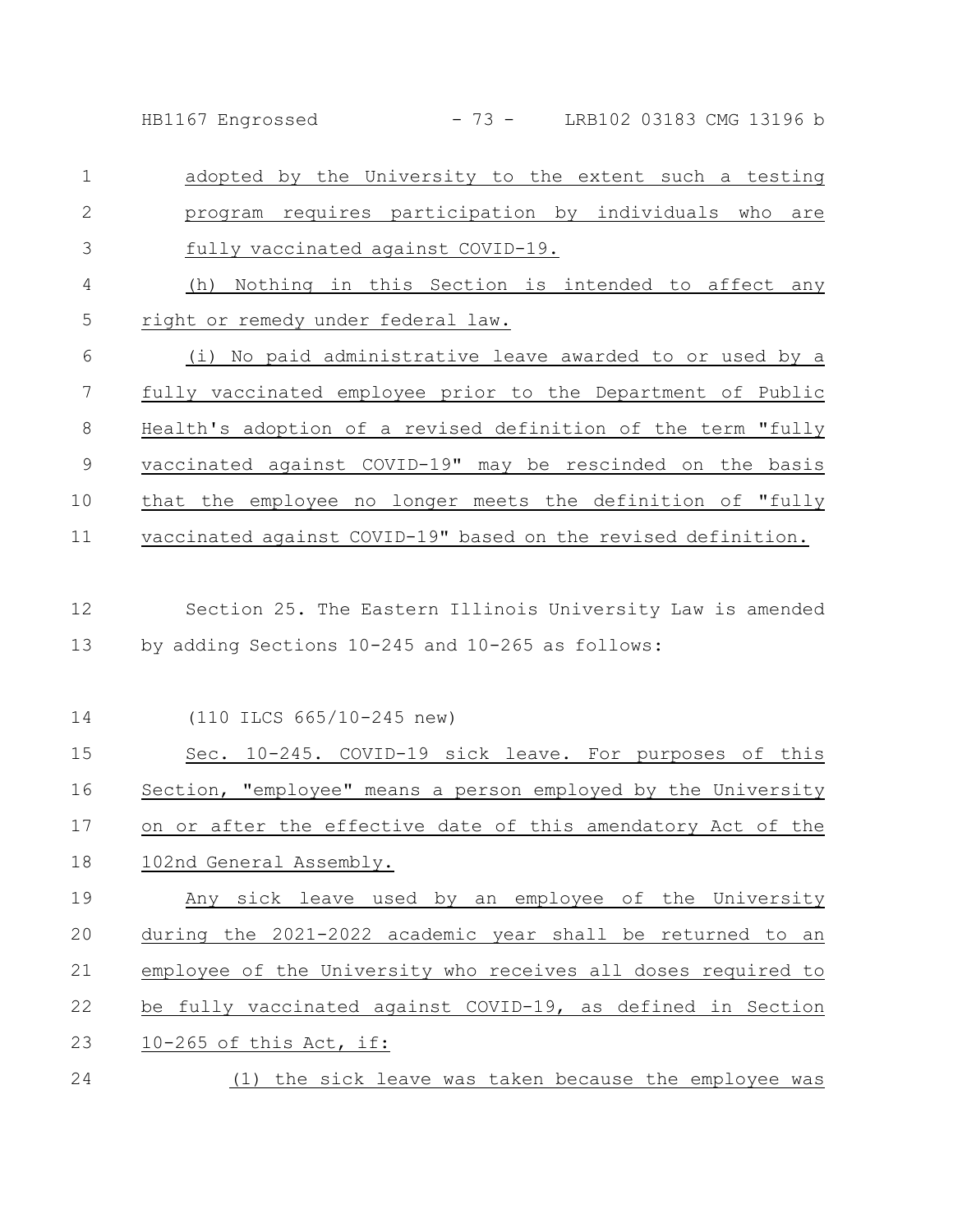adopted by the University to the extent such a testing program requires participation by individuals who are fully vaccinated against COVID-19.

(h) Nothing in this Section is intended to affect any right or remedy under federal law.

(i) No paid administrative leave awarded to or used by a fully vaccinated employee prior to the Department of Public Health's adoption of a revised definition of the term "fully vaccinated against COVID-19" may be rescinded on the basis that the employee no longer meets the definition of "fully vaccinated against COVID-19" based on the revised definition.

Section 25. The Eastern Illinois University Law is amended by adding Sections 10-245 and 10-265 as follows:

(110 ILCS 665/10-245 new)

Sec. 10-245. COVID-19 sick leave. For purposes of this Section, "employee" means a person employed by the University on or after the effective date of this amendatory Act of the 102nd General Assembly.

Any sick leave used by an employee of the University during the 2021-2022 academic year shall be returned to an employee of the University who receives all doses required to be fully vaccinated against COVID-19, as defined in Section 10-265 of this Act, if:

(1) the sick leave was taken because the employee was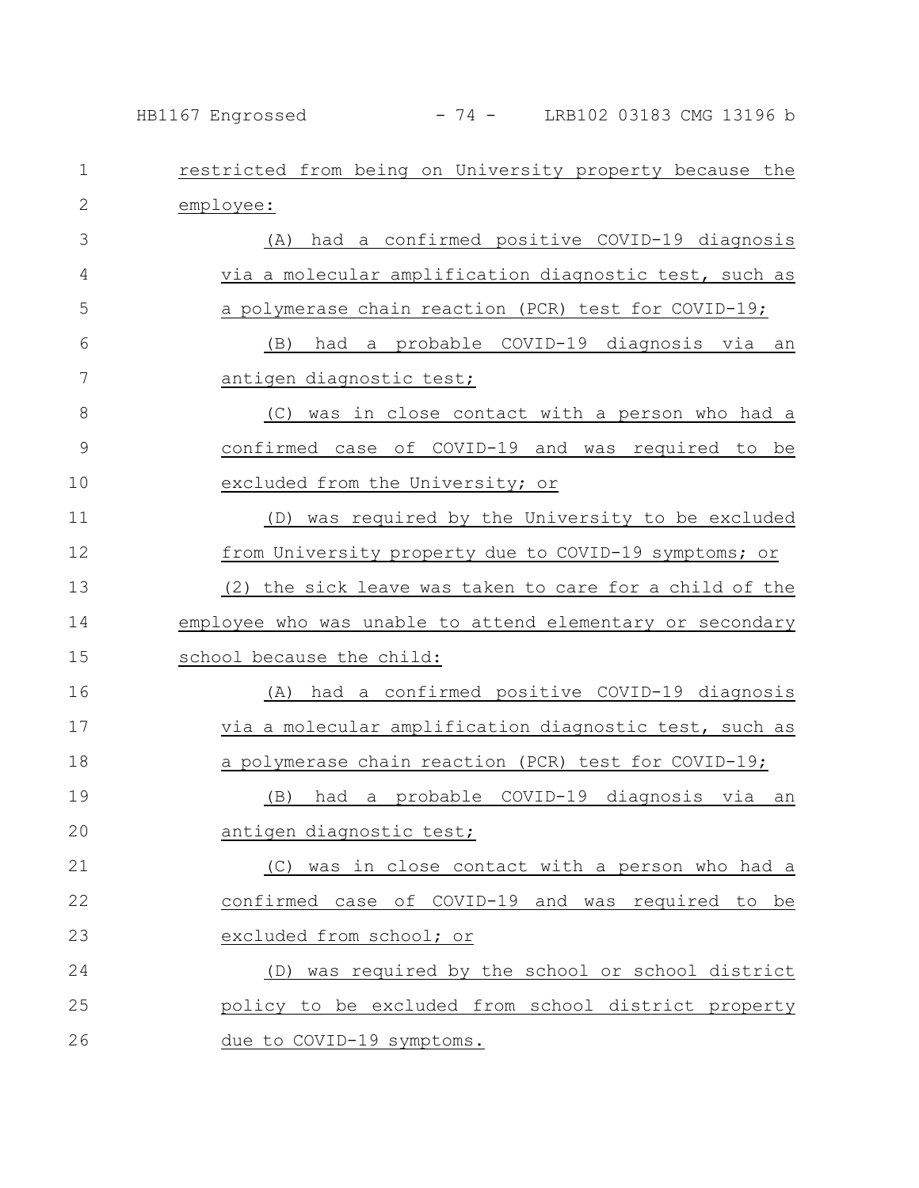restricted from being on University property because the employee:

(A) had a confirmed positive COVID-19 diagnosis via a molecular amplification diagnostic test, such as a polymerase chain reaction (PCR) test for COVID-19;

(B) had a probable COVID-19 diagnosis via an antigen diagnostic test;

(C) was in close contact with a person who had a confirmed case of COVID-19 and was required to be excluded from the University; or

(D) was required by the University to be excluded from University property due to COVID-19 symptoms; or

(2) the sick leave was taken to care for a child of the employee who was unable to attend elementary or secondary school because the child:

(A) had a confirmed positive COVID-19 diagnosis via a molecular amplification diagnostic test, such as a polymerase chain reaction (PCR) test for COVID-19;

(B) had a probable COVID-19 diagnosis via an antigen diagnostic test;

(C) was in close contact with a person who had a confirmed case of COVID-19 and was required to be excluded from school; or

(D) was required by the school or school district policy to be excluded from school district property due to COVID-19 symptoms.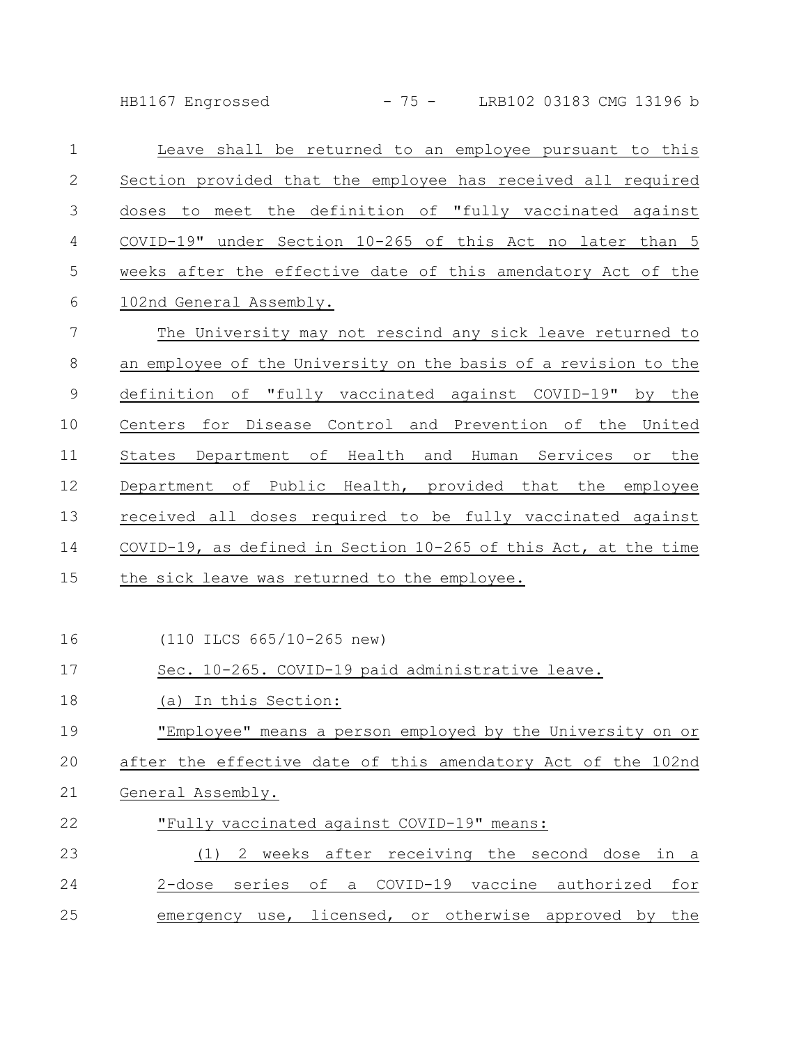Leave shall be returned to an employee pursuant to this Section provided that the employee has received all required doses to meet the definition of "fully vaccinated against COVID-19" under Section 10-265 of this Act no later than 5 weeks after the effective date of this amendatory Act of the 102nd General Assembly.

The University may not rescind any sick leave returned to an employee of the University on the basis of a revision to the definition of "fully vaccinated against COVID-19" by the Centers for Disease Control and Prevention of the United States Department of Health and Human Services or the Department of Public Health, provided that the employee received all doses required to be fully vaccinated against COVID-19, as defined in Section 10-265 of this Act, at the time the sick leave was returned to the employee.

(110 ILCS 665/10-265 new)

Sec. 10-265. COVID-19 paid administrative leave.

(a) In this Section:

"Employee" means a person employed by the University on or after the effective date of this amendatory Act of the 102nd General Assembly.

"Fully vaccinated against COVID-19" means:

(1) 2 weeks after receiving the second dose in a 2-dose series of a COVID-19 vaccine authorized for emergency use, licensed, or otherwise approved by the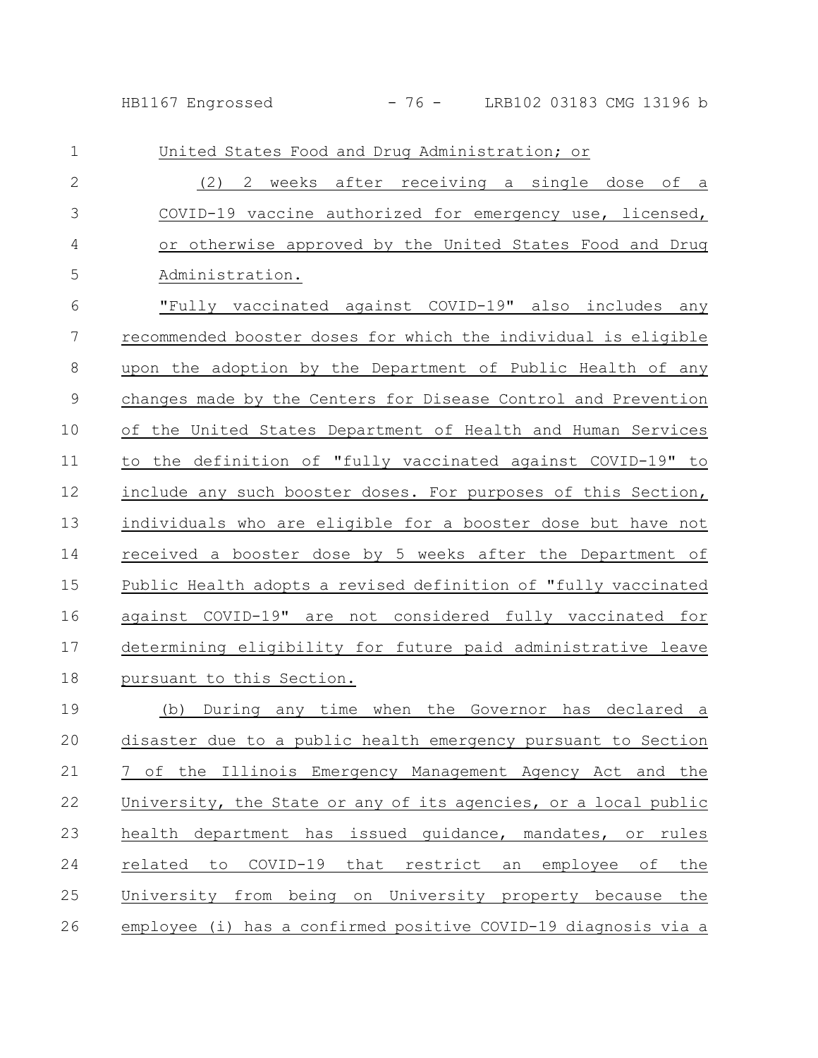United States Food and Drug Administration; or

(2) 2 weeks after receiving a single dose of a COVID-19 vaccine authorized for emergency use, licensed, or otherwise approved by the United States Food and Drug Administration.

"Fully vaccinated against COVID-19" also includes any recommended booster doses for which the individual is eligible upon the adoption by the Department of Public Health of any changes made by the Centers for Disease Control and Prevention of the United States Department of Health and Human Services to the definition of "fully vaccinated against COVID-19" to include any such booster doses. For purposes of this Section, individuals who are eligible for a booster dose but have not received a booster dose by 5 weeks after the Department of Public Health adopts a revised definition of "fully vaccinated against COVID-19" are not considered fully vaccinated for determining eligibility for future paid administrative leave pursuant to this Section.

(b) During any time when the Governor has declared a disaster due to a public health emergency pursuant to Section 7 of the Illinois Emergency Management Agency Act and the University, the State or any of its agencies, or a local public health department has issued guidance, mandates, or rules related to COVID-19 that restrict an employee of the University from being on University property because the employee (i) has a confirmed positive COVID-19 diagnosis via a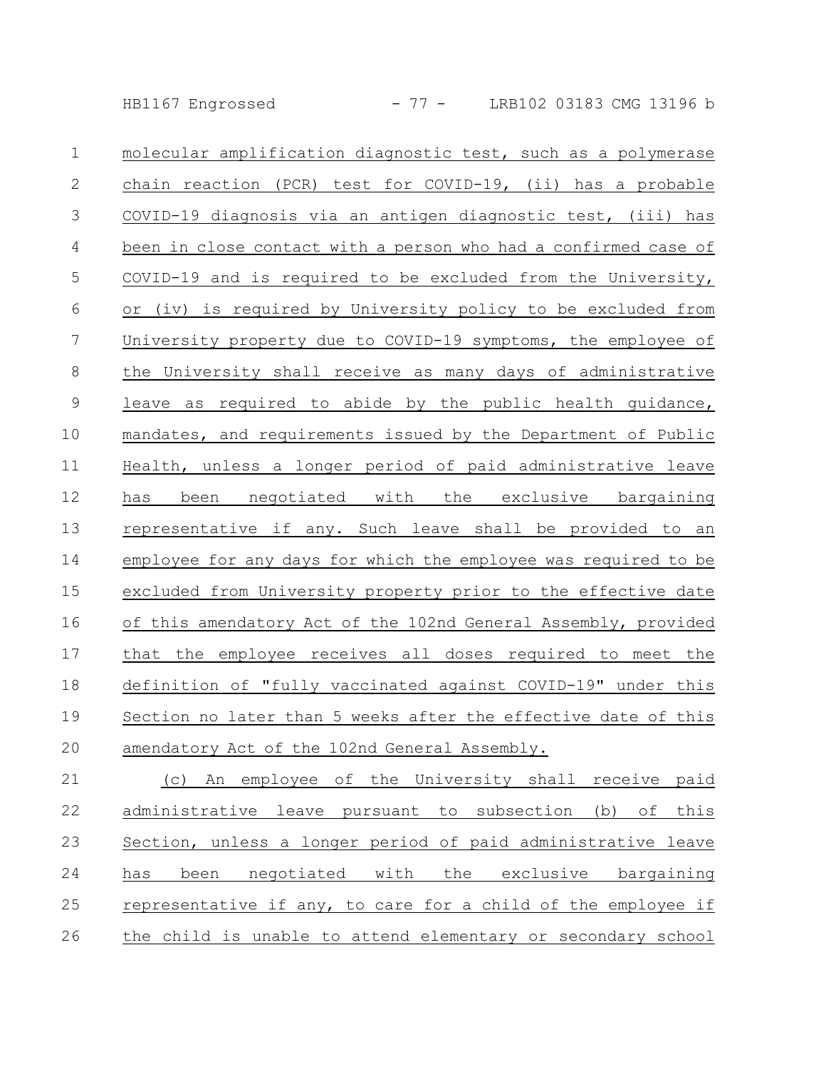molecular amplification diagnostic test, such as a polymerase chain reaction (PCR) test for COVID-19, (ii) has a probable COVID-19 diagnosis via an antigen diagnostic test, (iii) has been in close contact with a person who had a confirmed case of COVID-19 and is required to be excluded from the University, or (iv) is required by University policy to be excluded from University property due to COVID-19 symptoms, the employee of the University shall receive as many days of administrative leave as required to abide by the public health guidance, mandates, and requirements issued by the Department of Public Health, unless a longer period of paid administrative leave has been negotiated with the exclusive bargaining representative if any. Such leave shall be provided to an employee for any days for which the employee was required to be excluded from University property prior to the effective date of this amendatory Act of the 102nd General Assembly, provided that the employee receives all doses required to meet the definition of "fully vaccinated against COVID-19" under this Section no later than 5 weeks after the effective date of this amendatory Act of the 102nd General Assembly.

(c) An employee of the University shall receive paid administrative leave pursuant to subsection (b) of this Section, unless a longer period of paid administrative leave has been negotiated with the exclusive bargaining representative if any, to care for a child of the employee if the child is unable to attend elementary or secondary school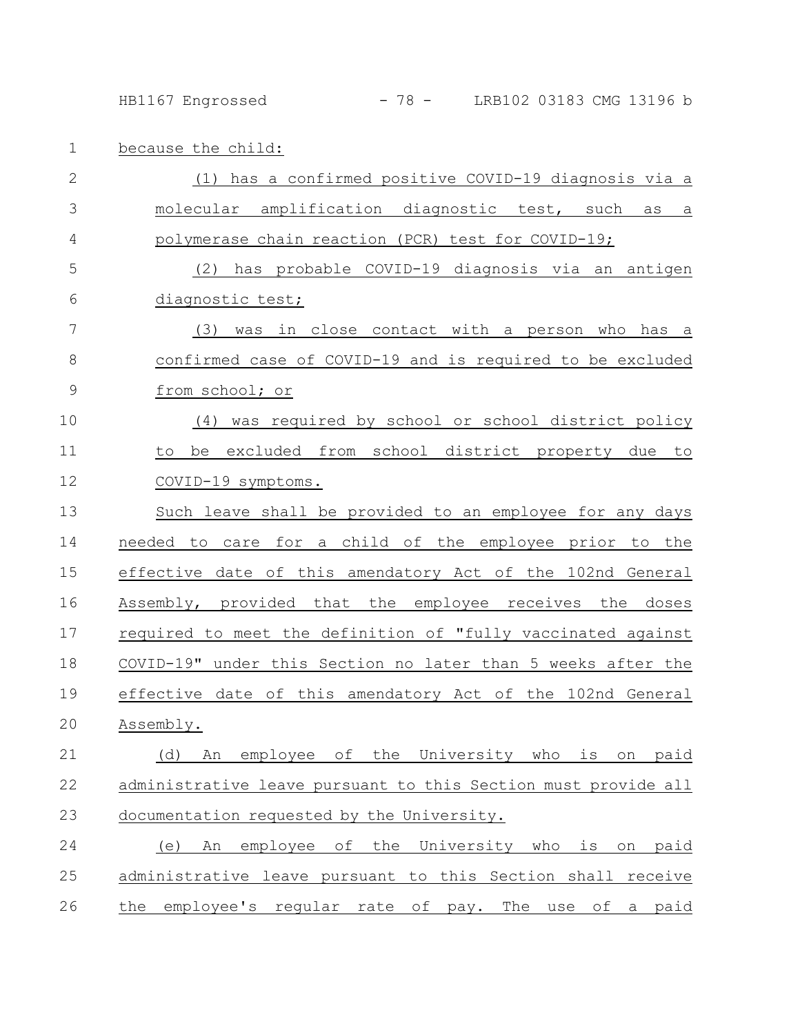because the child:

(1) has a confirmed positive COVID-19 diagnosis via a molecular amplification diagnostic test, such as a polymerase chain reaction (PCR) test for COVID-19;

(2) has probable COVID-19 diagnosis via an antigen diagnostic test;

(3) was in close contact with a person who has a confirmed case of COVID-19 and is required to be excluded from school; or

(4) was required by school or school district policy to be excluded from school district property due to COVID-19 symptoms.

Such leave shall be provided to an employee for any days needed to care for a child of the employee prior to the effective date of this amendatory Act of the 102nd General Assembly, provided that the employee receives the doses required to meet the definition of "fully vaccinated against COVID-19" under this Section no later than 5 weeks after the effective date of this amendatory Act of the 102nd General Assembly.

(d) An employee of the University who is on paid administrative leave pursuant to this Section must provide all documentation requested by the University.

(e) An employee of the University who is on paid administrative leave pursuant to this Section shall receive the employee's regular rate of pay. The use of a paid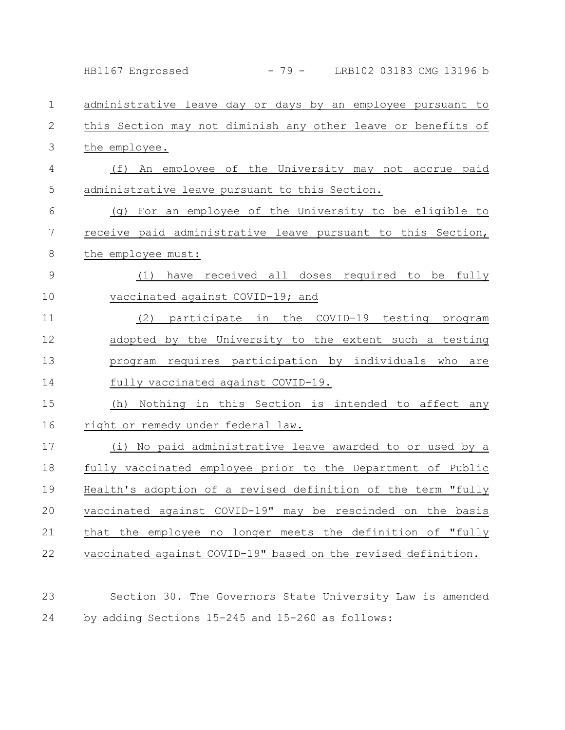administrative leave day or days by an employee pursuant to this Section may not diminish any other leave or benefits of the employee.

(f) An employee of the University may not accrue paid administrative leave pursuant to this Section.

(g) For an employee of the University to be eligible to receive paid administrative leave pursuant to this Section, the employee must:

(1) have received all doses required to be fully vaccinated against COVID-19; and

(2) participate in the COVID-19 testing program adopted by the University to the extent such a testing program requires participation by individuals who are fully vaccinated against COVID-19.

(h) Nothing in this Section is intended to affect any right or remedy under federal law.

(i) No paid administrative leave awarded to or used by a fully vaccinated employee prior to the Department of Public Health's adoption of a revised definition of the term "fully vaccinated against COVID-19" may be rescinded on the basis that the employee no longer meets the definition of "fully vaccinated against COVID-19" based on the revised definition.

Section 30. The Governors State University Law is amended by adding Sections 15-245 and 15-260 as follows: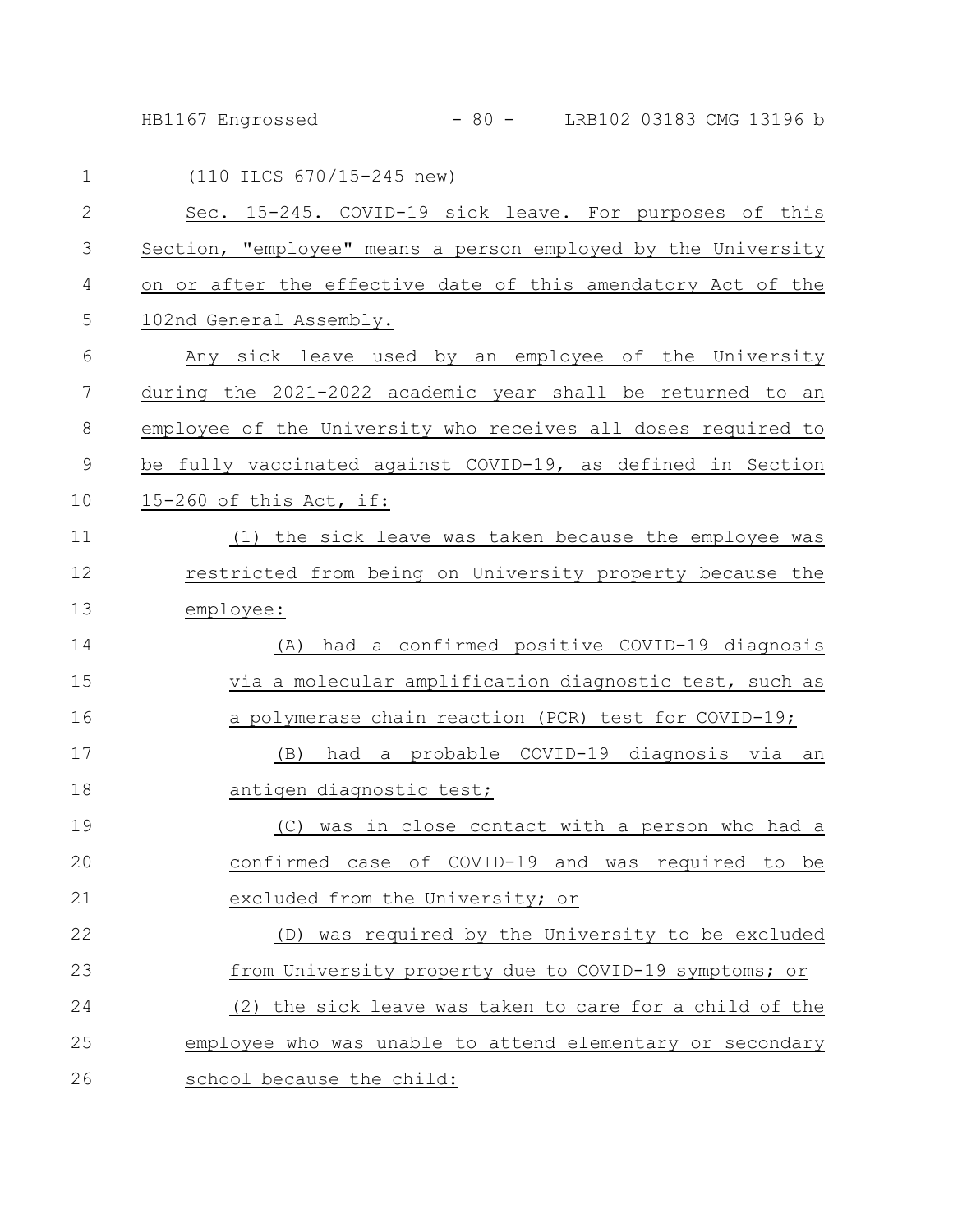(110 ILCS 670/15-245 new)

Sec. 15-245. COVID-19 sick leave. For purposes of this Section, "employee" means a person employed by the University on or after the effective date of this amendatory Act of the 102nd General Assembly.

Any sick leave used by an employee of the University during the 2021-2022 academic year shall be returned to an employee of the University who receives all doses required to be fully vaccinated against COVID-19, as defined in Section 15-260 of this Act, if:

(1) the sick leave was taken because the employee was restricted from being on University property because the employee:

(A) had a confirmed positive COVID-19 diagnosis via a molecular amplification diagnostic test, such as a polymerase chain reaction (PCR) test for COVID-19;

(B) had a probable COVID-19 diagnosis via an antigen diagnostic test;

(C) was in close contact with a person who had a confirmed case of COVID-19 and was required to be excluded from the University; or

(D) was required by the University to be excluded from University property due to COVID-19 symptoms; or

(2) the sick leave was taken to care for a child of the employee who was unable to attend elementary or secondary school because the child: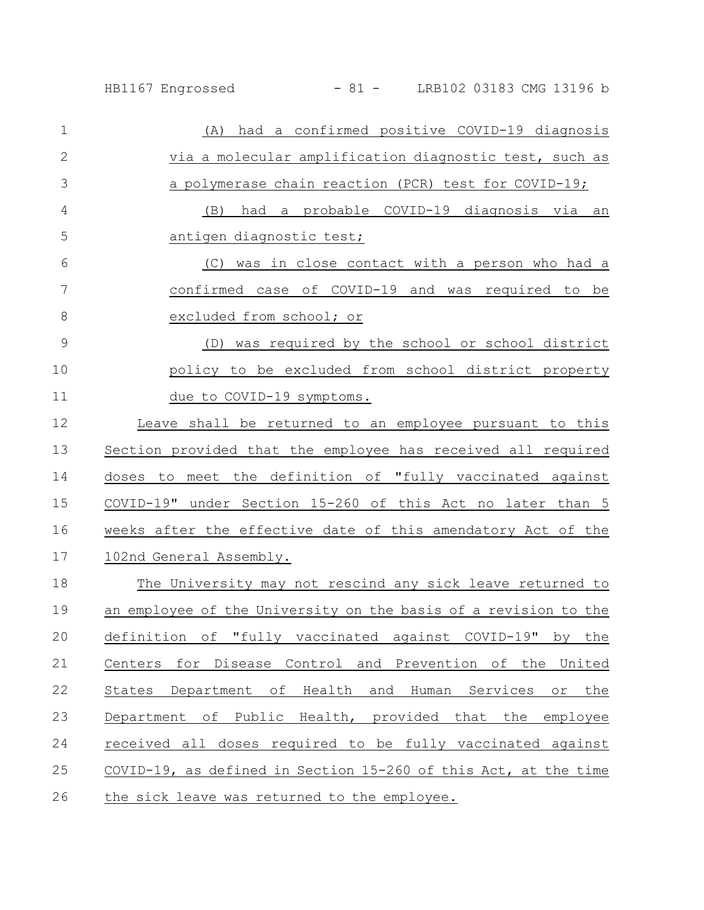(A) had a confirmed positive COVID-19 diagnosis via a molecular amplification diagnostic test, such as a polymerase chain reaction (PCR) test for COVID-19;

(B) had a probable COVID-19 diagnosis via an antigen diagnostic test;

(C) was in close contact with a person who had a confirmed case of COVID-19 and was required to be excluded from school; or

(D) was required by the school or school district policy to be excluded from school district property due to COVID-19 symptoms.

Leave shall be returned to an employee pursuant to this Section provided that the employee has received all required doses to meet the definition of "fully vaccinated against COVID-19" under Section 15-260 of this Act no later than 5 weeks after the effective date of this amendatory Act of the 102nd General Assembly.

The University may not rescind any sick leave returned to an employee of the University on the basis of a revision to the definition of "fully vaccinated against COVID-19" by the Centers for Disease Control and Prevention of the United States Department of Health and Human Services or the Department of Public Health, provided that the employee received all doses required to be fully vaccinated against COVID-19, as defined in Section 15-260 of this Act, at the time the sick leave was returned to the employee.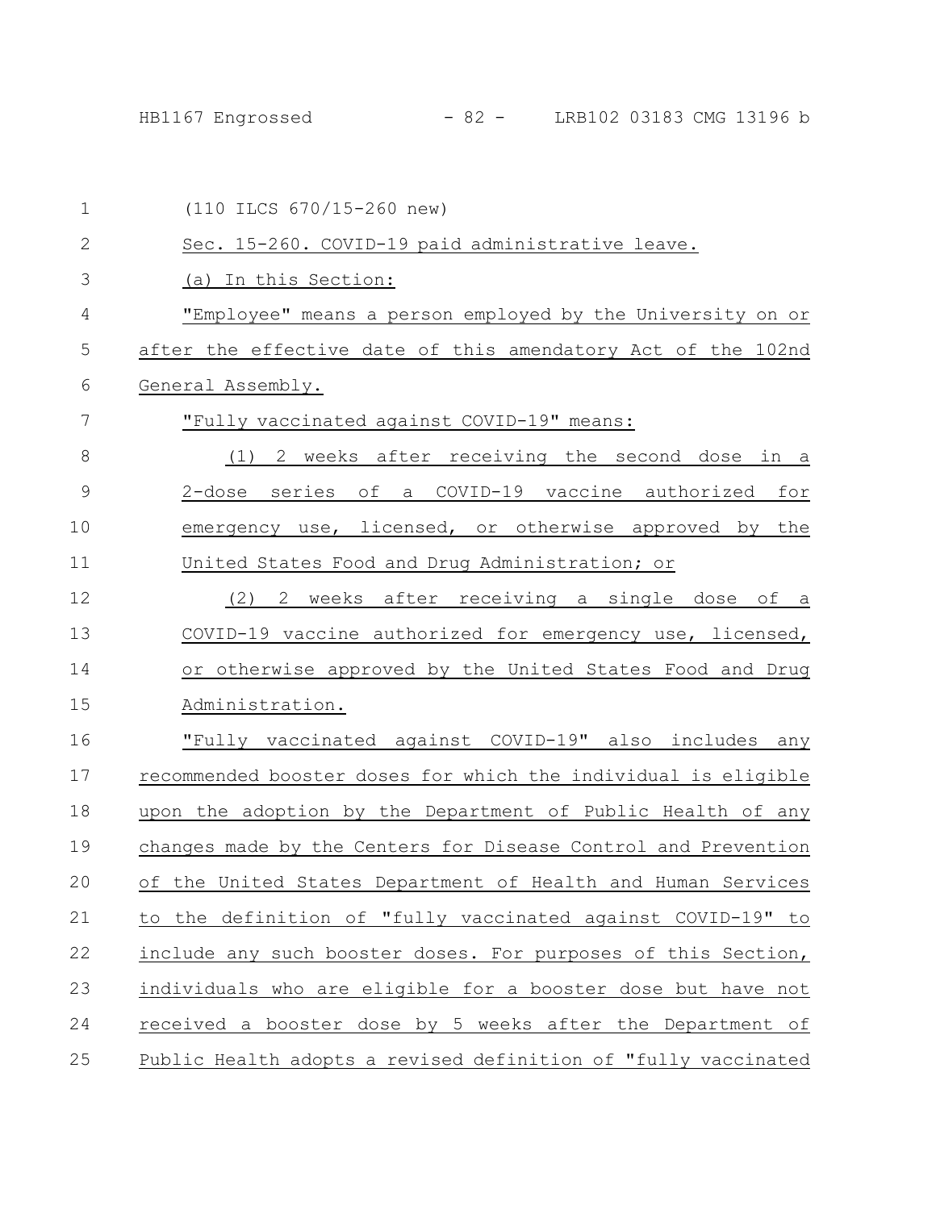(110 ILCS 670/15-260 new)

Sec. 15-260. COVID-19 paid administrative leave.

(a) In this Section:

"Employee" means a person employed by the University on or after the effective date of this amendatory Act of the 102nd General Assembly.

"Fully vaccinated against COVID-19" means:

(1) 2 weeks after receiving the second dose in a 2-dose series of a COVID-19 vaccine authorized for emergency use, licensed, or otherwise approved by the United States Food and Drug Administration; or

(2) 2 weeks after receiving a single dose of a COVID-19 vaccine authorized for emergency use, licensed, or otherwise approved by the United States Food and Drug Administration.

"Fully vaccinated against COVID-19" also includes any recommended booster doses for which the individual is eligible upon the adoption by the Department of Public Health of any changes made by the Centers for Disease Control and Prevention of the United States Department of Health and Human Services to the definition of "fully vaccinated against COVID-19" to include any such booster doses. For purposes of this Section, individuals who are eligible for a booster dose but have not received a booster dose by 5 weeks after the Department of Public Health adopts a revised definition of "fully vaccinated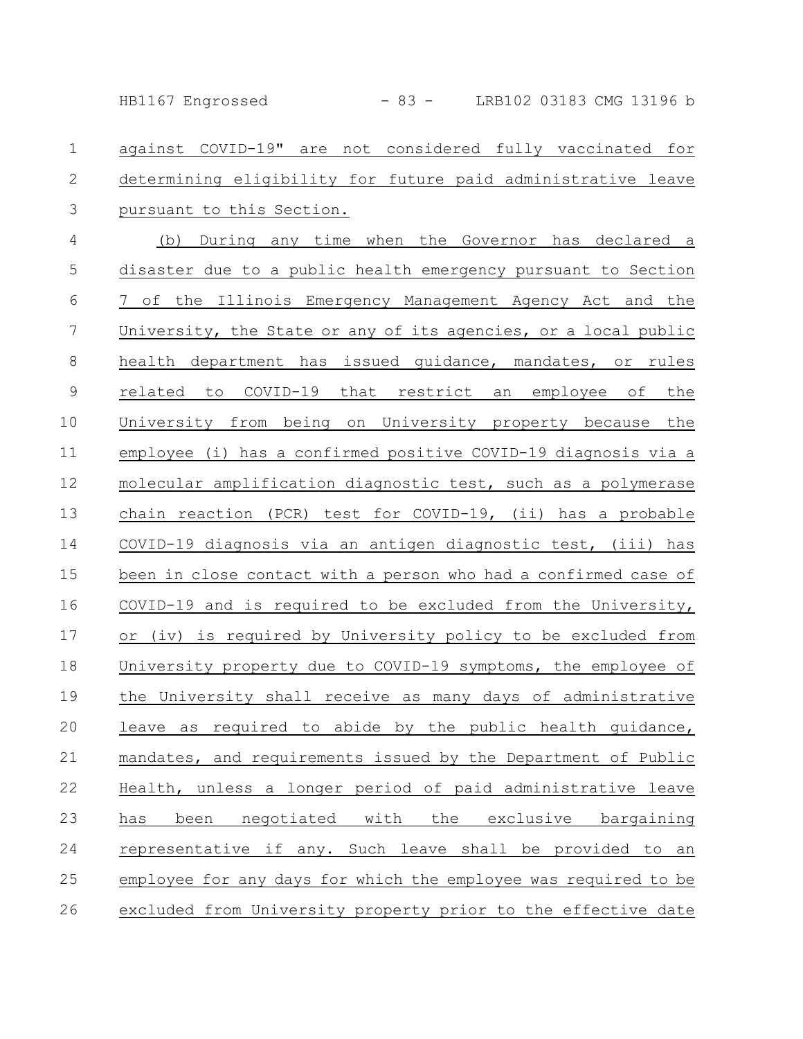against COVID-19" are not considered fully vaccinated for determining eligibility for future paid administrative leave pursuant to this Section.

(b) During any time when the Governor has declared a disaster due to a public health emergency pursuant to Section 7 of the Illinois Emergency Management Agency Act and the University, the State or any of its agencies, or a local public health department has issued guidance, mandates, or rules related to COVID-19 that restrict an employee of the University from being on University property because the employee (i) has a confirmed positive COVID-19 diagnosis via a molecular amplification diagnostic test, such as a polymerase chain reaction (PCR) test for COVID-19, (ii) has a probable COVID-19 diagnosis via an antigen diagnostic test, (iii) has been in close contact with a person who had a confirmed case of COVID-19 and is required to be excluded from the University, or (iv) is required by University policy to be excluded from University property due to COVID-19 symptoms, the employee of the University shall receive as many days of administrative leave as required to abide by the public health guidance, mandates, and requirements issued by the Department of Public Health, unless a longer period of paid administrative leave has been negotiated with the exclusive bargaining representative if any. Such leave shall be provided to an employee for any days for which the employee was required to be excluded from University property prior to the effective date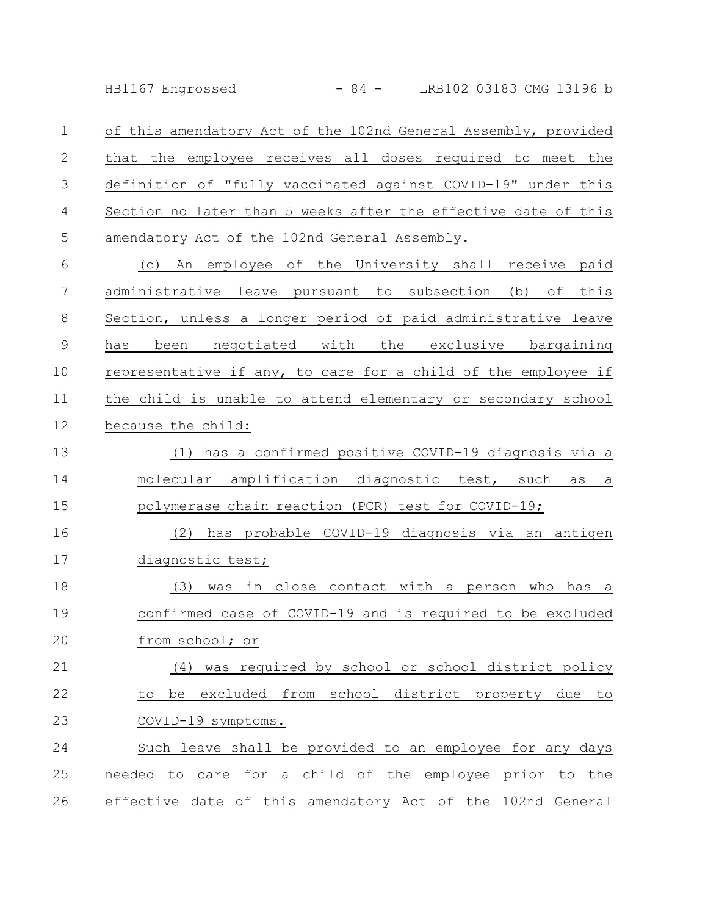of this amendatory Act of the 102nd General Assembly, provided that the employee receives all doses required to meet the definition of "fully vaccinated against COVID-19" under this Section no later than 5 weeks after the effective date of this amendatory Act of the 102nd General Assembly.

(c) An employee of the University shall receive paid administrative leave pursuant to subsection (b) of this Section, unless a longer period of paid administrative leave has been negotiated with the exclusive bargaining representative if any, to care for a child of the employee if the child is unable to attend elementary or secondary school because the child:

(1) has a confirmed positive COVID-19 diagnosis via a molecular amplification diagnostic test, such as a polymerase chain reaction (PCR) test for COVID-19;

(2) has probable COVID-19 diagnosis via an antigen diagnostic test;

(3) was in close contact with a person who has a confirmed case of COVID-19 and is required to be excluded from school; or

(4) was required by school or school district policy to be excluded from school district property due to COVID-19 symptoms.

Such leave shall be provided to an employee for any days needed to care for a child of the employee prior to the effective date of this amendatory Act of the 102nd General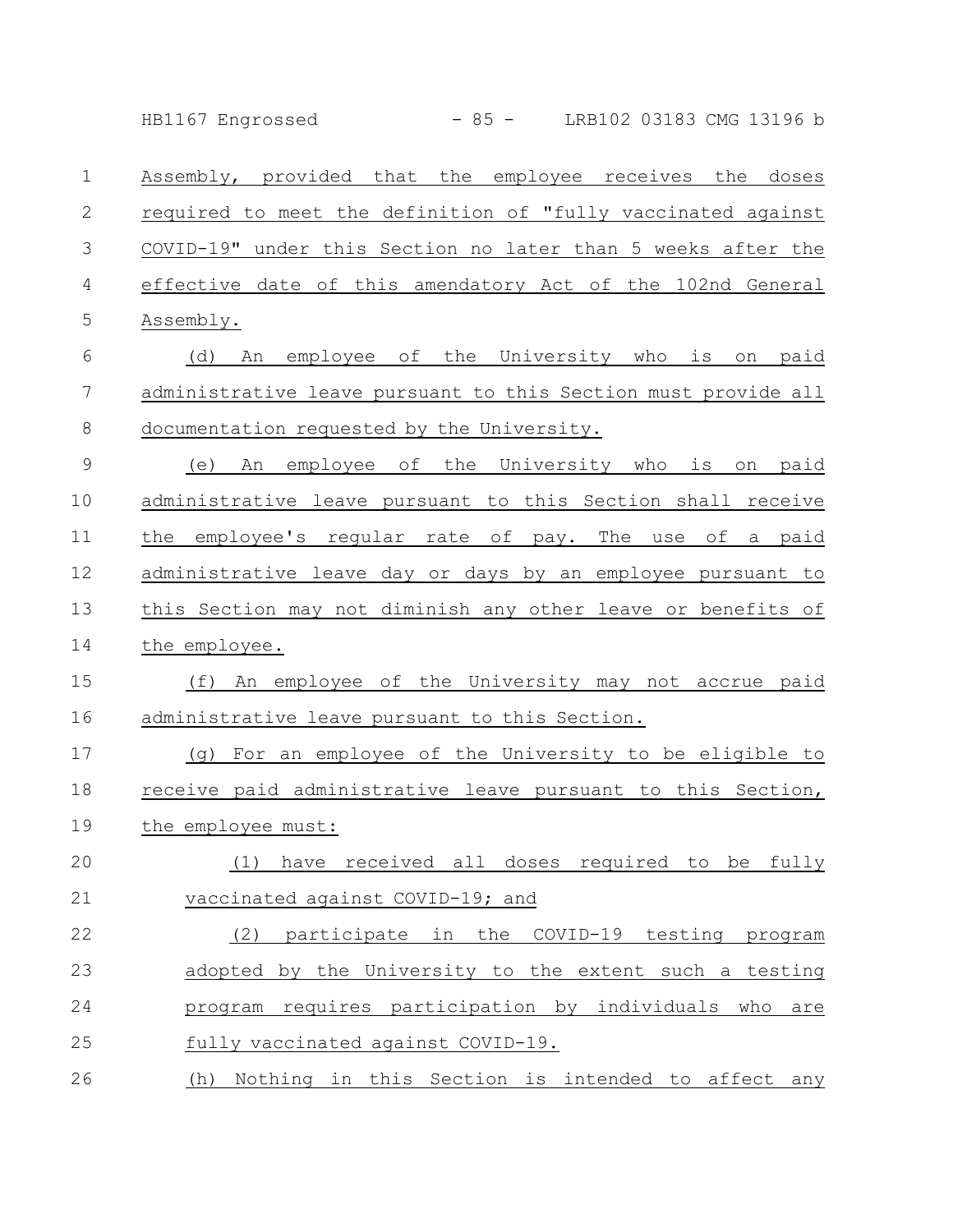Assembly, provided that the employee receives the doses required to meet the definition of "fully vaccinated against COVID-19" under this Section no later than 5 weeks after the effective date of this amendatory Act of the 102nd General Assembly.

(d) An employee of the University who is on paid administrative leave pursuant to this Section must provide all documentation requested by the University.

(e) An employee of the University who is on paid administrative leave pursuant to this Section shall receive the employee's regular rate of pay. The use of a paid administrative leave day or days by an employee pursuant to this Section may not diminish any other leave or benefits of the employee.

(f) An employee of the University may not accrue paid administrative leave pursuant to this Section.

(g) For an employee of the University to be eligible to receive paid administrative leave pursuant to this Section, the employee must:

(1) have received all doses required to be fully vaccinated against COVID-19; and

(2) participate in the COVID-19 testing program adopted by the University to the extent such a testing program requires participation by individuals who are fully vaccinated against COVID-19.

(h) Nothing in this Section is intended to affect any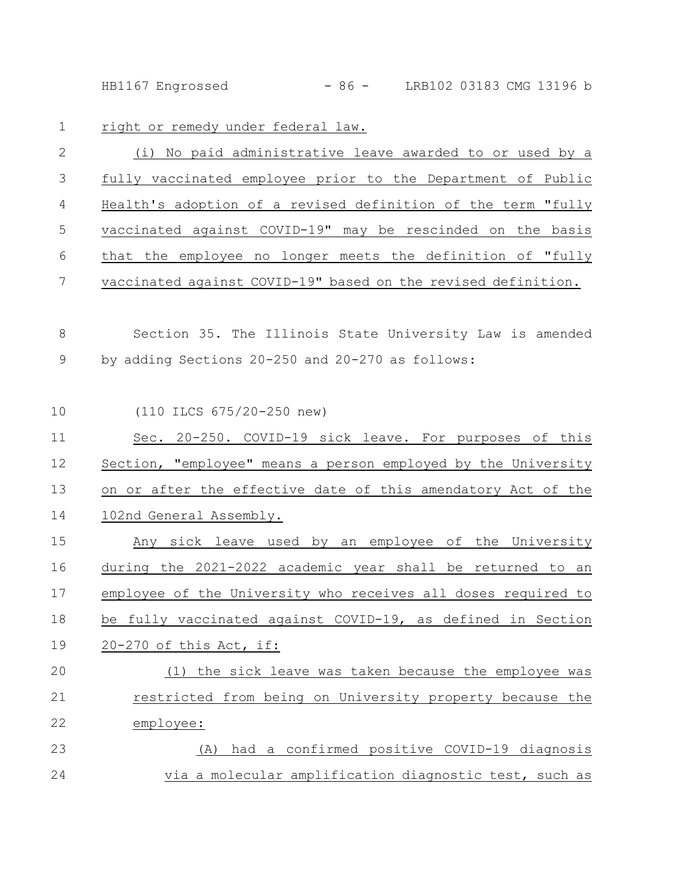right or remedy under federal law.

(i) No paid administrative leave awarded to or used by a fully vaccinated employee prior to the Department of Public Health's adoption of a revised definition of the term "fully vaccinated against COVID-19" may be rescinded on the basis that the employee no longer meets the definition of "fully vaccinated against COVID-19" based on the revised definition.

Section 35. The Illinois State University Law is amended by adding Sections 20-250 and 20-270 as follows:

(110 ILCS 675/20-250 new)

Sec. 20-250. COVID-19 sick leave. For purposes of this Section, "employee" means a person employed by the University on or after the effective date of this amendatory Act of the 102nd General Assembly.

Any sick leave used by an employee of the University during the 2021-2022 academic year shall be returned to an employee of the University who receives all doses required to be fully vaccinated against COVID-19, as defined in Section 20-270 of this Act, if:

(1) the sick leave was taken because the employee was restricted from being on University property because the employee:

(A) had a confirmed positive COVID-19 diagnosis via a molecular amplification diagnostic test, such as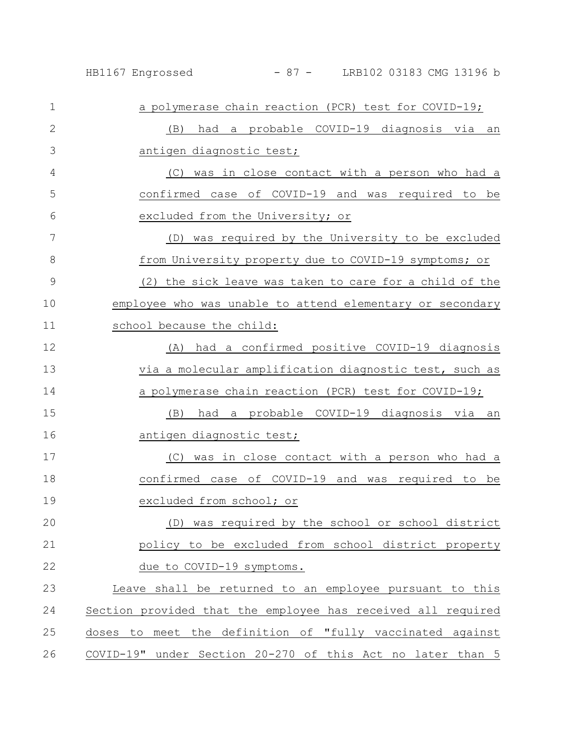a polymerase chain reaction (PCR) test for COVID-19;

(B) had a probable COVID-19 diagnosis via an antigen diagnostic test;

(C) was in close contact with a person who had a confirmed case of COVID-19 and was required to be excluded from the University; or

(D) was required by the University to be excluded from University property due to COVID-19 symptoms; or

(2) the sick leave was taken to care for a child of the employee who was unable to attend elementary or secondary school because the child:

(A) had a confirmed positive COVID-19 diagnosis via a molecular amplification diagnostic test, such as a polymerase chain reaction (PCR) test for COVID-19;

(B) had a probable COVID-19 diagnosis via an antigen diagnostic test;

(C) was in close contact with a person who had a confirmed case of COVID-19 and was required to be excluded from school; or

(D) was required by the school or school district policy to be excluded from school district property due to COVID-19 symptoms.

Leave shall be returned to an employee pursuant to this Section provided that the employee has received all required doses to meet the definition of "fully vaccinated against COVID-19" under Section 20-270 of this Act no later than 5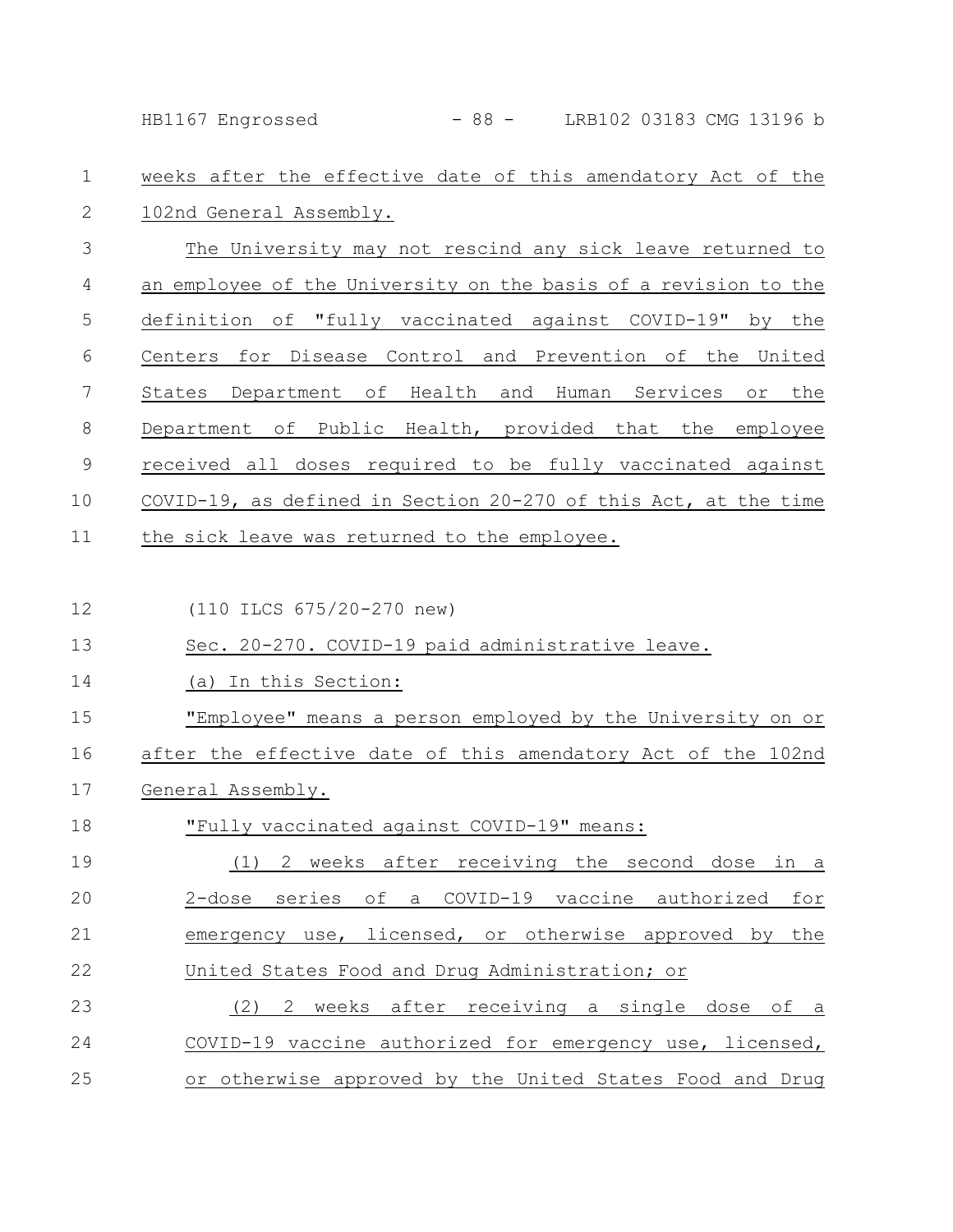weeks after the effective date of this amendatory Act of the 102nd General Assembly.

The University may not rescind any sick leave returned to an employee of the University on the basis of a revision to the definition of "fully vaccinated against COVID-19" by the Centers for Disease Control and Prevention of the United States Department of Health and Human Services or the Department of Public Health, provided that the employee received all doses required to be fully vaccinated against COVID-19, as defined in Section 20-270 of this Act, at the time the sick leave was returned to the employee.

(110 ILCS 675/20-270 new)

Sec. 20-270. COVID-19 paid administrative leave.

(a) In this Section:

"Employee" means a person employed by the University on or after the effective date of this amendatory Act of the 102nd General Assembly.

"Fully vaccinated against COVID-19" means:

(1) 2 weeks after receiving the second dose in a 2-dose series of a COVID-19 vaccine authorized for emergency use, licensed, or otherwise approved by the United States Food and Drug Administration; or

(2) 2 weeks after receiving a single dose of a COVID-19 vaccine authorized for emergency use, licensed, or otherwise approved by the United States Food and Drug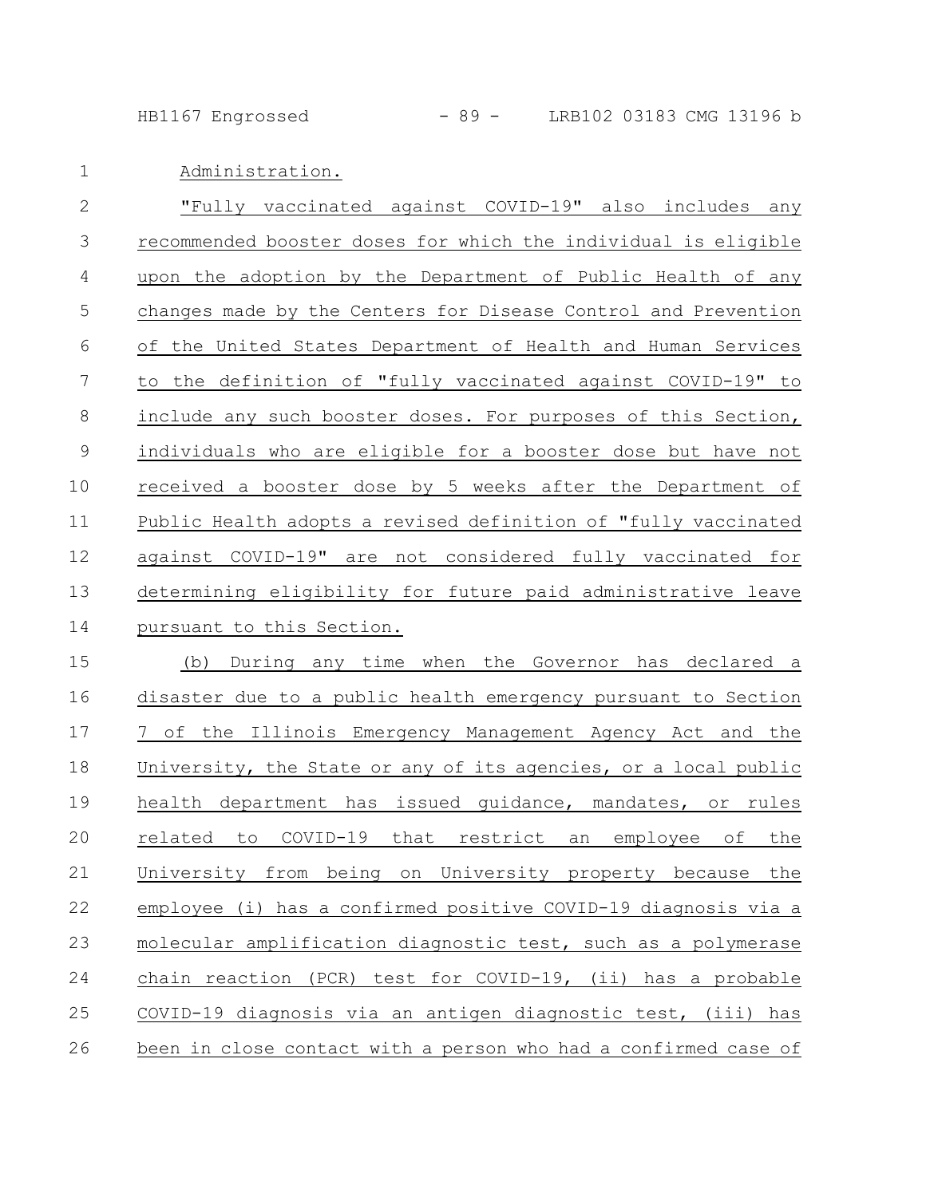Administration.

"Fully vaccinated against COVID-19" also includes any recommended booster doses for which the individual is eligible upon the adoption by the Department of Public Health of any changes made by the Centers for Disease Control and Prevention of the United States Department of Health and Human Services to the definition of "fully vaccinated against COVID-19" to include any such booster doses. For purposes of this Section, individuals who are eligible for a booster dose but have not received a booster dose by 5 weeks after the Department of Public Health adopts a revised definition of "fully vaccinated against COVID-19" are not considered fully vaccinated for determining eligibility for future paid administrative leave pursuant to this Section.

(b) During any time when the Governor has declared a disaster due to a public health emergency pursuant to Section 7 of the Illinois Emergency Management Agency Act and the University, the State or any of its agencies, or a local public health department has issued guidance, mandates, or rules related to COVID-19 that restrict an employee of the University from being on University property because the employee (i) has a confirmed positive COVID-19 diagnosis via a molecular amplification diagnostic test, such as a polymerase chain reaction (PCR) test for COVID-19, (ii) has a probable COVID-19 diagnosis via an antigen diagnostic test, (iii) has been in close contact with a person who had a confirmed case of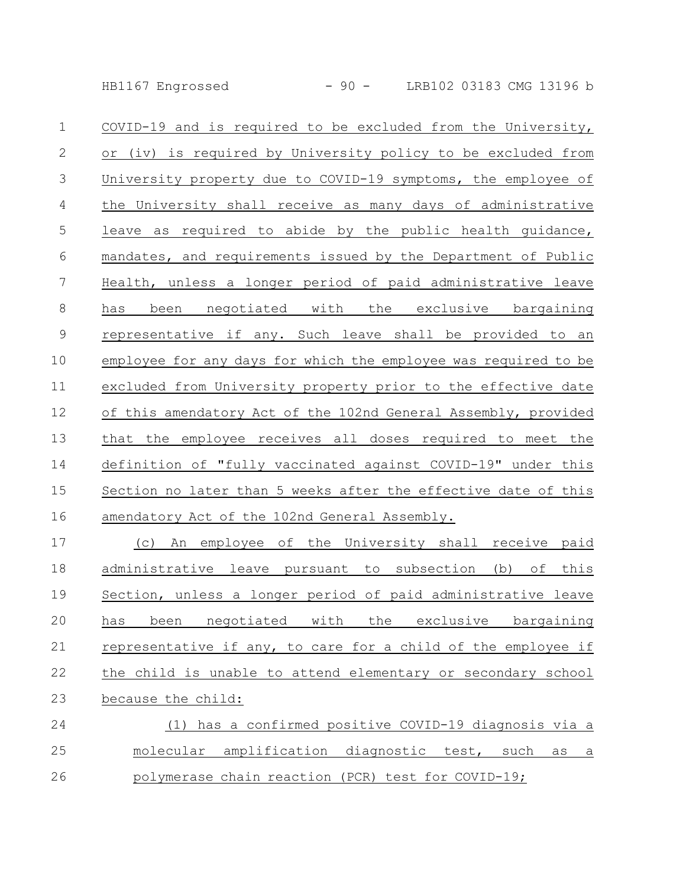COVID-19 and is required to be excluded from the University, or (iv) is required by University policy to be excluded from University property due to COVID-19 symptoms, the employee of the University shall receive as many days of administrative leave as required to abide by the public health guidance, mandates, and requirements issued by the Department of Public Health, unless a longer period of paid administrative leave has been negotiated with the exclusive bargaining representative if any. Such leave shall be provided to an employee for any days for which the employee was required to be excluded from University property prior to the effective date of this amendatory Act of the 102nd General Assembly, provided that the employee receives all doses required to meet the definition of "fully vaccinated against COVID-19" under this Section no later than 5 weeks after the effective date of this amendatory Act of the 102nd General Assembly.

(c) An employee of the University shall receive paid administrative leave pursuant to subsection (b) of this Section, unless a longer period of paid administrative leave has been negotiated with the exclusive bargaining representative if any, to care for a child of the employee if the child is unable to attend elementary or secondary school because the child:

(1) has a confirmed positive COVID-19 diagnosis via a molecular amplification diagnostic test, such as a polymerase chain reaction (PCR) test for COVID-19;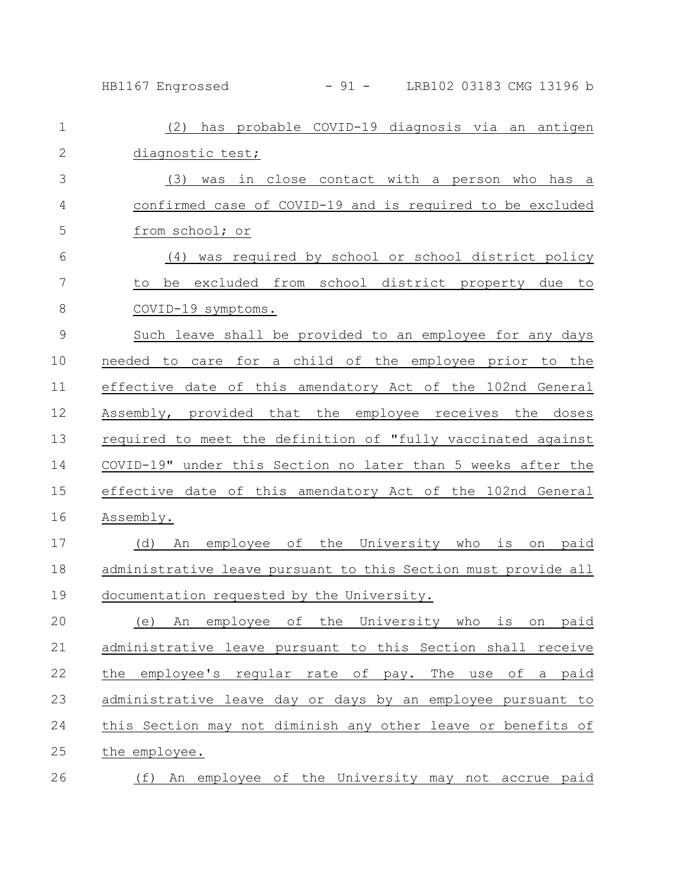(2) has probable COVID-19 diagnosis via an antigen diagnostic test;

(3) was in close contact with a person who has a confirmed case of COVID-19 and is required to be excluded from school; or

(4) was required by school or school district policy to be excluded from school district property due to COVID-19 symptoms.

Such leave shall be provided to an employee for any days needed to care for a child of the employee prior to the effective date of this amendatory Act of the 102nd General Assembly, provided that the employee receives the doses required to meet the definition of "fully vaccinated against COVID-19" under this Section no later than 5 weeks after the effective date of this amendatory Act of the 102nd General Assembly.

(d) An employee of the University who is on paid administrative leave pursuant to this Section must provide all documentation requested by the University.

(e) An employee of the University who is on paid administrative leave pursuant to this Section shall receive the employee's regular rate of pay. The use of a paid administrative leave day or days by an employee pursuant to this Section may not diminish any other leave or benefits of the employee.

(f) An employee of the University may not accrue paid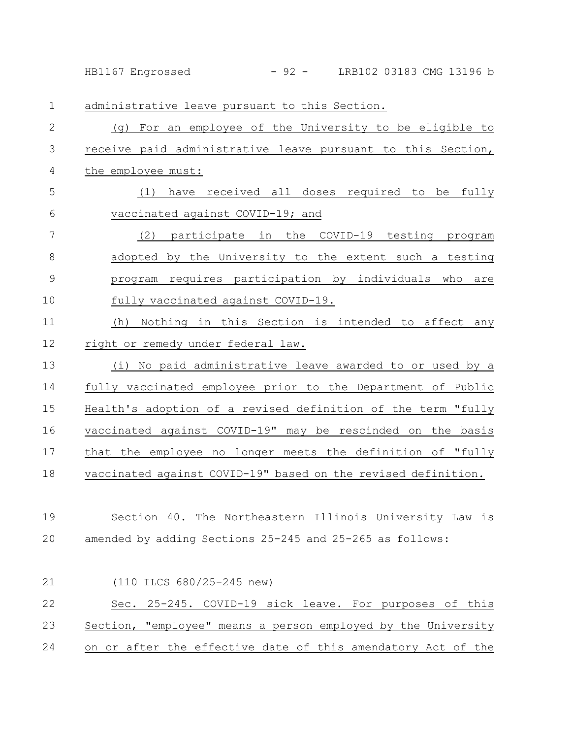administrative leave pursuant to this Section.

(g) For an employee of the University to be eligible to receive paid administrative leave pursuant to this Section, the employee must:

(1) have received all doses required to be fully vaccinated against COVID-19; and

(2) participate in the COVID-19 testing program adopted by the University to the extent such a testing program requires participation by individuals who are fully vaccinated against COVID-19.

(h) Nothing in this Section is intended to affect any right or remedy under federal law.

(i) No paid administrative leave awarded to or used by a fully vaccinated employee prior to the Department of Public Health's adoption of a revised definition of the term "fully vaccinated against COVID-19" may be rescinded on the basis that the employee no longer meets the definition of "fully vaccinated against COVID-19" based on the revised definition.

Section 40. The Northeastern Illinois University Law is amended by adding Sections 25-245 and 25-265 as follows:

(110 ILCS 680/25-245 new)

Sec. 25-245. COVID-19 sick leave. For purposes of this Section, "employee" means a person employed by the University on or after the effective date of this amendatory Act of the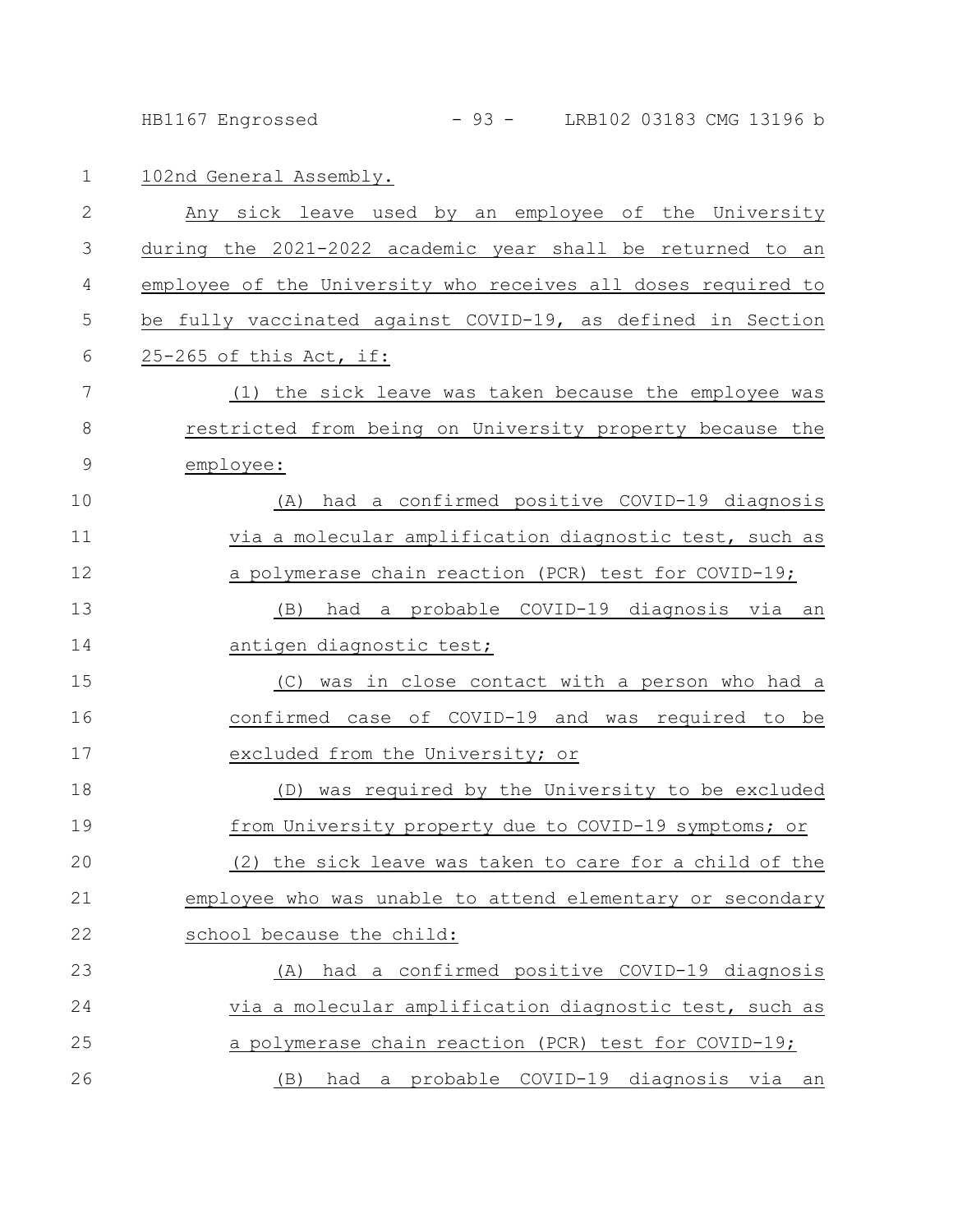102nd General Assembly.

Any sick leave used by an employee of the University during the 2021-2022 academic year shall be returned to an employee of the University who receives all doses required to be fully vaccinated against COVID-19, as defined in Section 25-265 of this Act, if:

(1) the sick leave was taken because the employee was restricted from being on University property because the employee:

(A) had a confirmed positive COVID-19 diagnosis via a molecular amplification diagnostic test, such as a polymerase chain reaction (PCR) test for COVID-19;

(B) had a probable COVID-19 diagnosis via an antigen diagnostic test;

(C) was in close contact with a person who had a confirmed case of COVID-19 and was required to be excluded from the University; or

(D) was required by the University to be excluded from University property due to COVID-19 symptoms; or

(2) the sick leave was taken to care for a child of the employee who was unable to attend elementary or secondary school because the child:

(A) had a confirmed positive COVID-19 diagnosis via a molecular amplification diagnostic test, such as a polymerase chain reaction (PCR) test for COVID-19;

(B) had a probable COVID-19 diagnosis via an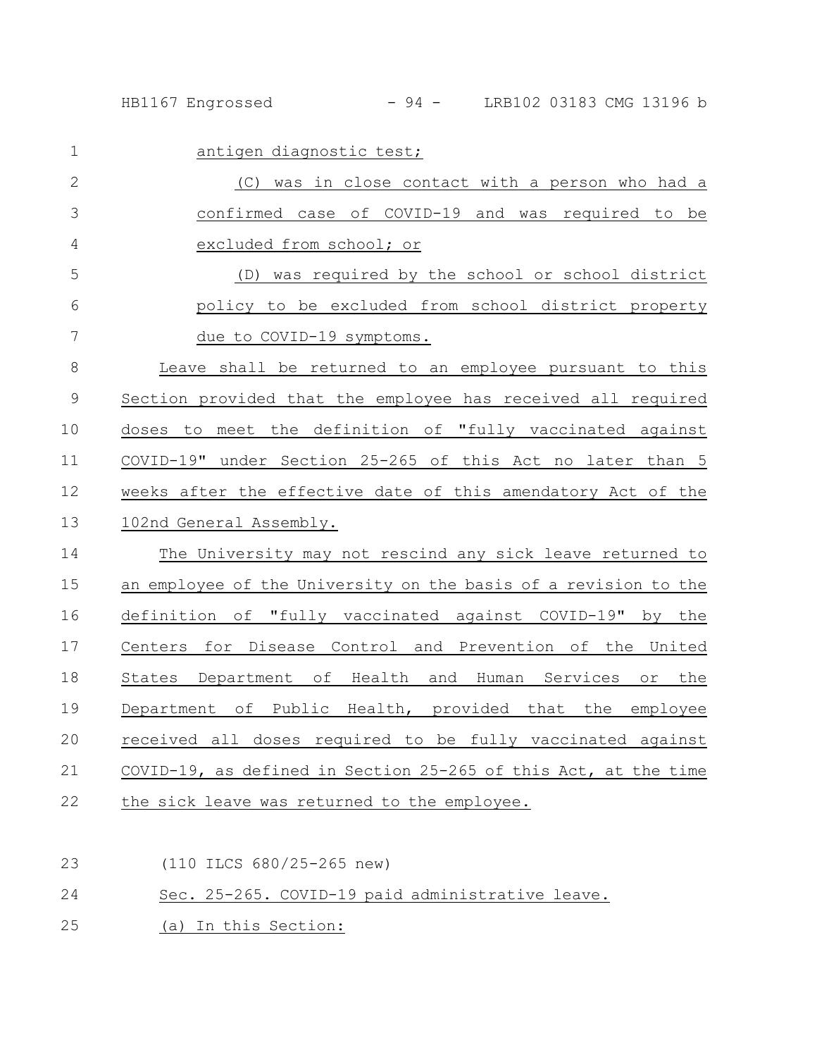antigen diagnostic test;

(C) was in close contact with a person who had a confirmed case of COVID-19 and was required to be excluded from school; or

(D) was required by the school or school district policy to be excluded from school district property due to COVID-19 symptoms.

Leave shall be returned to an employee pursuant to this Section provided that the employee has received all required doses to meet the definition of "fully vaccinated against COVID-19" under Section 25-265 of this Act no later than 5 weeks after the effective date of this amendatory Act of the 102nd General Assembly.

The University may not rescind any sick leave returned to an employee of the University on the basis of a revision to the definition of "fully vaccinated against COVID-19" by the Centers for Disease Control and Prevention of the United States Department of Health and Human Services or the Department of Public Health, provided that the employee received all doses required to be fully vaccinated against COVID-19, as defined in Section 25-265 of this Act, at the time the sick leave was returned to the employee.

(110 ILCS 680/25-265 new)

Sec. 25-265. COVID-19 paid administrative leave.

(a) In this Section: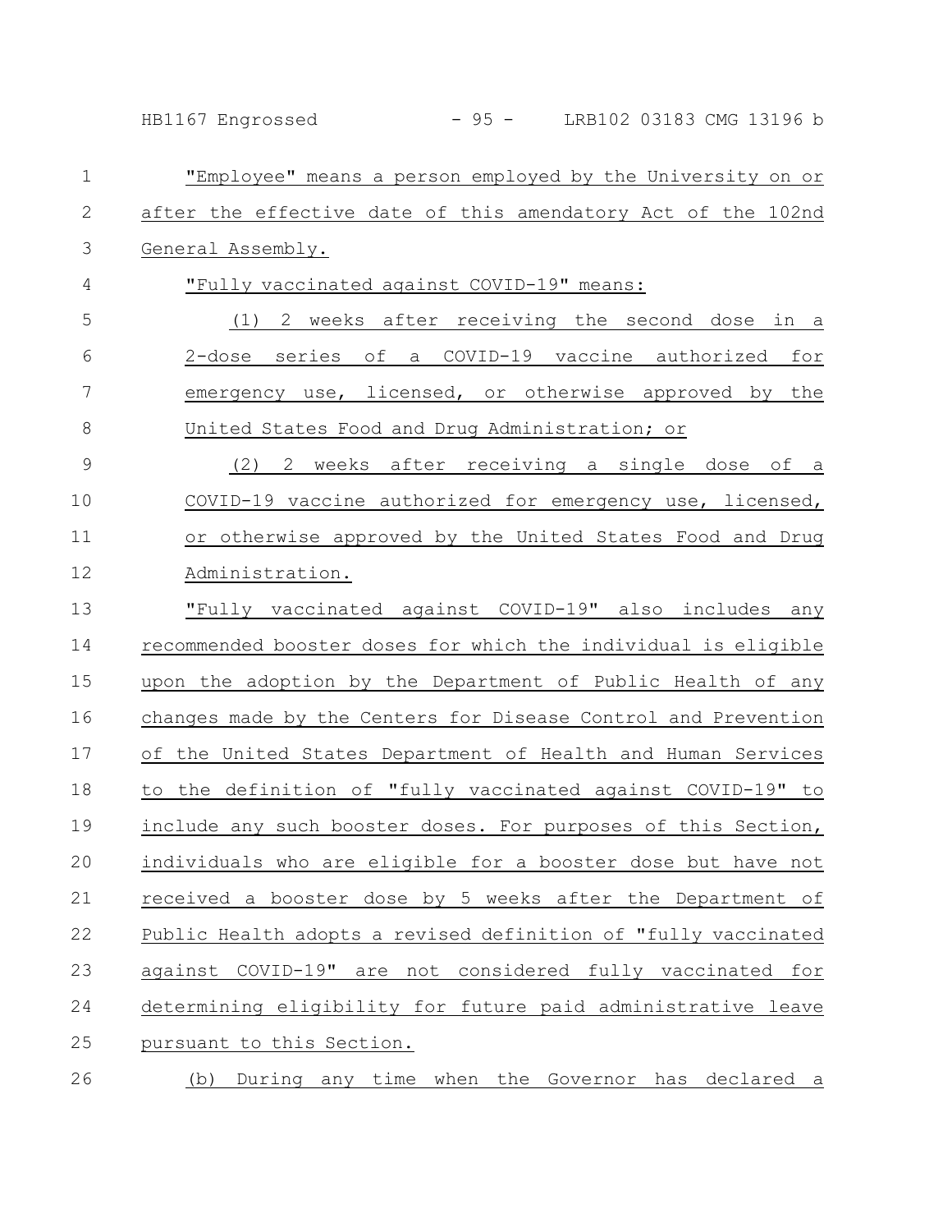"Employee" means a person employed by the University on or after the effective date of this amendatory Act of the 102nd General Assembly.

"Fully vaccinated against COVID-19" means:

(1) 2 weeks after receiving the second dose in a 2-dose series of a COVID-19 vaccine authorized for emergency use, licensed, or otherwise approved by the United States Food and Drug Administration; or

(2) 2 weeks after receiving a single dose of a COVID-19 vaccine authorized for emergency use, licensed, or otherwise approved by the United States Food and Drug Administration.

"Fully vaccinated against COVID-19" also includes any recommended booster doses for which the individual is eligible upon the adoption by the Department of Public Health of any changes made by the Centers for Disease Control and Prevention of the United States Department of Health and Human Services to the definition of "fully vaccinated against COVID-19" to include any such booster doses. For purposes of this Section, individuals who are eligible for a booster dose but have not received a booster dose by 5 weeks after the Department of Public Health adopts a revised definition of "fully vaccinated against COVID-19" are not considered fully vaccinated for determining eligibility for future paid administrative leave pursuant to this Section.

(b) During any time when the Governor has declared a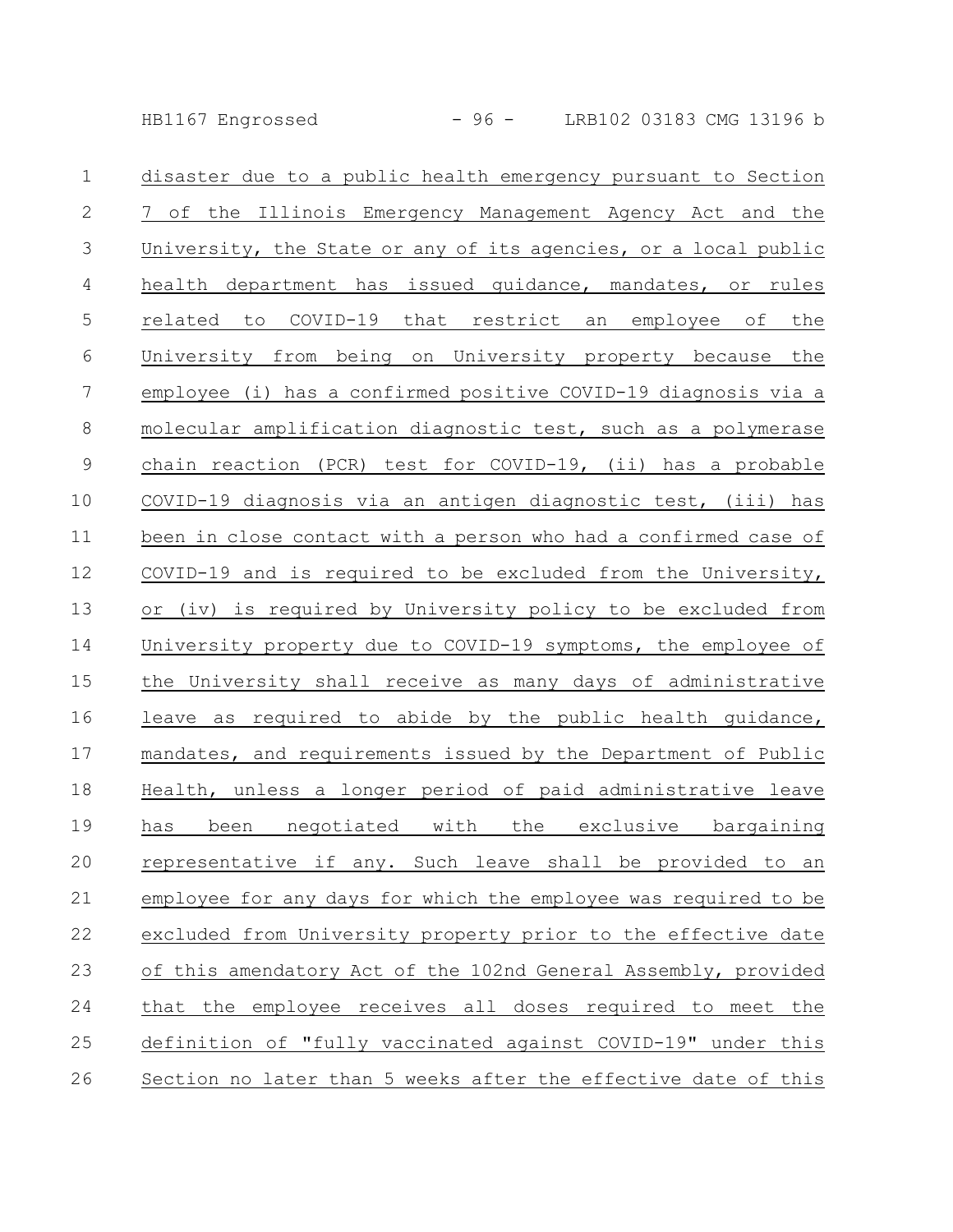disaster due to a public health emergency pursuant to Section 7 of the Illinois Emergency Management Agency Act and the University, the State or any of its agencies, or a local public health department has issued guidance, mandates, or rules related to COVID-19 that restrict an employee of the University from being on University property because the employee (i) has a confirmed positive COVID-19 diagnosis via a molecular amplification diagnostic test, such as a polymerase chain reaction (PCR) test for COVID-19, (ii) has a probable COVID-19 diagnosis via an antigen diagnostic test, (iii) has been in close contact with a person who had a confirmed case of COVID-19 and is required to be excluded from the University, or (iv) is required by University policy to be excluded from University property due to COVID-19 symptoms, the employee of the University shall receive as many days of administrative leave as required to abide by the public health guidance, mandates, and requirements issued by the Department of Public Health, unless a longer period of paid administrative leave has been negotiated with the exclusive bargaining representative if any. Such leave shall be provided to an employee for any days for which the employee was required to be excluded from University property prior to the effective date of this amendatory Act of the 102nd General Assembly, provided that the employee receives all doses required to meet the definition of "fully vaccinated against COVID-19" under this Section no later than 5 weeks after the effective date of this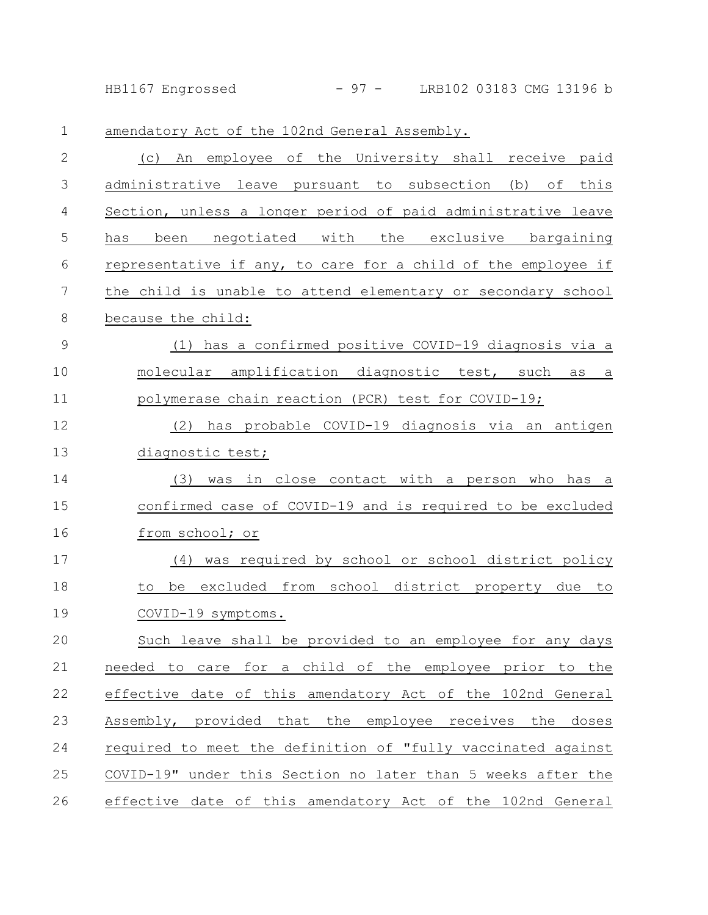amendatory Act of the 102nd General Assembly.

(c) An employee of the University shall receive paid administrative leave pursuant to subsection (b) of this Section, unless a longer period of paid administrative leave has been negotiated with the exclusive bargaining representative if any, to care for a child of the employee if the child is unable to attend elementary or secondary school because the child:

(1) has a confirmed positive COVID-19 diagnosis via a molecular amplification diagnostic test, such as a polymerase chain reaction (PCR) test for COVID-19;

(2) has probable COVID-19 diagnosis via an antigen diagnostic test;

(3) was in close contact with a person who has a confirmed case of COVID-19 and is required to be excluded from school; or

(4) was required by school or school district policy to be excluded from school district property due to COVID-19 symptoms.

Such leave shall be provided to an employee for any days needed to care for a child of the employee prior to the effective date of this amendatory Act of the 102nd General Assembly, provided that the employee receives the doses required to meet the definition of "fully vaccinated against COVID-19" under this Section no later than 5 weeks after the effective date of this amendatory Act of the 102nd General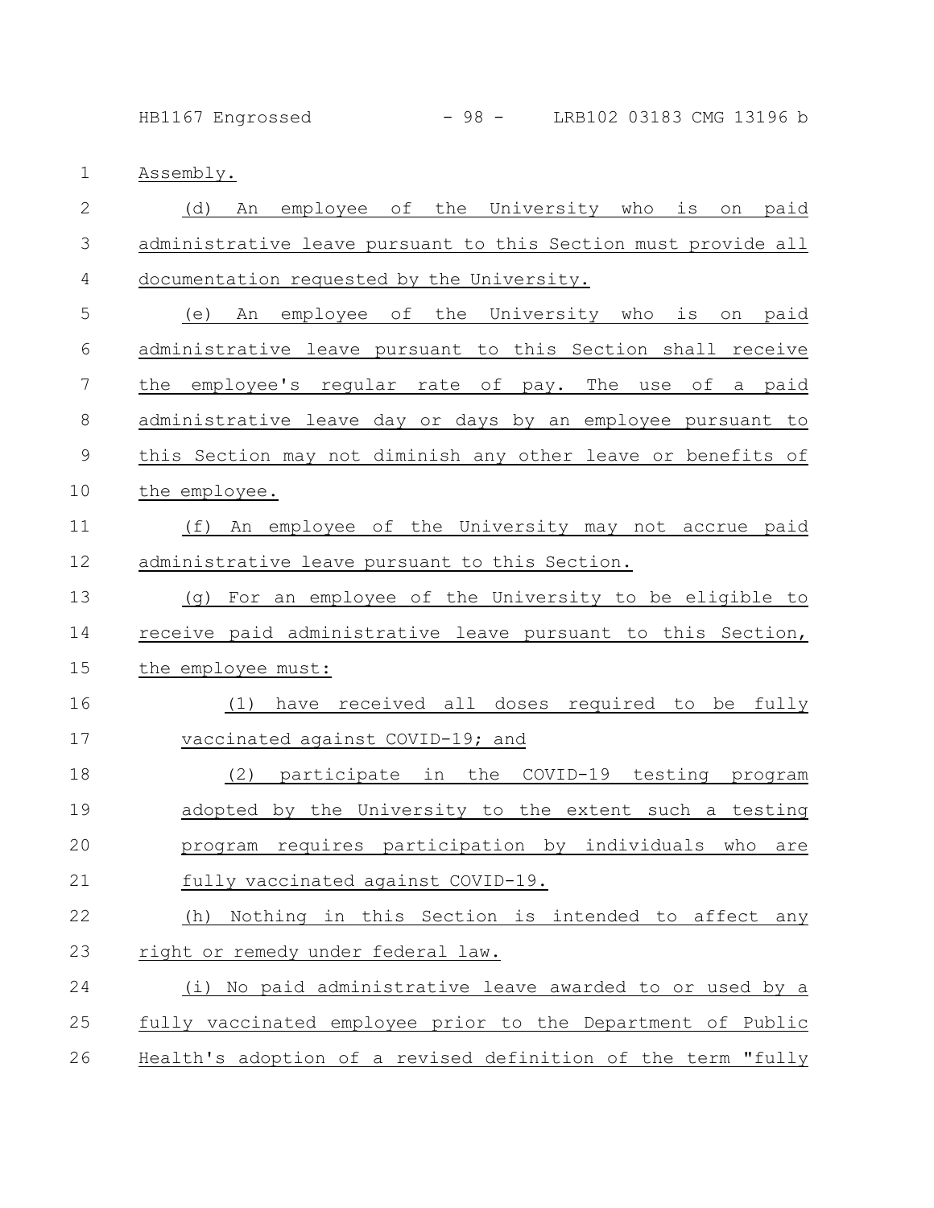Assembly.

(d) An employee of the University who is on paid administrative leave pursuant to this Section must provide all documentation requested by the University.

(e) An employee of the University who is on paid administrative leave pursuant to this Section shall receive the employee's regular rate of pay. The use of a paid administrative leave day or days by an employee pursuant to this Section may not diminish any other leave or benefits of the employee.

(f) An employee of the University may not accrue paid administrative leave pursuant to this Section.

(g) For an employee of the University to be eligible to receive paid administrative leave pursuant to this Section, the employee must:

(1) have received all doses required to be fully vaccinated against COVID-19; and

(2) participate in the COVID-19 testing program adopted by the University to the extent such a testing program requires participation by individuals who are fully vaccinated against COVID-19.

(h) Nothing in this Section is intended to affect any right or remedy under federal law.

(i) No paid administrative leave awarded to or used by a fully vaccinated employee prior to the Department of Public Health's adoption of a revised definition of the term "fully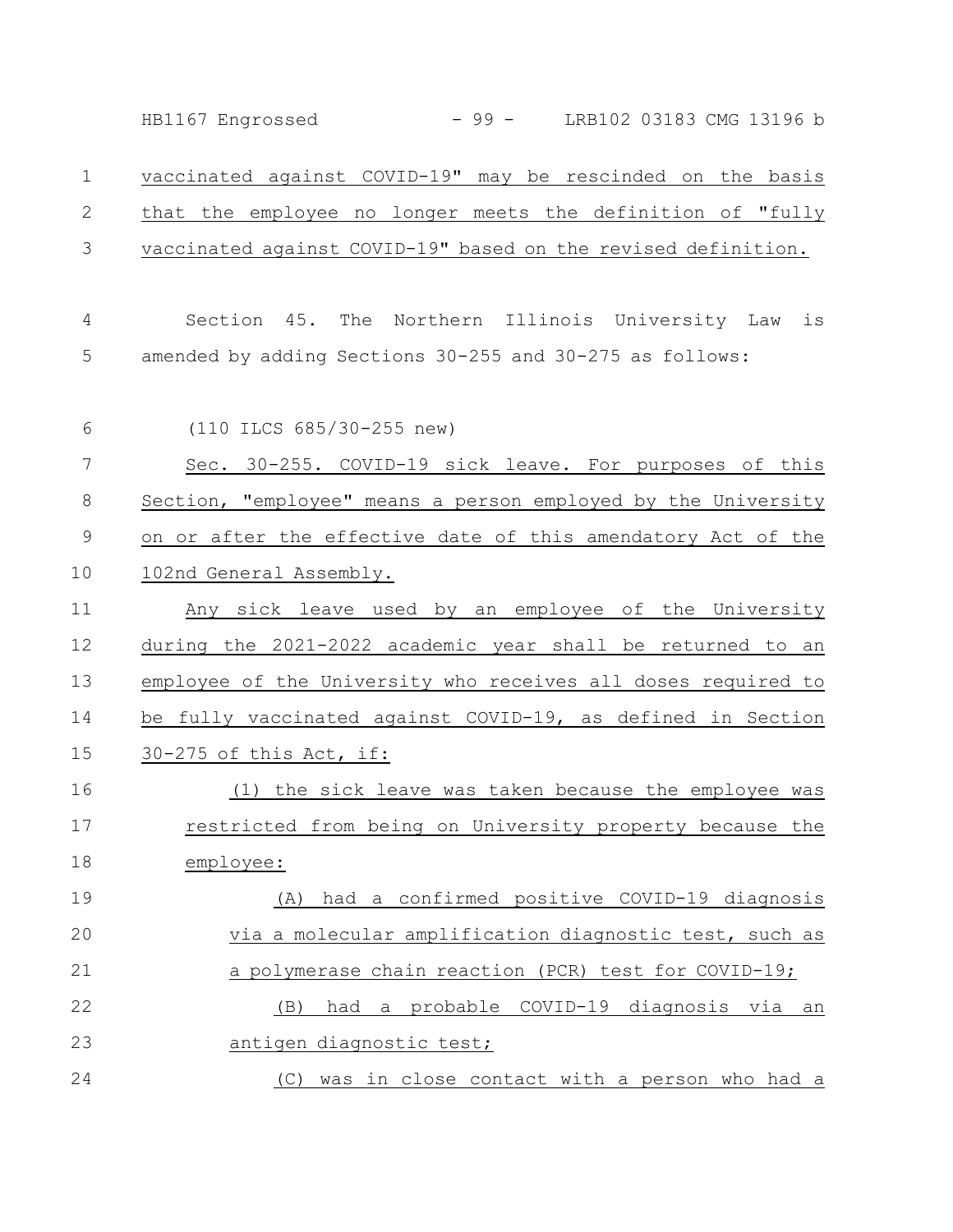vaccinated against COVID-19" may be rescinded on the basis that the employee no longer meets the definition of "fully vaccinated against COVID-19" based on the revised definition.

Section 45. The Northern Illinois University Law is amended by adding Sections 30-255 and 30-275 as follows:

(110 ILCS 685/30-255 new)

Sec. 30-255. COVID-19 sick leave. For purposes of this Section, "employee" means a person employed by the University on or after the effective date of this amendatory Act of the 102nd General Assembly.

Any sick leave used by an employee of the University during the 2021-2022 academic year shall be returned to an employee of the University who receives all doses required to be fully vaccinated against COVID-19, as defined in Section 30-275 of this Act, if:

(1) the sick leave was taken because the employee was restricted from being on University property because the employee:

(A) had a confirmed positive COVID-19 diagnosis via a molecular amplification diagnostic test, such as a polymerase chain reaction (PCR) test for COVID-19;

(B) had a probable COVID-19 diagnosis via an antigen diagnostic test;

(C) was in close contact with a person who had a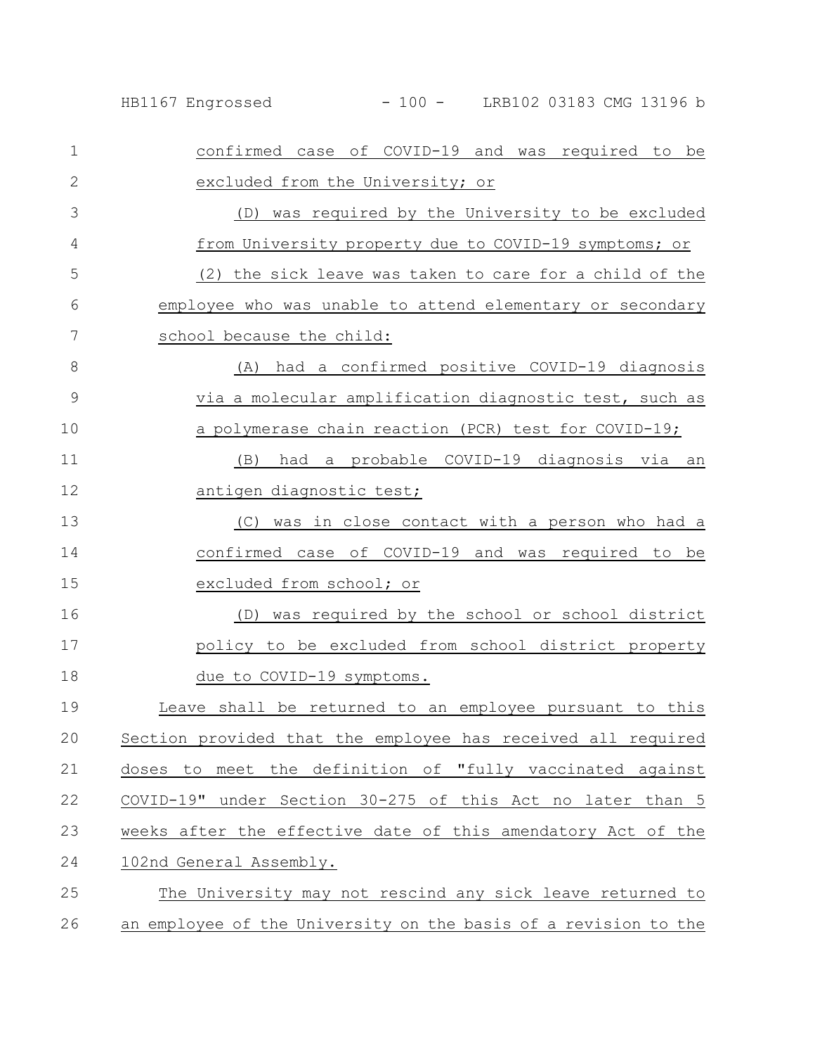confirmed case of COVID-19 and was required to be excluded from the University; or

(D) was required by the University to be excluded from University property due to COVID-19 symptoms; or

(2) the sick leave was taken to care for a child of the employee who was unable to attend elementary or secondary school because the child:

(A) had a confirmed positive COVID-19 diagnosis via a molecular amplification diagnostic test, such as a polymerase chain reaction (PCR) test for COVID-19;

(B) had a probable COVID-19 diagnosis via an antigen diagnostic test;

(C) was in close contact with a person who had a confirmed case of COVID-19 and was required to be excluded from school; or

(D) was required by the school or school district policy to be excluded from school district property due to COVID-19 symptoms.

Leave shall be returned to an employee pursuant to this Section provided that the employee has received all required doses to meet the definition of "fully vaccinated against COVID-19" under Section 30-275 of this Act no later than 5 weeks after the effective date of this amendatory Act of the 102nd General Assembly.

The University may not rescind any sick leave returned to an employee of the University on the basis of a revision to the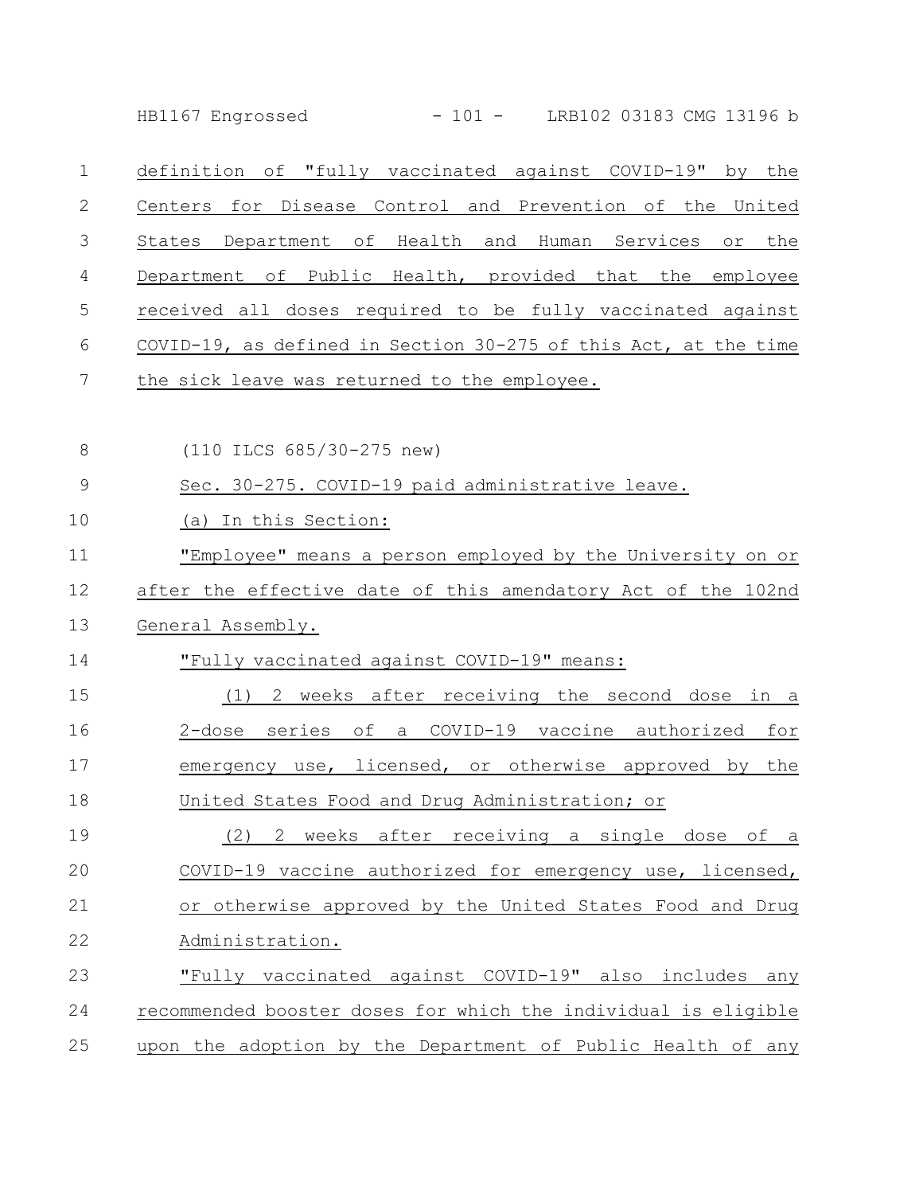definition of "fully vaccinated against COVID-19" by the Centers for Disease Control and Prevention of the United States Department of Health and Human Services or the Department of Public Health, provided that the employee received all doses required to be fully vaccinated against COVID-19, as defined in Section 30-275 of this Act, at the time the sick leave was returned to the employee.

(110 ILCS 685/30-275 new)

Sec. 30-275. COVID-19 paid administrative leave.

(a) In this Section:

"Employee" means a person employed by the University on or after the effective date of this amendatory Act of the 102nd General Assembly.

"Fully vaccinated against COVID-19" means:

(1) 2 weeks after receiving the second dose in a 2-dose series of a COVID-19 vaccine authorized for emergency use, licensed, or otherwise approved by the United States Food and Drug Administration; or

(2) 2 weeks after receiving a single dose of a COVID-19 vaccine authorized for emergency use, licensed, or otherwise approved by the United States Food and Drug Administration.

"Fully vaccinated against COVID-19" also includes any recommended booster doses for which the individual is eligible upon the adoption by the Department of Public Health of any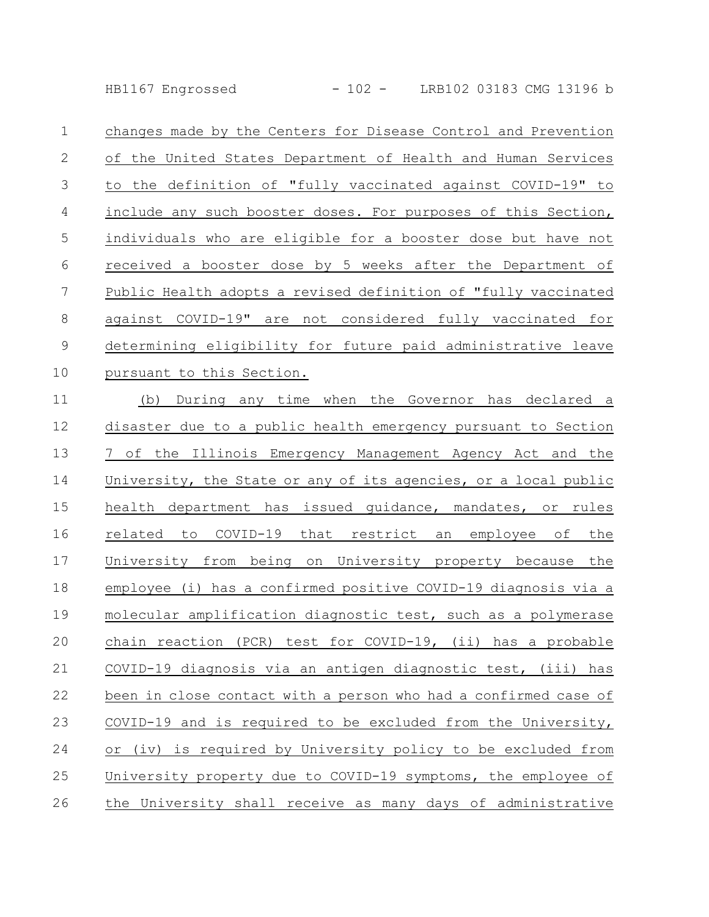changes made by the Centers for Disease Control and Prevention of the United States Department of Health and Human Services to the definition of "fully vaccinated against COVID-19" to include any such booster doses. For purposes of this Section, individuals who are eligible for a booster dose but have not received a booster dose by 5 weeks after the Department of Public Health adopts a revised definition of "fully vaccinated against COVID-19" are not considered fully vaccinated for determining eligibility for future paid administrative leave pursuant to this Section.

(b) During any time when the Governor has declared a disaster due to a public health emergency pursuant to Section 7 of the Illinois Emergency Management Agency Act and the University, the State or any of its agencies, or a local public health department has issued guidance, mandates, or rules related to COVID-19 that restrict an employee of the University from being on University property because the employee (i) has a confirmed positive COVID-19 diagnosis via a molecular amplification diagnostic test, such as a polymerase chain reaction (PCR) test for COVID-19, (ii) has a probable COVID-19 diagnosis via an antigen diagnostic test, (iii) has been in close contact with a person who had a confirmed case of COVID-19 and is required to be excluded from the University, or (iv) is required by University policy to be excluded from University property due to COVID-19 symptoms, the employee of the University shall receive as many days of administrative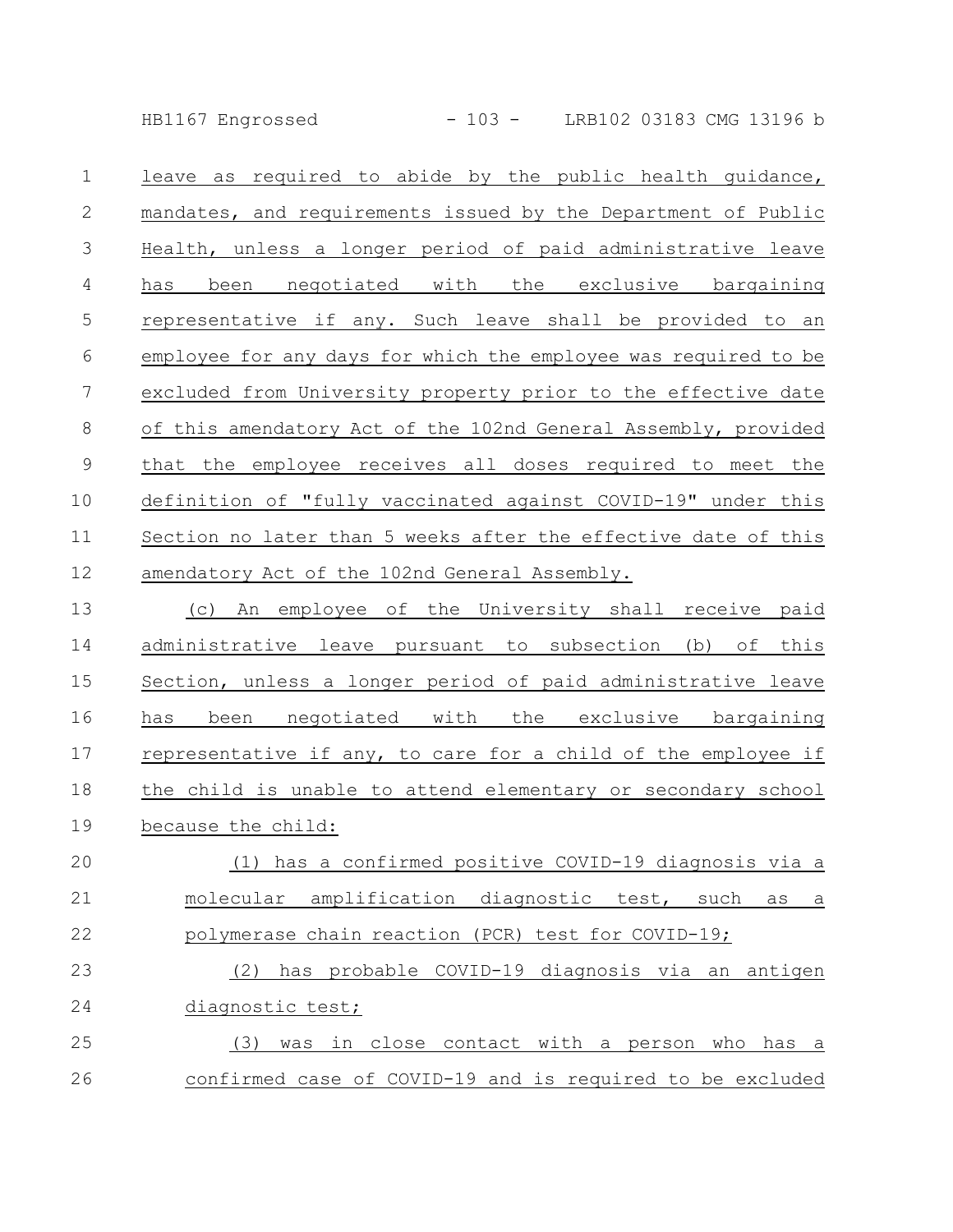leave as required to abide by the public health guidance, mandates, and requirements issued by the Department of Public Health, unless a longer period of paid administrative leave has been negotiated with the exclusive bargaining representative if any. Such leave shall be provided to an employee for any days for which the employee was required to be excluded from University property prior to the effective date of this amendatory Act of the 102nd General Assembly, provided that the employee receives all doses required to meet the definition of "fully vaccinated against COVID-19" under this Section no later than 5 weeks after the effective date of this amendatory Act of the 102nd General Assembly.

(c) An employee of the University shall receive paid administrative leave pursuant to subsection (b) of this Section, unless a longer period of paid administrative leave has been negotiated with the exclusive bargaining representative if any, to care for a child of the employee if the child is unable to attend elementary or secondary school because the child:

(1) has a confirmed positive COVID-19 diagnosis via a molecular amplification diagnostic test, such as a polymerase chain reaction (PCR) test for COVID-19;

(2) has probable COVID-19 diagnosis via an antigen diagnostic test;

(3) was in close contact with a person who has a confirmed case of COVID-19 and is required to be excluded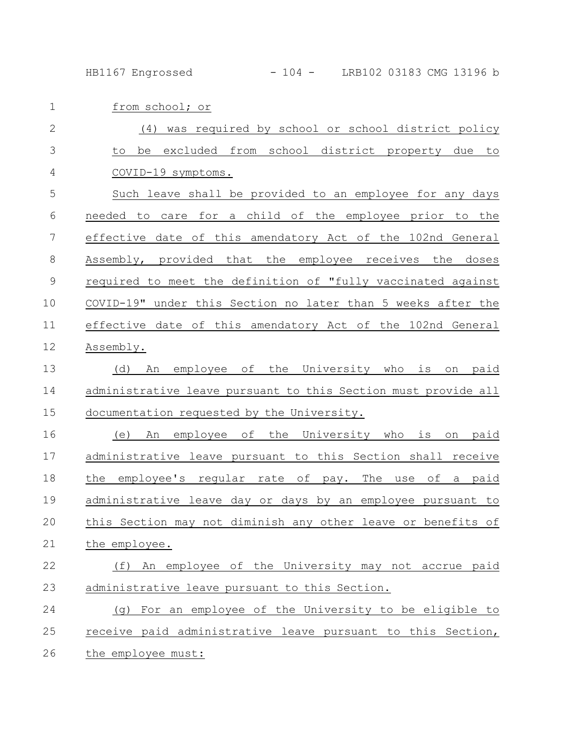from school; or

(4) was required by school or school district policy to be excluded from school district property due to COVID-19 symptoms.

Such leave shall be provided to an employee for any days needed to care for a child of the employee prior to the effective date of this amendatory Act of the 102nd General Assembly, provided that the employee receives the doses required to meet the definition of "fully vaccinated against COVID-19" under this Section no later than 5 weeks after the effective date of this amendatory Act of the 102nd General Assembly.

(d) An employee of the University who is on paid administrative leave pursuant to this Section must provide all documentation requested by the University.

(e) An employee of the University who is on paid administrative leave pursuant to this Section shall receive the employee's regular rate of pay. The use of a paid administrative leave day or days by an employee pursuant to this Section may not diminish any other leave or benefits of the employee.

(f) An employee of the University may not accrue paid administrative leave pursuant to this Section.

(g) For an employee of the University to be eligible to receive paid administrative leave pursuant to this Section, the employee must: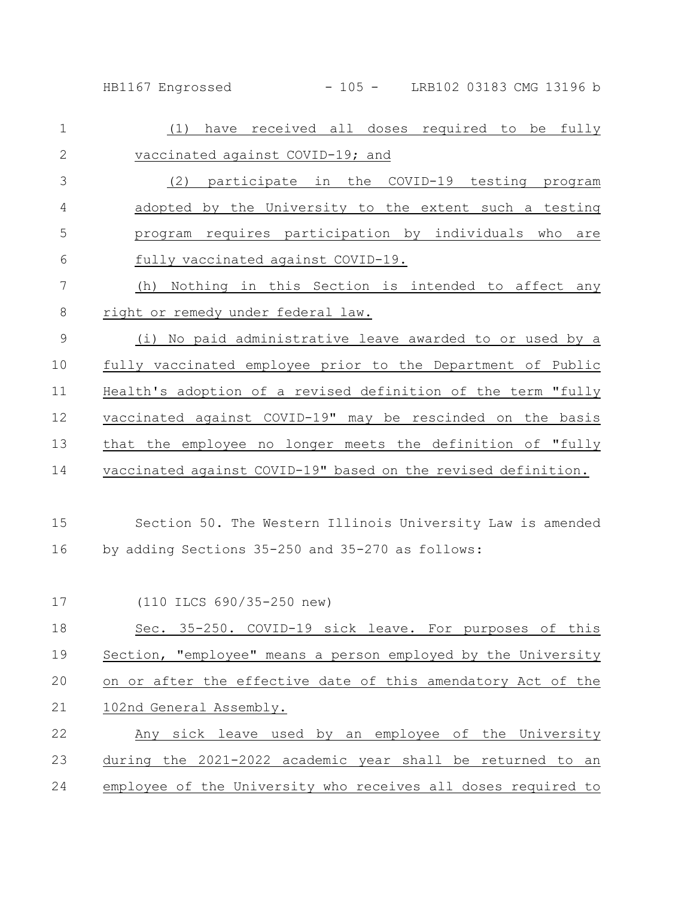(1) have received all doses required to be fully vaccinated against COVID-19; and

(2) participate in the COVID-19 testing program adopted by the University to the extent such a testing program requires participation by individuals who are fully vaccinated against COVID-19.

(h) Nothing in this Section is intended to affect any right or remedy under federal law.

(i) No paid administrative leave awarded to or used by a fully vaccinated employee prior to the Department of Public Health's adoption of a revised definition of the term "fully vaccinated against COVID-19" may be rescinded on the basis that the employee no longer meets the definition of "fully vaccinated against COVID-19" based on the revised definition.

Section 50. The Western Illinois University Law is amended by adding Sections 35-250 and 35-270 as follows:

(110 ILCS 690/35-250 new)

Sec. 35-250. COVID-19 sick leave. For purposes of this Section, "employee" means a person employed by the University on or after the effective date of this amendatory Act of the 102nd General Assembly.

Any sick leave used by an employee of the University during the 2021-2022 academic year shall be returned to an employee of the University who receives all doses required to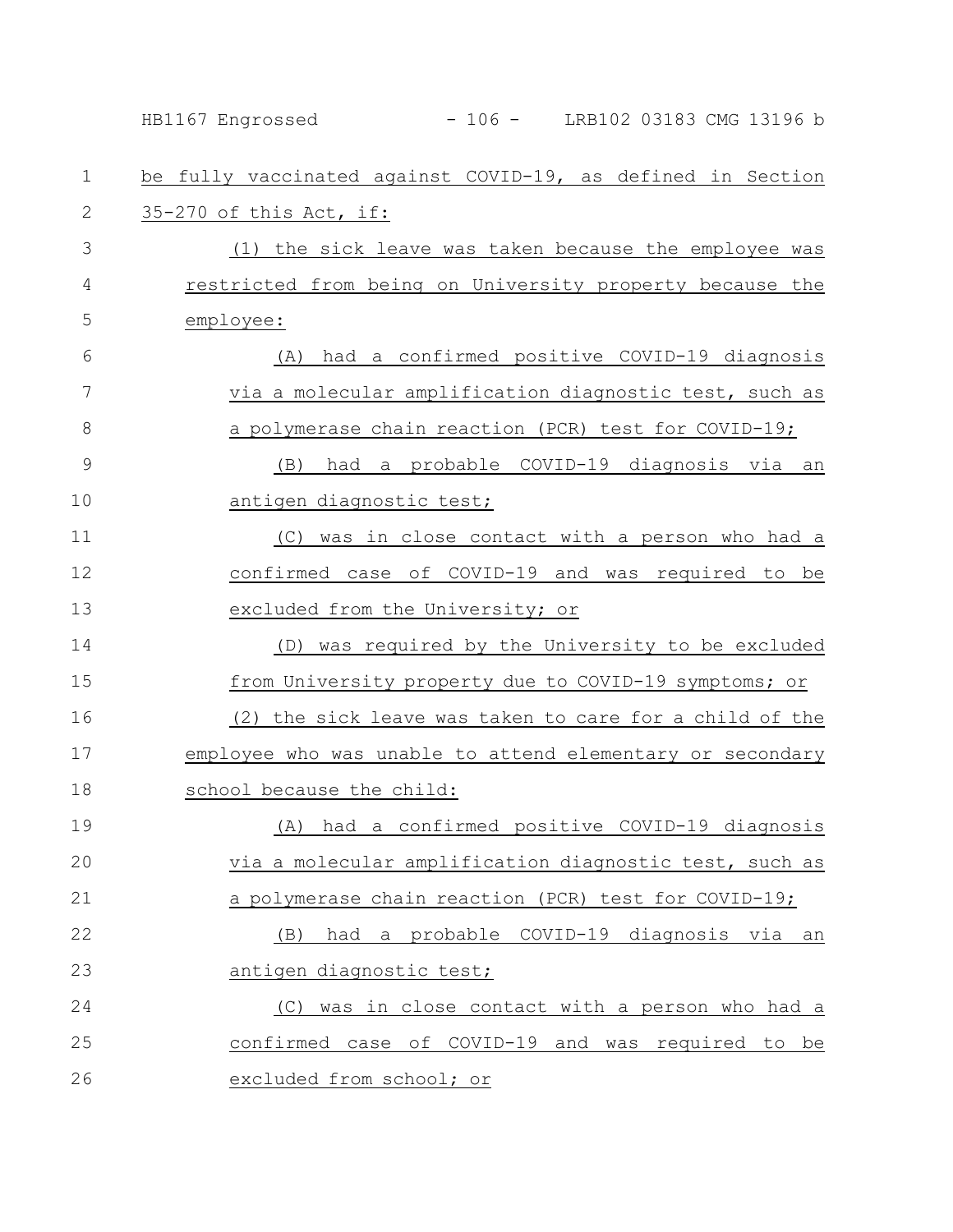be fully vaccinated against COVID-19, as defined in Section 35-270 of this Act, if:

(1) the sick leave was taken because the employee was restricted from being on University property because the employee:

(A) had a confirmed positive COVID-19 diagnosis via a molecular amplification diagnostic test, such as a polymerase chain reaction (PCR) test for COVID-19;

(B) had a probable COVID-19 diagnosis via an antigen diagnostic test;

(C) was in close contact with a person who had a confirmed case of COVID-19 and was required to be excluded from the University; or

(D) was required by the University to be excluded from University property due to COVID-19 symptoms; or

(2) the sick leave was taken to care for a child of the employee who was unable to attend elementary or secondary school because the child:

(A) had a confirmed positive COVID-19 diagnosis via a molecular amplification diagnostic test, such as a polymerase chain reaction (PCR) test for COVID-19;

(B) had a probable COVID-19 diagnosis via an antigen diagnostic test;

(C) was in close contact with a person who had a confirmed case of COVID-19 and was required to be excluded from school; or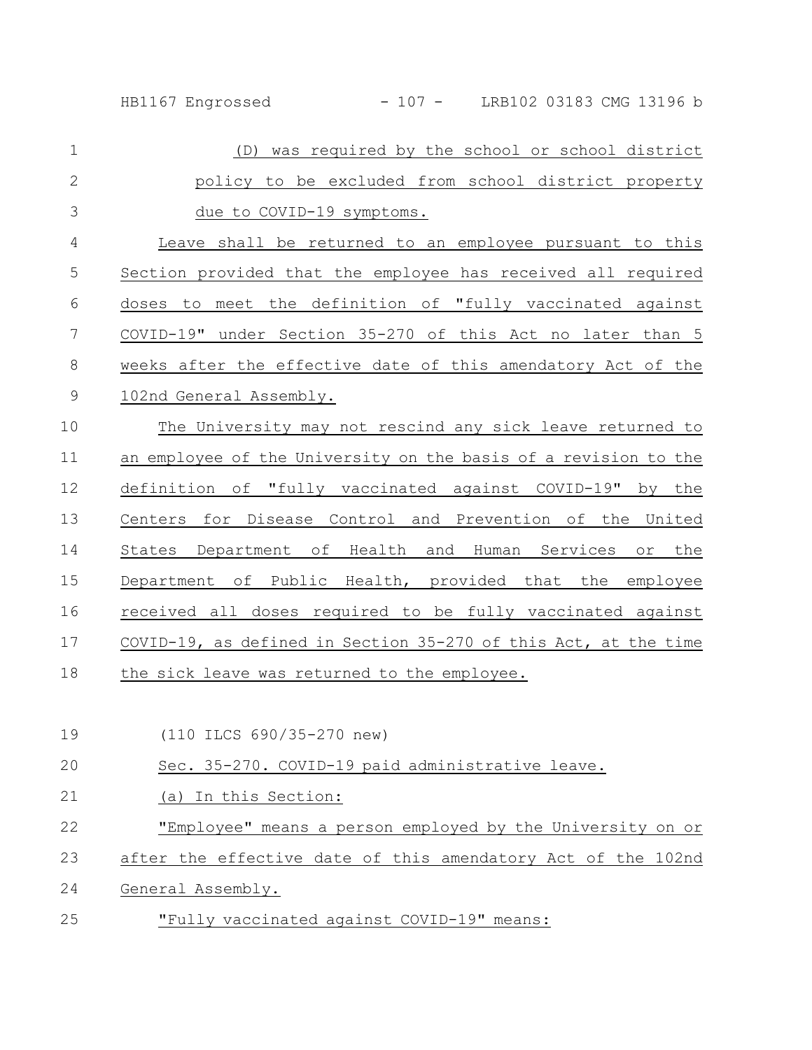(D) was required by the school or school district policy to be excluded from school district property due to COVID-19 symptoms.

Leave shall be returned to an employee pursuant to this Section provided that the employee has received all required doses to meet the definition of "fully vaccinated against COVID-19" under Section 35-270 of this Act no later than 5 weeks after the effective date of this amendatory Act of the 102nd General Assembly.

The University may not rescind any sick leave returned to an employee of the University on the basis of a revision to the definition of "fully vaccinated against COVID-19" by the Centers for Disease Control and Prevention of the United States Department of Health and Human Services or the Department of Public Health, provided that the employee received all doses required to be fully vaccinated against COVID-19, as defined in Section 35-270 of this Act, at the time the sick leave was returned to the employee.

(110 ILCS 690/35-270 new)

Sec. 35-270. COVID-19 paid administrative leave.

(a) In this Section:

"Employee" means a person employed by the University on or after the effective date of this amendatory Act of the 102nd General Assembly.

"Fully vaccinated against COVID-19" means: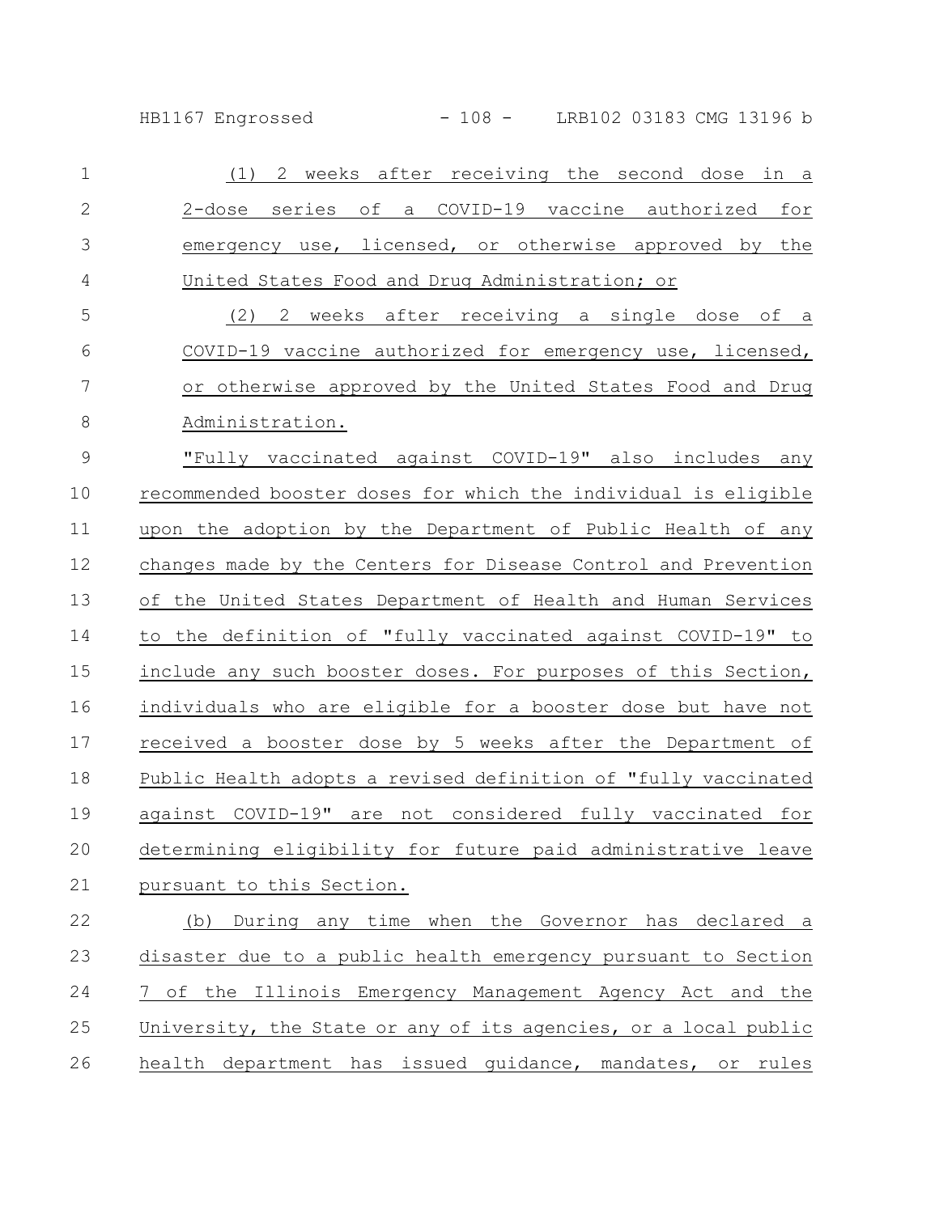(1) 2 weeks after receiving the second dose in a 2-dose series of a COVID-19 vaccine authorized for emergency use, licensed, or otherwise approved by the United States Food and Drug Administration; or

(2) 2 weeks after receiving a single dose of a COVID-19 vaccine authorized for emergency use, licensed, or otherwise approved by the United States Food and Drug Administration.

"Fully vaccinated against COVID-19" also includes any recommended booster doses for which the individual is eligible upon the adoption by the Department of Public Health of any changes made by the Centers for Disease Control and Prevention of the United States Department of Health and Human Services to the definition of "fully vaccinated against COVID-19" to include any such booster doses. For purposes of this Section, individuals who are eligible for a booster dose but have not received a booster dose by 5 weeks after the Department of Public Health adopts a revised definition of "fully vaccinated against COVID-19" are not considered fully vaccinated for determining eligibility for future paid administrative leave pursuant to this Section.

(b) During any time when the Governor has declared a disaster due to a public health emergency pursuant to Section 7 of the Illinois Emergency Management Agency Act and the University, the State or any of its agencies, or a local public health department has issued guidance, mandates, or rules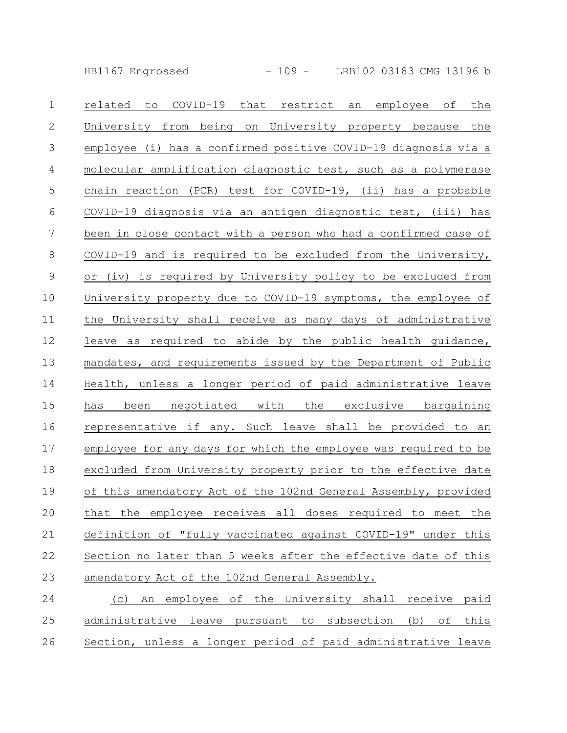related to COVID-19 that restrict an employee of the University from being on University property because the employee (i) has a confirmed positive COVID-19 diagnosis via a molecular amplification diagnostic test, such as a polymerase chain reaction (PCR) test for COVID-19, (ii) has a probable COVID-19 diagnosis via an antigen diagnostic test, (iii) has been in close contact with a person who had a confirmed case of COVID-19 and is required to be excluded from the University, or (iv) is required by University policy to be excluded from University property due to COVID-19 symptoms, the employee of the University shall receive as many days of administrative leave as required to abide by the public health guidance, mandates, and requirements issued by the Department of Public Health, unless a longer period of paid administrative leave has been negotiated with the exclusive bargaining representative if any. Such leave shall be provided to an employee for any days for which the employee was required to be excluded from University property prior to the effective date of this amendatory Act of the 102nd General Assembly, provided that the employee receives all doses required to meet the definition of "fully vaccinated against COVID-19" under this Section no later than 5 weeks after the effective date of this amendatory Act of the 102nd General Assembly.

(c) An employee of the University shall receive paid administrative leave pursuant to subsection (b) of this Section, unless a longer period of paid administrative leave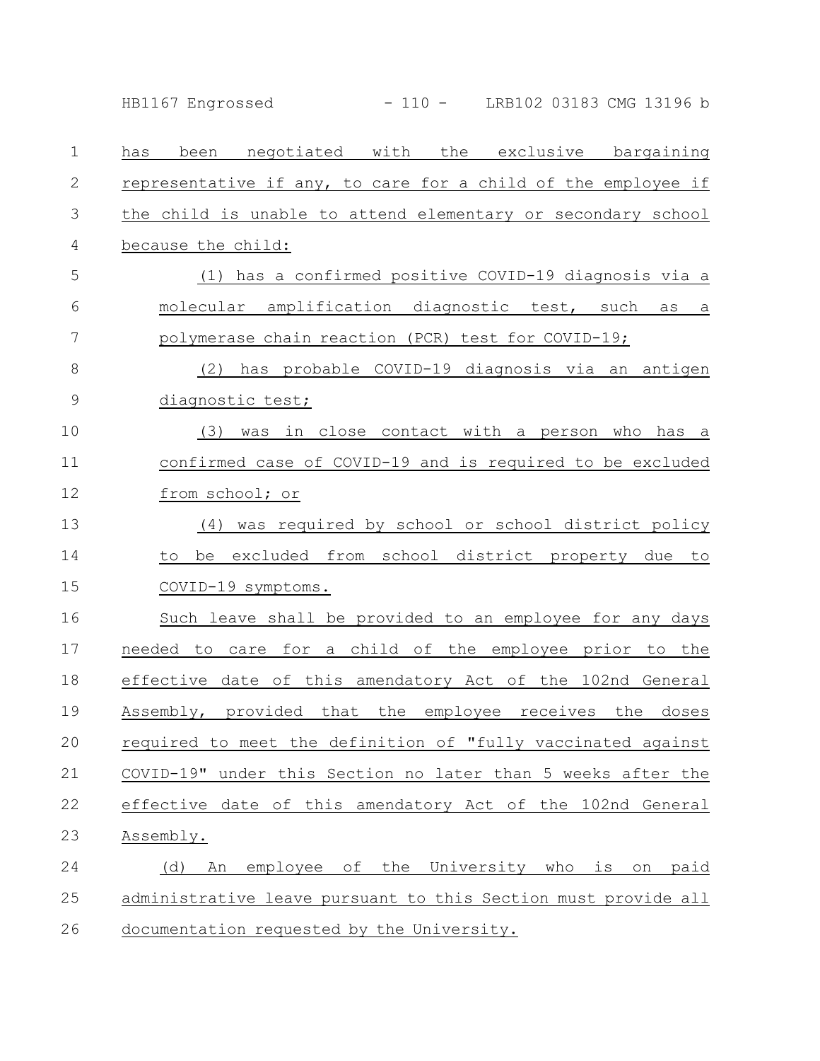has been negotiated with the exclusive bargaining representative if any, to care for a child of the employee if the child is unable to attend elementary or secondary school because the child:

(1) has a confirmed positive COVID-19 diagnosis via a molecular amplification diagnostic test, such as a polymerase chain reaction (PCR) test for COVID-19;

(2) has probable COVID-19 diagnosis via an antigen diagnostic test;

(3) was in close contact with a person who has a confirmed case of COVID-19 and is required to be excluded from school; or

(4) was required by school or school district policy to be excluded from school district property due to COVID-19 symptoms.

Such leave shall be provided to an employee for any days needed to care for a child of the employee prior to the effective date of this amendatory Act of the 102nd General Assembly, provided that the employee receives the doses required to meet the definition of "fully vaccinated against COVID-19" under this Section no later than 5 weeks after the effective date of this amendatory Act of the 102nd General Assembly.

(d) An employee of the University who is on paid administrative leave pursuant to this Section must provide all documentation requested by the University.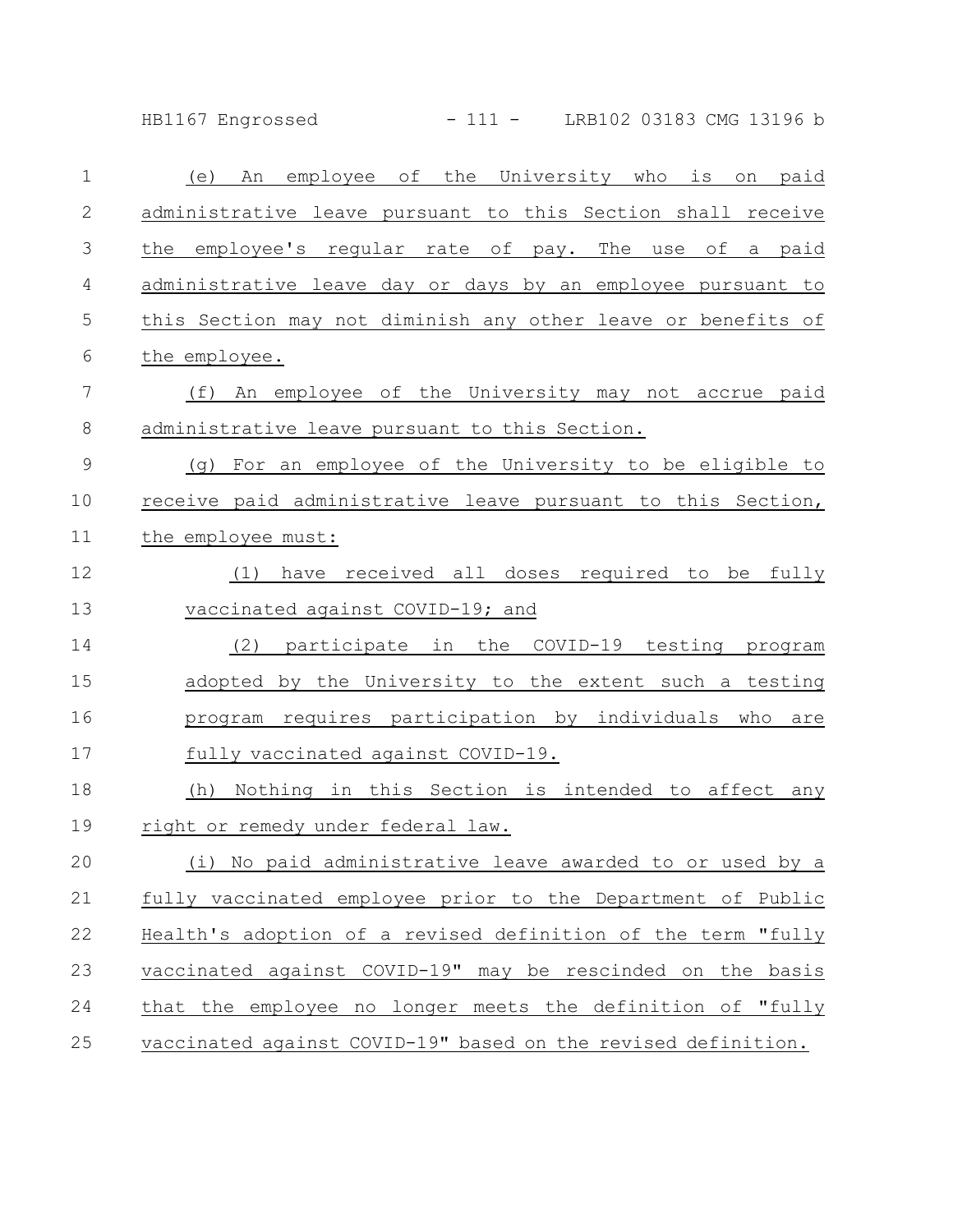(e) An employee of the University who is on paid administrative leave pursuant to this Section shall receive the employee's regular rate of pay. The use of a paid administrative leave day or days by an employee pursuant to this Section may not diminish any other leave or benefits of the employee.

(f) An employee of the University may not accrue paid administrative leave pursuant to this Section.

(g) For an employee of the University to be eligible to receive paid administrative leave pursuant to this Section, the employee must:

(1) have received all doses required to be fully vaccinated against COVID-19; and

(2) participate in the COVID-19 testing program adopted by the University to the extent such a testing program requires participation by individuals who are fully vaccinated against COVID-19.

(h) Nothing in this Section is intended to affect any right or remedy under federal law.

(i) No paid administrative leave awarded to or used by a fully vaccinated employee prior to the Department of Public Health's adoption of a revised definition of the term "fully vaccinated against COVID-19" may be rescinded on the basis that the employee no longer meets the definition of "fully vaccinated against COVID-19" based on the revised definition.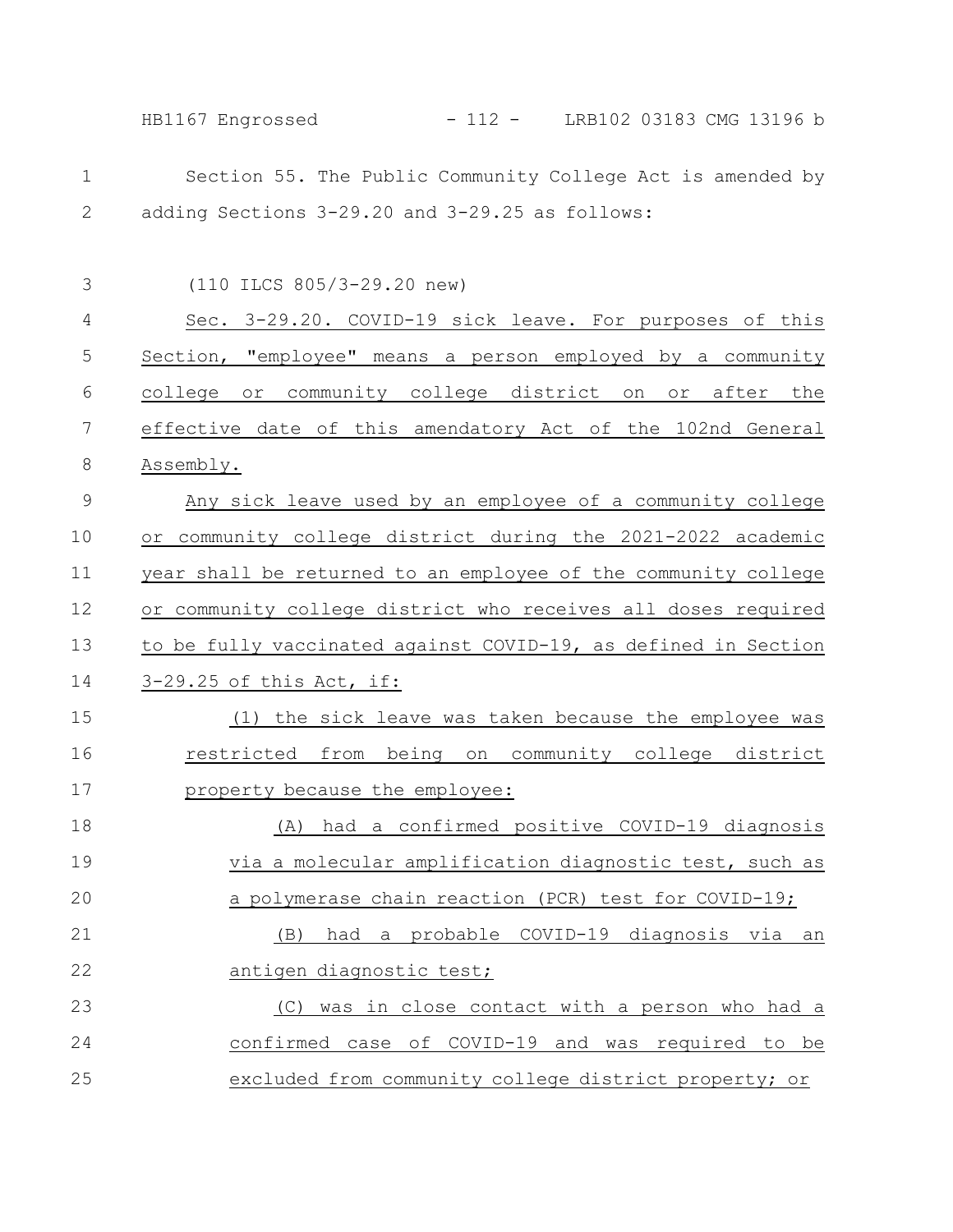Section 55. The Public Community College Act is amended by adding Sections 3-29.20 and 3-29.25 as follows:

(110 ILCS 805/3-29.20 new)

Sec. 3-29.20. COVID-19 sick leave. For purposes of this Section, "employee" means a person employed by a community college or community college district on or after the effective date of this amendatory Act of the 102nd General Assembly.

Any sick leave used by an employee of a community college or community college district during the 2021-2022 academic year shall be returned to an employee of the community college or community college district who receives all doses required to be fully vaccinated against COVID-19, as defined in Section 3-29.25 of this Act, if:

(1) the sick leave was taken because the employee was restricted from being on community college district property because the employee:

(A) had a confirmed positive COVID-19 diagnosis via a molecular amplification diagnostic test, such as a polymerase chain reaction (PCR) test for COVID-19;

(B) had a probable COVID-19 diagnosis via an antigen diagnostic test;

(C) was in close contact with a person who had a confirmed case of COVID-19 and was required to be excluded from community college district property; or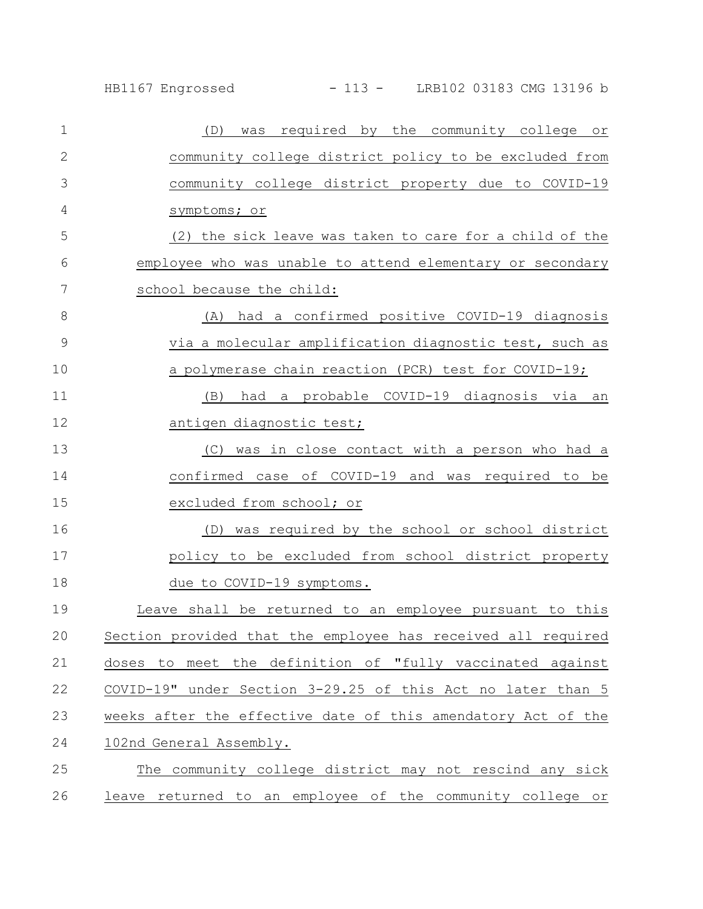(D) was required by the community college or community college district policy to be excluded from community college district property due to COVID-19 symptoms; or

(2) the sick leave was taken to care for a child of the employee who was unable to attend elementary or secondary school because the child:

(A) had a confirmed positive COVID-19 diagnosis via a molecular amplification diagnostic test, such as a polymerase chain reaction (PCR) test for COVID-19;

(B) had a probable COVID-19 diagnosis via an antigen diagnostic test;

(C) was in close contact with a person who had a confirmed case of COVID-19 and was required to be excluded from school; or

(D) was required by the school or school district policy to be excluded from school district property due to COVID-19 symptoms.

Leave shall be returned to an employee pursuant to this Section provided that the employee has received all required doses to meet the definition of "fully vaccinated against COVID-19" under Section 3-29.25 of this Act no later than 5 weeks after the effective date of this amendatory Act of the 102nd General Assembly.

The community college district may not rescind any sick leave returned to an employee of the community college or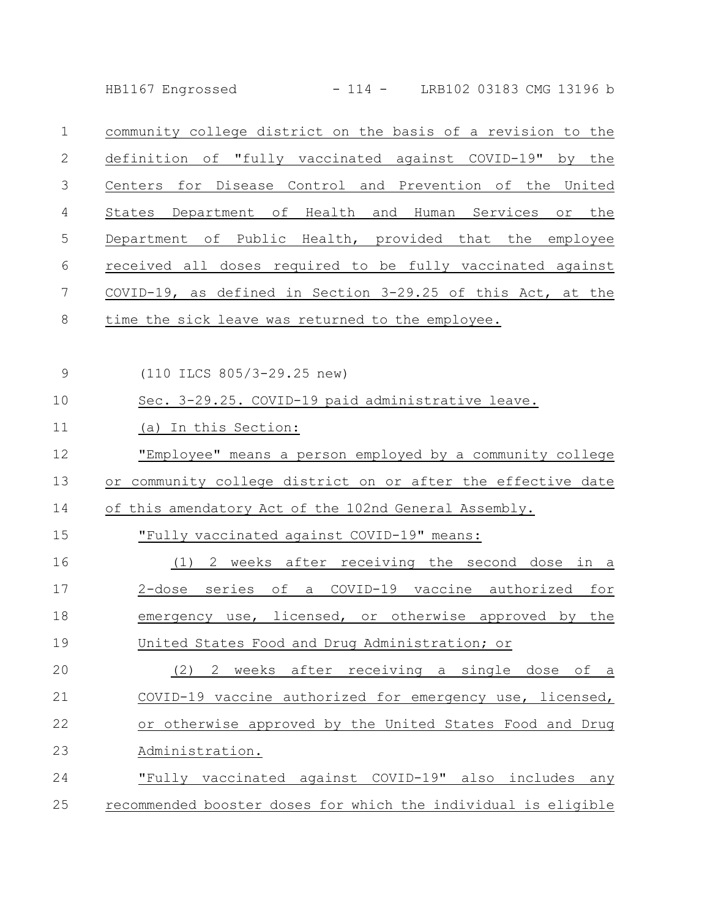community college district on the basis of a revision to the definition of "fully vaccinated against COVID-19" by the Centers for Disease Control and Prevention of the United States Department of Health and Human Services or the Department of Public Health, provided that the employee received all doses required to be fully vaccinated against COVID-19, as defined in Section 3-29.25 of this Act, at the time the sick leave was returned to the employee.

(110 ILCS 805/3-29.25 new)

Sec. 3-29.25. COVID-19 paid administrative leave.

(a) In this Section:

"Employee" means a person employed by a community college or community college district on or after the effective date of this amendatory Act of the 102nd General Assembly.

"Fully vaccinated against COVID-19" means:

(1) 2 weeks after receiving the second dose in a 2-dose series of a COVID-19 vaccine authorized for emergency use, licensed, or otherwise approved by the United States Food and Drug Administration; or

(2) 2 weeks after receiving a single dose of a COVID-19 vaccine authorized for emergency use, licensed, or otherwise approved by the United States Food and Drug Administration.

"Fully vaccinated against COVID-19" also includes any recommended booster doses for which the individual is eligible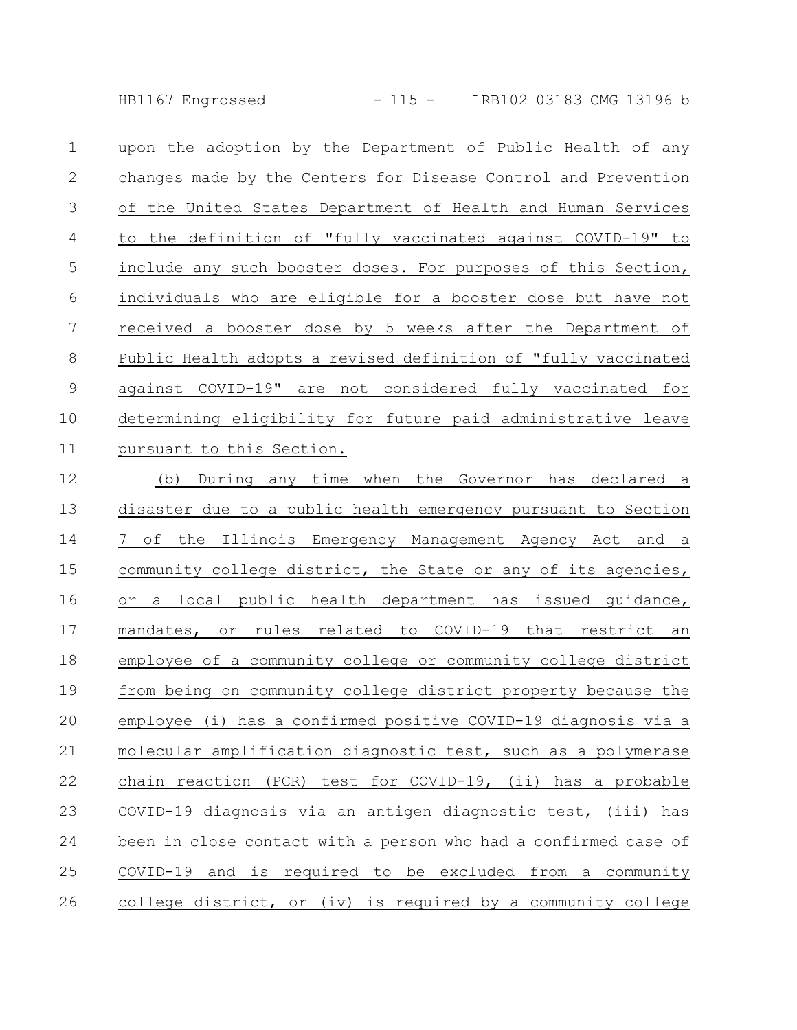upon the adoption by the Department of Public Health of any changes made by the Centers for Disease Control and Prevention of the United States Department of Health and Human Services to the definition of "fully vaccinated against COVID-19" to include any such booster doses. For purposes of this Section, individuals who are eligible for a booster dose but have not received a booster dose by 5 weeks after the Department of Public Health adopts a revised definition of "fully vaccinated against COVID-19" are not considered fully vaccinated for determining eligibility for future paid administrative leave pursuant to this Section.

(b) During any time when the Governor has declared a disaster due to a public health emergency pursuant to Section 7 of the Illinois Emergency Management Agency Act and a community college district, the State or any of its agencies, or a local public health department has issued guidance, mandates, or rules related to COVID-19 that restrict an employee of a community college or community college district from being on community college district property because the employee (i) has a confirmed positive COVID-19 diagnosis via a molecular amplification diagnostic test, such as a polymerase chain reaction (PCR) test for COVID-19, (ii) has a probable COVID-19 diagnosis via an antigen diagnostic test, (iii) has been in close contact with a person who had a confirmed case of COVID-19 and is required to be excluded from a community college district, or (iv) is required by a community college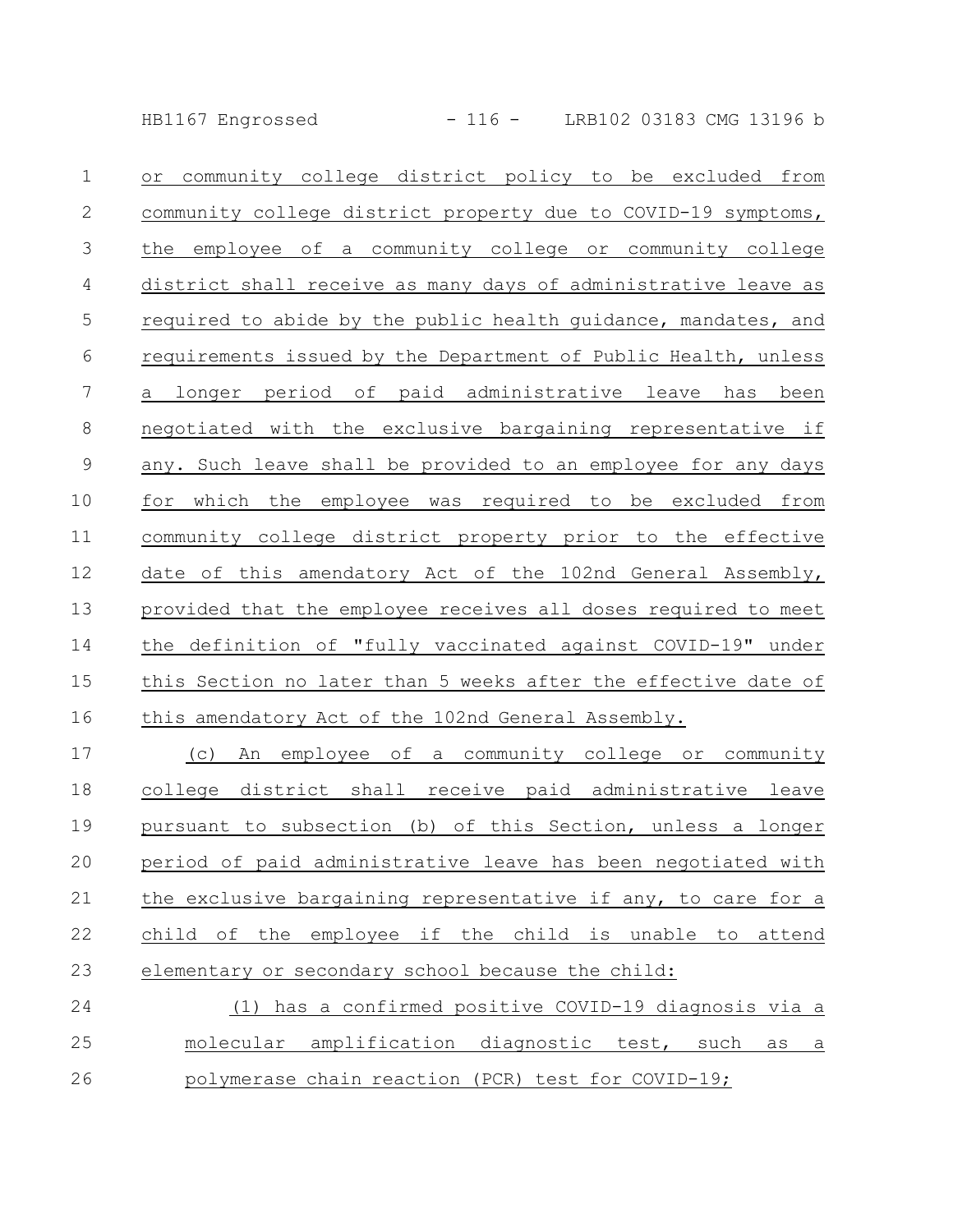or community college district policy to be excluded from community college district property due to COVID-19 symptoms, the employee of a community college or community college district shall receive as many days of administrative leave as required to abide by the public health guidance, mandates, and requirements issued by the Department of Public Health, unless a longer period of paid administrative leave has been negotiated with the exclusive bargaining representative if any. Such leave shall be provided to an employee for any days for which the employee was required to be excluded from community college district property prior to the effective date of this amendatory Act of the 102nd General Assembly, provided that the employee receives all doses required to meet the definition of "fully vaccinated against COVID-19" under this Section no later than 5 weeks after the effective date of this amendatory Act of the 102nd General Assembly.

(c) An employee of a community college or community college district shall receive paid administrative leave pursuant to subsection (b) of this Section, unless a longer period of paid administrative leave has been negotiated with the exclusive bargaining representative if any, to care for a child of the employee if the child is unable to attend elementary or secondary school because the child:

(1) has a confirmed positive COVID-19 diagnosis via a molecular amplification diagnostic test, such as a polymerase chain reaction (PCR) test for COVID-19;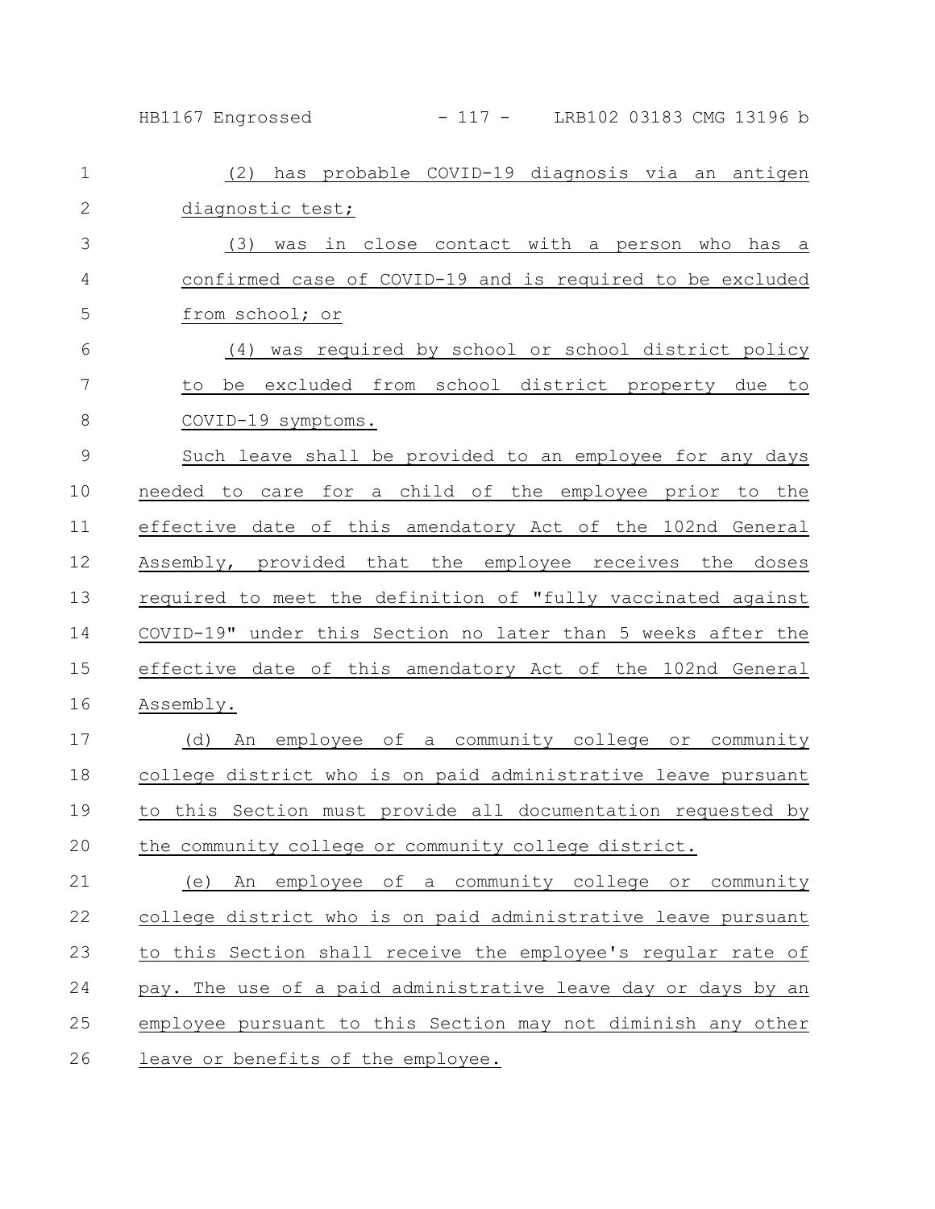(2) has probable COVID-19 diagnosis via an antigen diagnostic test;

(3) was in close contact with a person who has a confirmed case of COVID-19 and is required to be excluded from school; or

(4) was required by school or school district policy to be excluded from school district property due to COVID-19 symptoms.

Such leave shall be provided to an employee for any days needed to care for a child of the employee prior to the effective date of this amendatory Act of the 102nd General Assembly, provided that the employee receives the doses required to meet the definition of "fully vaccinated against COVID-19" under this Section no later than 5 weeks after the effective date of this amendatory Act of the 102nd General Assembly.

(d) An employee of a community college or community college district who is on paid administrative leave pursuant to this Section must provide all documentation requested by the community college or community college district.

(e) An employee of a community college or community college district who is on paid administrative leave pursuant to this Section shall receive the employee's regular rate of pay. The use of a paid administrative leave day or days by an employee pursuant to this Section may not diminish any other leave or benefits of the employee.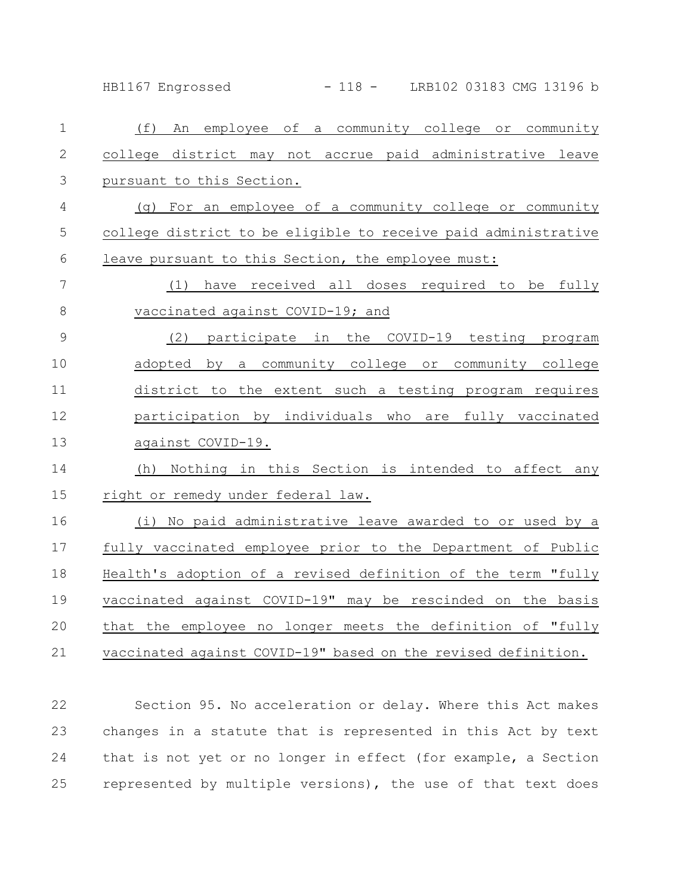(f) An employee of a community college or community college district may not accrue paid administrative leave pursuant to this Section.

(g) For an employee of a community college or community college district to be eligible to receive paid administrative leave pursuant to this Section, the employee must:

(1) have received all doses required to be fully vaccinated against COVID-19; and

(2) participate in the COVID-19 testing program adopted by a community college or community college district to the extent such a testing program requires participation by individuals who are fully vaccinated against COVID-19.

(h) Nothing in this Section is intended to affect any right or remedy under federal law.

(i) No paid administrative leave awarded to or used by a fully vaccinated employee prior to the Department of Public Health's adoption of a revised definition of the term "fully vaccinated against COVID-19" may be rescinded on the basis that the employee no longer meets the definition of "fully vaccinated against COVID-19" based on the revised definition.

Section 95. No acceleration or delay. Where this Act makes changes in a statute that is represented in this Act by text that is not yet or no longer in effect (for example, a Section represented by multiple versions), the use of that text does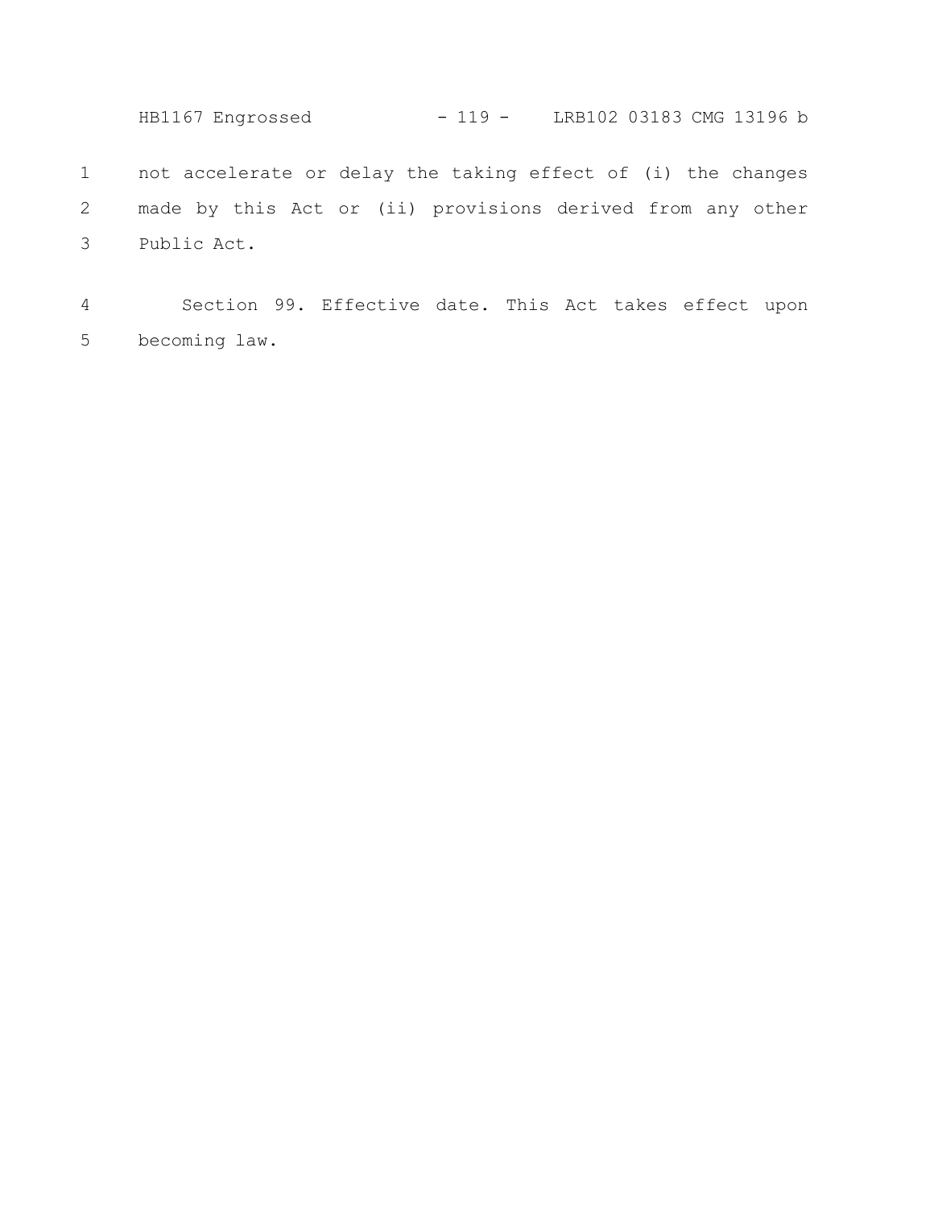not accelerate or delay the taking effect of (i) the changes made by this Act or (ii) provisions derived from any other Public Act.

Section 99. Effective date. This Act takes effect upon becoming law.